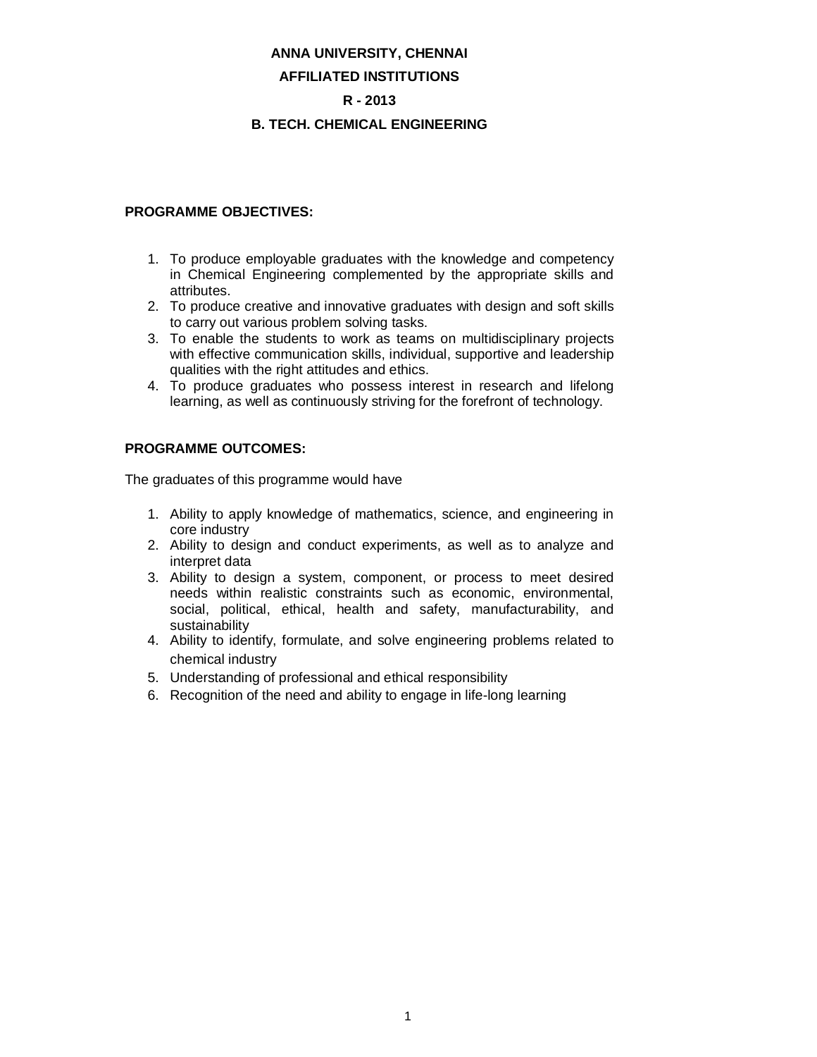# ANNA UNIVERSITY, CHENNAI

## AFFILIATED INSTITUTIONS

## R - 2013

## B. TECH. CHEMICAL ENGINEERING

### PROGRAMME OBJECTIVES:

1. To produce employable graduates with the knowledge and competency in Chemical Engineering complemented by the appropriate skills and attributes.
2. To produce creative and innovative graduates with design and soft skills to carry out various problem solving tasks.
3. To enable the students to work as teams on multidisciplinary projects with effective communication skills, individual, supportive and leadership qualities with the right attitudes and ethics.
4. To produce graduates who possess interest in research and lifelong learning, as well as continuously striving for the forefront of technology.

### PROGRAMME OUTCOMES:

The graduates of this programme would have

1. Ability to apply knowledge of mathematics, science, and engineering in core industry
2. Ability to design and conduct experiments, as well as to analyze and interpret data
3. Ability to design a system, component, or process to meet desired needs within realistic constraints such as economic, environmental, social, political, ethical, health and safety, manufacturability, and sustainability
4. Ability to identify, formulate, and solve engineering problems related to chemical industry
5. Understanding of professional and ethical responsibility
6. Recognition of the need and ability to engage in life-long learning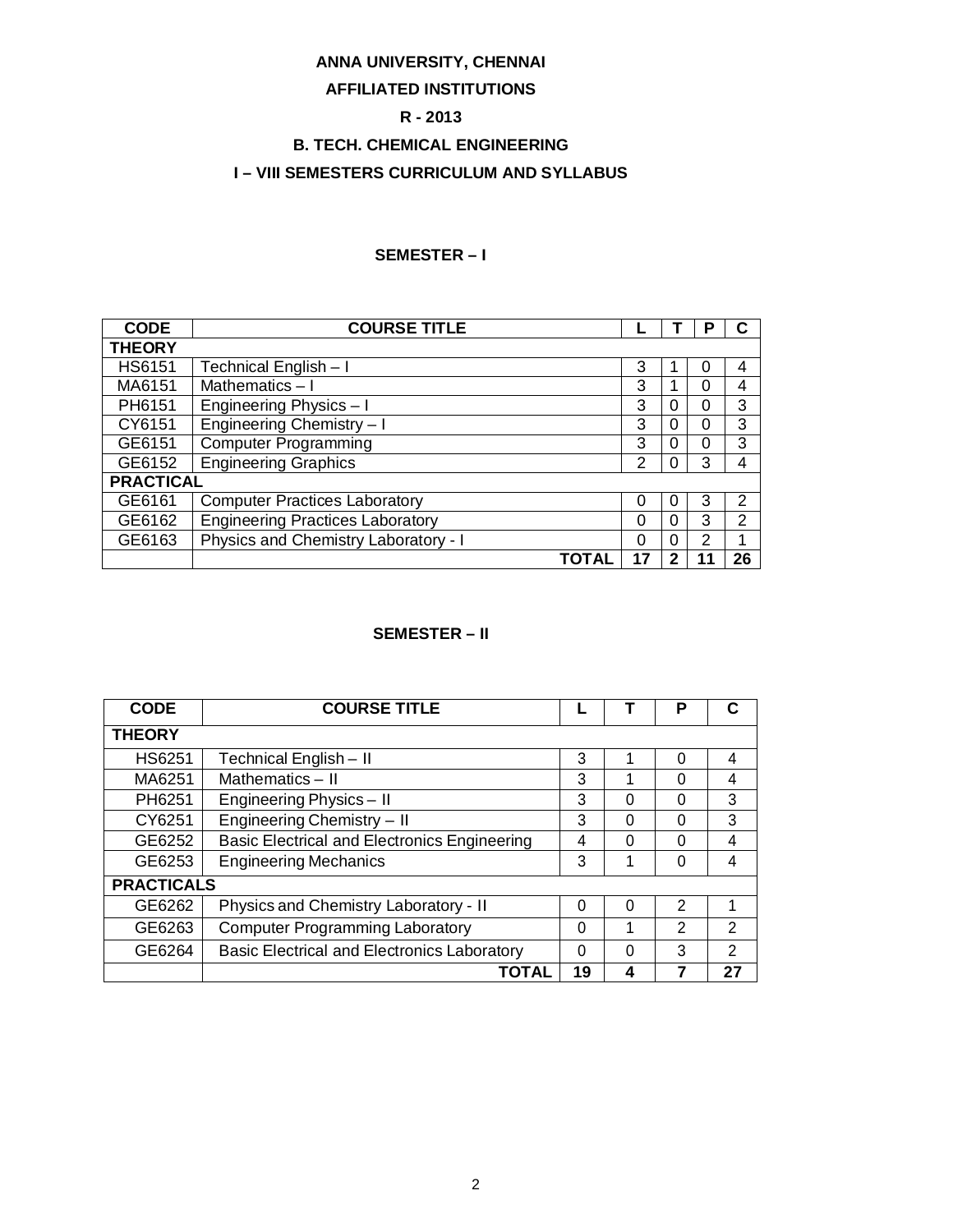# ANNA UNIVERSITY, CHENNAI

## AFFILIATED INSTITUTIONS

## R - 2013

## B. TECH. CHEMICAL ENGINEERING

## I – VIII SEMESTERS CURRICULUM AND SYLLABUS

### SEMESTER – I

| CODE | COURSE TITLE | L | T | P | C |
|---|---|---|---|---|---|
| **THEORY** | | | | | |
| HS6151 | Technical English – I | 3 | 1 | 0 | 4 |
| MA6151 | Mathematics – I | 3 | 1 | 0 | 4 |
| PH6151 | Engineering Physics – I | 3 | 0 | 0 | 3 |
| CY6151 | Engineering Chemistry – I | 3 | 0 | 0 | 3 |
| GE6151 | Computer Programming | 3 | 0 | 0 | 3 |
| GE6152 | Engineering Graphics | 2 | 0 | 3 | 4 |
| **PRACTICAL** | | | | | |
| GE6161 | Computer Practices Laboratory | 0 | 0 | 3 | 2 |
| GE6162 | Engineering Practices Laboratory | 0 | 0 | 3 | 2 |
| GE6163 | Physics and Chemistry Laboratory - I | 0 | 0 | 2 | 1 |
| | **TOTAL** | **17** | **2** | **11** | **26** |

### SEMESTER – II

| CODE | COURSE TITLE | L | T | P | C |
|---|---|---|---|---|---|
| **THEORY** | | | | | |
| HS6251 | Technical English – II | 3 | 1 | 0 | 4 |
| MA6251 | Mathematics – II | 3 | 1 | 0 | 4 |
| PH6251 | Engineering Physics – II | 3 | 0 | 0 | 3 |
| CY6251 | Engineering Chemistry – II | 3 | 0 | 0 | 3 |
| GE6252 | Basic Electrical and Electronics Engineering | 4 | 0 | 0 | 4 |
| GE6253 | Engineering Mechanics | 3 | 1 | 0 | 4 |
| **PRACTICALS** | | | | | |
| GE6262 | Physics and Chemistry Laboratory - II | 0 | 0 | 2 | 1 |
| GE6263 | Computer Programming Laboratory | 0 | 1 | 2 | 2 |
| GE6264 | Basic Electrical and Electronics Laboratory | 0 | 0 | 3 | 2 |
| | **TOTAL** | **19** | **4** | **7** | **27** |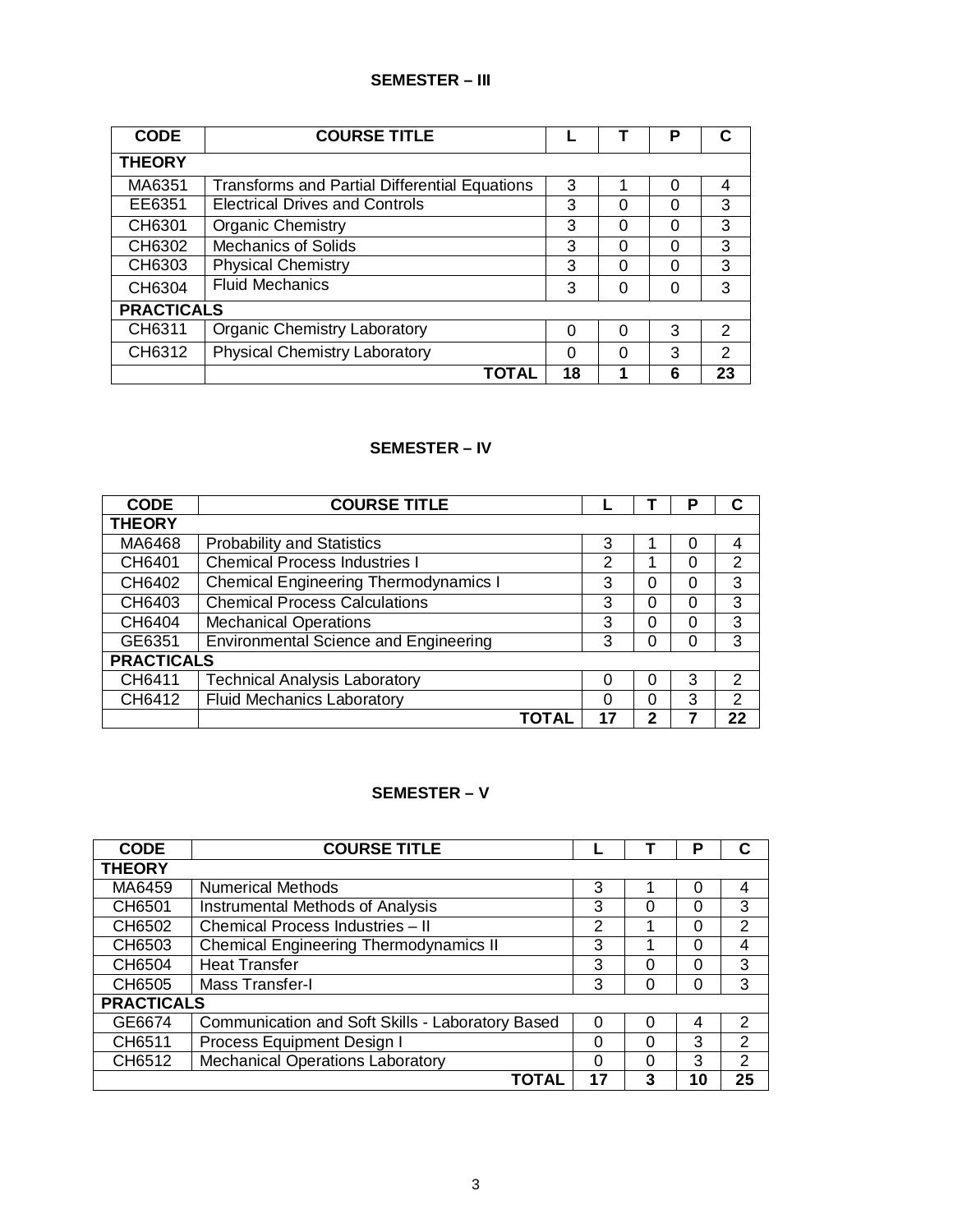## SEMESTER – III

| CODE | COURSE TITLE | L | T | P | C |
|---|---|---|---|---|---|
| **THEORY** | | | | | |
| MA6351 | Transforms and Partial Differential Equations | 3 | 1 | 0 | 4 |
| EE6351 | Electrical Drives and Controls | 3 | 0 | 0 | 3 |
| CH6301 | Organic Chemistry | 3 | 0 | 0 | 3 |
| CH6302 | Mechanics of Solids | 3 | 0 | 0 | 3 |
| CH6303 | Physical Chemistry | 3 | 0 | 0 | 3 |
| CH6304 | Fluid Mechanics | 3 | 0 | 0 | 3 |
| **PRACTICALS** | | | | | |
| CH6311 | Organic Chemistry Laboratory | 0 | 0 | 3 | 2 |
| CH6312 | Physical Chemistry Laboratory | 0 | 0 | 3 | 2 |
| | **TOTAL** | **18** | **1** | **6** | **23** |

## SEMESTER – IV

| CODE | COURSE TITLE | L | T | P | C |
|---|---|---|---|---|---|
| **THEORY** | | | | | |
| MA6468 | Probability and Statistics | 3 | 1 | 0 | 4 |
| CH6401 | Chemical Process Industries I | 2 | 1 | 0 | 2 |
| CH6402 | Chemical Engineering Thermodynamics I | 3 | 0 | 0 | 3 |
| CH6403 | Chemical Process Calculations | 3 | 0 | 0 | 3 |
| CH6404 | Mechanical Operations | 3 | 0 | 0 | 3 |
| GE6351 | Environmental Science and Engineering | 3 | 0 | 0 | 3 |
| **PRACTICALS** | | | | | |
| CH6411 | Technical Analysis Laboratory | 0 | 0 | 3 | 2 |
| CH6412 | Fluid Mechanics Laboratory | 0 | 0 | 3 | 2 |
| | **TOTAL** | **17** | **2** | **7** | **22** |

## SEMESTER – V

| CODE | COURSE TITLE | L | T | P | C |
|---|---|---|---|---|---|
| **THEORY** | | | | | |
| MA6459 | Numerical Methods | 3 | 1 | 0 | 4 |
| CH6501 | Instrumental Methods of Analysis | 3 | 0 | 0 | 3 |
| CH6502 | Chemical Process Industries – II | 2 | 1 | 0 | 2 |
| CH6503 | Chemical Engineering Thermodynamics II | 3 | 1 | 0 | 4 |
| CH6504 | Heat Transfer | 3 | 0 | 0 | 3 |
| CH6505 | Mass Transfer-I | 3 | 0 | 0 | 3 |
| **PRACTICALS** | | | | | |
| GE6674 | Communication and Soft Skills - Laboratory Based | 0 | 0 | 4 | 2 |
| CH6511 | Process Equipment Design I | 0 | 0 | 3 | 2 |
| CH6512 | Mechanical Operations Laboratory | 0 | 0 | 3 | 2 |
| | **TOTAL** | **17** | **3** | **10** | **25** |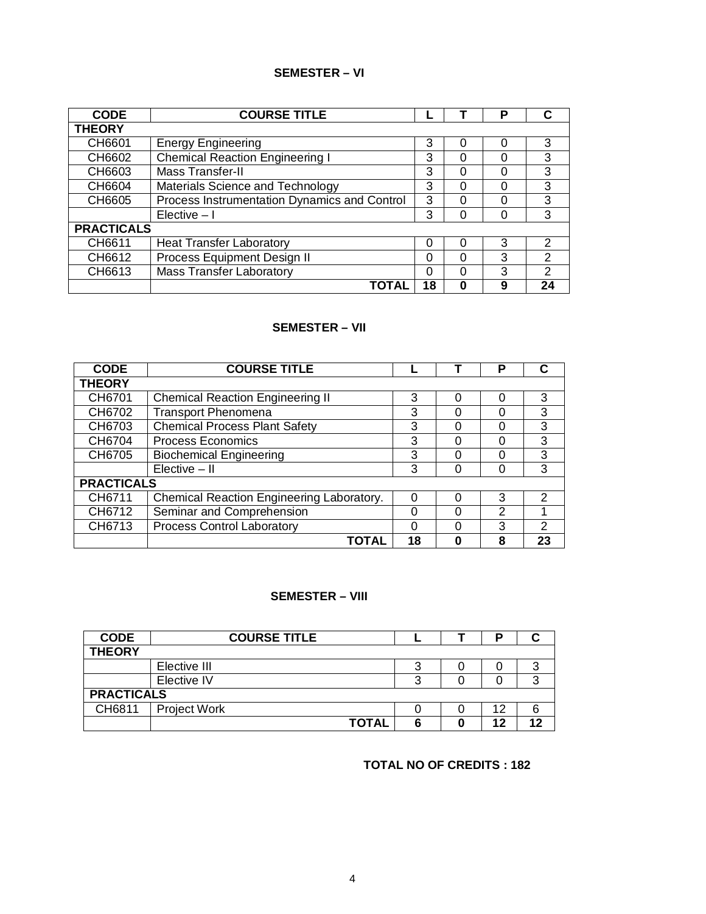## SEMESTER – VI

| CODE | COURSE TITLE | L | T | P | C |
|---|---|---|---|---|---|
| **THEORY** | | | | | |
| CH6601 | Energy Engineering | 3 | 0 | 0 | 3 |
| CH6602 | Chemical Reaction Engineering I | 3 | 0 | 0 | 3 |
| CH6603 | Mass Transfer-II | 3 | 0 | 0 | 3 |
| CH6604 | Materials Science and Technology | 3 | 0 | 0 | 3 |
| CH6605 | Process Instrumentation Dynamics and Control | 3 | 0 | 0 | 3 |
| | Elective – I | 3 | 0 | 0 | 3 |
| **PRACTICALS** | | | | | |
| CH6611 | Heat Transfer Laboratory | 0 | 0 | 3 | 2 |
| CH6612 | Process Equipment Design II | 0 | 0 | 3 | 2 |
| CH6613 | Mass Transfer Laboratory | 0 | 0 | 3 | 2 |
| | **TOTAL** | **18** | **0** | **9** | **24** |

## SEMESTER – VII

| CODE | COURSE TITLE | L | T | P | C |
|---|---|---|---|---|---|
| **THEORY** | | | | | |
| CH6701 | Chemical Reaction Engineering II | 3 | 0 | 0 | 3 |
| CH6702 | Transport Phenomena | 3 | 0 | 0 | 3 |
| CH6703 | Chemical Process Plant Safety | 3 | 0 | 0 | 3 |
| CH6704 | Process Economics | 3 | 0 | 0 | 3 |
| CH6705 | Biochemical Engineering | 3 | 0 | 0 | 3 |
| | Elective – II | 3 | 0 | 0 | 3 |
| **PRACTICALS** | | | | | |
| CH6711 | Chemical Reaction Engineering Laboratory. | 0 | 0 | 3 | 2 |
| CH6712 | Seminar and Comprehension | 0 | 0 | 2 | 1 |
| CH6713 | Process Control Laboratory | 0 | 0 | 3 | 2 |
| | **TOTAL** | **18** | **0** | **8** | **23** |

## SEMESTER – VIII

| CODE | COURSE TITLE | L | T | P | C |
|---|---|---|---|---|---|
| **THEORY** | | | | | |
| | Elective III | 3 | 0 | 0 | 3 |
| | Elective IV | 3 | 0 | 0 | 3 |
| **PRACTICALS** | | | | | |
| CH6811 | Project Work | 0 | 0 | 12 | 6 |
| | **TOTAL** | **6** | **0** | **12** | **12** |

**TOTAL NO OF CREDITS : 182**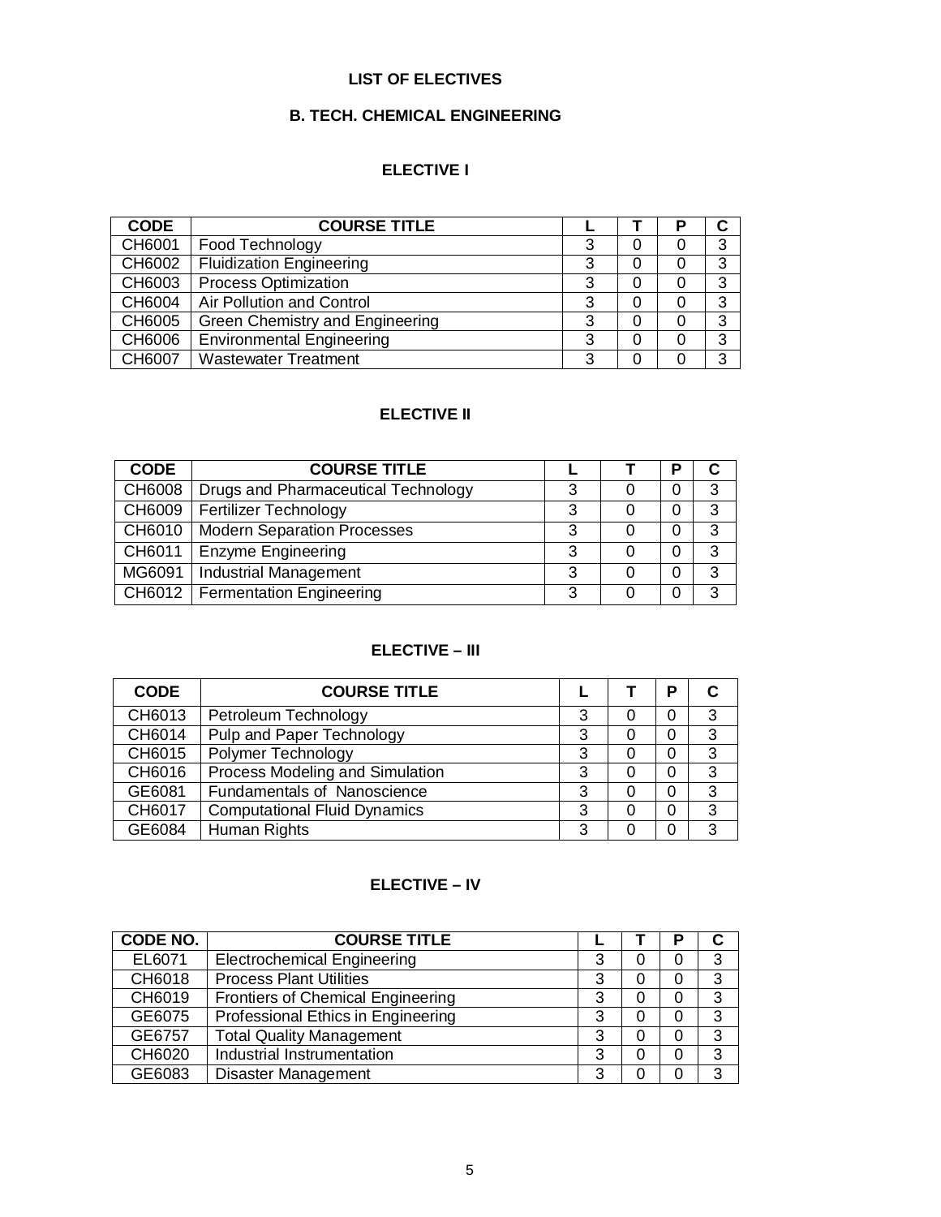# LIST OF ELECTIVES

## B. TECH. CHEMICAL ENGINEERING

### ELECTIVE I

| CODE | COURSE TITLE | L | T | P | C |
|---|---|---|---|---|---|
| CH6001 | Food Technology | 3 | 0 | 0 | 3 |
| CH6002 | Fluidization Engineering | 3 | 0 | 0 | 3 |
| CH6003 | Process Optimization | 3 | 0 | 0 | 3 |
| CH6004 | Air Pollution and Control | 3 | 0 | 0 | 3 |
| CH6005 | Green Chemistry and Engineering | 3 | 0 | 0 | 3 |
| CH6006 | Environmental Engineering | 3 | 0 | 0 | 3 |
| CH6007 | Wastewater Treatment | 3 | 0 | 0 | 3 |

### ELECTIVE II

| CODE | COURSE TITLE | L | T | P | C |
|---|---|---|---|---|---|
| CH6008 | Drugs and Pharmaceutical Technology | 3 | 0 | 0 | 3 |
| CH6009 | Fertilizer Technology | 3 | 0 | 0 | 3 |
| CH6010 | Modern Separation Processes | 3 | 0 | 0 | 3 |
| CH6011 | Enzyme Engineering | 3 | 0 | 0 | 3 |
| MG6091 | Industrial Management | 3 | 0 | 0 | 3 |
| CH6012 | Fermentation Engineering | 3 | 0 | 0 | 3 |

### ELECTIVE – III

| CODE | COURSE TITLE | L | T | P | C |
|---|---|---|---|---|---|
| CH6013 | Petroleum Technology | 3 | 0 | 0 | 3 |
| CH6014 | Pulp and Paper Technology | 3 | 0 | 0 | 3 |
| CH6015 | Polymer Technology | 3 | 0 | 0 | 3 |
| CH6016 | Process Modeling and Simulation | 3 | 0 | 0 | 3 |
| GE6081 | Fundamentals of Nanoscience | 3 | 0 | 0 | 3 |
| CH6017 | Computational Fluid Dynamics | 3 | 0 | 0 | 3 |
| GE6084 | Human Rights | 3 | 0 | 0 | 3 |

### ELECTIVE – IV

| CODE NO. | COURSE TITLE | L | T | P | C |
|---|---|---|---|---|---|
| EL6071 | Electrochemical Engineering | 3 | 0 | 0 | 3 |
| CH6018 | Process Plant Utilities | 3 | 0 | 0 | 3 |
| CH6019 | Frontiers of Chemical Engineering | 3 | 0 | 0 | 3 |
| GE6075 | Professional Ethics in Engineering | 3 | 0 | 0 | 3 |
| GE6757 | Total Quality Management | 3 | 0 | 0 | 3 |
| CH6020 | Industrial Instrumentation | 3 | 0 | 0 | 3 |
| GE6083 | Disaster Management | 3 | 0 | 0 | 3 |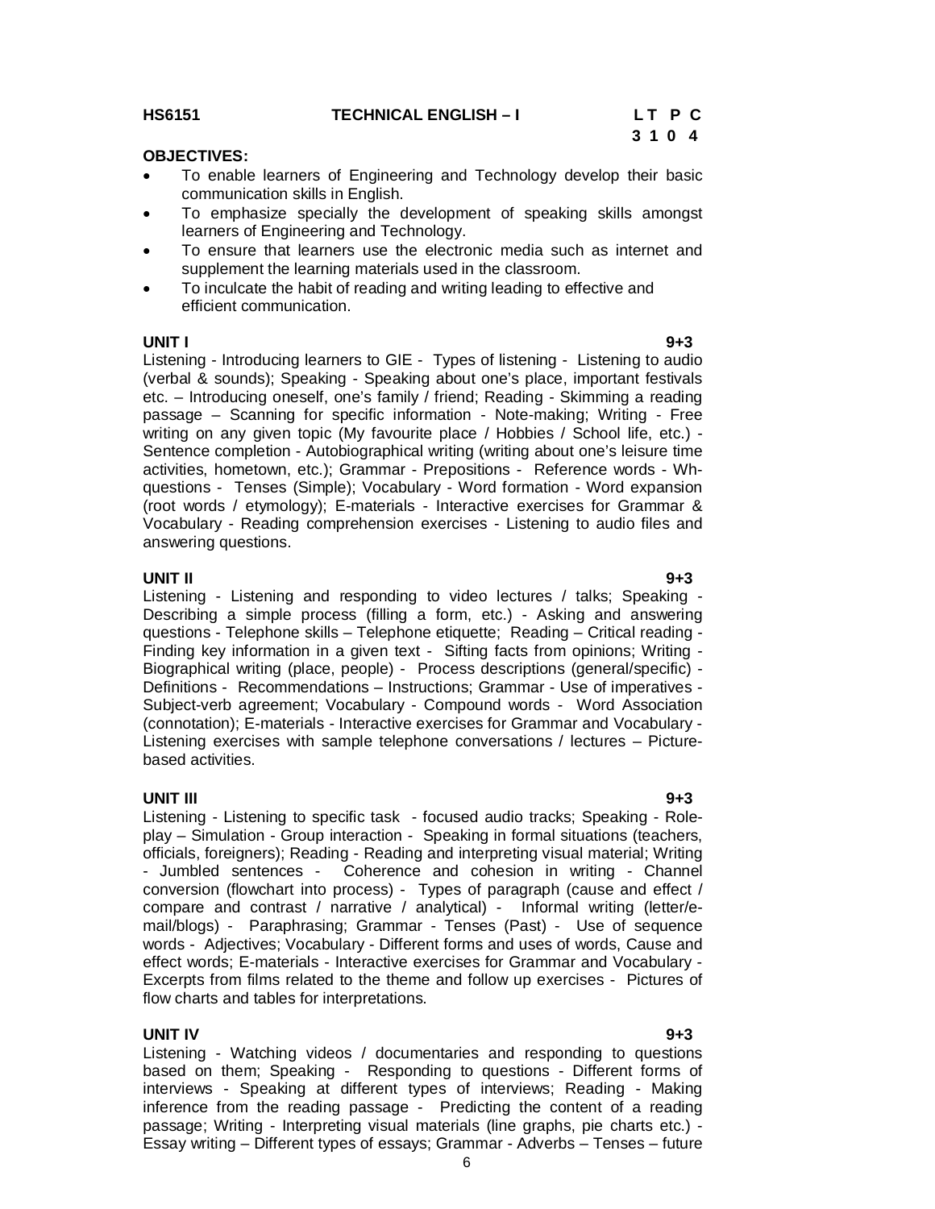**HS6151 TECHNICAL ENGLISH – I**

| L | T | P | C |
|---|---|---|---|
| 3 | 1 | 0 | 4 |

**OBJECTIVES:**

- To enable learners of Engineering and Technology develop their basic communication skills in English.
- To emphasize specially the development of speaking skills amongst learners of Engineering and Technology.
- To ensure that learners use the electronic media such as internet and supplement the learning materials used in the classroom.
- To inculcate the habit of reading and writing leading to effective and efficient communication.

**UNIT I 9+3**

Listening - Introducing learners to GIE - Types of listening - Listening to audio (verbal & sounds); Speaking - Speaking about one's place, important festivals etc. – Introducing oneself, one's family / friend; Reading - Skimming a reading passage – Scanning for specific information - Note-making; Writing - Free writing on any given topic (My favourite place / Hobbies / School life, etc.) - Sentence completion - Autobiographical writing (writing about one's leisure time activities, hometown, etc.); Grammar - Prepositions - Reference words - Wh-questions - Tenses (Simple); Vocabulary - Word formation - Word expansion (root words / etymology); E-materials - Interactive exercises for Grammar & Vocabulary - Reading comprehension exercises - Listening to audio files and answering questions.

**UNIT II 9+3**

Listening - Listening and responding to video lectures / talks; Speaking - Describing a simple process (filling a form, etc.) - Asking and answering questions - Telephone skills – Telephone etiquette; Reading – Critical reading - Finding key information in a given text - Sifting facts from opinions; Writing - Biographical writing (place, people) - Process descriptions (general/specific) - Definitions - Recommendations – Instructions; Grammar - Use of imperatives - Subject-verb agreement; Vocabulary - Compound words - Word Association (connotation); E-materials - Interactive exercises for Grammar and Vocabulary - Listening exercises with sample telephone conversations / lectures – Picture-based activities.

**UNIT III 9+3**

Listening - Listening to specific task - focused audio tracks; Speaking - Role-play – Simulation - Group interaction - Speaking in formal situations (teachers, officials, foreigners); Reading - Reading and interpreting visual material; Writing - Jumbled sentences - Coherence and cohesion in writing - Channel conversion (flowchart into process) - Types of paragraph (cause and effect / compare and contrast / narrative / analytical) - Informal writing (letter/e-mail/blogs) - Paraphrasing; Grammar - Tenses (Past) - Use of sequence words - Adjectives; Vocabulary - Different forms and uses of words, Cause and effect words; E-materials - Interactive exercises for Grammar and Vocabulary - Excerpts from films related to the theme and follow up exercises - Pictures of flow charts and tables for interpretations.

**UNIT IV 9+3**

Listening - Watching videos / documentaries and responding to questions based on them; Speaking - Responding to questions - Different forms of interviews - Speaking at different types of interviews; Reading - Making inference from the reading passage - Predicting the content of a reading passage; Writing - Interpreting visual materials (line graphs, pie charts etc.) - Essay writing – Different types of essays; Grammar - Adverbs – Tenses – future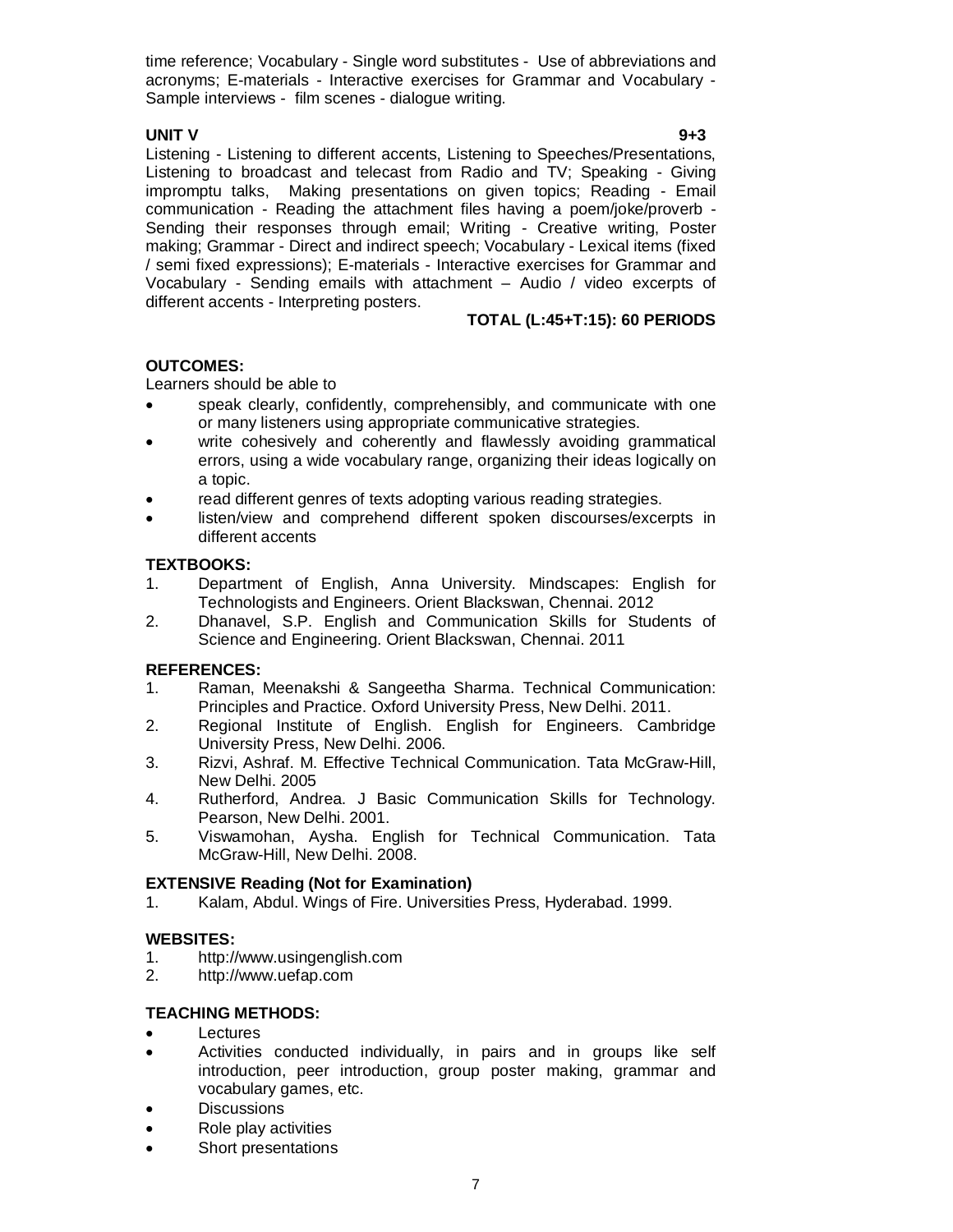time reference; Vocabulary - Single word substitutes - Use of abbreviations and acronyms; E-materials - Interactive exercises for Grammar and Vocabulary - Sample interviews - film scenes - dialogue writing.

**UNIT V 9+3**

Listening - Listening to different accents, Listening to Speeches/Presentations, Listening to broadcast and telecast from Radio and TV; Speaking - Giving impromptu talks, Making presentations on given topics; Reading - Email communication - Reading the attachment files having a poem/joke/proverb - Sending their responses through email; Writing - Creative writing, Poster making; Grammar - Direct and indirect speech; Vocabulary - Lexical items (fixed / semi fixed expressions); E-materials - Interactive exercises for Grammar and Vocabulary - Sending emails with attachment – Audio / video excerpts of different accents - Interpreting posters.

**TOTAL (L:45+T:15): 60 PERIODS**

**OUTCOMES:**

Learners should be able to

- speak clearly, confidently, comprehensibly, and communicate with one or many listeners using appropriate communicative strategies.
- write cohesively and coherently and flawlessly avoiding grammatical errors, using a wide vocabulary range, organizing their ideas logically on a topic.
- read different genres of texts adopting various reading strategies.
- listen/view and comprehend different spoken discourses/excerpts in different accents

**TEXTBOOKS:**

1. Department of English, Anna University. Mindscapes: English for Technologists and Engineers. Orient Blackswan, Chennai. 2012
2. Dhanavel, S.P. English and Communication Skills for Students of Science and Engineering. Orient Blackswan, Chennai. 2011

**REFERENCES:**

1. Raman, Meenakshi & Sangeetha Sharma. Technical Communication: Principles and Practice. Oxford University Press, New Delhi. 2011.
2. Regional Institute of English. English for Engineers. Cambridge University Press, New Delhi. 2006.
3. Rizvi, Ashraf. M. Effective Technical Communication. Tata McGraw-Hill, New Delhi. 2005
4. Rutherford, Andrea. J Basic Communication Skills for Technology. Pearson, New Delhi. 2001.
5. Viswamohan, Aysha. English for Technical Communication. Tata McGraw-Hill, New Delhi. 2008.

**EXTENSIVE Reading (Not for Examination)**

1. Kalam, Abdul. Wings of Fire. Universities Press, Hyderabad. 1999.

**WEBSITES:**

1. http://www.usingenglish.com
2. http://www.uefap.com

**TEACHING METHODS:**

- Lectures
- Activities conducted individually, in pairs and in groups like self introduction, peer introduction, group poster making, grammar and vocabulary games, etc.
- Discussions
- Role play activities
- Short presentations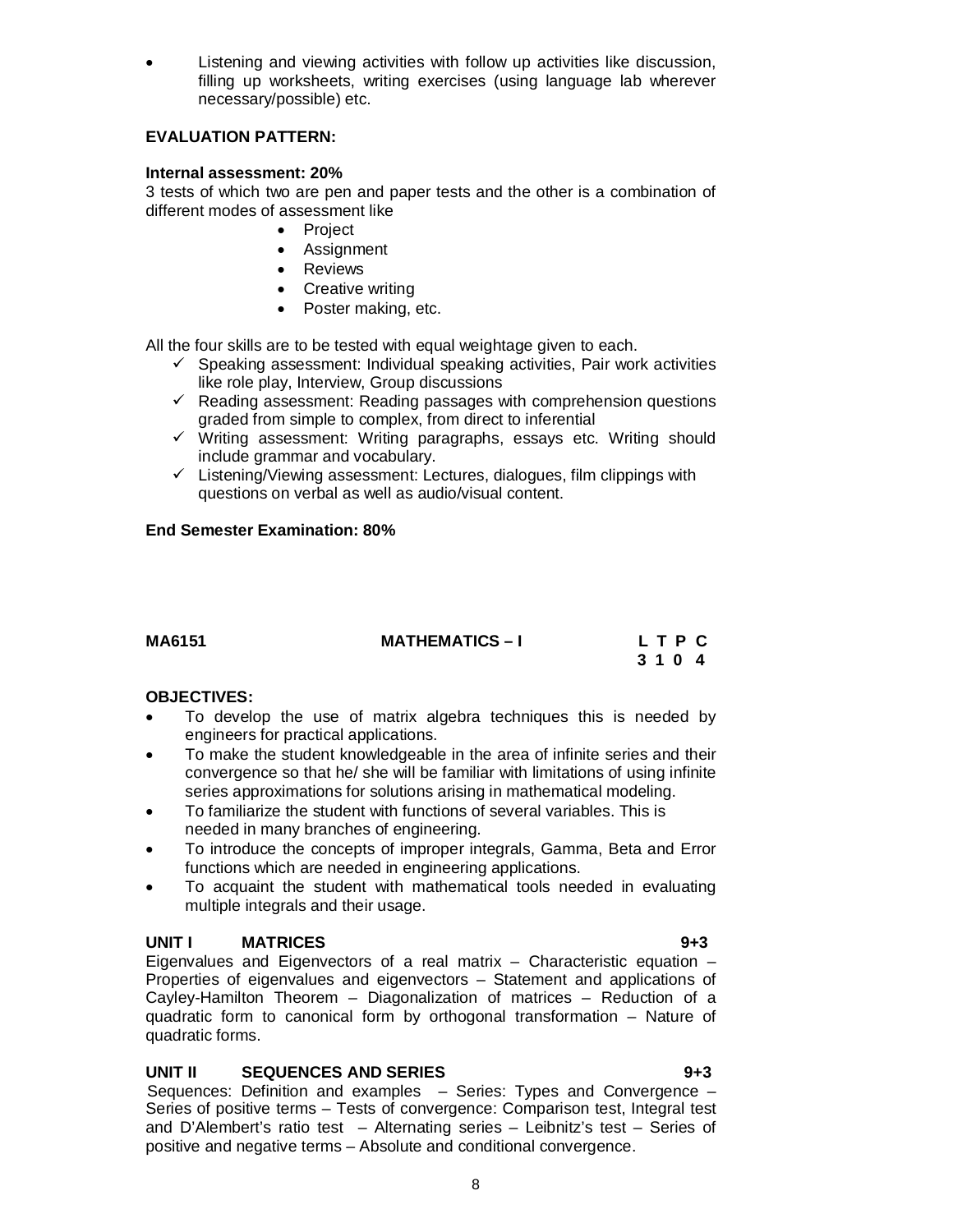- Listening and viewing activities with follow up activities like discussion, filling up worksheets, writing exercises (using language lab wherever necessary/possible) etc.

**EVALUATION PATTERN:**

**Internal assessment: 20%**

3 tests of which two are pen and paper tests and the other is a combination of different modes of assessment like

- Project
- Assignment
- Reviews
- Creative writing
- Poster making, etc.

All the four skills are to be tested with equal weightage given to each.

- ✓ Speaking assessment: Individual speaking activities, Pair work activities like role play, Interview, Group discussions
- ✓ Reading assessment: Reading passages with comprehension questions graded from simple to complex, from direct to inferential
- ✓ Writing assessment: Writing paragraphs, essays etc. Writing should include grammar and vocabulary.
- ✓ Listening/Viewing assessment: Lectures, dialogues, film clippings with questions on verbal as well as audio/visual content.

**End Semester Examination: 80%**

| **MA6151** | **MATHEMATICS – I** | **L T P C** |
|---|---|---|
| | | **3 1 0 4** |

**OBJECTIVES:**

- To develop the use of matrix algebra techniques this is needed by engineers for practical applications.
- To make the student knowledgeable in the area of infinite series and their convergence so that he/ she will be familiar with limitations of using infinite series approximations for solutions arising in mathematical modeling.
- To familiarize the student with functions of several variables. This is needed in many branches of engineering.
- To introduce the concepts of improper integrals, Gamma, Beta and Error functions which are needed in engineering applications.
- To acquaint the student with mathematical tools needed in evaluating multiple integrals and their usage.

**UNIT I MATRICES 9+3**

Eigenvalues and Eigenvectors of a real matrix – Characteristic equation – Properties of eigenvalues and eigenvectors – Statement and applications of Cayley-Hamilton Theorem – Diagonalization of matrices – Reduction of a quadratic form to canonical form by orthogonal transformation – Nature of quadratic forms.

**UNIT II SEQUENCES AND SERIES 9+3**

Sequences: Definition and examples – Series: Types and Convergence – Series of positive terms – Tests of convergence: Comparison test, Integral test and D'Alembert's ratio test – Alternating series – Leibnitz's test – Series of positive and negative terms – Absolute and conditional convergence.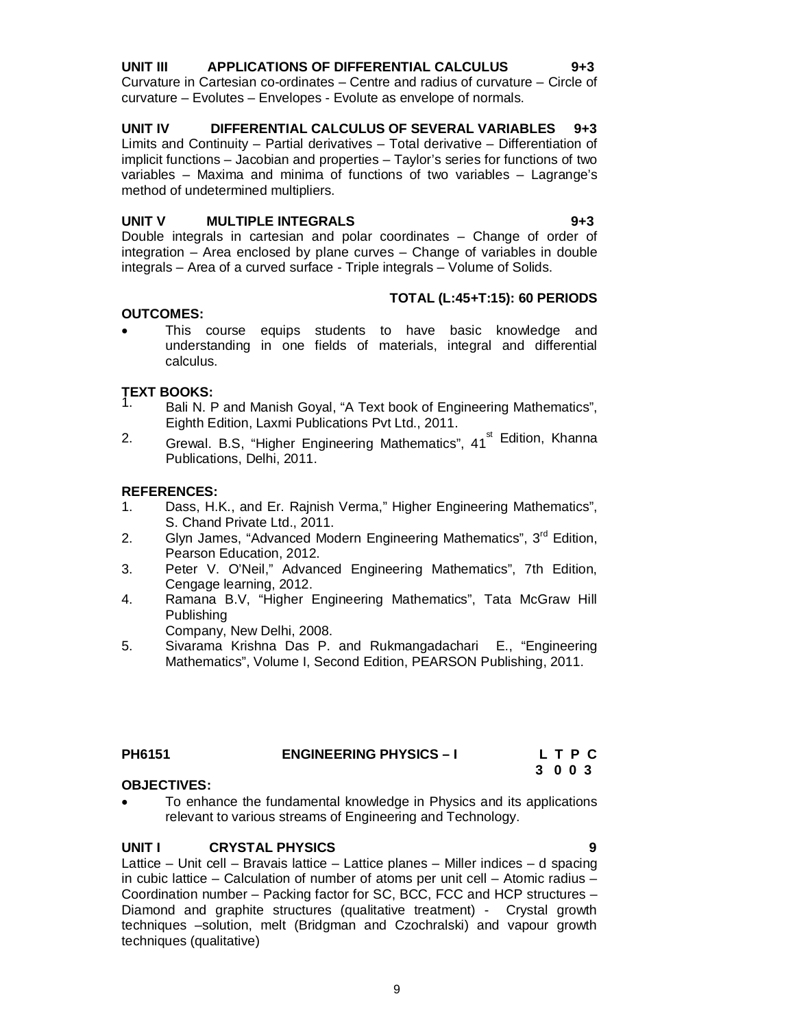**UNIT III APPLICATIONS OF DIFFERENTIAL CALCULUS 9+3**

Curvature in Cartesian co-ordinates – Centre and radius of curvature – Circle of curvature – Evolutes – Envelopes - Evolute as envelope of normals.

**UNIT IV DIFFERENTIAL CALCULUS OF SEVERAL VARIABLES 9+3**

Limits and Continuity – Partial derivatives – Total derivative – Differentiation of implicit functions – Jacobian and properties – Taylor's series for functions of two variables – Maxima and minima of functions of two variables – Lagrange's method of undetermined multipliers.

**UNIT V MULTIPLE INTEGRALS 9+3**

Double integrals in cartesian and polar coordinates – Change of order of integration – Area enclosed by plane curves – Change of variables in double integrals – Area of a curved surface - Triple integrals – Volume of Solids.

**TOTAL (L:45+T:15): 60 PERIODS**

**OUTCOMES:**

- This course equips students to have basic knowledge and understanding in one fields of materials, integral and differential calculus.

**TEXT BOOKS:**

1. Bali N. P and Manish Goyal, "A Text book of Engineering Mathematics", Eighth Edition, Laxmi Publications Pvt Ltd., 2011.
2. Grewal. B.S, "Higher Engineering Mathematics", 41st Edition, Khanna Publications, Delhi, 2011.

**REFERENCES:**

1. Dass, H.K., and Er. Rajnish Verma," Higher Engineering Mathematics", S. Chand Private Ltd., 2011.
2. Glyn James, "Advanced Modern Engineering Mathematics", 3rd Edition, Pearson Education, 2012.
3. Peter V. O'Neil," Advanced Engineering Mathematics", 7th Edition, Cengage learning, 2012.
4. Ramana B.V, "Higher Engineering Mathematics", Tata McGraw Hill Publishing Company, New Delhi, 2008.
5. Sivarama Krishna Das P. and Rukmangadachari E., "Engineering Mathematics", Volume I, Second Edition, PEARSON Publishing, 2011.

## PH6151 ENGINEERING PHYSICS – I

| L | T | P | C |
|---|---|---|---|
| 3 | 0 | 0 | 3 |

**OBJECTIVES:**

- To enhance the fundamental knowledge in Physics and its applications relevant to various streams of Engineering and Technology.

**UNIT I CRYSTAL PHYSICS 9**

Lattice – Unit cell – Bravais lattice – Lattice planes – Miller indices – d spacing in cubic lattice – Calculation of number of atoms per unit cell – Atomic radius – Coordination number – Packing factor for SC, BCC, FCC and HCP structures – Diamond and graphite structures (qualitative treatment) - Crystal growth techniques –solution, melt (Bridgman and Czochralski) and vapour growth techniques (qualitative)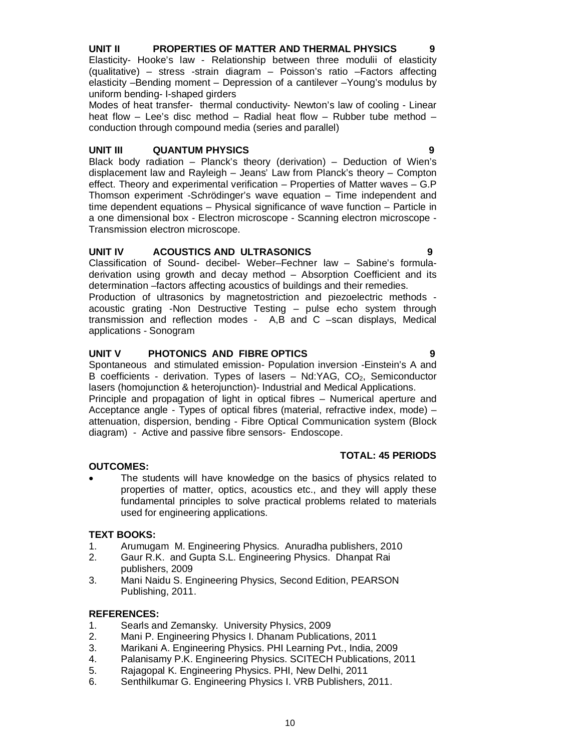**UNIT II PROPERTIES OF MATTER AND THERMAL PHYSICS 9**

Elasticity- Hooke's law - Relationship between three modulii of elasticity (qualitative) – stress -strain diagram – Poisson's ratio –Factors affecting elasticity –Bending moment – Depression of a cantilever –Young's modulus by uniform bending- I-shaped girders

Modes of heat transfer- thermal conductivity- Newton's law of cooling - Linear heat flow – Lee's disc method – Radial heat flow – Rubber tube method – conduction through compound media (series and parallel)

**UNIT III QUANTUM PHYSICS 9**

Black body radiation – Planck's theory (derivation) – Deduction of Wien's displacement law and Rayleigh – Jeans' Law from Planck's theory – Compton effect. Theory and experimental verification – Properties of Matter waves – G.P Thomson experiment -Schrödinger's wave equation – Time independent and time dependent equations – Physical significance of wave function – Particle in a one dimensional box - Electron microscope - Scanning electron microscope - Transmission electron microscope.

**UNIT IV ACOUSTICS AND ULTRASONICS 9**

Classification of Sound- decibel- Weber–Fechner law – Sabine's formula-derivation using growth and decay method – Absorption Coefficient and its determination –factors affecting acoustics of buildings and their remedies.

Production of ultrasonics by magnetostriction and piezoelectric methods - acoustic grating -Non Destructive Testing – pulse echo system through transmission and reflection modes - A,B and C –scan displays, Medical applications - Sonogram

**UNIT V PHOTONICS AND FIBRE OPTICS 9**

Spontaneous and stimulated emission- Population inversion -Einstein's A and B coefficients - derivation. Types of lasers – Nd:YAG, $CO_2$, Semiconductor lasers (homojunction & heterojunction)- Industrial and Medical Applications.

Principle and propagation of light in optical fibres – Numerical aperture and Acceptance angle - Types of optical fibres (material, refractive index, mode) – attenuation, dispersion, bending - Fibre Optical Communication system (Block diagram) - Active and passive fibre sensors- Endoscope.

**TOTAL: 45 PERIODS**

**OUTCOMES:**

- The students will have knowledge on the basics of physics related to properties of matter, optics, acoustics etc., and they will apply these fundamental principles to solve practical problems related to materials used for engineering applications.

**TEXT BOOKS:**

1. Arumugam M. Engineering Physics. Anuradha publishers, 2010
2. Gaur R.K. and Gupta S.L. Engineering Physics. Dhanpat Rai publishers, 2009
3. Mani Naidu S. Engineering Physics, Second Edition, PEARSON Publishing, 2011.

**REFERENCES:**

1. Searls and Zemansky. University Physics, 2009
2. Mani P. Engineering Physics I. Dhanam Publications, 2011
3. Marikani A. Engineering Physics. PHI Learning Pvt., India, 2009
4. Palanisamy P.K. Engineering Physics. SCITECH Publications, 2011
5. Rajagopal K. Engineering Physics. PHI, New Delhi, 2011
6. Senthilkumar G. Engineering Physics I. VRB Publishers, 2011.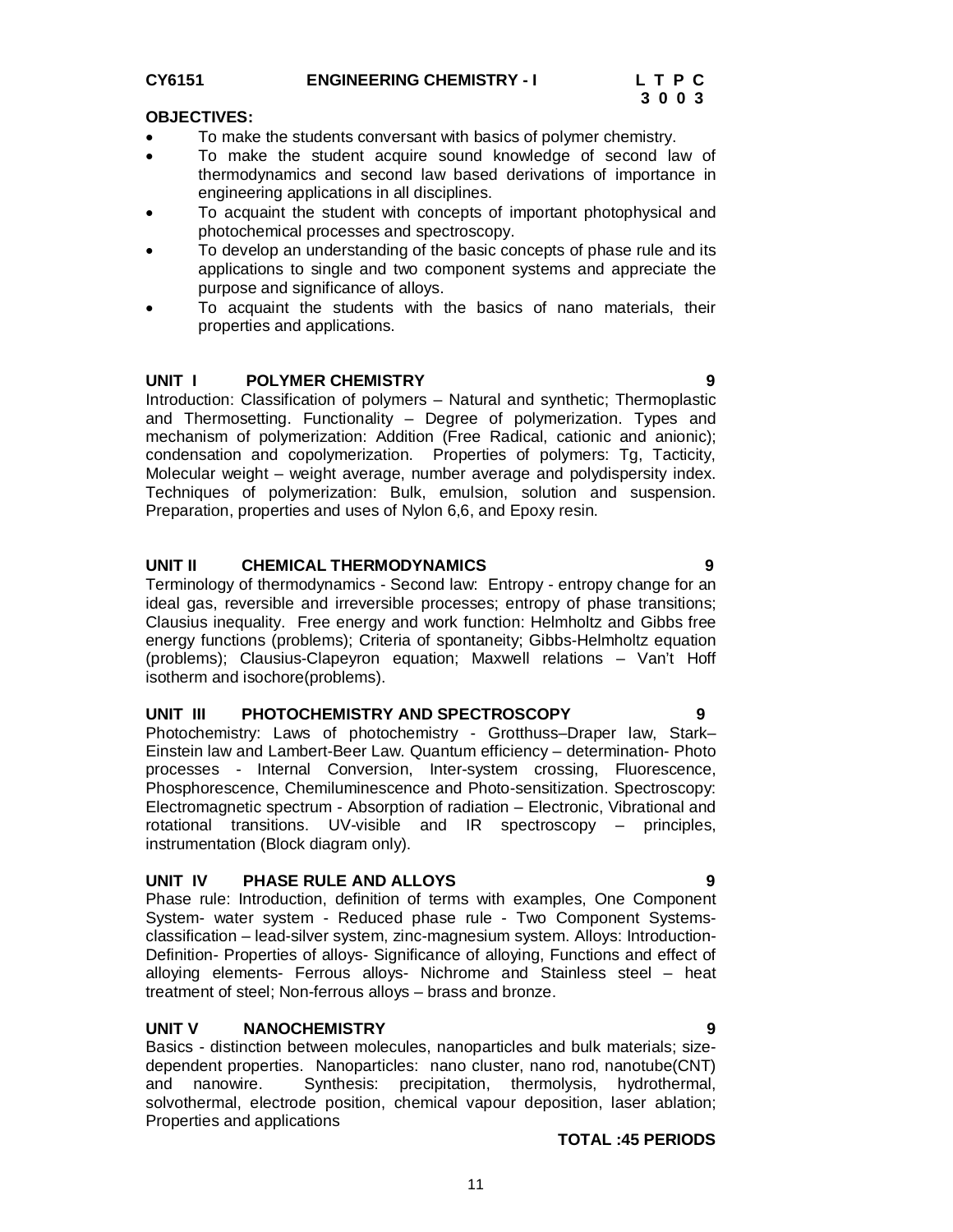**CY6151 ENGINEERING CHEMISTRY - I**

| L | T | P | C |
|---|---|---|---|
| 3 | 0 | 0 | 3 |

**OBJECTIVES:**

- To make the students conversant with basics of polymer chemistry.
- To make the student acquire sound knowledge of second law of thermodynamics and second law based derivations of importance in engineering applications in all disciplines.
- To acquaint the student with concepts of important photophysical and photochemical processes and spectroscopy.
- To develop an understanding of the basic concepts of phase rule and its applications to single and two component systems and appreciate the purpose and significance of alloys.
- To acquaint the students with the basics of nano materials, their properties and applications.

**UNIT I POLYMER CHEMISTRY 9**

Introduction: Classification of polymers – Natural and synthetic; Thermoplastic and Thermosetting. Functionality – Degree of polymerization. Types and mechanism of polymerization: Addition (Free Radical, cationic and anionic); condensation and copolymerization. Properties of polymers: Tg, Tacticity, Molecular weight – weight average, number average and polydispersity index. Techniques of polymerization: Bulk, emulsion, solution and suspension. Preparation, properties and uses of Nylon 6,6, and Epoxy resin.

**UNIT II CHEMICAL THERMODYNAMICS 9**

Terminology of thermodynamics - Second law: Entropy - entropy change for an ideal gas, reversible and irreversible processes; entropy of phase transitions; Clausius inequality. Free energy and work function: Helmholtz and Gibbs free energy functions (problems); Criteria of spontaneity; Gibbs-Helmholtz equation (problems); Clausius-Clapeyron equation; Maxwell relations – Van't Hoff isotherm and isochore(problems).

**UNIT III PHOTOCHEMISTRY AND SPECTROSCOPY 9**

Photochemistry: Laws of photochemistry - Grotthuss–Draper law, Stark–Einstein law and Lambert-Beer Law. Quantum efficiency – determination- Photo processes - Internal Conversion, Inter-system crossing, Fluorescence, Phosphorescence, Chemiluminescence and Photo-sensitization. Spectroscopy: Electromagnetic spectrum - Absorption of radiation – Electronic, Vibrational and rotational transitions. UV-visible and IR spectroscopy – principles, instrumentation (Block diagram only).

**UNIT IV PHASE RULE AND ALLOYS 9**

Phase rule: Introduction, definition of terms with examples, One Component System- water system - Reduced phase rule - Two Component Systems- classification – lead-silver system, zinc-magnesium system. Alloys: Introduction- Definition- Properties of alloys- Significance of alloying, Functions and effect of alloying elements- Ferrous alloys- Nichrome and Stainless steel – heat treatment of steel; Non-ferrous alloys – brass and bronze.

**UNIT V NANOCHEMISTRY 9**

Basics - distinction between molecules, nanoparticles and bulk materials; size-dependent properties. Nanoparticles: nano cluster, nano rod, nanotube(CNT) and nanowire. Synthesis: precipitation, thermolysis, hydrothermal, solvothermal, electrode position, chemical vapour deposition, laser ablation; Properties and applications

**TOTAL :45 PERIODS**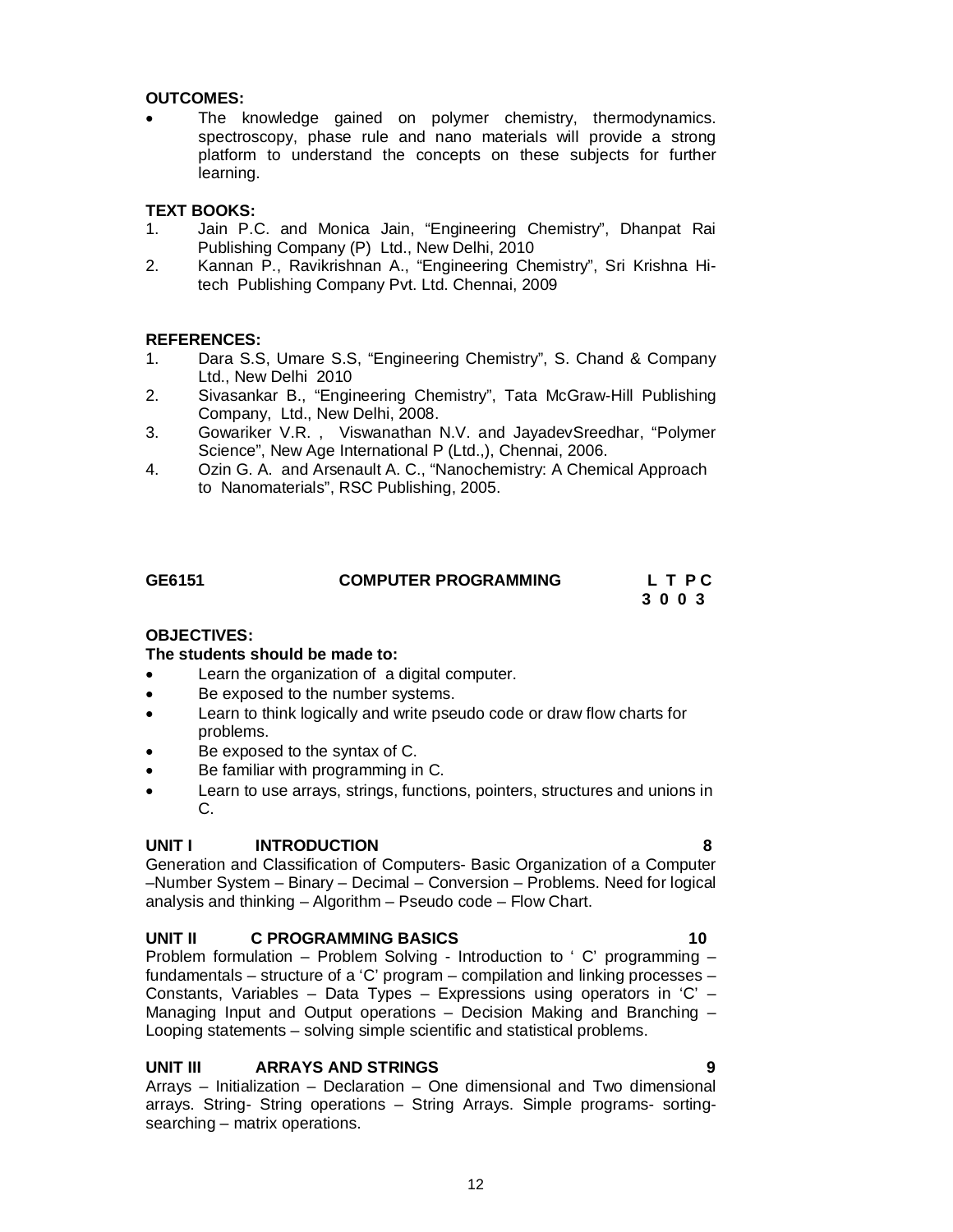**OUTCOMES:**

- The knowledge gained on polymer chemistry, thermodynamics. spectroscopy, phase rule and nano materials will provide a strong platform to understand the concepts on these subjects for further learning.

**TEXT BOOKS:**

1. Jain P.C. and Monica Jain, "Engineering Chemistry", Dhanpat Rai Publishing Company (P) Ltd., New Delhi, 2010
2. Kannan P., Ravikrishnan A., "Engineering Chemistry", Sri Krishna Hi-tech Publishing Company Pvt. Ltd. Chennai, 2009

**REFERENCES:**

1. Dara S.S, Umare S.S, "Engineering Chemistry", S. Chand & Company Ltd., New Delhi 2010
2. Sivasankar B., "Engineering Chemistry", Tata McGraw-Hill Publishing Company, Ltd., New Delhi, 2008.
3. Gowariker V.R. , Viswanathan N.V. and JayadevSreedhar, "Polymer Science", New Age International P (Ltd.,), Chennai, 2006.
4. Ozin G. A. and Arsenault A. C., "Nanochemistry: A Chemical Approach to Nanomaterials", RSC Publishing, 2005.

## GE6151 COMPUTER PROGRAMMING

| L | T | P | C |
|---|---|---|---|
| 3 | 0 | 0 | 3 |

**OBJECTIVES:**

**The students should be made to:**

- Learn the organization of a digital computer.
- Be exposed to the number systems.
- Learn to think logically and write pseudo code or draw flow charts for problems.
- Be exposed to the syntax of C.
- Be familiar with programming in C.
- Learn to use arrays, strings, functions, pointers, structures and unions in C.

**UNIT I INTRODUCTION 8**

Generation and Classification of Computers- Basic Organization of a Computer –Number System – Binary – Decimal – Conversion – Problems. Need for logical analysis and thinking – Algorithm – Pseudo code – Flow Chart.

**UNIT II C PROGRAMMING BASICS 10**

Problem formulation – Problem Solving - Introduction to ' C' programming – fundamentals – structure of a 'C' program – compilation and linking processes – Constants, Variables – Data Types – Expressions using operators in 'C' – Managing Input and Output operations – Decision Making and Branching – Looping statements – solving simple scientific and statistical problems.

**UNIT III ARRAYS AND STRINGS 9**

Arrays – Initialization – Declaration – One dimensional and Two dimensional arrays. String- String operations – String Arrays. Simple programs- sorting- searching – matrix operations.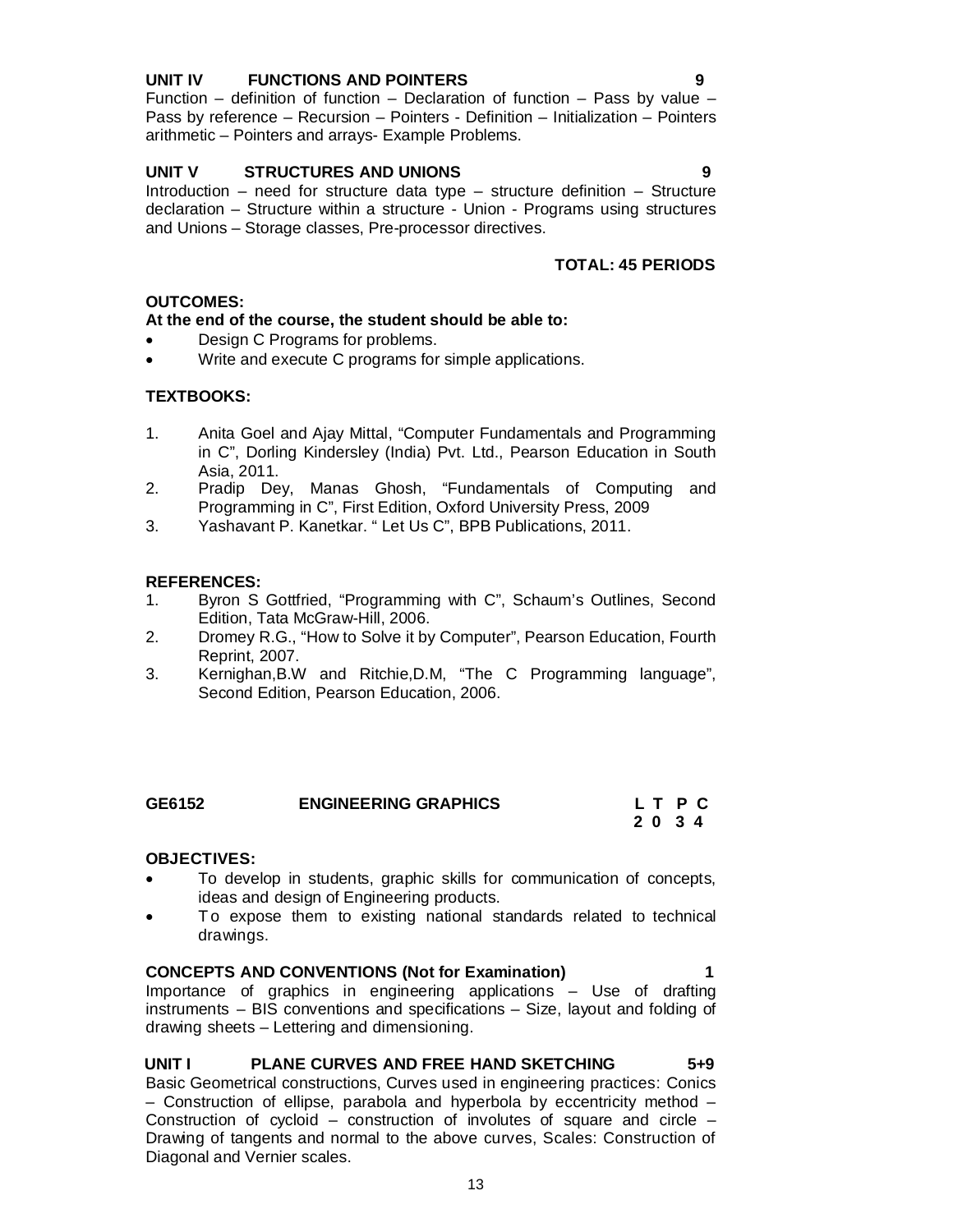**UNIT IV FUNCTIONS AND POINTERS 9**

Function – definition of function – Declaration of function – Pass by value – Pass by reference – Recursion – Pointers - Definition – Initialization – Pointers arithmetic – Pointers and arrays- Example Problems.

**UNIT V STRUCTURES AND UNIONS 9**

Introduction – need for structure data type – structure definition – Structure declaration – Structure within a structure - Union - Programs using structures and Unions – Storage classes, Pre-processor directives.

**TOTAL: 45 PERIODS**

**OUTCOMES:**

**At the end of the course, the student should be able to:**

- Design C Programs for problems.
- Write and execute C programs for simple applications.

**TEXTBOOKS:**

1. Anita Goel and Ajay Mittal, "Computer Fundamentals and Programming in C", Dorling Kindersley (India) Pvt. Ltd., Pearson Education in South Asia, 2011.
2. Pradip Dey, Manas Ghosh, "Fundamentals of Computing and Programming in C", First Edition, Oxford University Press, 2009
3. Yashavant P. Kanetkar. " Let Us C", BPB Publications, 2011.

**REFERENCES:**

1. Byron S Gottfried, "Programming with C", Schaum's Outlines, Second Edition, Tata McGraw-Hill, 2006.
2. Dromey R.G., "How to Solve it by Computer", Pearson Education, Fourth Reprint, 2007.
3. Kernighan,B.W and Ritchie,D.M, "The C Programming language", Second Edition, Pearson Education, 2006.

## GE6152 ENGINEERING GRAPHICS

| L | T | P | C |
|---|---|---|---|
| 2 | 0 | 3 | 4 |

**OBJECTIVES:**

- To develop in students, graphic skills for communication of concepts, ideas and design of Engineering products.
- To expose them to existing national standards related to technical drawings.

**CONCEPTS AND CONVENTIONS (Not for Examination) 1**

Importance of graphics in engineering applications – Use of drafting instruments – BIS conventions and specifications – Size, layout and folding of drawing sheets – Lettering and dimensioning.

**UNIT I PLANE CURVES AND FREE HAND SKETCHING 5+9**

Basic Geometrical constructions, Curves used in engineering practices: Conics – Construction of ellipse, parabola and hyperbola by eccentricity method – Construction of cycloid – construction of involutes of square and circle – Drawing of tangents and normal to the above curves, Scales: Construction of Diagonal and Vernier scales.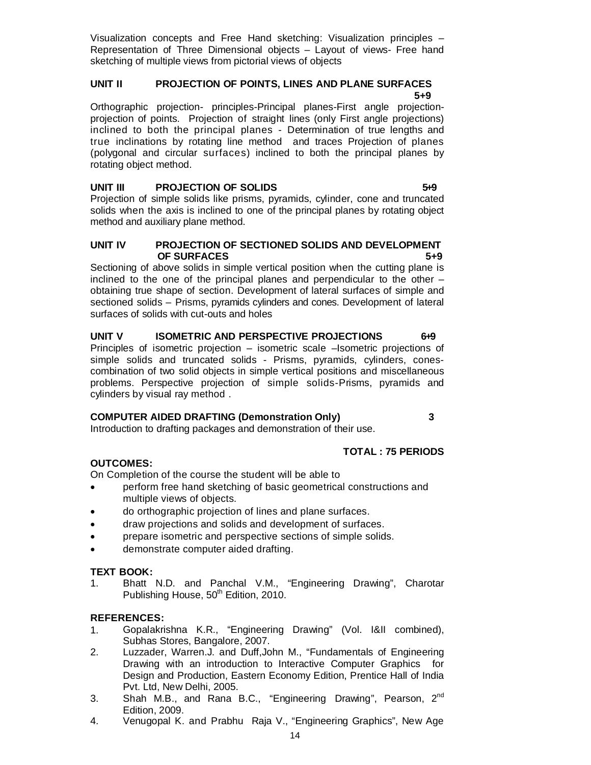Visualization concepts and Free Hand sketching: Visualization principles – Representation of Three Dimensional objects – Layout of views- Free hand sketching of multiple views from pictorial views of objects

**UNIT II PROJECTION OF POINTS, LINES AND PLANE SURFACES 5+9**

Orthographic projection- principles-Principal planes-First angle projection-projection of points. Projection of straight lines (only First angle projections) inclined to both the principal planes - Determination of true lengths and true inclinations by rotating line method and traces Projection of planes (polygonal and circular surfaces) inclined to both the principal planes by rotating object method.

**UNIT III PROJECTION OF SOLIDS 5+9**

Projection of simple solids like prisms, pyramids, cylinder, cone and truncated solids when the axis is inclined to one of the principal planes by rotating object method and auxiliary plane method.

**UNIT IV PROJECTION OF SECTIONED SOLIDS AND DEVELOPMENT OF SURFACES 5+9**

Sectioning of above solids in simple vertical position when the cutting plane is inclined to the one of the principal planes and perpendicular to the other – obtaining true shape of section. Development of lateral surfaces of simple and sectioned solids – Prisms, pyramids cylinders and cones. Development of lateral surfaces of solids with cut-outs and holes

**UNIT V ISOMETRIC AND PERSPECTIVE PROJECTIONS 6+9**

Principles of isometric projection – isometric scale –Isometric projections of simple solids and truncated solids - Prisms, pyramids, cylinders, cones-combination of two solid objects in simple vertical positions and miscellaneous problems. Perspective projection of simple solids-Prisms, pyramids and cylinders by visual ray method .

**COMPUTER AIDED DRAFTING (Demonstration Only) 3**

Introduction to drafting packages and demonstration of their use.

**TOTAL : 75 PERIODS**

**OUTCOMES:**

On Completion of the course the student will be able to

- perform free hand sketching of basic geometrical constructions and multiple views of objects.
- do orthographic projection of lines and plane surfaces.
- draw projections and solids and development of surfaces.
- prepare isometric and perspective sections of simple solids.
- demonstrate computer aided drafting.

**TEXT BOOK:**

1. Bhatt N.D. and Panchal V.M., "Engineering Drawing", Charotar Publishing House, 50th Edition, 2010.

**REFERENCES:**

1. Gopalakrishna K.R., "Engineering Drawing" (Vol. I&II combined), Subhas Stores, Bangalore, 2007.
2. Luzzader, Warren.J. and Duff,John M., "Fundamentals of Engineering Drawing with an introduction to Interactive Computer Graphics for Design and Production, Eastern Economy Edition, Prentice Hall of India Pvt. Ltd, New Delhi, 2005.
3. Shah M.B., and Rana B.C., "Engineering Drawing", Pearson, 2nd Edition, 2009.
4. Venugopal K. and Prabhu Raja V., "Engineering Graphics", New Age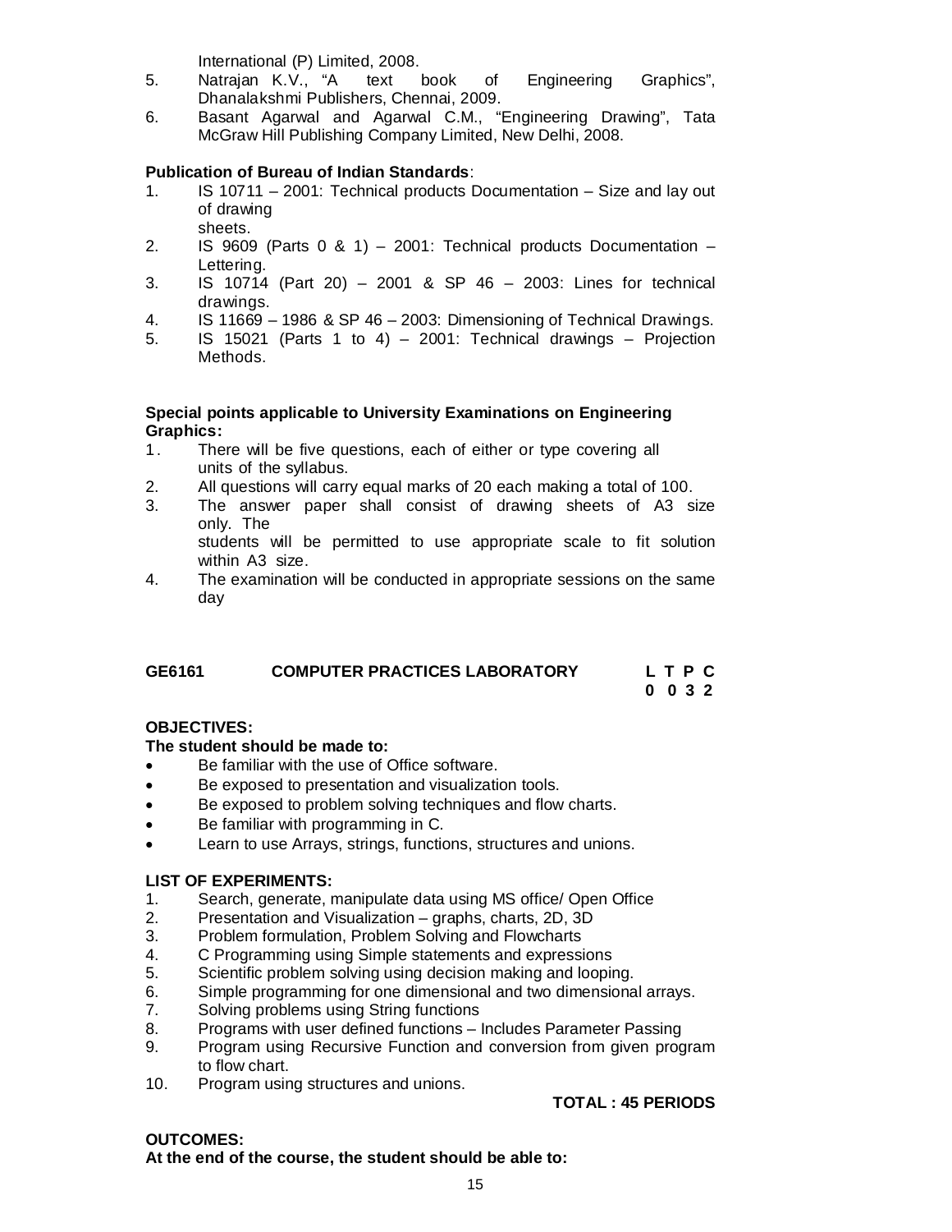International (P) Limited, 2008.

5. Natrajan K.V., "A text book of Engineering Graphics", Dhanalakshmi Publishers, Chennai, 2009.
6. Basant Agarwal and Agarwal C.M., "Engineering Drawing", Tata McGraw Hill Publishing Company Limited, New Delhi, 2008.

**Publication of Bureau of Indian Standards**:

1. IS 10711 – 2001: Technical products Documentation – Size and lay out of drawing sheets.
2. IS 9609 (Parts 0 & 1) – 2001: Technical products Documentation – Lettering.
3. IS 10714 (Part 20) – 2001 & SP 46 – 2003: Lines for technical drawings.
4. IS 11669 – 1986 & SP 46 – 2003: Dimensioning of Technical Drawings.
5. IS 15021 (Parts 1 to 4) – 2001: Technical drawings – Projection Methods.

**Special points applicable to University Examinations on Engineering Graphics:**

1. There will be five questions, each of either or type covering all units of the syllabus.
2. All questions will carry equal marks of 20 each making a total of 100.
3. The answer paper shall consist of drawing sheets of A3 size only. The students will be permitted to use appropriate scale to fit solution within A3 size.
4. The examination will be conducted in appropriate sessions on the same day

## GE6161 COMPUTER PRACTICES LABORATORY

| L | T | P | C |
|---|---|---|---|
| 0 | 0 | 3 | 2 |

**OBJECTIVES:**

**The student should be made to:**

- Be familiar with the use of Office software.
- Be exposed to presentation and visualization tools.
- Be exposed to problem solving techniques and flow charts.
- Be familiar with programming in C.
- Learn to use Arrays, strings, functions, structures and unions.

**LIST OF EXPERIMENTS:**

1. Search, generate, manipulate data using MS office/ Open Office
2. Presentation and Visualization – graphs, charts, 2D, 3D
3. Problem formulation, Problem Solving and Flowcharts
4. C Programming using Simple statements and expressions
5. Scientific problem solving using decision making and looping.
6. Simple programming for one dimensional and two dimensional arrays.
7. Solving problems using String functions
8. Programs with user defined functions – Includes Parameter Passing
9. Program using Recursive Function and conversion from given program to flow chart.
10. Program using structures and unions.

**TOTAL : 45 PERIODS**

**OUTCOMES:**

**At the end of the course, the student should be able to:**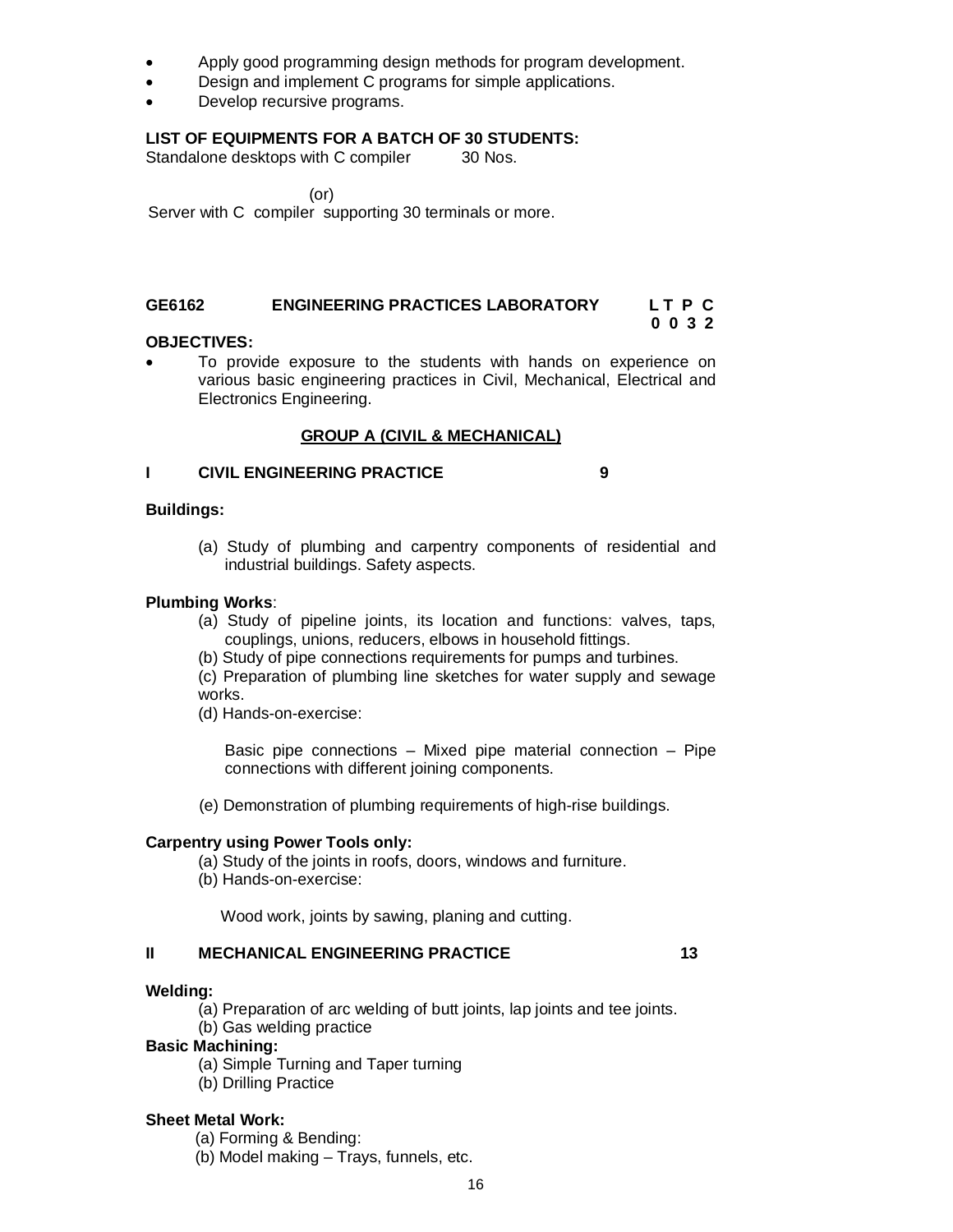- Apply good programming design methods for program development.
- Design and implement C programs for simple applications.
- Develop recursive programs.

**LIST OF EQUIPMENTS FOR A BATCH OF 30 STUDENTS:**

Standalone desktops with C compiler 30 Nos.

(or)

Server with C compiler supporting 30 terminals or more.

**GE6162 ENGINEERING PRACTICES LABORATORY L T P C**
**0 0 3 2**

**OBJECTIVES:**

- To provide exposure to the students with hands on experience on various basic engineering practices in Civil, Mechanical, Electrical and Electronics Engineering.

**GROUP A (CIVIL & MECHANICAL)**

**I CIVIL ENGINEERING PRACTICE 9**

**Buildings:**

(a) Study of plumbing and carpentry components of residential and industrial buildings. Safety aspects.

**Plumbing Works**:

(a) Study of pipeline joints, its location and functions: valves, taps, couplings, unions, reducers, elbows in household fittings.

(b) Study of pipe connections requirements for pumps and turbines.

(c) Preparation of plumbing line sketches for water supply and sewage works.

(d) Hands-on-exercise:

Basic pipe connections – Mixed pipe material connection – Pipe connections with different joining components.

(e) Demonstration of plumbing requirements of high-rise buildings.

**Carpentry using Power Tools only:**

(a) Study of the joints in roofs, doors, windows and furniture.

(b) Hands-on-exercise:

Wood work, joints by sawing, planing and cutting.

**II MECHANICAL ENGINEERING PRACTICE 13**

**Welding:**

(a) Preparation of arc welding of butt joints, lap joints and tee joints.

(b) Gas welding practice

**Basic Machining:**

(a) Simple Turning and Taper turning

(b) Drilling Practice

**Sheet Metal Work:**

(a) Forming & Bending:

(b) Model making – Trays, funnels, etc.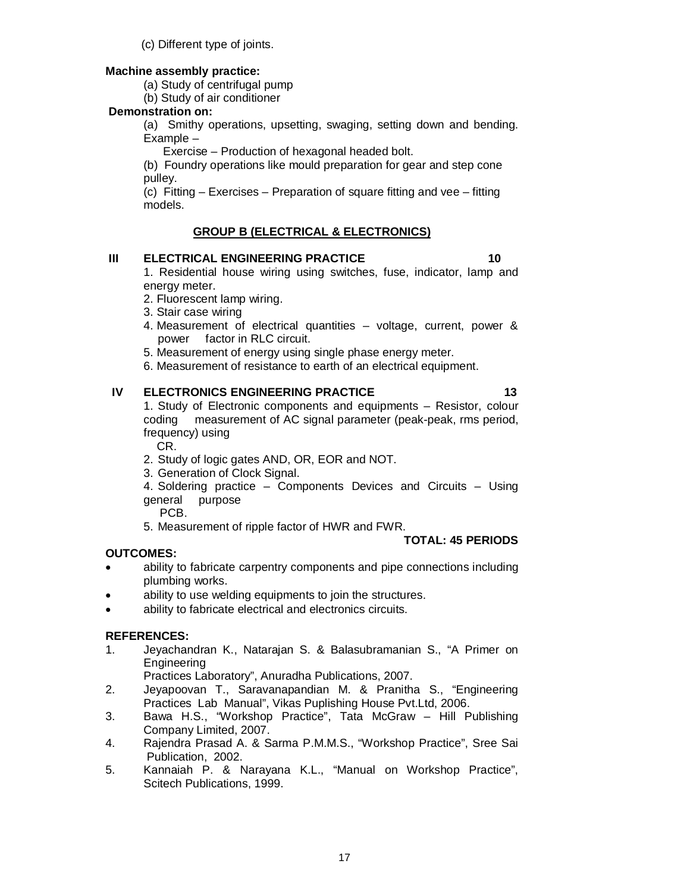(c) Different type of joints.

**Machine assembly practice:**

(a) Study of centrifugal pump

(b) Study of air conditioner

**Demonstration on:**

(a) Smithy operations, upsetting, swaging, setting down and bending. Example –

Exercise – Production of hexagonal headed bolt.

(b) Foundry operations like mould preparation for gear and step cone pulley.

(c) Fitting – Exercises – Preparation of square fitting and vee – fitting models.

## GROUP B (ELECTRICAL & ELECTRONICS)

**III ELECTRICAL ENGINEERING PRACTICE 10**

1. Residential house wiring using switches, fuse, indicator, lamp and energy meter.
2. Fluorescent lamp wiring.
3. Stair case wiring
4. Measurement of electrical quantities – voltage, current, power & power factor in RLC circuit.
5. Measurement of energy using single phase energy meter.
6. Measurement of resistance to earth of an electrical equipment.

**IV ELECTRONICS ENGINEERING PRACTICE 13**

1. Study of Electronic components and equipments – Resistor, colour coding measurement of AC signal parameter (peak-peak, rms period, frequency) using CR.
2. Study of logic gates AND, OR, EOR and NOT.
3. Generation of Clock Signal.
4. Soldering practice – Components Devices and Circuits – Using general purpose PCB.
5. Measurement of ripple factor of HWR and FWR.

**TOTAL: 45 PERIODS**

**OUTCOMES:**

- ability to fabricate carpentry components and pipe connections including plumbing works.
- ability to use welding equipments to join the structures.
- ability to fabricate electrical and electronics circuits.

**REFERENCES:**

1. Jeyachandran K., Natarajan S. & Balasubramanian S., "A Primer on Engineering Practices Laboratory", Anuradha Publications, 2007.
2. Jeyapoovan T., Saravanapandian M. & Pranitha S., "Engineering Practices Lab Manual", Vikas Puplishing House Pvt.Ltd, 2006.
3. Bawa H.S., "Workshop Practice", Tata McGraw – Hill Publishing Company Limited, 2007.
4. Rajendra Prasad A. & Sarma P.M.M.S., "Workshop Practice", Sree Sai Publication, 2002.
5. Kannaiah P. & Narayana K.L., "Manual on Workshop Practice", Scitech Publications, 1999.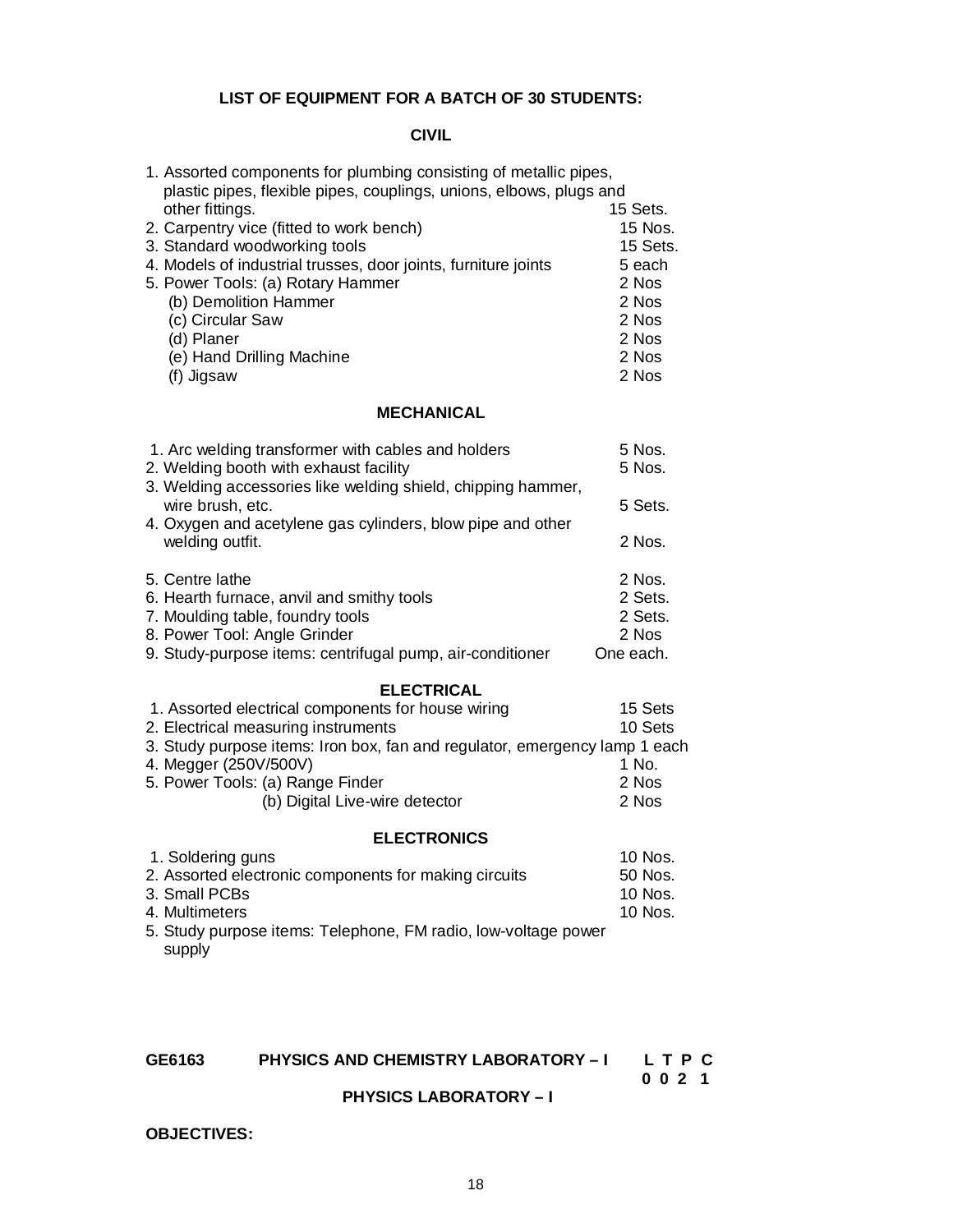**LIST OF EQUIPMENT FOR A BATCH OF 30 STUDENTS:**

**CIVIL**

| Item | Quantity |
|---|---|
| 1. Assorted components for plumbing consisting of metallic pipes, plastic pipes, flexible pipes, couplings, unions, elbows, plugs and other fittings. | 15 Sets. |
| 2. Carpentry vice (fitted to work bench) | 15 Nos. |
| 3. Standard woodworking tools | 15 Sets. |
| 4. Models of industrial trusses, door joints, furniture joints | 5 each |
| 5. Power Tools: (a) Rotary Hammer | 2 Nos |
| (b) Demolition Hammer | 2 Nos |
| (c) Circular Saw | 2 Nos |
| (d) Planer | 2 Nos |
| (e) Hand Drilling Machine | 2 Nos |
| (f) Jigsaw | 2 Nos |

**MECHANICAL**

| Item | Quantity |
|---|---|
| 1. Arc welding transformer with cables and holders | 5 Nos. |
| 2. Welding booth with exhaust facility | 5 Nos. |
| 3. Welding accessories like welding shield, chipping hammer, wire brush, etc. | 5 Sets. |
| 4. Oxygen and acetylene gas cylinders, blow pipe and other welding outfit. | 2 Nos. |
| 5. Centre lathe | 2 Nos. |
| 6. Hearth furnace, anvil and smithy tools | 2 Sets. |
| 7. Moulding table, foundry tools | 2 Sets. |
| 8. Power Tool: Angle Grinder | 2 Nos |
| 9. Study-purpose items: centrifugal pump, air-conditioner | One each. |

**ELECTRICAL**

| Item | Quantity |
|---|---|
| 1. Assorted electrical components for house wiring | 15 Sets |
| 2. Electrical measuring instruments | 10 Sets |
| 3. Study purpose items: Iron box, fan and regulator, emergency lamp | 1 each |
| 4. Megger (250V/500V) | 1 No. |
| 5. Power Tools: (a) Range Finder | 2 Nos |
| (b) Digital Live-wire detector | 2 Nos |

**ELECTRONICS**

| Item | Quantity |
|---|---|
| 1. Soldering guns | 10 Nos. |
| 2. Assorted electronic components for making circuits | 50 Nos. |
| 3. Small PCBs | 10 Nos. |
| 4. Multimeters | 10 Nos. |
| 5. Study purpose items: Telephone, FM radio, low-voltage power supply | |

**GE6163 PHYSICS AND CHEMISTRY LABORATORY – I**

| L | T | P | C |
|---|---|---|---|
| 0 | 0 | 2 | 1 |

**PHYSICS LABORATORY – I**

**OBJECTIVES:**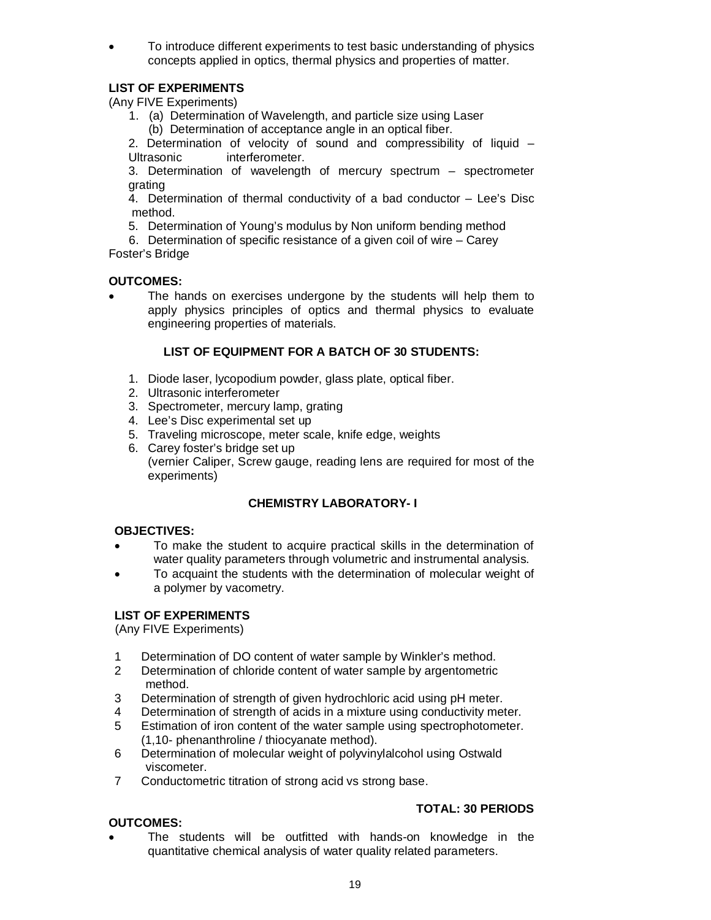- To introduce different experiments to test basic understanding of physics concepts applied in optics, thermal physics and properties of matter.

**LIST OF EXPERIMENTS**
(Any FIVE Experiments)

1. (a) Determination of Wavelength, and particle size using Laser
   (b) Determination of acceptance angle in an optical fiber.
2. Determination of velocity of sound and compressibility of liquid – Ultrasonic interferometer.
3. Determination of wavelength of mercury spectrum – spectrometer grating
4. Determination of thermal conductivity of a bad conductor – Lee's Disc method.
5. Determination of Young's modulus by Non uniform bending method
6. Determination of specific resistance of a given coil of wire – Carey Foster's Bridge

**OUTCOMES:**

- The hands on exercises undergone by the students will help them to apply physics principles of optics and thermal physics to evaluate engineering properties of materials.

**LIST OF EQUIPMENT FOR A BATCH OF 30 STUDENTS:**

1. Diode laser, lycopodium powder, glass plate, optical fiber.
2. Ultrasonic interferometer
3. Spectrometer, mercury lamp, grating
4. Lee's Disc experimental set up
5. Traveling microscope, meter scale, knife edge, weights
6. Carey foster's bridge set up
   (vernier Caliper, Screw gauge, reading lens are required for most of the experiments)

## CHEMISTRY LABORATORY- I

**OBJECTIVES:**

- To make the student to acquire practical skills in the determination of water quality parameters through volumetric and instrumental analysis.
- To acquaint the students with the determination of molecular weight of a polymer by vacometry.

**LIST OF EXPERIMENTS**
(Any FIVE Experiments)

1. Determination of DO content of water sample by Winkler's method.
2. Determination of chloride content of water sample by argentometric method.
3. Determination of strength of given hydrochloric acid using pH meter.
4. Determination of strength of acids in a mixture using conductivity meter.
5. Estimation of iron content of the water sample using spectrophotometer. (1,10- phenanthroline / thiocyanate method).
6. Determination of molecular weight of polyvinylalcohol using Ostwald viscometer.
7. Conductometric titration of strong acid vs strong base.

**TOTAL: 30 PERIODS**

**OUTCOMES:**

- The students will be outfitted with hands-on knowledge in the quantitative chemical analysis of water quality related parameters.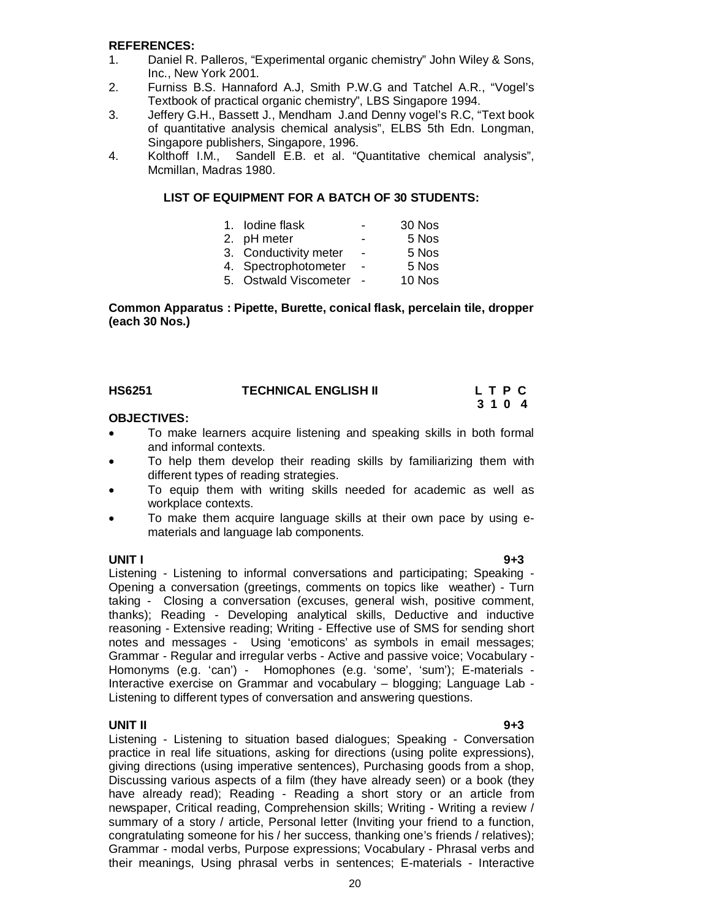**REFERENCES:**

1. Daniel R. Palleros, “Experimental organic chemistry” John Wiley & Sons, Inc., New York 2001.
2. Furniss B.S. Hannaford A.J, Smith P.W.G and Tatchel A.R., “Vogel's Textbook of practical organic chemistry”, LBS Singapore 1994.
3. Jeffery G.H., Bassett J., Mendham J.and Denny vogel's R.C, “Text book of quantitative analysis chemical analysis”, ELBS 5th Edn. Longman, Singapore publishers, Singapore, 1996.
4. Kolthoff I.M., Sandell E.B. et al. “Quantitative chemical analysis”, Mcmillan, Madras 1980.

**LIST OF EQUIPMENT FOR A BATCH OF 30 STUDENTS:**

1. Iodine flask - 30 Nos
2. pH meter - 5 Nos
3. Conductivity meter - 5 Nos
4. Spectrophotometer - 5 Nos
5. Ostwald Viscometer - 10 Nos

**Common Apparatus : Pipette, Burette, conical flask, percelain tile, dropper (each 30 Nos.)**

## HS6251 TECHNICAL ENGLISH II

| L | T | P | C |
|---|---|---|---|
| 3 | 1 | 0 | 4 |

**OBJECTIVES:**

- To make learners acquire listening and speaking skills in both formal and informal contexts.
- To help them develop their reading skills by familiarizing them with different types of reading strategies.
- To equip them with writing skills needed for academic as well as workplace contexts.
- To make them acquire language skills at their own pace by using e-materials and language lab components.

**UNIT I 9+3**

Listening - Listening to informal conversations and participating; Speaking - Opening a conversation (greetings, comments on topics like weather) - Turn taking - Closing a conversation (excuses, general wish, positive comment, thanks); Reading - Developing analytical skills, Deductive and inductive reasoning - Extensive reading; Writing - Effective use of SMS for sending short notes and messages - Using ‘emoticons’ as symbols in email messages; Grammar - Regular and irregular verbs - Active and passive voice; Vocabulary - Homonyms (e.g. ‘can’) - Homophones (e.g. ‘some’, ‘sum’); E-materials - Interactive exercise on Grammar and vocabulary – blogging; Language Lab - Listening to different types of conversation and answering questions.

**UNIT II 9+3**

Listening - Listening to situation based dialogues; Speaking - Conversation practice in real life situations, asking for directions (using polite expressions), giving directions (using imperative sentences), Purchasing goods from a shop, Discussing various aspects of a film (they have already seen) or a book (they have already read); Reading - Reading a short story or an article from newspaper, Critical reading, Comprehension skills; Writing - Writing a review / summary of a story / article, Personal letter (Inviting your friend to a function, congratulating someone for his / her success, thanking one's friends / relatives); Grammar - modal verbs, Purpose expressions; Vocabulary - Phrasal verbs and their meanings, Using phrasal verbs in sentences; E-materials - Interactive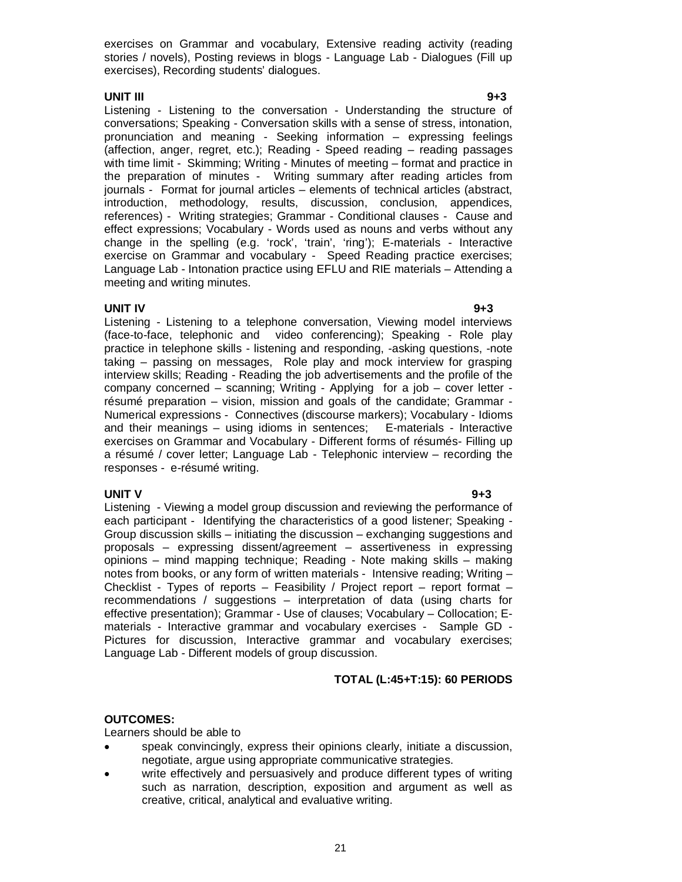exercises on Grammar and vocabulary, Extensive reading activity (reading stories / novels), Posting reviews in blogs - Language Lab - Dialogues (Fill up exercises), Recording students' dialogues.

**UNIT III** **9+3**

Listening - Listening to the conversation - Understanding the structure of conversations; Speaking - Conversation skills with a sense of stress, intonation, pronunciation and meaning - Seeking information – expressing feelings (affection, anger, regret, etc.); Reading - Speed reading – reading passages with time limit - Skimming; Writing - Minutes of meeting – format and practice in the preparation of minutes - Writing summary after reading articles from journals - Format for journal articles – elements of technical articles (abstract, introduction, methodology, results, discussion, conclusion, appendices, references) - Writing strategies; Grammar - Conditional clauses - Cause and effect expressions; Vocabulary - Words used as nouns and verbs without any change in the spelling (e.g. 'rock', 'train', 'ring'); E-materials - Interactive exercise on Grammar and vocabulary - Speed Reading practice exercises; Language Lab - Intonation practice using EFLU and RIE materials – Attending a meeting and writing minutes.

**UNIT IV** **9+3**

Listening - Listening to a telephone conversation, Viewing model interviews (face-to-face, telephonic and video conferencing); Speaking - Role play practice in telephone skills - listening and responding, -asking questions, -note taking – passing on messages, Role play and mock interview for grasping interview skills; Reading - Reading the job advertisements and the profile of the company concerned – scanning; Writing - Applying for a job – cover letter - résumé preparation – vision, mission and goals of the candidate; Grammar - Numerical expressions - Connectives (discourse markers); Vocabulary - Idioms and their meanings – using idioms in sentences; E-materials - Interactive exercises on Grammar and Vocabulary - Different forms of résumés- Filling up a résumé / cover letter; Language Lab - Telephonic interview – recording the responses - e-résumé writing.

**UNIT V** **9+3**

Listening - Viewing a model group discussion and reviewing the performance of each participant - Identifying the characteristics of a good listener; Speaking - Group discussion skills – initiating the discussion – exchanging suggestions and proposals – expressing dissent/agreement – assertiveness in expressing opinions – mind mapping technique; Reading - Note making skills – making notes from books, or any form of written materials - Intensive reading; Writing – Checklist - Types of reports – Feasibility / Project report – report format – recommendations / suggestions – interpretation of data (using charts for effective presentation); Grammar - Use of clauses; Vocabulary – Collocation; E-materials - Interactive grammar and vocabulary exercises - Sample GD - Pictures for discussion, Interactive grammar and vocabulary exercises; Language Lab - Different models of group discussion.

**TOTAL (L:45+T:15): 60 PERIODS**

**OUTCOMES:**

Learners should be able to

- speak convincingly, express their opinions clearly, initiate a discussion, negotiate, argue using appropriate communicative strategies.
- write effectively and persuasively and produce different types of writing such as narration, description, exposition and argument as well as creative, critical, analytical and evaluative writing.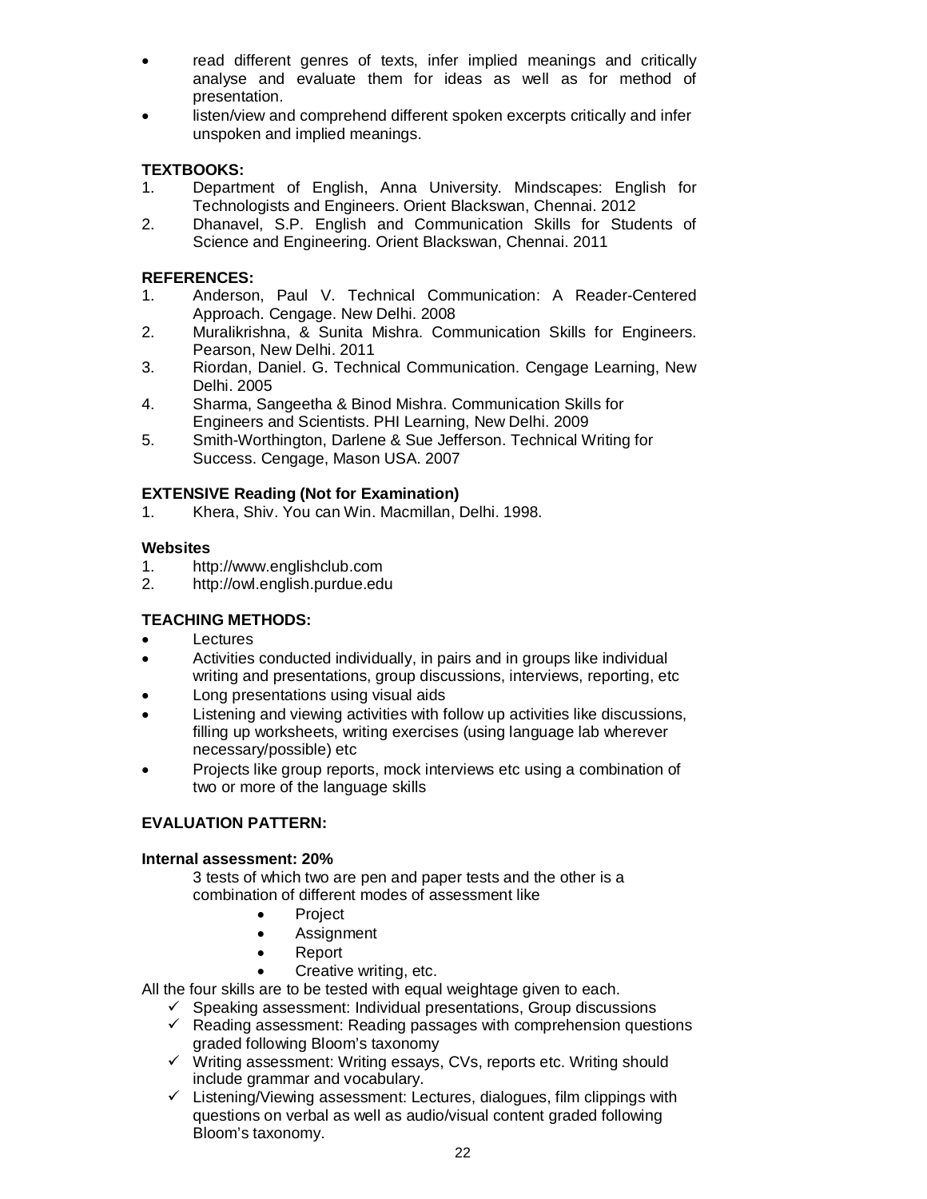- read different genres of texts, infer implied meanings and critically analyse and evaluate them for ideas as well as for method of presentation.
- listen/view and comprehend different spoken excerpts critically and infer unspoken and implied meanings.

**TEXTBOOKS:**

1. Department of English, Anna University. Mindscapes: English for Technologists and Engineers. Orient Blackswan, Chennai. 2012
2. Dhanavel, S.P. English and Communication Skills for Students of Science and Engineering. Orient Blackswan, Chennai. 2011

**REFERENCES:**

1. Anderson, Paul V. Technical Communication: A Reader-Centered Approach. Cengage. New Delhi. 2008
2. Muralikrishna, & Sunita Mishra. Communication Skills for Engineers. Pearson, New Delhi. 2011
3. Riordan, Daniel. G. Technical Communication. Cengage Learning, New Delhi. 2005
4. Sharma, Sangeetha & Binod Mishra. Communication Skills for Engineers and Scientists. PHI Learning, New Delhi. 2009
5. Smith-Worthington, Darlene & Sue Jefferson. Technical Writing for Success. Cengage, Mason USA. 2007

**EXTENSIVE Reading (Not for Examination)**

1. Khera, Shiv. You can Win. Macmillan, Delhi. 1998.

**Websites**

1. http://www.englishclub.com
2. http://owl.english.purdue.edu

**TEACHING METHODS:**

- Lectures
- Activities conducted individually, in pairs and in groups like individual writing and presentations, group discussions, interviews, reporting, etc
- Long presentations using visual aids
- Listening and viewing activities with follow up activities like discussions, filling up worksheets, writing exercises (using language lab wherever necessary/possible) etc
- Projects like group reports, mock interviews etc using a combination of two or more of the language skills

**EVALUATION PATTERN:**

**Internal assessment: 20%**

3 tests of which two are pen and paper tests and the other is a combination of different modes of assessment like

- Project
- Assignment
- Report
- Creative writing, etc.

All the four skills are to be tested with equal weightage given to each.

- ✓ Speaking assessment: Individual presentations, Group discussions
- ✓ Reading assessment: Reading passages with comprehension questions graded following Bloom's taxonomy
- ✓ Writing assessment: Writing essays, CVs, reports etc. Writing should include grammar and vocabulary.
- ✓ Listening/Viewing assessment: Lectures, dialogues, film clippings with questions on verbal as well as audio/visual content graded following Bloom's taxonomy.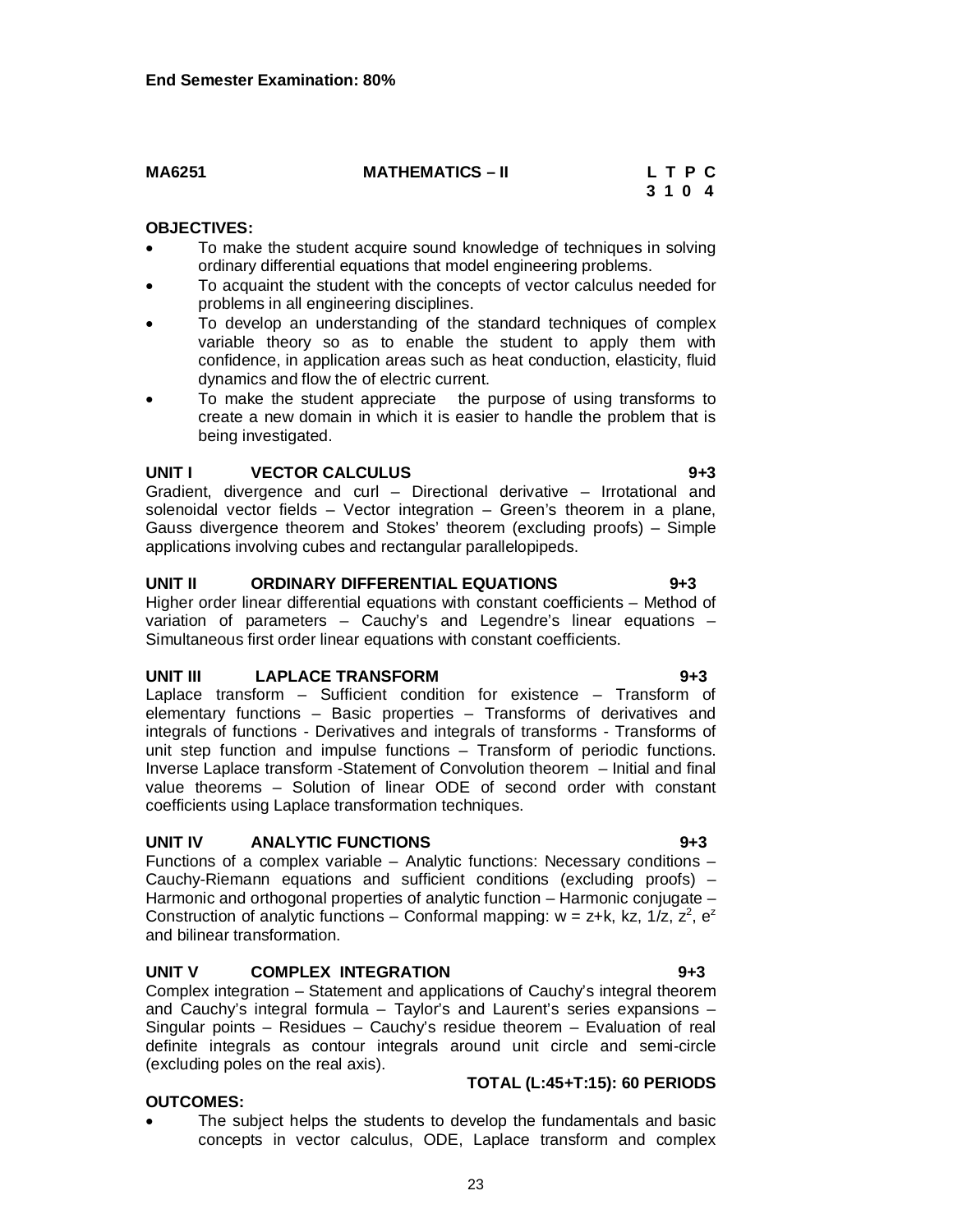**End Semester Examination: 80%**

**MA6251 MATHEMATICS – II**

| L | T | P | C |
|---|---|---|---|
| 3 | 1 | 0 | 4 |

**OBJECTIVES:**

- To make the student acquire sound knowledge of techniques in solving ordinary differential equations that model engineering problems.
- To acquaint the student with the concepts of vector calculus needed for problems in all engineering disciplines.
- To develop an understanding of the standard techniques of complex variable theory so as to enable the student to apply them with confidence, in application areas such as heat conduction, elasticity, fluid dynamics and flow the of electric current.
- To make the student appreciate the purpose of using transforms to create a new domain in which it is easier to handle the problem that is being investigated.

**UNIT I VECTOR CALCULUS 9+3**

Gradient, divergence and curl – Directional derivative – Irrotational and solenoidal vector fields – Vector integration – Green's theorem in a plane, Gauss divergence theorem and Stokes' theorem (excluding proofs) – Simple applications involving cubes and rectangular parallelopipeds.

**UNIT II ORDINARY DIFFERENTIAL EQUATIONS 9+3**

Higher order linear differential equations with constant coefficients – Method of variation of parameters – Cauchy's and Legendre's linear equations – Simultaneous first order linear equations with constant coefficients.

**UNIT III LAPLACE TRANSFORM 9+3**

Laplace transform – Sufficient condition for existence – Transform of elementary functions – Basic properties – Transforms of derivatives and integrals of functions - Derivatives and integrals of transforms - Transforms of unit step function and impulse functions – Transform of periodic functions. Inverse Laplace transform -Statement of Convolution theorem – Initial and final value theorems – Solution of linear ODE of second order with constant coefficients using Laplace transformation techniques.

**UNIT IV ANALYTIC FUNCTIONS 9+3**

Functions of a complex variable – Analytic functions: Necessary conditions – Cauchy-Riemann equations and sufficient conditions (excluding proofs) – Harmonic and orthogonal properties of analytic function – Harmonic conjugate – Construction of analytic functions – Conformal mapping: $w = z+k$, $kz$, $1/z$, $z^2$, $e^z$ and bilinear transformation.

**UNIT V COMPLEX INTEGRATION 9+3**

Complex integration – Statement and applications of Cauchy's integral theorem and Cauchy's integral formula – Taylor's and Laurent's series expansions – Singular points – Residues – Cauchy's residue theorem – Evaluation of real definite integrals as contour integrals around unit circle and semi-circle (excluding poles on the real axis).

**TOTAL (L:45+T:15): 60 PERIODS**

**OUTCOMES:**

- The subject helps the students to develop the fundamentals and basic concepts in vector calculus, ODE, Laplace transform and complex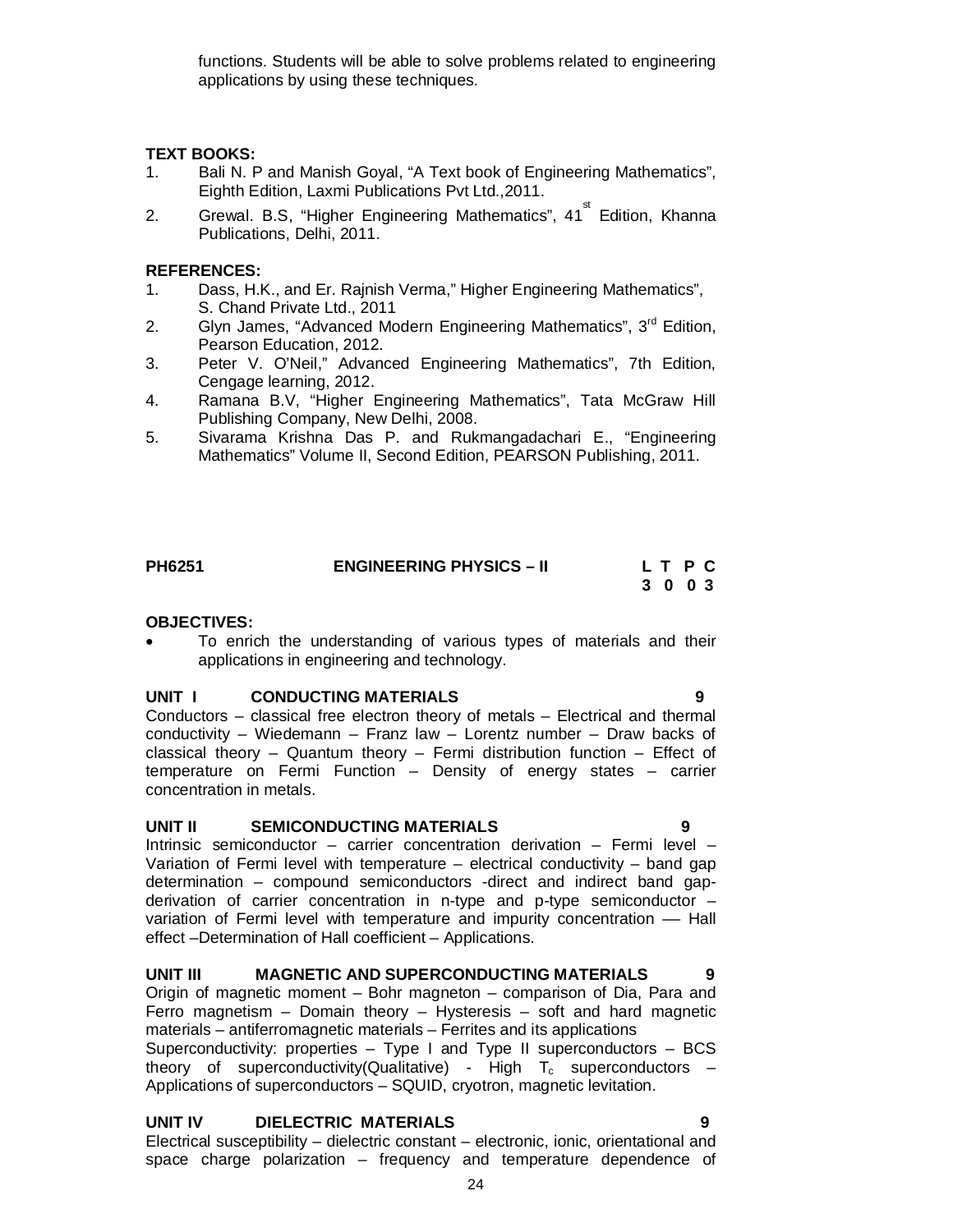functions. Students will be able to solve problems related to engineering applications by using these techniques.

**TEXT BOOKS:**

1. Bali N. P and Manish Goyal, "A Text book of Engineering Mathematics", Eighth Edition, Laxmi Publications Pvt Ltd.,2011.
2. Grewal. B.S, "Higher Engineering Mathematics", 41st Edition, Khanna Publications, Delhi, 2011.

**REFERENCES:**

1. Dass, H.K., and Er. Rajnish Verma," Higher Engineering Mathematics", S. Chand Private Ltd., 2011
2. Glyn James, "Advanced Modern Engineering Mathematics", 3rd Edition, Pearson Education, 2012.
3. Peter V. O'Neil," Advanced Engineering Mathematics", 7th Edition, Cengage learning, 2012.
4. Ramana B.V, "Higher Engineering Mathematics", Tata McGraw Hill Publishing Company, New Delhi, 2008.
5. Sivarama Krishna Das P. and Rukmangadachari E., "Engineering Mathematics" Volume II, Second Edition, PEARSON Publishing, 2011.

## PH6251 ENGINEERING PHYSICS – II

| L | T | P | C |
|---|---|---|---|
| 3 | 0 | 0 | 3 |

**OBJECTIVES:**

- To enrich the understanding of various types of materials and their applications in engineering and technology.

**UNIT I CONDUCTING MATERIALS 9**

Conductors – classical free electron theory of metals – Electrical and thermal conductivity – Wiedemann – Franz law – Lorentz number – Draw backs of classical theory – Quantum theory – Fermi distribution function – Effect of temperature on Fermi Function – Density of energy states – carrier concentration in metals.

**UNIT II SEMICONDUCTING MATERIALS 9**

Intrinsic semiconductor – carrier concentration derivation – Fermi level – Variation of Fermi level with temperature – electrical conductivity – band gap determination – compound semiconductors -direct and indirect band gap- derivation of carrier concentration in n-type and p-type semiconductor – variation of Fermi level with temperature and impurity concentration –– Hall effect –Determination of Hall coefficient – Applications.

**UNIT III MAGNETIC AND SUPERCONDUCTING MATERIALS 9**

Origin of magnetic moment – Bohr magneton – comparison of Dia, Para and Ferro magnetism – Domain theory – Hysteresis – soft and hard magnetic materials – antiferromagnetic materials – Ferrites and its applications

Superconductivity: properties – Type I and Type II superconductors – BCS theory of superconductivity(Qualitative) - High $T_c$ superconductors – Applications of superconductors – SQUID, cryotron, magnetic levitation.

**UNIT IV DIELECTRIC MATERIALS 9**

Electrical susceptibility – dielectric constant – electronic, ionic, orientational and space charge polarization – frequency and temperature dependence of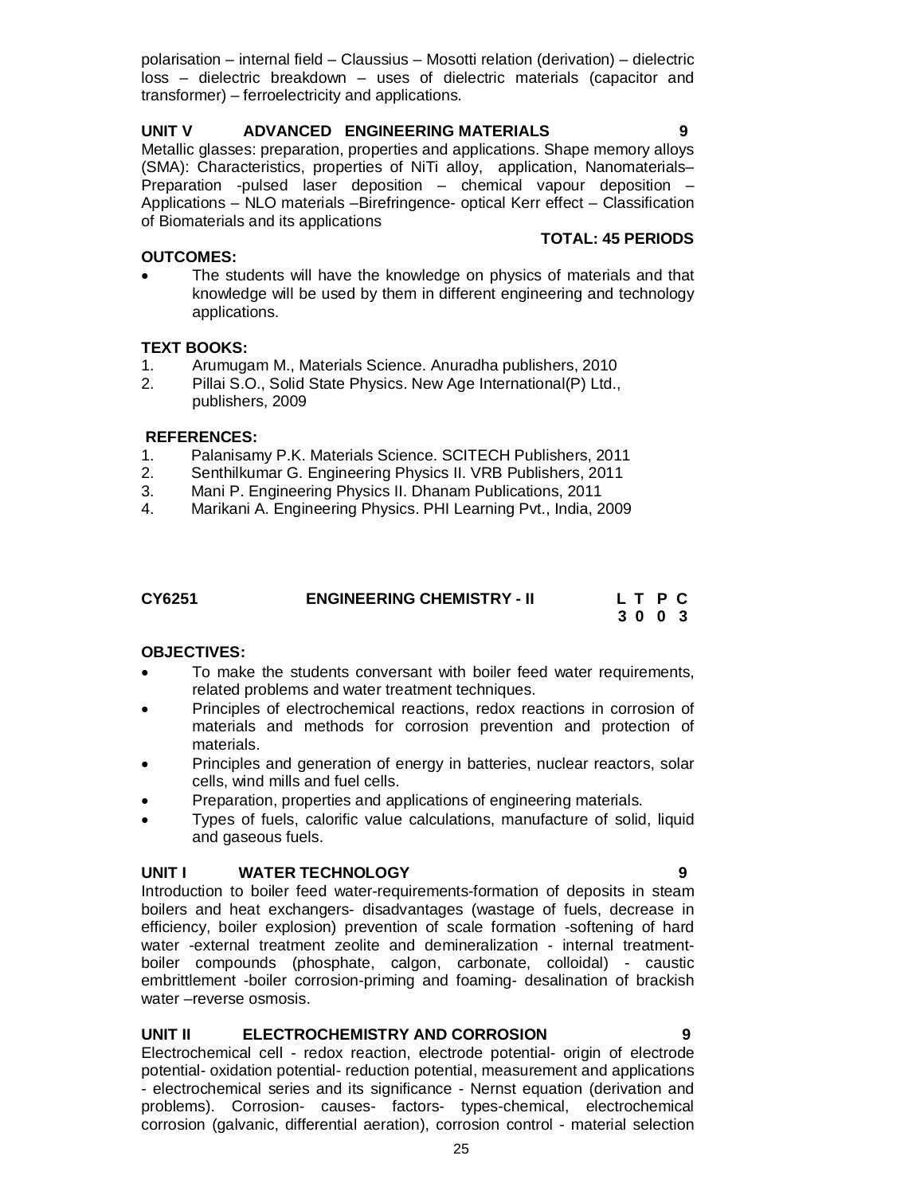polarisation – internal field – Claussius – Mosotti relation (derivation) – dielectric loss – dielectric breakdown – uses of dielectric materials (capacitor and transformer) – ferroelectricity and applications.

**UNIT V ADVANCED ENGINEERING MATERIALS 9**

Metallic glasses: preparation, properties and applications. Shape memory alloys (SMA): Characteristics, properties of NiTi alloy, application, Nanomaterials– Preparation -pulsed laser deposition – chemical vapour deposition – Applications – NLO materials –Birefringence- optical Kerr effect – Classification of Biomaterials and its applications

**TOTAL: 45 PERIODS**

**OUTCOMES:**

- The students will have the knowledge on physics of materials and that knowledge will be used by them in different engineering and technology applications.

**TEXT BOOKS:**

1. Arumugam M., Materials Science. Anuradha publishers, 2010
2. Pillai S.O., Solid State Physics. New Age International(P) Ltd., publishers, 2009

**REFERENCES:**

1. Palanisamy P.K. Materials Science. SCITECH Publishers, 2011
2. Senthilkumar G. Engineering Physics II. VRB Publishers, 2011
3. Mani P. Engineering Physics II. Dhanam Publications, 2011
4. Marikani A. Engineering Physics. PHI Learning Pvt., India, 2009

| **CY6251** | **ENGINEERING CHEMISTRY - II** | **L T P C** |
|---|---|---|
| | | **3 0 0 3** |

**OBJECTIVES:**

- To make the students conversant with boiler feed water requirements, related problems and water treatment techniques.
- Principles of electrochemical reactions, redox reactions in corrosion of materials and methods for corrosion prevention and protection of materials.
- Principles and generation of energy in batteries, nuclear reactors, solar cells, wind mills and fuel cells.
- Preparation, properties and applications of engineering materials.
- Types of fuels, calorific value calculations, manufacture of solid, liquid and gaseous fuels.

**UNIT I WATER TECHNOLOGY 9**

Introduction to boiler feed water-requirements-formation of deposits in steam boilers and heat exchangers- disadvantages (wastage of fuels, decrease in efficiency, boiler explosion) prevention of scale formation -softening of hard water -external treatment zeolite and demineralization - internal treatment-boiler compounds (phosphate, calgon, carbonate, colloidal) - caustic embrittlement -boiler corrosion-priming and foaming- desalination of brackish water –reverse osmosis.

**UNIT II ELECTROCHEMISTRY AND CORROSION 9**

Electrochemical cell - redox reaction, electrode potential- origin of electrode potential- oxidation potential- reduction potential, measurement and applications - electrochemical series and its significance - Nernst equation (derivation and problems). Corrosion- causes- factors- types-chemical, electrochemical corrosion (galvanic, differential aeration), corrosion control - material selection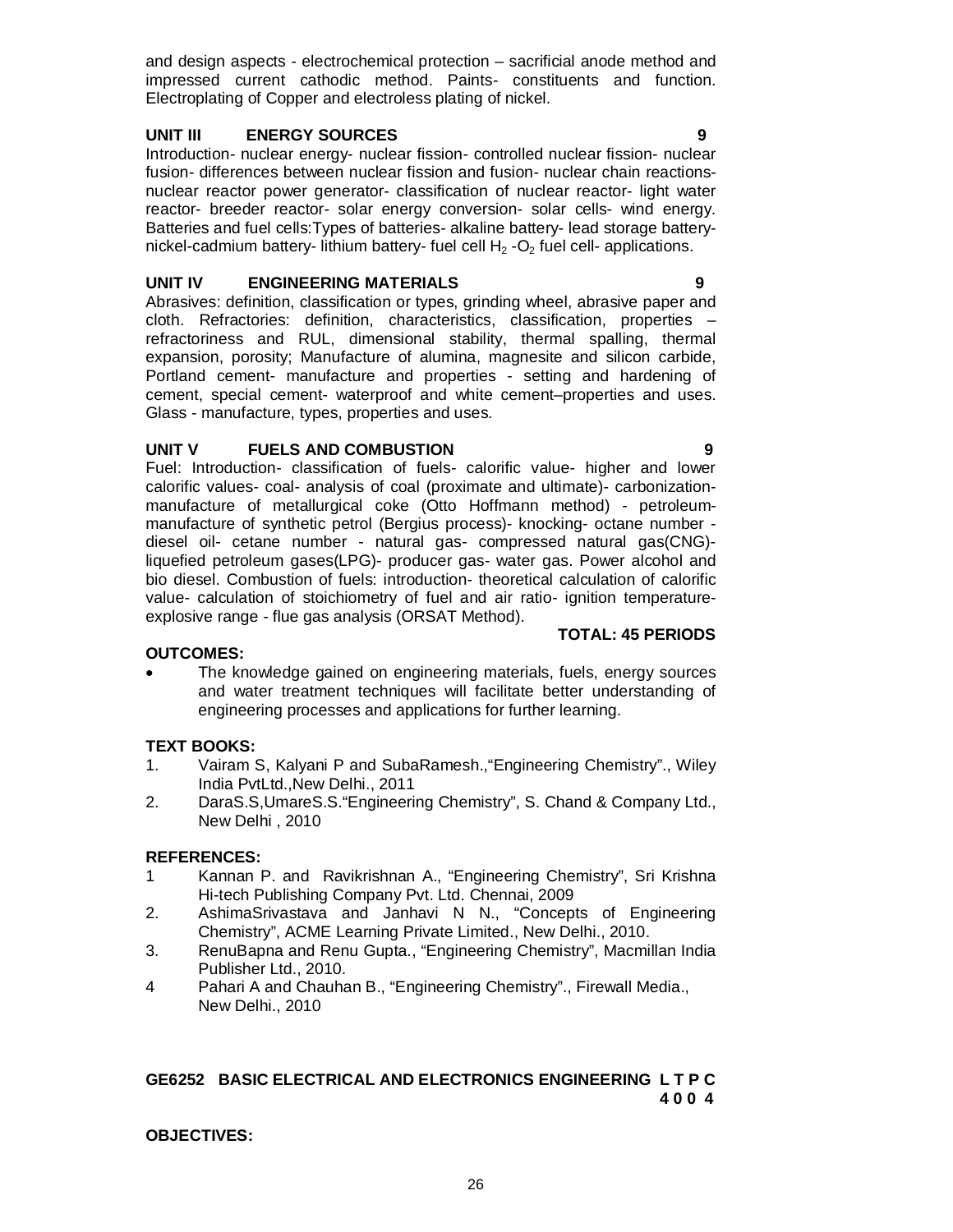and design aspects - electrochemical protection – sacrificial anode method and impressed current cathodic method. Paints- constituents and function. Electroplating of Copper and electroless plating of nickel.

**UNIT III ENERGY SOURCES 9**

Introduction- nuclear energy- nuclear fission- controlled nuclear fission- nuclear fusion- differences between nuclear fission and fusion- nuclear chain reactions-nuclear reactor power generator- classification of nuclear reactor- light water reactor- breeder reactor- solar energy conversion- solar cells- wind energy. Batteries and fuel cells:Types of batteries- alkaline battery- lead storage battery-nickel-cadmium battery- lithium battery- fuel cell $H_2$ -$O_2$ fuel cell- applications.

**UNIT IV ENGINEERING MATERIALS 9**

Abrasives: definition, classification or types, grinding wheel, abrasive paper and cloth. Refractories: definition, characteristics, classification, properties – refractoriness and RUL, dimensional stability, thermal spalling, thermal expansion, porosity; Manufacture of alumina, magnesite and silicon carbide, Portland cement- manufacture and properties - setting and hardening of cement, special cement- waterproof and white cement–properties and uses. Glass - manufacture, types, properties and uses.

**UNIT V FUELS AND COMBUSTION 9**

Fuel: Introduction- classification of fuels- calorific value- higher and lower calorific values- coal- analysis of coal (proximate and ultimate)- carbonization-manufacture of metallurgical coke (Otto Hoffmann method) - petroleum-manufacture of synthetic petrol (Bergius process)- knocking- octane number - diesel oil- cetane number - natural gas- compressed natural gas(CNG)- liquefied petroleum gases(LPG)- producer gas- water gas. Power alcohol and bio diesel. Combustion of fuels: introduction- theoretical calculation of calorific value- calculation of stoichiometry of fuel and air ratio- ignition temperature-explosive range - flue gas analysis (ORSAT Method).

**TOTAL: 45 PERIODS**

**OUTCOMES:**

- The knowledge gained on engineering materials, fuels, energy sources and water treatment techniques will facilitate better understanding of engineering processes and applications for further learning.

**TEXT BOOKS:**

1. Vairam S, Kalyani P and SubaRamesh.,"Engineering Chemistry"., Wiley India PvtLtd.,New Delhi., 2011
2. DaraS.S,UmareS.S."Engineering Chemistry", S. Chand & Company Ltd., New Delhi , 2010

**REFERENCES:**

1. Kannan P. and Ravikrishnan A., "Engineering Chemistry", Sri Krishna Hi-tech Publishing Company Pvt. Ltd. Chennai, 2009
2. AshimaSrivastava and Janhavi N N., "Concepts of Engineering Chemistry", ACME Learning Private Limited., New Delhi., 2010.
3. RenuBapna and Renu Gupta., "Engineering Chemistry", Macmillan India Publisher Ltd., 2010.
4. Pahari A and Chauhan B., "Engineering Chemistry"., Firewall Media., New Delhi., 2010

**GE6252 BASIC ELECTRICAL AND ELECTRONICS ENGINEERING L T P C**
**4 0 0 4**

**OBJECTIVES:**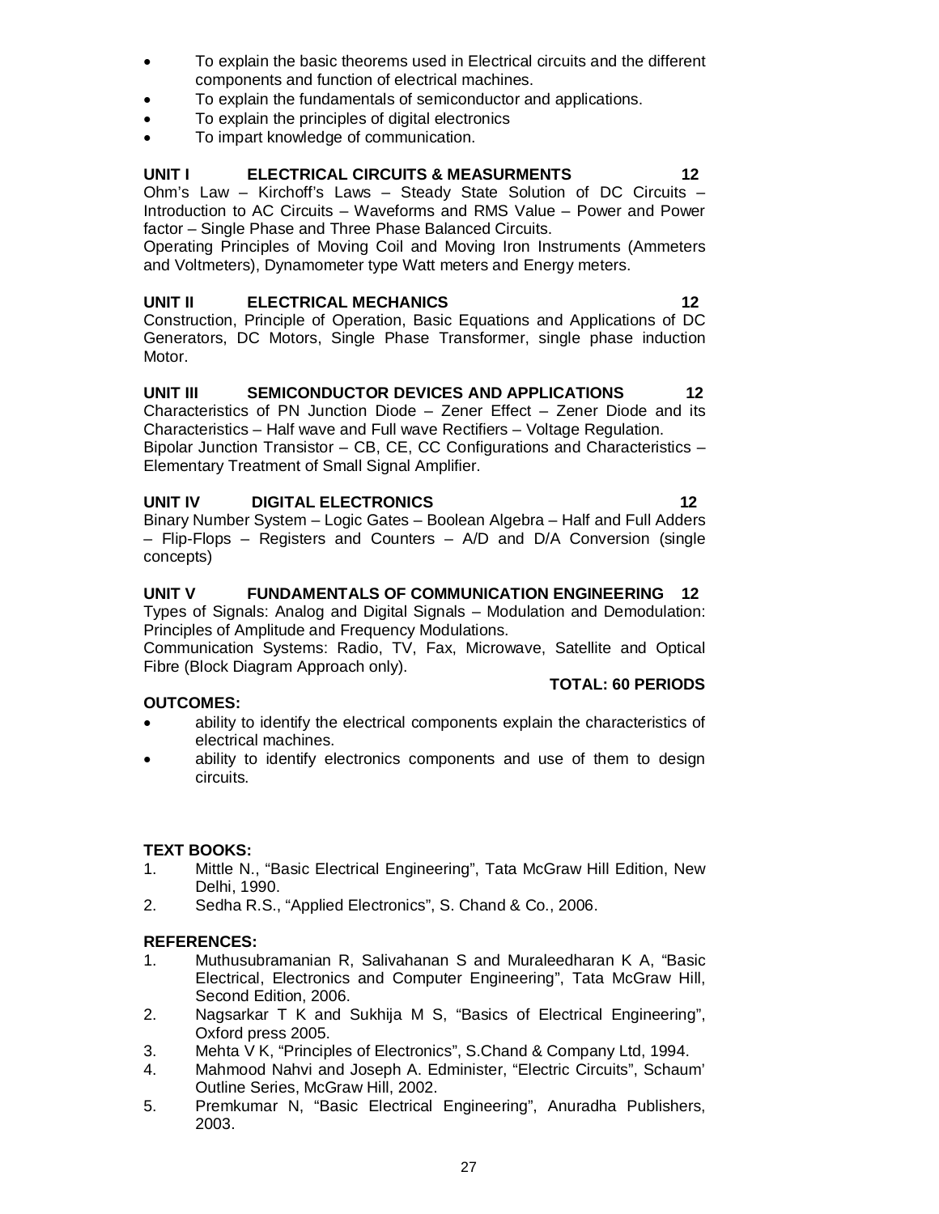- To explain the basic theorems used in Electrical circuits and the different components and function of electrical machines.
- To explain the fundamentals of semiconductor and applications.
- To explain the principles of digital electronics
- To impart knowledge of communication.

**UNIT I ELECTRICAL CIRCUITS & MEASURMENTS 12**

Ohm's Law – Kirchoff's Laws – Steady State Solution of DC Circuits – Introduction to AC Circuits – Waveforms and RMS Value – Power and Power factor – Single Phase and Three Phase Balanced Circuits.

Operating Principles of Moving Coil and Moving Iron Instruments (Ammeters and Voltmeters), Dynamometer type Watt meters and Energy meters.

**UNIT II ELECTRICAL MECHANICS 12**

Construction, Principle of Operation, Basic Equations and Applications of DC Generators, DC Motors, Single Phase Transformer, single phase induction Motor.

**UNIT III SEMICONDUCTOR DEVICES AND APPLICATIONS 12**

Characteristics of PN Junction Diode – Zener Effect – Zener Diode and its Characteristics – Half wave and Full wave Rectifiers – Voltage Regulation.

Bipolar Junction Transistor – CB, CE, CC Configurations and Characteristics – Elementary Treatment of Small Signal Amplifier.

**UNIT IV DIGITAL ELECTRONICS 12**

Binary Number System – Logic Gates – Boolean Algebra – Half and Full Adders – Flip-Flops – Registers and Counters – A/D and D/A Conversion (single concepts)

**UNIT V FUNDAMENTALS OF COMMUNICATION ENGINEERING 12**

Types of Signals: Analog and Digital Signals – Modulation and Demodulation: Principles of Amplitude and Frequency Modulations.

Communication Systems: Radio, TV, Fax, Microwave, Satellite and Optical Fibre (Block Diagram Approach only).

**TOTAL: 60 PERIODS**

**OUTCOMES:**

- ability to identify the electrical components explain the characteristics of electrical machines.
- ability to identify electronics components and use of them to design circuits.

**TEXT BOOKS:**

1. Mittle N., "Basic Electrical Engineering", Tata McGraw Hill Edition, New Delhi, 1990.
2. Sedha R.S., "Applied Electronics", S. Chand & Co., 2006.

**REFERENCES:**

1. Muthusubramanian R, Salivahanan S and Muraleedharan K A, "Basic Electrical, Electronics and Computer Engineering", Tata McGraw Hill, Second Edition, 2006.
2. Nagsarkar T K and Sukhija M S, "Basics of Electrical Engineering", Oxford press 2005.
3. Mehta V K, "Principles of Electronics", S.Chand & Company Ltd, 1994.
4. Mahmood Nahvi and Joseph A. Edminister, "Electric Circuits", Schaum' Outline Series, McGraw Hill, 2002.
5. Premkumar N, "Basic Electrical Engineering", Anuradha Publishers, 2003.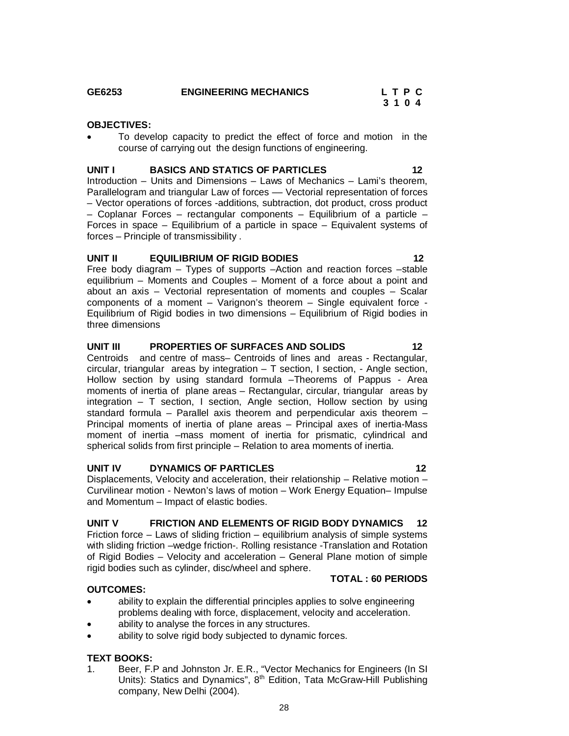**GE6253 ENGINEERING MECHANICS**

| L | T | P | C |
|---|---|---|---|
| 3 | 1 | 0 | 4 |

**OBJECTIVES:**

- To develop capacity to predict the effect of force and motion in the course of carrying out the design functions of engineering.

**UNIT I BASICS AND STATICS OF PARTICLES 12**

Introduction – Units and Dimensions – Laws of Mechanics – Lami's theorem, Parallelogram and triangular Law of forces –– Vectorial representation of forces – Vector operations of forces -additions, subtraction, dot product, cross product – Coplanar Forces – rectangular components – Equilibrium of a particle – Forces in space – Equilibrium of a particle in space – Equivalent systems of forces – Principle of transmissibility .

**UNIT II EQUILIBRIUM OF RIGID BODIES 12**

Free body diagram – Types of supports –Action and reaction forces –stable equilibrium – Moments and Couples – Moment of a force about a point and about an axis – Vectorial representation of moments and couples – Scalar components of a moment – Varignon's theorem – Single equivalent force - Equilibrium of Rigid bodies in two dimensions – Equilibrium of Rigid bodies in three dimensions

**UNIT III PROPERTIES OF SURFACES AND SOLIDS 12**

Centroids and centre of mass– Centroids of lines and areas - Rectangular, circular, triangular areas by integration – T section, I section, - Angle section, Hollow section by using standard formula –Theorems of Pappus - Area moments of inertia of plane areas – Rectangular, circular, triangular areas by integration – T section, I section, Angle section, Hollow section by using standard formula – Parallel axis theorem and perpendicular axis theorem – Principal moments of inertia of plane areas – Principal axes of inertia-Mass moment of inertia –mass moment of inertia for prismatic, cylindrical and spherical solids from first principle – Relation to area moments of inertia.

**UNIT IV DYNAMICS OF PARTICLES 12**

Displacements, Velocity and acceleration, their relationship – Relative motion – Curvilinear motion - Newton's laws of motion – Work Energy Equation– Impulse and Momentum – Impact of elastic bodies.

**UNIT V FRICTION AND ELEMENTS OF RIGID BODY DYNAMICS 12**

Friction force – Laws of sliding friction – equilibrium analysis of simple systems with sliding friction –wedge friction-. Rolling resistance -Translation and Rotation of Rigid Bodies – Velocity and acceleration – General Plane motion of simple rigid bodies such as cylinder, disc/wheel and sphere.

**TOTAL : 60 PERIODS**

**OUTCOMES:**

- ability to explain the differential principles applies to solve engineering problems dealing with force, displacement, velocity and acceleration.
- ability to analyse the forces in any structures.
- ability to solve rigid body subjected to dynamic forces.

**TEXT BOOKS:**

1. Beer, F.P and Johnston Jr. E.R., "Vector Mechanics for Engineers (In SI Units): Statics and Dynamics", 8th Edition, Tata McGraw-Hill Publishing company, New Delhi (2004).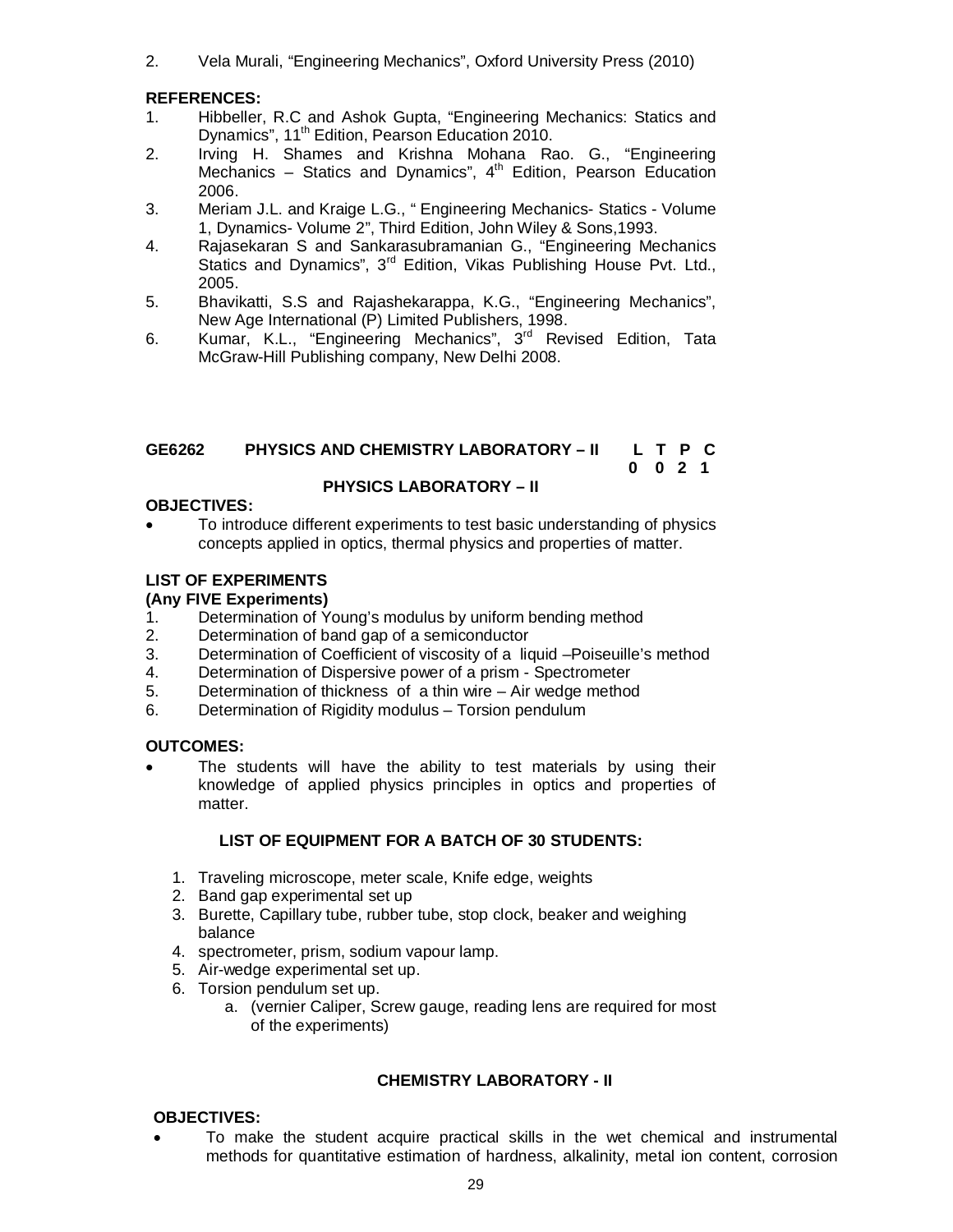2. Vela Murali, "Engineering Mechanics", Oxford University Press (2010)

**REFERENCES:**

1. Hibbeller, R.C and Ashok Gupta, "Engineering Mechanics: Statics and Dynamics", 11th Edition, Pearson Education 2010.
2. Irving H. Shames and Krishna Mohana Rao. G., "Engineering Mechanics – Statics and Dynamics", 4th Edition, Pearson Education 2006.
3. Meriam J.L. and Kraige L.G., " Engineering Mechanics- Statics - Volume 1, Dynamics- Volume 2", Third Edition, John Wiley & Sons,1993.
4. Rajasekaran S and Sankarasubramanian G., "Engineering Mechanics Statics and Dynamics", 3rd Edition, Vikas Publishing House Pvt. Ltd., 2005.
5. Bhavikatti, S.S and Rajashekarappa, K.G., "Engineering Mechanics", New Age International (P) Limited Publishers, 1998.
6. Kumar, K.L., "Engineering Mechanics", 3rd Revised Edition, Tata McGraw-Hill Publishing company, New Delhi 2008.

## GE6262 PHYSICS AND CHEMISTRY LABORATORY – II

| L | T | P | C |
|---|---|---|---|
| 0 | 0 | 2 | 1 |

### PHYSICS LABORATORY – II

**OBJECTIVES:**

- To introduce different experiments to test basic understanding of physics concepts applied in optics, thermal physics and properties of matter.

**LIST OF EXPERIMENTS**

**(Any FIVE Experiments)**

1. Determination of Young's modulus by uniform bending method
2. Determination of band gap of a semiconductor
3. Determination of Coefficient of viscosity of a liquid –Poiseuille's method
4. Determination of Dispersive power of a prism - Spectrometer
5. Determination of thickness of a thin wire – Air wedge method
6. Determination of Rigidity modulus – Torsion pendulum

**OUTCOMES:**

- The students will have the ability to test materials by using their knowledge of applied physics principles in optics and properties of matter.

**LIST OF EQUIPMENT FOR A BATCH OF 30 STUDENTS:**

1. Traveling microscope, meter scale, Knife edge, weights
2. Band gap experimental set up
3. Burette, Capillary tube, rubber tube, stop clock, beaker and weighing balance
4. spectrometer, prism, sodium vapour lamp.
5. Air-wedge experimental set up.
6. Torsion pendulum set up.
   a. (vernier Caliper, Screw gauge, reading lens are required for most of the experiments)

### CHEMISTRY LABORATORY - II

**OBJECTIVES:**

- To make the student acquire practical skills in the wet chemical and instrumental methods for quantitative estimation of hardness, alkalinity, metal ion content, corrosion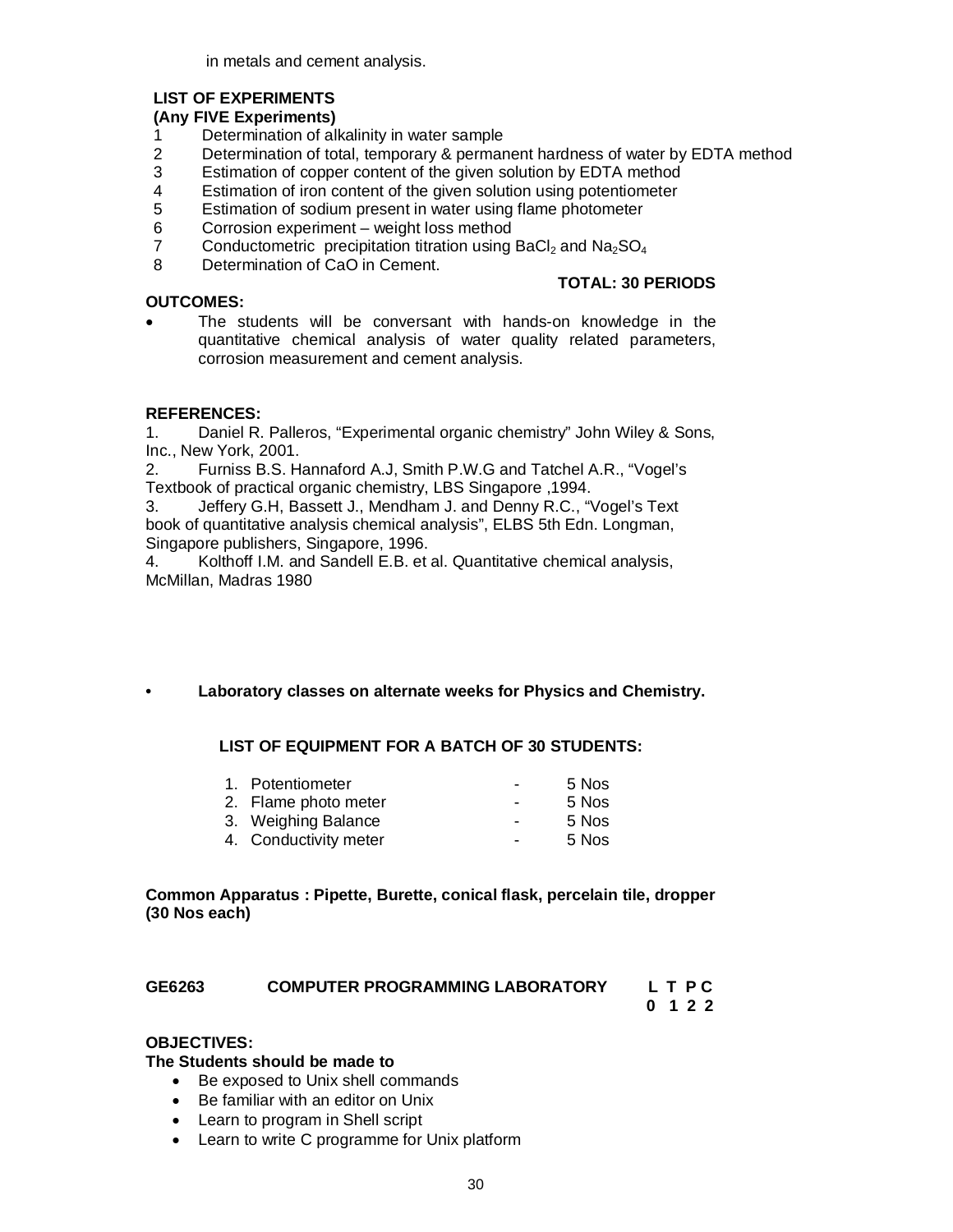in metals and cement analysis.

**LIST OF EXPERIMENTS**
**(Any FIVE Experiments)**

1. Determination of alkalinity in water sample
2. Determination of total, temporary & permanent hardness of water by EDTA method
3. Estimation of copper content of the given solution by EDTA method
4. Estimation of iron content of the given solution using potentiometer
5. Estimation of sodium present in water using flame photometer
6. Corrosion experiment – weight loss method
7. Conductometric precipitation titration using $BaCl_2$ and $Na_2SO_4$
8. Determination of CaO in Cement.

**TOTAL: 30 PERIODS**

**OUTCOMES:**

- The students will be conversant with hands-on knowledge in the quantitative chemical analysis of water quality related parameters, corrosion measurement and cement analysis.

**REFERENCES:**

1. Daniel R. Palleros, "Experimental organic chemistry" John Wiley & Sons, Inc., New York, 2001.
2. Furniss B.S. Hannaford A.J, Smith P.W.G and Tatchel A.R., "Vogel's Textbook of practical organic chemistry, LBS Singapore ,1994.
3. Jeffery G.H, Bassett J., Mendham J. and Denny R.C., "Vogel's Text book of quantitative analysis chemical analysis", ELBS 5th Edn. Longman, Singapore publishers, Singapore, 1996.
4. Kolthoff I.M. and Sandell E.B. et al. Quantitative chemical analysis, McMillan, Madras 1980

- **Laboratory classes on alternate weeks for Physics and Chemistry.**

**LIST OF EQUIPMENT FOR A BATCH OF 30 STUDENTS:**

| | | |
|---|---|---|
| 1. Potentiometer | - | 5 Nos |
| 2. Flame photo meter | - | 5 Nos |
| 3. Weighing Balance | - | 5 Nos |
| 4. Conductivity meter | - | 5 Nos |

**Common Apparatus : Pipette, Burette, conical flask, percelain tile, dropper (30 Nos each)**

## GE6263 COMPUTER PROGRAMMING LABORATORY

| L | T | P | C |
|---|---|---|---|
| 0 | 1 | 2 | 2 |

**OBJECTIVES:**

**The Students should be made to**

- Be exposed to Unix shell commands
- Be familiar with an editor on Unix
- Learn to program in Shell script
- Learn to write C programme for Unix platform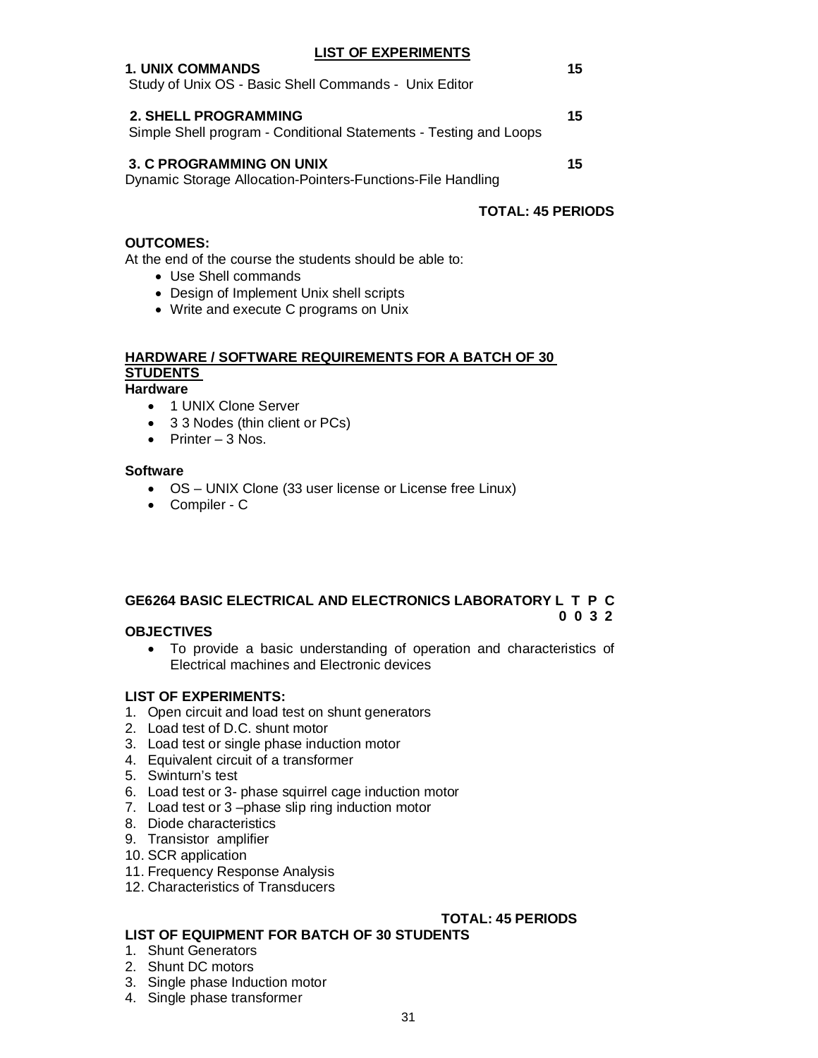## LIST OF EXPERIMENTS

**1. UNIX COMMANDS** **15**

Study of Unix OS - Basic Shell Commands - Unix Editor

**2. SHELL PROGRAMMING** **15**

Simple Shell program - Conditional Statements - Testing and Loops

**3. C PROGRAMMING ON UNIX** **15**

Dynamic Storage Allocation-Pointers-Functions-File Handling

**TOTAL: 45 PERIODS**

**OUTCOMES:**

At the end of the course the students should be able to:

- Use Shell commands
- Design of Implement Unix shell scripts
- Write and execute C programs on Unix

**HARDWARE / SOFTWARE REQUIREMENTS FOR A BATCH OF 30 STUDENTS**

**Hardware**

- 1 UNIX Clone Server
- 3 3 Nodes (thin client or PCs)
- Printer – 3 Nos.

**Software**

- OS – UNIX Clone (33 user license or License free Linux)
- Compiler - C

## GE6264 BASIC ELECTRICAL AND ELECTRONICS LABORATORY L T P C

**0 0 3 2**

**OBJECTIVES**

- To provide a basic understanding of operation and characteristics of Electrical machines and Electronic devices

**LIST OF EXPERIMENTS:**

1. Open circuit and load test on shunt generators
2. Load test of D.C. shunt motor
3. Load test or single phase induction motor
4. Equivalent circuit of a transformer
5. Swinturn's test
6. Load test or 3- phase squirrel cage induction motor
7. Load test or 3 –phase slip ring induction motor
8. Diode characteristics
9. Transistor amplifier
10. SCR application
11. Frequency Response Analysis
12. Characteristics of Transducers

**TOTAL: 45 PERIODS**

**LIST OF EQUIPMENT FOR BATCH OF 30 STUDENTS**

1. Shunt Generators
2. Shunt DC motors
3. Single phase Induction motor
4. Single phase transformer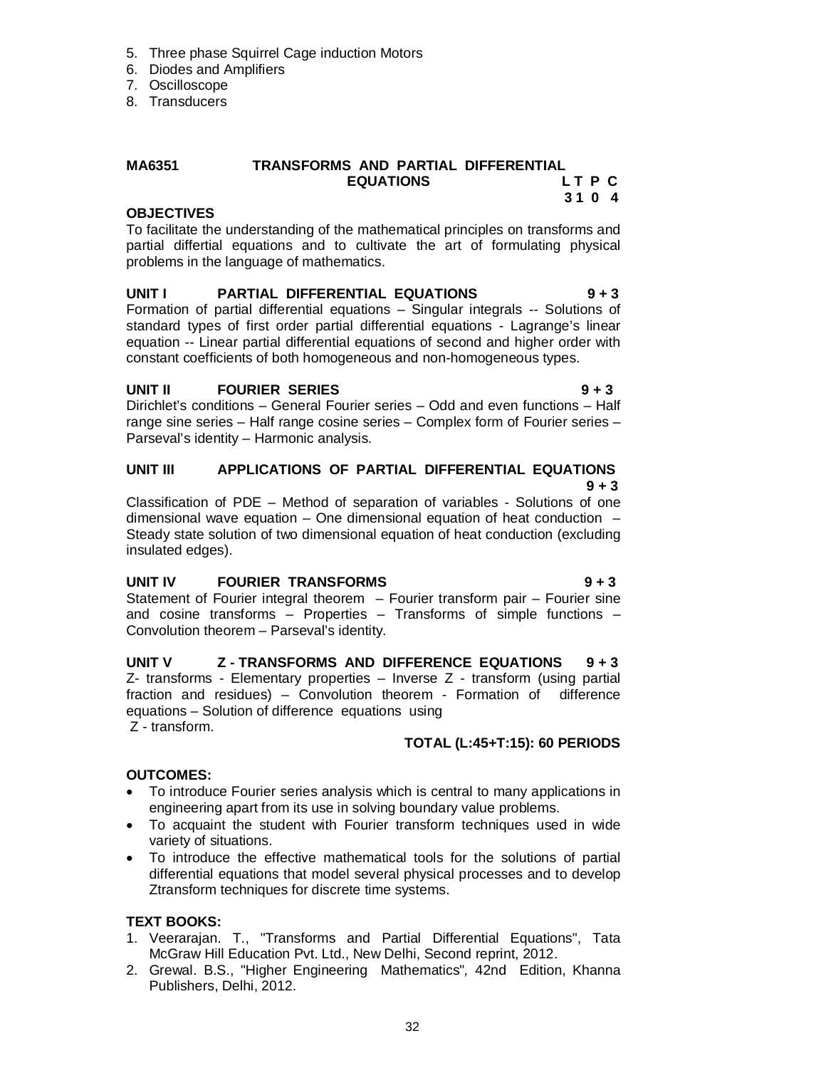5. Three phase Squirrel Cage induction Motors
6. Diodes and Amplifiers
7. Oscilloscope
8. Transducers

**MA6351 TRANSFORMS AND PARTIAL DIFFERENTIAL EQUATIONS** **L T P C**
**3 1 0 4**

**OBJECTIVES**

To facilitate the understanding of the mathematical principles on transforms and partial differtial equations and to cultivate the art of formulating physical problems in the language of mathematics.

**UNIT I PARTIAL DIFFERENTIAL EQUATIONS 9 + 3**

Formation of partial differential equations – Singular integrals -- Solutions of standard types of first order partial differential equations - Lagrange's linear equation -- Linear partial differential equations of second and higher order with constant coefficients of both homogeneous and non-homogeneous types.

**UNIT II FOURIER SERIES 9 + 3**

Dirichlet's conditions – General Fourier series – Odd and even functions – Half range sine series – Half range cosine series – Complex form of Fourier series – Parseval's identity – Harmonic analysis.

**UNIT III APPLICATIONS OF PARTIAL DIFFERENTIAL EQUATIONS 9 + 3**

Classification of PDE – Method of separation of variables - Solutions of one dimensional wave equation – One dimensional equation of heat conduction – Steady state solution of two dimensional equation of heat conduction (excluding insulated edges).

**UNIT IV FOURIER TRANSFORMS 9 + 3**

Statement of Fourier integral theorem – Fourier transform pair – Fourier sine and cosine transforms – Properties – Transforms of simple functions – Convolution theorem – Parseval's identity.

**UNIT V Z - TRANSFORMS AND DIFFERENCE EQUATIONS 9 + 3**

Z- transforms - Elementary properties – Inverse Z - transform (using partial fraction and residues) – Convolution theorem - Formation of difference equations – Solution of difference equations using Z - transform.

**TOTAL (L:45+T:15): 60 PERIODS**

**OUTCOMES:**

- To introduce Fourier series analysis which is central to many applications in engineering apart from its use in solving boundary value problems.
- To acquaint the student with Fourier transform techniques used in wide variety of situations.
- To introduce the effective mathematical tools for the solutions of partial differential equations that model several physical processes and to develop Ztransform techniques for discrete time systems.

**TEXT BOOKS:**

1. Veerarajan. T., "Transforms and Partial Differential Equations", Tata McGraw Hill Education Pvt. Ltd., New Delhi, Second reprint, 2012.
2. Grewal. B.S., "Higher Engineering Mathematics", 42nd Edition, Khanna Publishers, Delhi, 2012.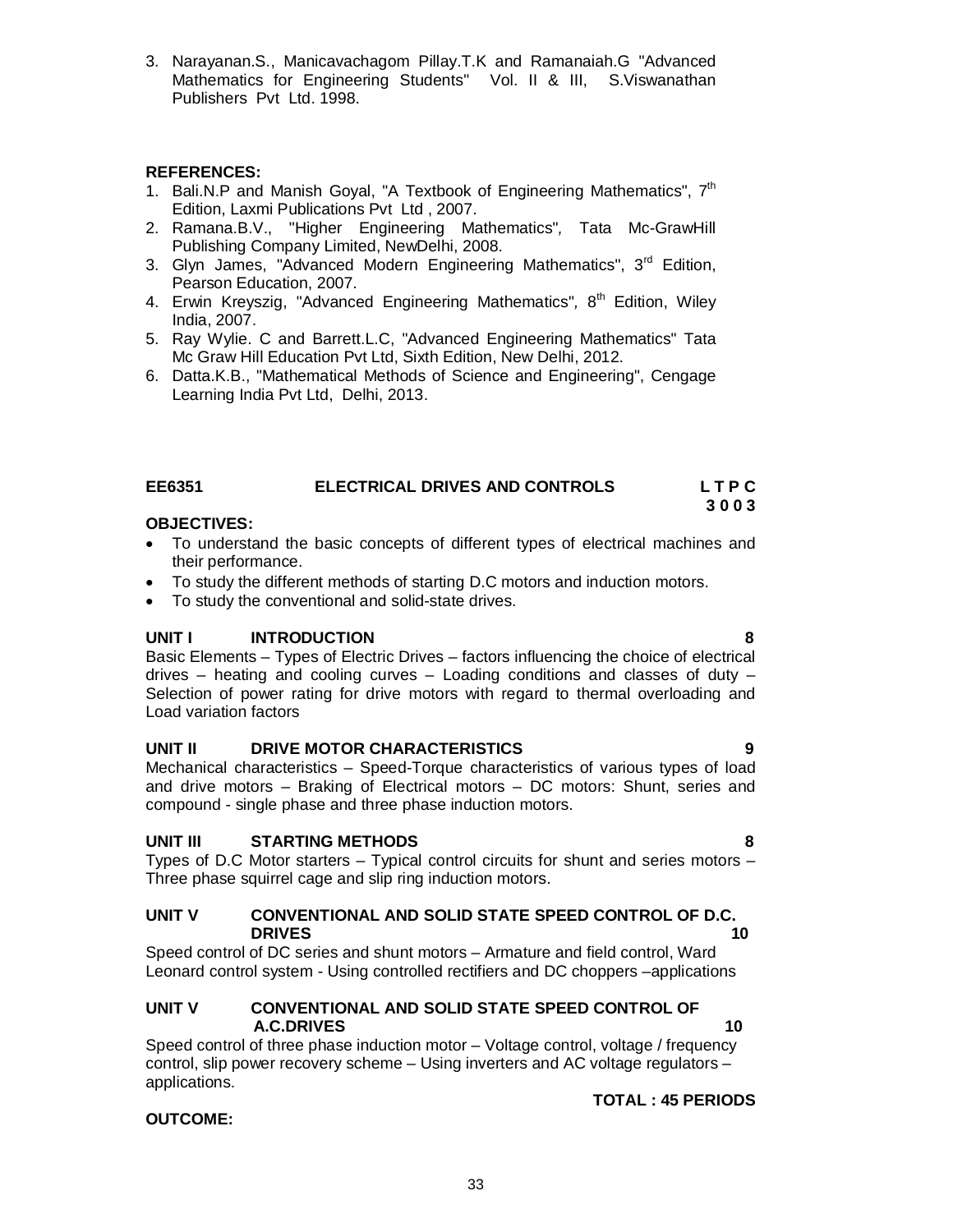3. Narayanan.S., Manicavachagom Pillay.T.K and Ramanaiah.G "Advanced Mathematics for Engineering Students" Vol. II & III, S.Viswanathan Publishers Pvt Ltd. 1998.

**REFERENCES:**

1. Bali.N.P and Manish Goyal, "A Textbook of Engineering Mathematics", 7th Edition, Laxmi Publications Pvt Ltd , 2007.
2. Ramana.B.V., "Higher Engineering Mathematics", Tata Mc-GrawHill Publishing Company Limited, NewDelhi, 2008.
3. Glyn James, "Advanced Modern Engineering Mathematics", 3rd Edition, Pearson Education, 2007.
4. Erwin Kreyszig, "Advanced Engineering Mathematics", 8th Edition, Wiley India, 2007.
5. Ray Wylie. C and Barrett.L.C, "Advanced Engineering Mathematics" Tata Mc Graw Hill Education Pvt Ltd, Sixth Edition, New Delhi, 2012.
6. Datta.K.B., "Mathematical Methods of Science and Engineering", Cengage Learning India Pvt Ltd, Delhi, 2013.

## EE6351 ELECTRICAL DRIVES AND CONTROLS — L T P C 3 0 0 3

**OBJECTIVES:**

- To understand the basic concepts of different types of electrical machines and their performance.
- To study the different methods of starting D.C motors and induction motors.
- To study the conventional and solid-state drives.

**UNIT I INTRODUCTION 8**

Basic Elements – Types of Electric Drives – factors influencing the choice of electrical drives – heating and cooling curves – Loading conditions and classes of duty – Selection of power rating for drive motors with regard to thermal overloading and Load variation factors

**UNIT II DRIVE MOTOR CHARACTERISTICS 9**

Mechanical characteristics – Speed-Torque characteristics of various types of load and drive motors – Braking of Electrical motors – DC motors: Shunt, series and compound - single phase and three phase induction motors.

**UNIT III STARTING METHODS 8**

Types of D.C Motor starters – Typical control circuits for shunt and series motors – Three phase squirrel cage and slip ring induction motors.

**UNIT V CONVENTIONAL AND SOLID STATE SPEED CONTROL OF D.C. DRIVES 10**

Speed control of DC series and shunt motors – Armature and field control, Ward Leonard control system - Using controlled rectifiers and DC choppers –applications

**UNIT V CONVENTIONAL AND SOLID STATE SPEED CONTROL OF A.C.DRIVES 10**

Speed control of three phase induction motor – Voltage control, voltage / frequency control, slip power recovery scheme – Using inverters and AC voltage regulators – applications.

**TOTAL : 45 PERIODS**

**OUTCOME:**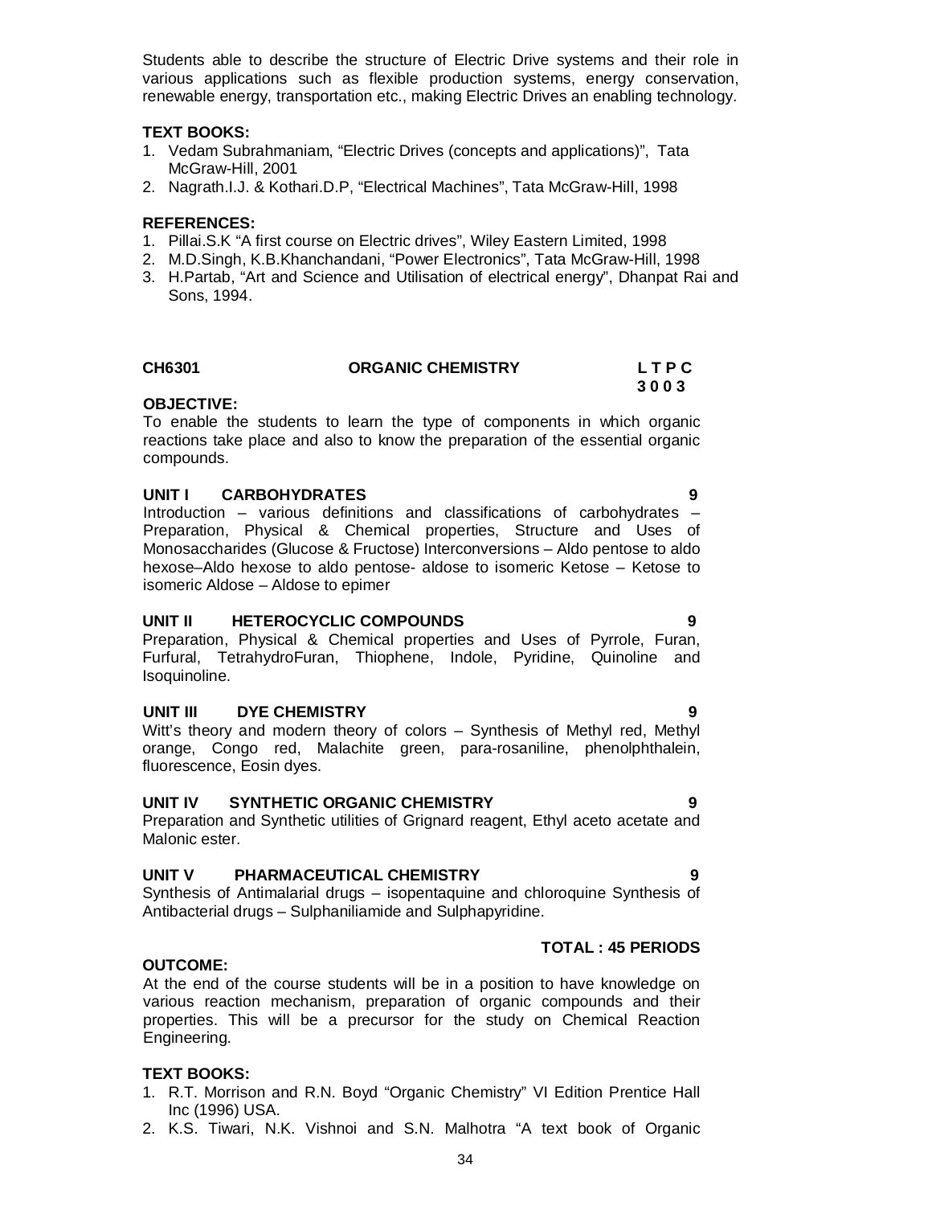Students able to describe the structure of Electric Drive systems and their role in various applications such as flexible production systems, energy conservation, renewable energy, transportation etc., making Electric Drives an enabling technology.

**TEXT BOOKS:**

1. Vedam Subrahmaniam, "Electric Drives (concepts and applications)", Tata McGraw-Hill, 2001
2. Nagrath.I.J. & Kothari.D.P, "Electrical Machines", Tata McGraw-Hill, 1998

**REFERENCES:**

1. Pillai.S.K "A first course on Electric drives", Wiley Eastern Limited, 1998
2. M.D.Singh, K.B.Khanchandani, "Power Electronics", Tata McGraw-Hill, 1998
3. H.Partab, "Art and Science and Utilisation of electrical energy", Dhanpat Rai and Sons, 1994.

## CH6301 ORGANIC CHEMISTRY

**L T P C**
**3 0 0 3**

**OBJECTIVE:**

To enable the students to learn the type of components in which organic reactions take place and also to know the preparation of the essential organic compounds.

**UNIT I CARBOHYDRATES 9**

Introduction – various definitions and classifications of carbohydrates – Preparation, Physical & Chemical properties, Structure and Uses of Monosaccharides (Glucose & Fructose) Interconversions – Aldo pentose to aldo hexose–Aldo hexose to aldo pentose- aldose to isomeric Ketose – Ketose to isomeric Aldose – Aldose to epimer

**UNIT II HETEROCYCLIC COMPOUNDS 9**

Preparation, Physical & Chemical properties and Uses of Pyrrole, Furan, Furfural, TetrahydroFuran, Thiophene, Indole, Pyridine, Quinoline and Isoquinoline.

**UNIT III DYE CHEMISTRY 9**

Witt's theory and modern theory of colors – Synthesis of Methyl red, Methyl orange, Congo red, Malachite green, para-rosaniline, phenolphthalein, fluorescence, Eosin dyes.

**UNIT IV SYNTHETIC ORGANIC CHEMISTRY 9**

Preparation and Synthetic utilities of Grignard reagent, Ethyl aceto acetate and Malonic ester.

**UNIT V PHARMACEUTICAL CHEMISTRY 9**

Synthesis of Antimalarial drugs – isopentaquine and chloroquine Synthesis of Antibacterial drugs – Sulphaniliamide and Sulphapyridine.

**TOTAL : 45 PERIODS**

**OUTCOME:**

At the end of the course students will be in a position to have knowledge on various reaction mechanism, preparation of organic compounds and their properties. This will be a precursor for the study on Chemical Reaction Engineering.

**TEXT BOOKS:**

1. R.T. Morrison and R.N. Boyd "Organic Chemistry" VI Edition Prentice Hall Inc (1996) USA.
2. K.S. Tiwari, N.K. Vishnoi and S.N. Malhotra "A text book of Organic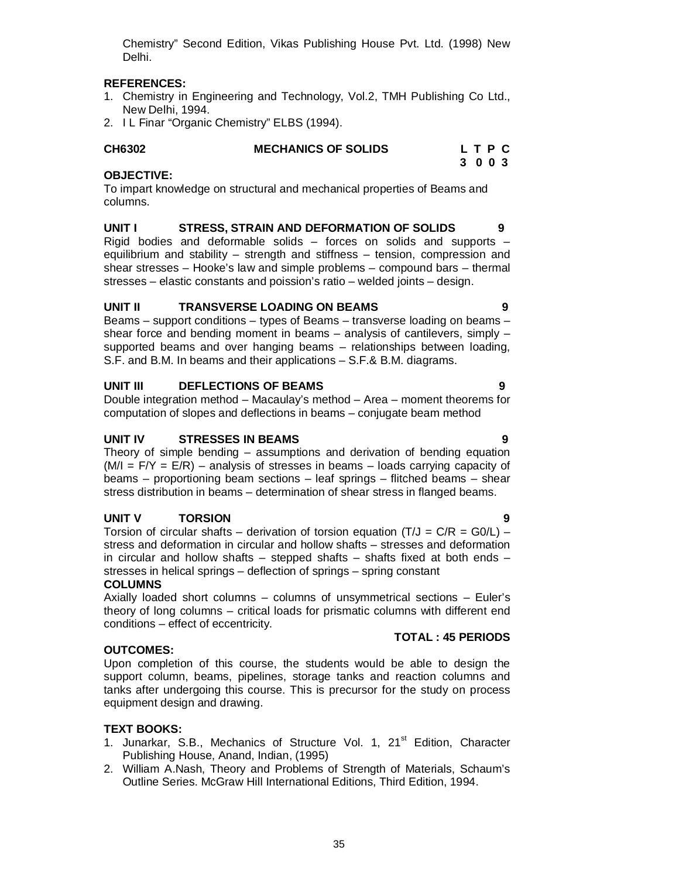Chemistry" Second Edition, Vikas Publishing House Pvt. Ltd. (1998) New Delhi.

**REFERENCES:**

1. Chemistry in Engineering and Technology, Vol.2, TMH Publishing Co Ltd., New Delhi, 1994.
2. I L Finar "Organic Chemistry" ELBS (1994).

| **CH6302** | **MECHANICS OF SOLIDS** | **L T P C** |
|---|---|---|
| | | **3 0 0 3** |

**OBJECTIVE:**

To impart knowledge on structural and mechanical properties of Beams and columns.

**UNIT I STRESS, STRAIN AND DEFORMATION OF SOLIDS 9**

Rigid bodies and deformable solids – forces on solids and supports – equilibrium and stability – strength and stiffness – tension, compression and shear stresses – Hooke's law and simple problems – compound bars – thermal stresses – elastic constants and poission's ratio – welded joints – design.

**UNIT II TRANSVERSE LOADING ON BEAMS 9**

Beams – support conditions – types of Beams – transverse loading on beams – shear force and bending moment in beams – analysis of cantilevers, simply – supported beams and over hanging beams – relationships between loading, S.F. and B.M. In beams and their applications – S.F.& B.M. diagrams.

**UNIT III DEFLECTIONS OF BEAMS 9**

Double integration method – Macaulay's method – Area – moment theorems for computation of slopes and deflections in beams – conjugate beam method

**UNIT IV STRESSES IN BEAMS 9**

Theory of simple bending – assumptions and derivation of bending equation ($M/I = F/Y = E/R$) – analysis of stresses in beams – loads carrying capacity of beams – proportioning beam sections – leaf springs – flitched beams – shear stress distribution in beams – determination of shear stress in flanged beams.

**UNIT V TORSION 9**

Torsion of circular shafts – derivation of torsion equation ($T/J = C/R = G0/L$) – stress and deformation in circular and hollow shafts – stresses and deformation in circular and hollow shafts – stepped shafts – shafts fixed at both ends – stresses in helical springs – deflection of springs – spring constant

**COLUMNS**

Axially loaded short columns – columns of unsymmetrical sections – Euler's theory of long columns – critical loads for prismatic columns with different end conditions – effect of eccentricity.

**TOTAL : 45 PERIODS**

**OUTCOMES:**

Upon completion of this course, the students would be able to design the support column, beams, pipelines, storage tanks and reaction columns and tanks after undergoing this course. This is precursor for the study on process equipment design and drawing.

**TEXT BOOKS:**

1. Junarkar, S.B., Mechanics of Structure Vol. 1, 21st Edition, Character Publishing House, Anand, Indian, (1995)
2. William A.Nash, Theory and Problems of Strength of Materials, Schaum's Outline Series. McGraw Hill International Editions, Third Edition, 1994.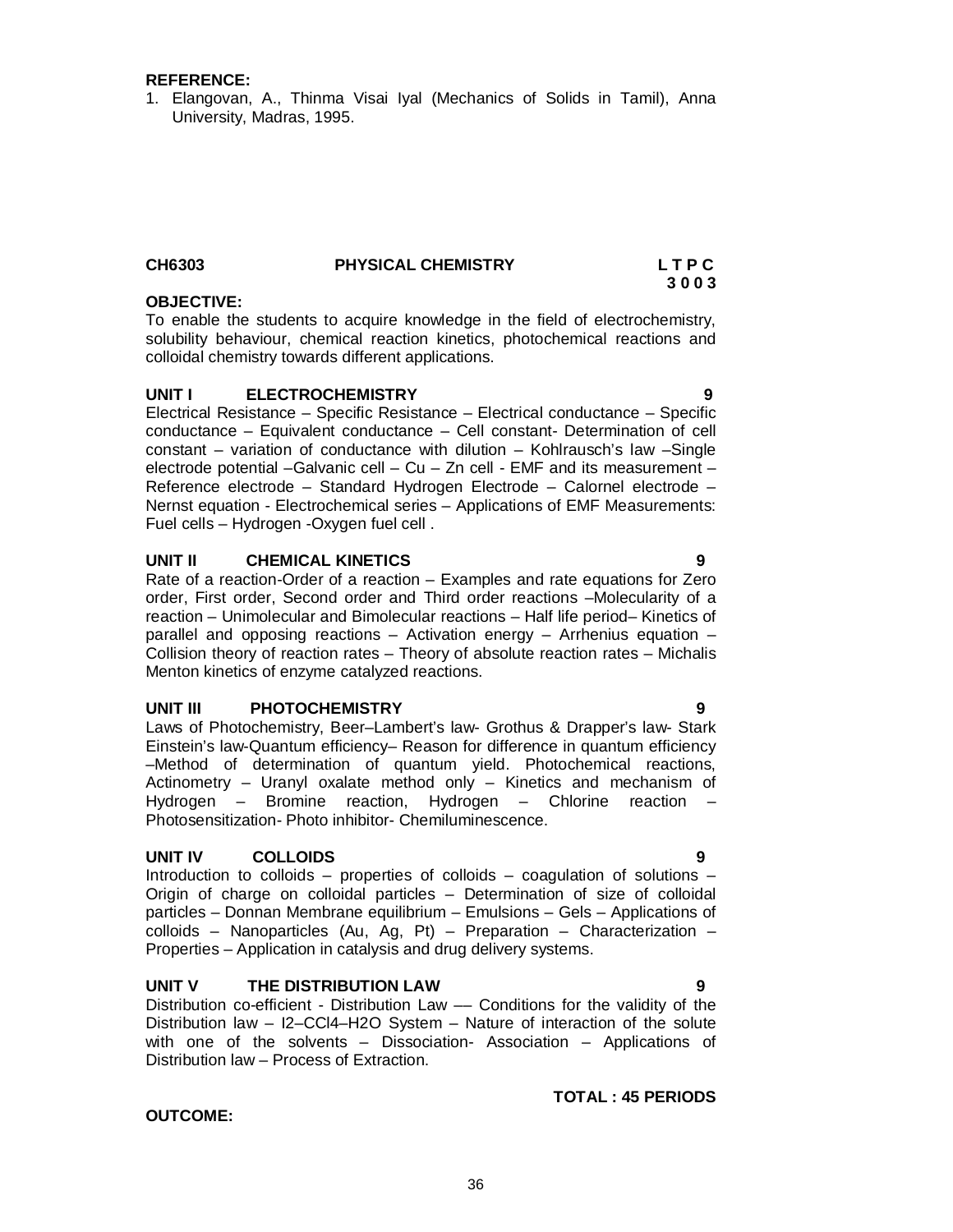**REFERENCE:**

1. Elangovan, A., Thinma Visai Iyal (Mechanics of Solids in Tamil), Anna University, Madras, 1995.

## CH6303 PHYSICAL CHEMISTRY L T P C 3 0 0 3

**OBJECTIVE:**

To enable the students to acquire knowledge in the field of electrochemistry, solubility behaviour, chemical reaction kinetics, photochemical reactions and colloidal chemistry towards different applications.

### UNIT I ELECTROCHEMISTRY 9

Electrical Resistance – Specific Resistance – Electrical conductance – Specific conductance – Equivalent conductance – Cell constant- Determination of cell constant – variation of conductance with dilution – Kohlrausch's law –Single electrode potential –Galvanic cell – Cu – Zn cell - EMF and its measurement – Reference electrode – Standard Hydrogen Electrode – Calornel electrode – Nernst equation - Electrochemical series – Applications of EMF Measurements: Fuel cells – Hydrogen -Oxygen fuel cell .

### UNIT II CHEMICAL KINETICS 9

Rate of a reaction-Order of a reaction – Examples and rate equations for Zero order, First order, Second order and Third order reactions –Molecularity of a reaction – Unimolecular and Bimolecular reactions – Half life period– Kinetics of parallel and opposing reactions – Activation energy – Arrhenius equation – Collision theory of reaction rates – Theory of absolute reaction rates – Michalis Menton kinetics of enzyme catalyzed reactions.

### UNIT III PHOTOCHEMISTRY 9

Laws of Photochemistry, Beer–Lambert's law- Grothus & Drapper's law- Stark Einstein's law-Quantum efficiency– Reason for difference in quantum efficiency –Method of determination of quantum yield. Photochemical reactions, Actinometry – Uranyl oxalate method only – Kinetics and mechanism of Hydrogen – Bromine reaction, Hydrogen – Chlorine reaction – Photosensitization- Photo inhibitor- Chemiluminescence.

### UNIT IV COLLOIDS 9

Introduction to colloids – properties of colloids – coagulation of solutions – Origin of charge on colloidal particles – Determination of size of colloidal particles – Donnan Membrane equilibrium – Emulsions – Gels – Applications of colloids – Nanoparticles (Au, Ag, Pt) – Preparation – Characterization – Properties – Application in catalysis and drug delivery systems.

### UNIT V THE DISTRIBUTION LAW 9

Distribution co-efficient - Distribution Law –– Conditions for the validity of the Distribution law – $I_2$–$CCl_4$–$H_2O$ System – Nature of interaction of the solute with one of the solvents – Dissociation- Association – Applications of Distribution law – Process of Extraction.

**TOTAL : 45 PERIODS**

**OUTCOME:**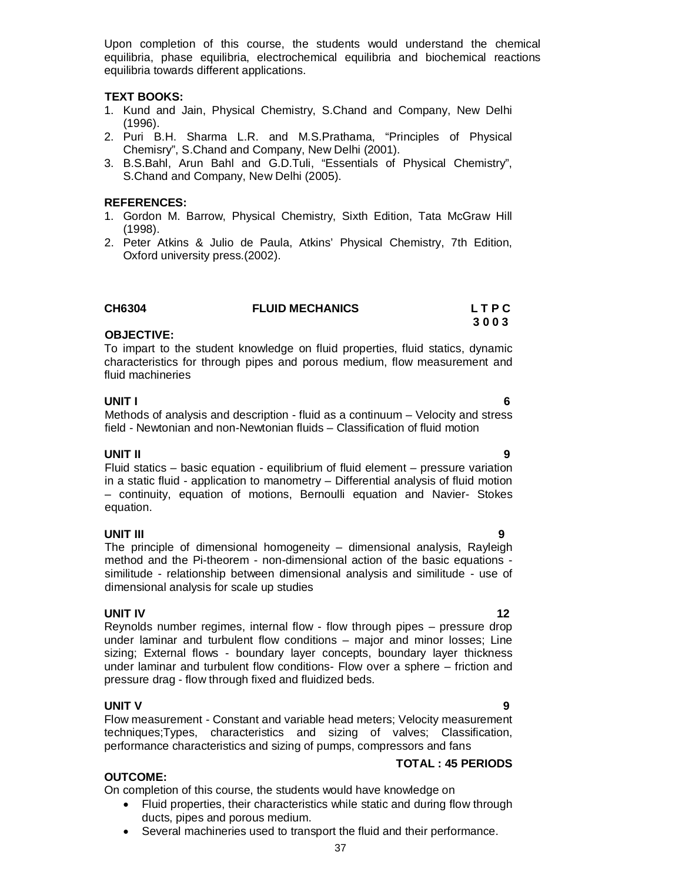Upon completion of this course, the students would understand the chemical equilibria, phase equilibria, electrochemical equilibria and biochemical reactions equilibria towards different applications.

**TEXT BOOKS:**

1. Kund and Jain, Physical Chemistry, S.Chand and Company, New Delhi (1996).
2. Puri B.H. Sharma L.R. and M.S.Prathama, "Principles of Physical Chemisry", S.Chand and Company, New Delhi (2001).
3. B.S.Bahl, Arun Bahl and G.D.Tuli, "Essentials of Physical Chemistry", S.Chand and Company, New Delhi (2005).

**REFERENCES:**

1. Gordon M. Barrow, Physical Chemistry, Sixth Edition, Tata McGraw Hill (1998).
2. Peter Atkins & Julio de Paula, Atkins' Physical Chemistry, 7th Edition, Oxford university press.(2002).

## CH6304 FLUID MECHANICS

**L T P C**
**3 0 0 3**

**OBJECTIVE:**

To impart to the student knowledge on fluid properties, fluid statics, dynamic characteristics for through pipes and porous medium, flow measurement and fluid machineries

**UNIT I** **6**

Methods of analysis and description - fluid as a continuum – Velocity and stress field - Newtonian and non-Newtonian fluids – Classification of fluid motion

**UNIT II** **9**

Fluid statics – basic equation - equilibrium of fluid element – pressure variation in a static fluid - application to manometry – Differential analysis of fluid motion – continuity, equation of motions, Bernoulli equation and Navier- Stokes equation.

**UNIT III** **9**

The principle of dimensional homogeneity – dimensional analysis, Rayleigh method and the Pi-theorem - non-dimensional action of the basic equations - similitude - relationship between dimensional analysis and similitude - use of dimensional analysis for scale up studies

**UNIT IV** **12**

Reynolds number regimes, internal flow - flow through pipes – pressure drop under laminar and turbulent flow conditions – major and minor losses; Line sizing; External flows - boundary layer concepts, boundary layer thickness under laminar and turbulent flow conditions- Flow over a sphere – friction and pressure drag - flow through fixed and fluidized beds.

**UNIT V** **9**

Flow measurement - Constant and variable head meters; Velocity measurement techniques;Types, characteristics and sizing of valves; Classification, performance characteristics and sizing of pumps, compressors and fans

**TOTAL : 45 PERIODS**

**OUTCOME:**

On completion of this course, the students would have knowledge on

- Fluid properties, their characteristics while static and during flow through ducts, pipes and porous medium.
- Several machineries used to transport the fluid and their performance.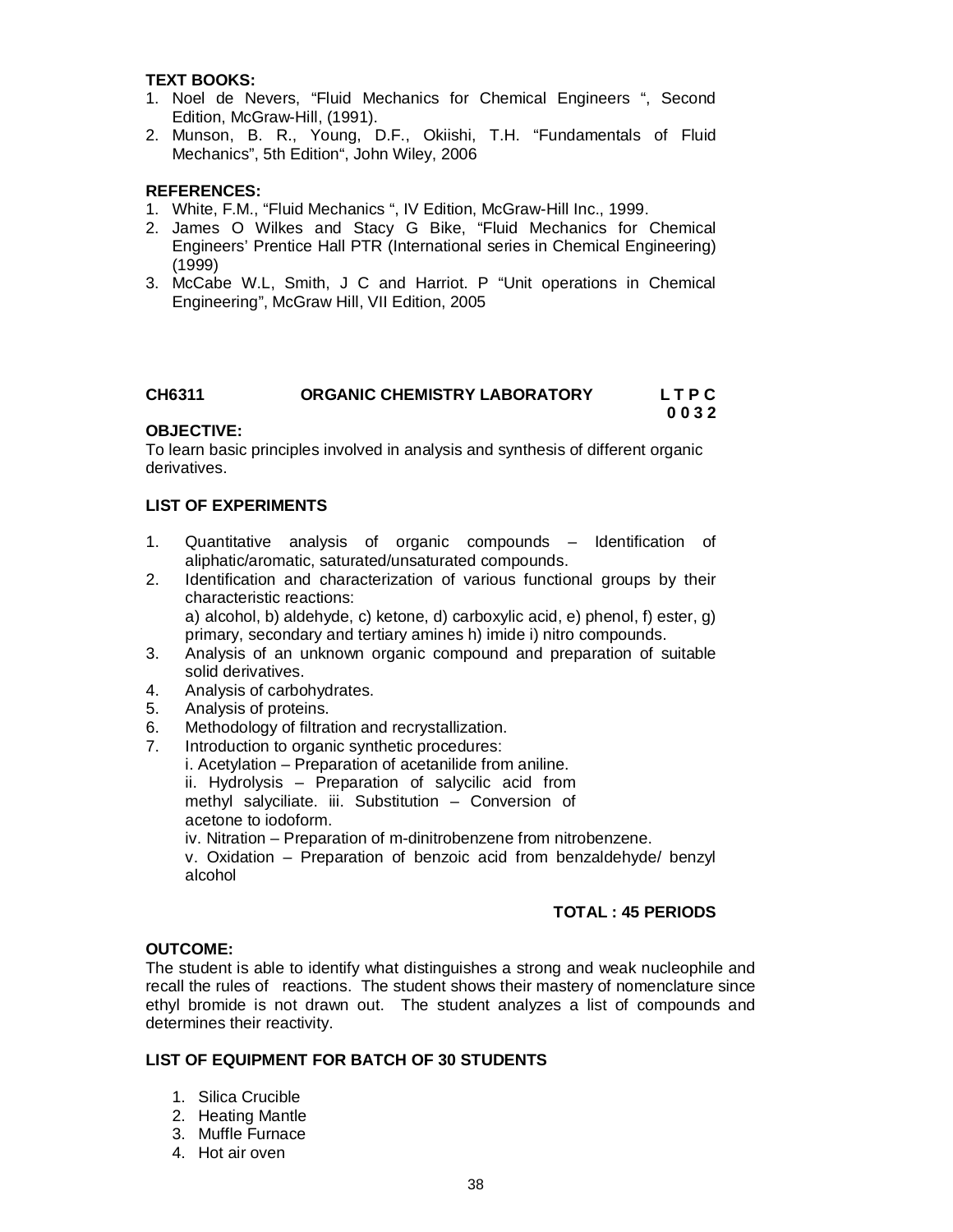**TEXT BOOKS:**

1. Noel de Nevers, "Fluid Mechanics for Chemical Engineers ", Second Edition, McGraw-Hill, (1991).
2. Munson, B. R., Young, D.F., Okiishi, T.H. "Fundamentals of Fluid Mechanics", 5th Edition", John Wiley, 2006

**REFERENCES:**

1. White, F.M., "Fluid Mechanics ", IV Edition, McGraw-Hill Inc., 1999.
2. James O Wilkes and Stacy G Bike, "Fluid Mechanics for Chemical Engineers' Prentice Hall PTR (International series in Chemical Engineering) (1999)
3. McCabe W.L, Smith, J C and Harriot. P "Unit operations in Chemical Engineering", McGraw Hill, VII Edition, 2005

## CH6311 ORGANIC CHEMISTRY LABORATORY L T P C

**0 0 3 2**

**OBJECTIVE:**

To learn basic principles involved in analysis and synthesis of different organic derivatives.

**LIST OF EXPERIMENTS**

1. Quantitative analysis of organic compounds – Identification of aliphatic/aromatic, saturated/unsaturated compounds.
2. Identification and characterization of various functional groups by their characteristic reactions:
   a) alcohol, b) aldehyde, c) ketone, d) carboxylic acid, e) phenol, f) ester, g) primary, secondary and tertiary amines h) imide i) nitro compounds.
3. Analysis of an unknown organic compound and preparation of suitable solid derivatives.
4. Analysis of carbohydrates.
5. Analysis of proteins.
6. Methodology of filtration and recrystallization.
7. Introduction to organic synthetic procedures:
   i. Acetylation – Preparation of acetanilide from aniline.
   ii. Hydrolysis – Preparation of salycilic acid from methyl salyciliate. iii. Substitution – Conversion of acetone to iodoform.
   iv. Nitration – Preparation of m-dinitrobenzene from nitrobenzene.
   v. Oxidation – Preparation of benzoic acid from benzaldehyde/ benzyl alcohol

**TOTAL : 45 PERIODS**

**OUTCOME:**

The student is able to identify what distinguishes a strong and weak nucleophile and recall the rules of reactions. The student shows their mastery of nomenclature since ethyl bromide is not drawn out. The student analyzes a list of compounds and determines their reactivity.

**LIST OF EQUIPMENT FOR BATCH OF 30 STUDENTS**

1. Silica Crucible
2. Heating Mantle
3. Muffle Furnace
4. Hot air oven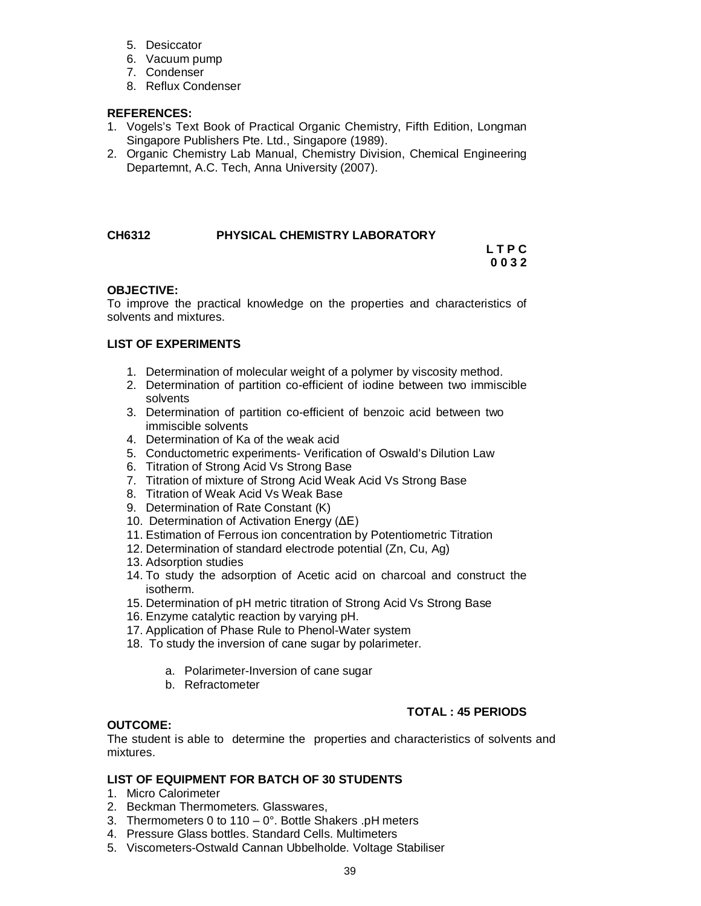5. Desiccator
6. Vacuum pump
7. Condenser
8. Reflux Condenser

**REFERENCES:**

1. Vogels's Text Book of Practical Organic Chemistry, Fifth Edition, Longman Singapore Publishers Pte. Ltd., Singapore (1989).
2. Organic Chemistry Lab Manual, Chemistry Division, Chemical Engineering Departemnt, A.C. Tech, Anna University (2007).

## CH6312 PHYSICAL CHEMISTRY LABORATORY

**L T P C**
**0 0 3 2**

**OBJECTIVE:**

To improve the practical knowledge on the properties and characteristics of solvents and mixtures.

**LIST OF EXPERIMENTS**

1. Determination of molecular weight of a polymer by viscosity method.
2. Determination of partition co-efficient of iodine between two immiscible solvents
3. Determination of partition co-efficient of benzoic acid between two immiscible solvents
4. Determination of Ka of the weak acid
5. Conductometric experiments- Verification of Oswald's Dilution Law
6. Titration of Strong Acid Vs Strong Base
7. Titration of mixture of Strong Acid Weak Acid Vs Strong Base
8. Titration of Weak Acid Vs Weak Base
9. Determination of Rate Constant (K)
10. Determination of Activation Energy (ΔE)
11. Estimation of Ferrous ion concentration by Potentiometric Titration
12. Determination of standard electrode potential (Zn, Cu, Ag)
13. Adsorption studies
14. To study the adsorption of Acetic acid on charcoal and construct the isotherm.
15. Determination of pH metric titration of Strong Acid Vs Strong Base
16. Enzyme catalytic reaction by varying pH.
17. Application of Phase Rule to Phenol-Water system
18. To study the inversion of cane sugar by polarimeter.
    a. Polarimeter-Inversion of cane sugar
    b. Refractometer

**TOTAL : 45 PERIODS**

**OUTCOME:**

The student is able to determine the properties and characteristics of solvents and mixtures.

**LIST OF EQUIPMENT FOR BATCH OF 30 STUDENTS**

1. Micro Calorimeter
2. Beckman Thermometers. Glasswares,
3. Thermometers 0 to 110 – 0°. Bottle Shakers .pH meters
4. Pressure Glass bottles. Standard Cells. Multimeters
5. Viscometers-Ostwald Cannan Ubbelholde. Voltage Stabiliser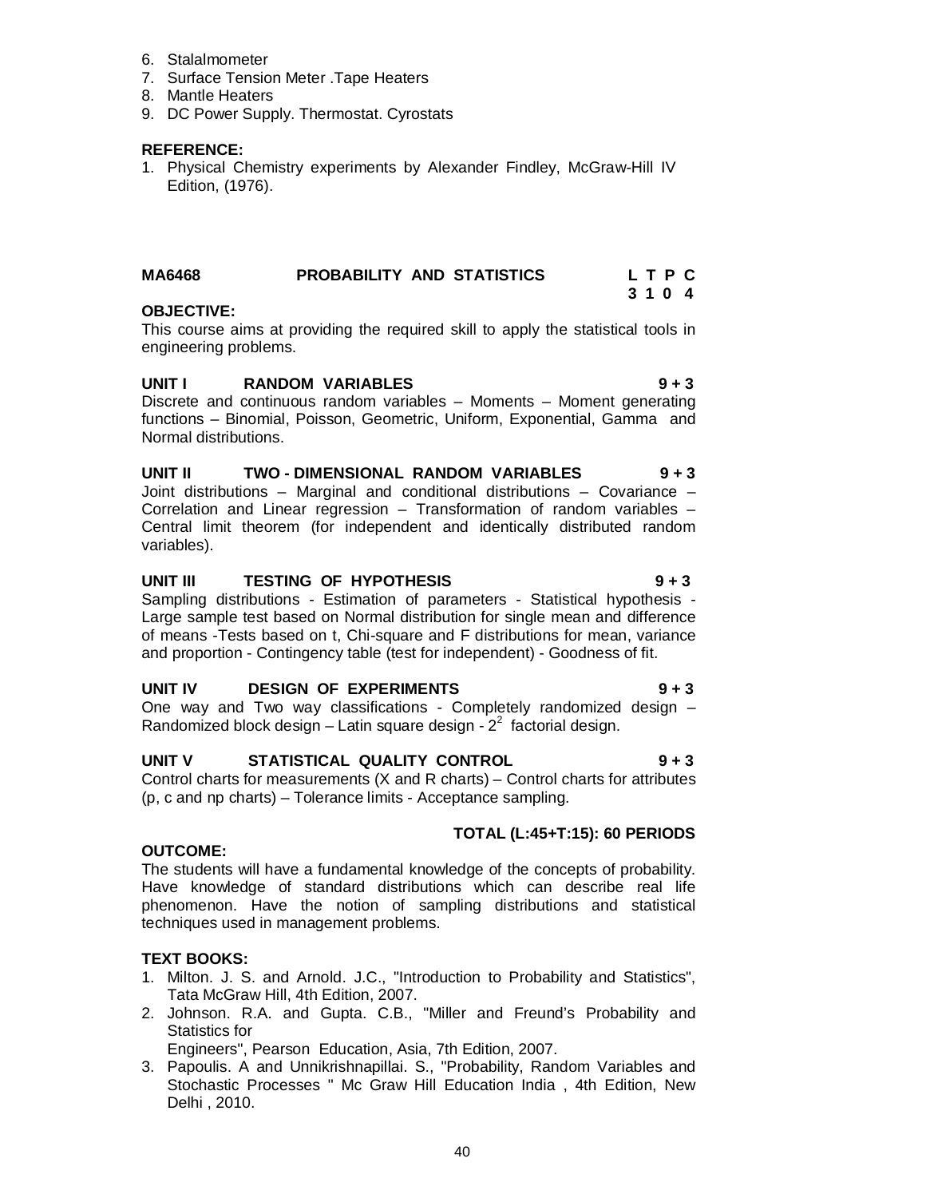6. Stalalmometer
7. Surface Tension Meter .Tape Heaters
8. Mantle Heaters
9. DC Power Supply. Thermostat. Cyrostats

**REFERENCE:**

1. Physical Chemistry experiments by Alexander Findley, McGraw-Hill IV Edition, (1976).

| **MA6468** | **PROBABILITY AND STATISTICS** | **L T P C** |
|---|---|---|
| | | **3 1 0 4** |

**OBJECTIVE:**

This course aims at providing the required skill to apply the statistical tools in engineering problems.

**UNIT I RANDOM VARIABLES 9 + 3**

Discrete and continuous random variables – Moments – Moment generating functions – Binomial, Poisson, Geometric, Uniform, Exponential, Gamma and Normal distributions.

**UNIT II TWO - DIMENSIONAL RANDOM VARIABLES 9 + 3**

Joint distributions – Marginal and conditional distributions – Covariance – Correlation and Linear regression – Transformation of random variables – Central limit theorem (for independent and identically distributed random variables).

**UNIT III TESTING OF HYPOTHESIS 9 + 3**

Sampling distributions - Estimation of parameters - Statistical hypothesis - Large sample test based on Normal distribution for single mean and difference of means -Tests based on t, Chi-square and F distributions for mean, variance and proportion - Contingency table (test for independent) - Goodness of fit.

**UNIT IV DESIGN OF EXPERIMENTS 9 + 3**

One way and Two way classifications - Completely randomized design – Randomized block design – Latin square design - $2^2$ factorial design.

**UNIT V STATISTICAL QUALITY CONTROL 9 + 3**

Control charts for measurements (X and R charts) – Control charts for attributes (p, c and np charts) – Tolerance limits - Acceptance sampling.

**TOTAL (L:45+T:15): 60 PERIODS**

**OUTCOME:**

The students will have a fundamental knowledge of the concepts of probability. Have knowledge of standard distributions which can describe real life phenomenon. Have the notion of sampling distributions and statistical techniques used in management problems.

**TEXT BOOKS:**

1. Milton. J. S. and Arnold. J.C., "Introduction to Probability and Statistics", Tata McGraw Hill, 4th Edition, 2007.
2. Johnson. R.A. and Gupta. C.B., "Miller and Freund's Probability and Statistics for Engineers", Pearson Education, Asia, 7th Edition, 2007.
3. Papoulis. A and Unnikrishnapillai. S., "Probability, Random Variables and Stochastic Processes " Mc Graw Hill Education India , 4th Edition, New Delhi , 2010.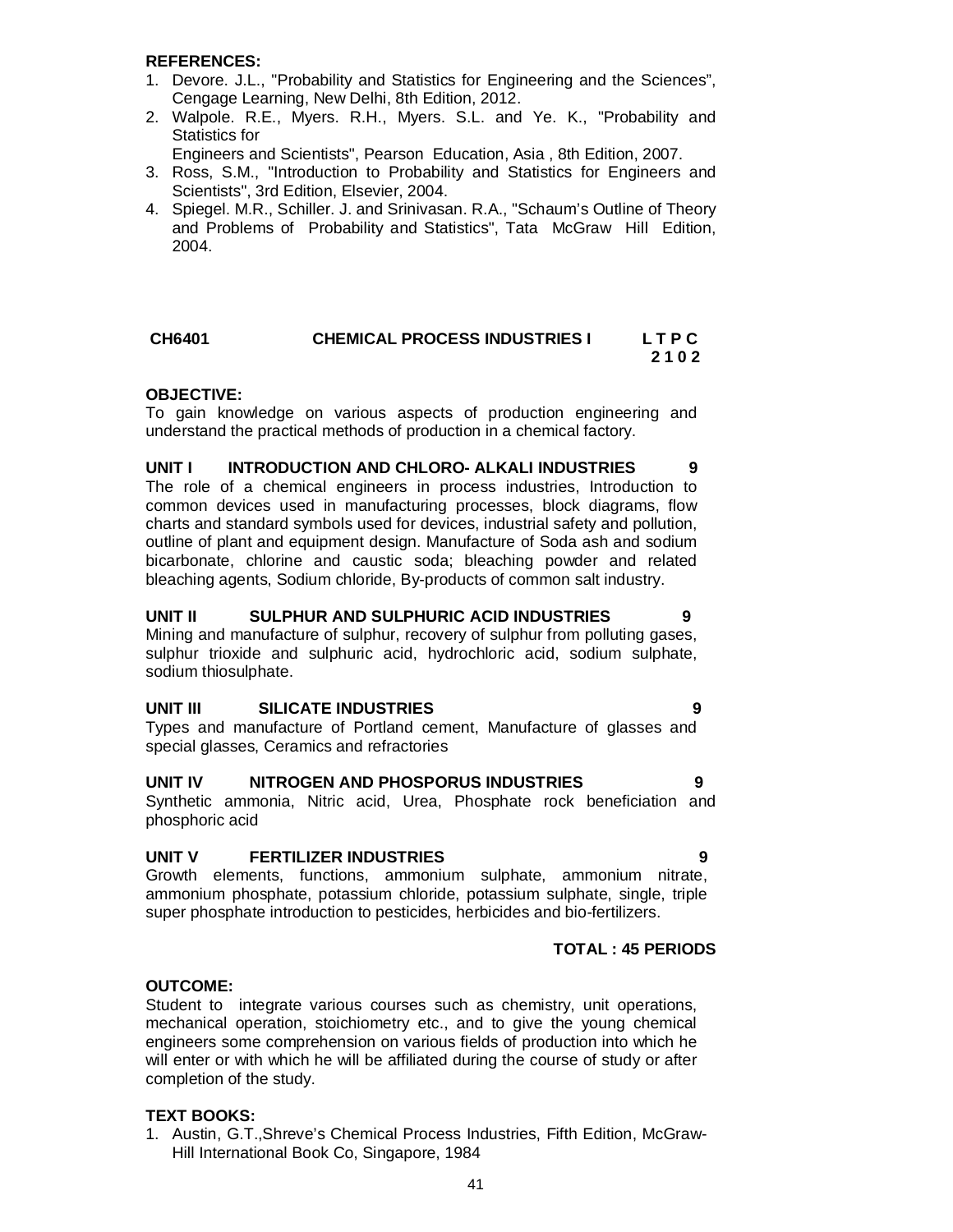**REFERENCES:**

1. Devore. J.L., "Probability and Statistics for Engineering and the Sciences", Cengage Learning, New Delhi, 8th Edition, 2012.
2. Walpole. R.E., Myers. R.H., Myers. S.L. and Ye. K., "Probability and Statistics for Engineers and Scientists", Pearson Education, Asia , 8th Edition, 2007.
3. Ross, S.M., "Introduction to Probability and Statistics for Engineers and Scientists", 3rd Edition, Elsevier, 2004.
4. Spiegel. M.R., Schiller. J. and Srinivasan. R.A., "Schaum's Outline of Theory and Problems of Probability and Statistics", Tata McGraw Hill Edition, 2004.

## CH6401 CHEMICAL PROCESS INDUSTRIES I

| L | T | P | C |
|---|---|---|---|
| 2 | 1 | 0 | 2 |

**OBJECTIVE:**

To gain knowledge on various aspects of production engineering and understand the practical methods of production in a chemical factory.

**UNIT I INTRODUCTION AND CHLORO- ALKALI INDUSTRIES 9**

The role of a chemical engineers in process industries, Introduction to common devices used in manufacturing processes, block diagrams, flow charts and standard symbols used for devices, industrial safety and pollution, outline of plant and equipment design. Manufacture of Soda ash and sodium bicarbonate, chlorine and caustic soda; bleaching powder and related bleaching agents, Sodium chloride, By-products of common salt industry.

**UNIT II SULPHUR AND SULPHURIC ACID INDUSTRIES 9**

Mining and manufacture of sulphur, recovery of sulphur from polluting gases, sulphur trioxide and sulphuric acid, hydrochloric acid, sodium sulphate, sodium thiosulphate.

**UNIT III SILICATE INDUSTRIES 9**

Types and manufacture of Portland cement, Manufacture of glasses and special glasses, Ceramics and refractories

**UNIT IV NITROGEN AND PHOSPORUS INDUSTRIES 9**

Synthetic ammonia, Nitric acid, Urea, Phosphate rock beneficiation and phosphoric acid

**UNIT V FERTILIZER INDUSTRIES 9**

Growth elements, functions, ammonium sulphate, ammonium nitrate, ammonium phosphate, potassium chloride, potassium sulphate, single, triple super phosphate introduction to pesticides, herbicides and bio-fertilizers.

**TOTAL : 45 PERIODS**

**OUTCOME:**

Student to integrate various courses such as chemistry, unit operations, mechanical operation, stoichiometry etc., and to give the young chemical engineers some comprehension on various fields of production into which he will enter or with which he will be affiliated during the course of study or after completion of the study.

**TEXT BOOKS:**

1. Austin, G.T.,Shreve's Chemical Process Industries, Fifth Edition, McGraw-Hill International Book Co, Singapore, 1984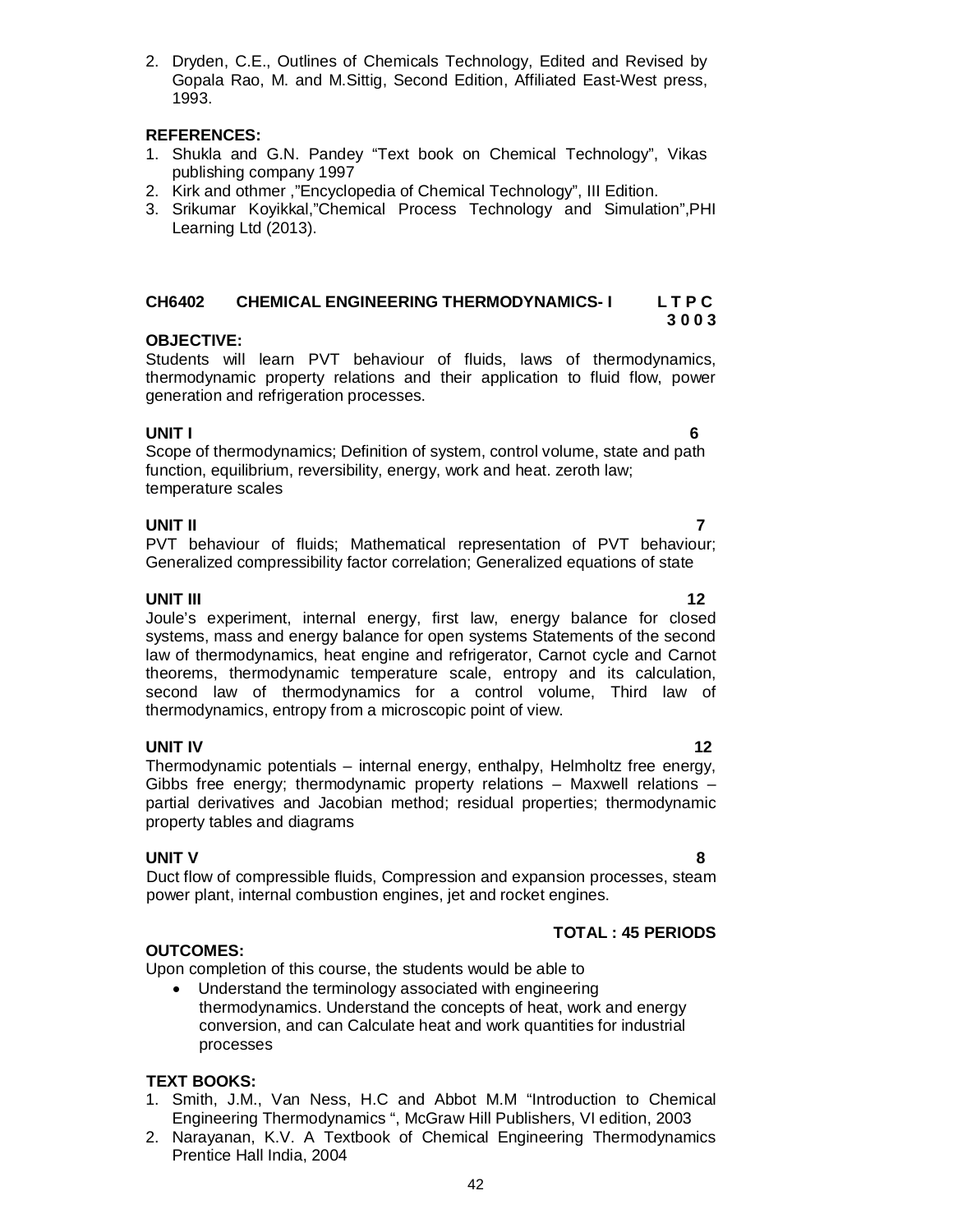2. Dryden, C.E., Outlines of Chemicals Technology, Edited and Revised by Gopala Rao, M. and M.Sittig, Second Edition, Affiliated East-West press, 1993.

**REFERENCES:**

1. Shukla and G.N. Pandey "Text book on Chemical Technology", Vikas publishing company 1997
2. Kirk and othmer ,"Encyclopedia of Chemical Technology", III Edition.
3. Srikumar Koyikkal,"Chemical Process Technology and Simulation",PHI Learning Ltd (2013).

## CH6402 CHEMICAL ENGINEERING THERMODYNAMICS- I

**L T P C**
**3 0 0 3**

**OBJECTIVE:**

Students will learn PVT behaviour of fluids, laws of thermodynamics, thermodynamic property relations and their application to fluid flow, power generation and refrigeration processes.

**UNIT I** **6**

Scope of thermodynamics; Definition of system, control volume, state and path function, equilibrium, reversibility, energy, work and heat. zeroth law; temperature scales

**UNIT II** **7**

PVT behaviour of fluids; Mathematical representation of PVT behaviour; Generalized compressibility factor correlation; Generalized equations of state

**UNIT III** **12**

Joule's experiment, internal energy, first law, energy balance for closed systems, mass and energy balance for open systems Statements of the second law of thermodynamics, heat engine and refrigerator, Carnot cycle and Carnot theorems, thermodynamic temperature scale, entropy and its calculation, second law of thermodynamics for a control volume, Third law of thermodynamics, entropy from a microscopic point of view.

**UNIT IV** **12**

Thermodynamic potentials – internal energy, enthalpy, Helmholtz free energy, Gibbs free energy; thermodynamic property relations – Maxwell relations – partial derivatives and Jacobian method; residual properties; thermodynamic property tables and diagrams

**UNIT V** **8**

Duct flow of compressible fluids, Compression and expansion processes, steam power plant, internal combustion engines, jet and rocket engines.

**TOTAL : 45 PERIODS**

**OUTCOMES:**

Upon completion of this course, the students would be able to

- Understand the terminology associated with engineering thermodynamics. Understand the concepts of heat, work and energy conversion, and can Calculate heat and work quantities for industrial processes

**TEXT BOOKS:**

1. Smith, J.M., Van Ness, H.C and Abbot M.M "Introduction to Chemical Engineering Thermodynamics ", McGraw Hill Publishers, VI edition, 2003
2. Narayanan, K.V. A Textbook of Chemical Engineering Thermodynamics Prentice Hall India, 2004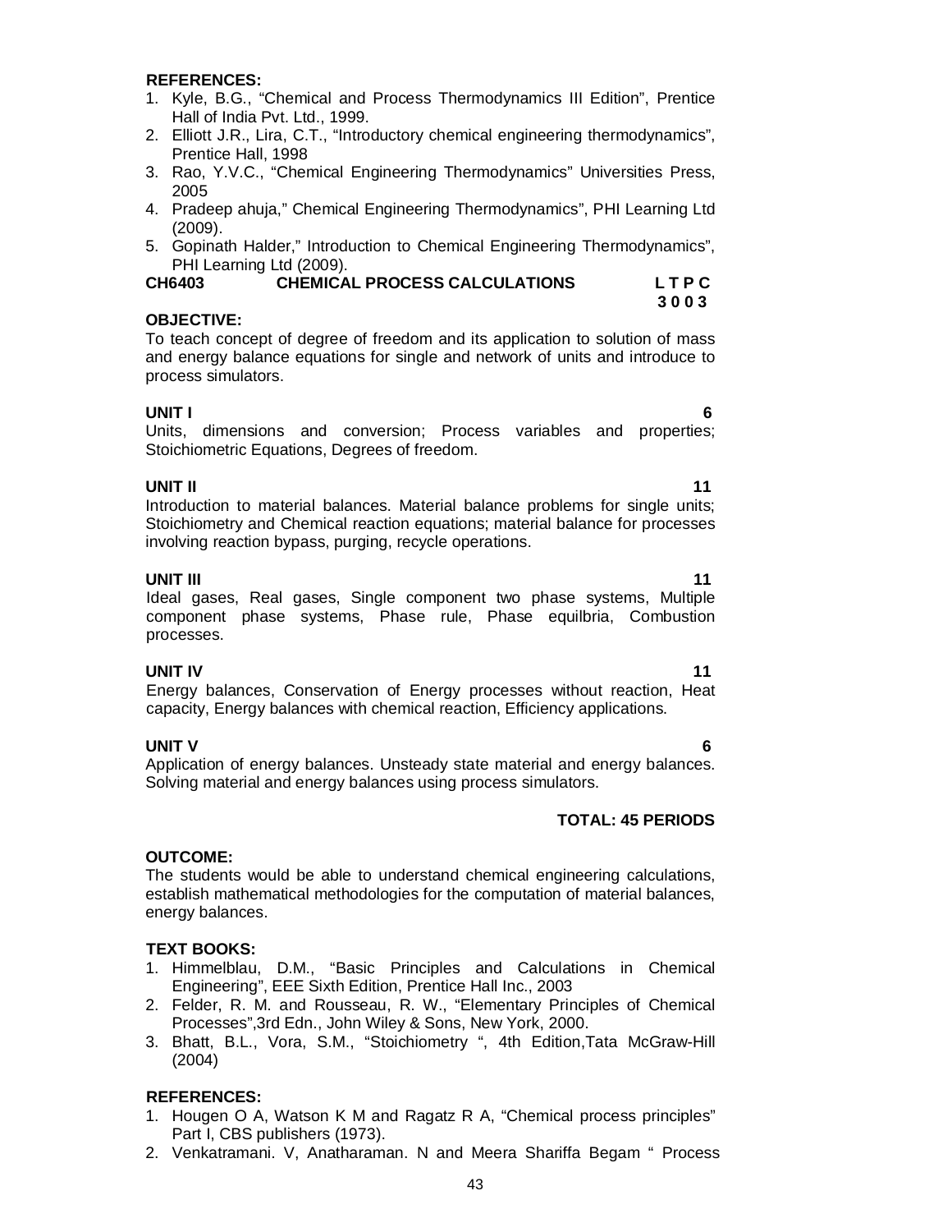**REFERENCES:**

1. Kyle, B.G., "Chemical and Process Thermodynamics III Edition", Prentice Hall of India Pvt. Ltd., 1999.
2. Elliott J.R., Lira, C.T., "Introductory chemical engineering thermodynamics", Prentice Hall, 1998
3. Rao, Y.V.C., "Chemical Engineering Thermodynamics" Universities Press, 2005
4. Pradeep ahuja," Chemical Engineering Thermodynamics", PHI Learning Ltd (2009).
5. Gopinath Halder," Introduction to Chemical Engineering Thermodynamics", PHI Learning Ltd (2009).

## CH6403 CHEMICAL PROCESS CALCULATIONS

**L T P C**
**3 0 0 3**

**OBJECTIVE:**

To teach concept of degree of freedom and its application to solution of mass and energy balance equations for single and network of units and introduce to process simulators.

**UNIT I** **6**

Units, dimensions and conversion; Process variables and properties; Stoichiometric Equations, Degrees of freedom.

**UNIT II** **11**

Introduction to material balances. Material balance problems for single units; Stoichiometry and Chemical reaction equations; material balance for processes involving reaction bypass, purging, recycle operations.

**UNIT III** **11**

Ideal gases, Real gases, Single component two phase systems, Multiple component phase systems, Phase rule, Phase equilbria, Combustion processes.

**UNIT IV** **11**

Energy balances, Conservation of Energy processes without reaction, Heat capacity, Energy balances with chemical reaction, Efficiency applications.

**UNIT V** **6**

Application of energy balances. Unsteady state material and energy balances. Solving material and energy balances using process simulators.

**TOTAL: 45 PERIODS**

**OUTCOME:**

The students would be able to understand chemical engineering calculations, establish mathematical methodologies for the computation of material balances, energy balances.

**TEXT BOOKS:**

1. Himmelblau, D.M., "Basic Principles and Calculations in Chemical Engineering", EEE Sixth Edition, Prentice Hall Inc., 2003
2. Felder, R. M. and Rousseau, R. W., "Elementary Principles of Chemical Processes",3rd Edn., John Wiley & Sons, New York, 2000.
3. Bhatt, B.L., Vora, S.M., "Stoichiometry ", 4th Edition,Tata McGraw-Hill (2004)

**REFERENCES:**

1. Hougen O A, Watson K M and Ragatz R A, "Chemical process principles" Part I, CBS publishers (1973).
2. Venkatramani. V, Anatharaman. N and Meera Shariffa Begam " Process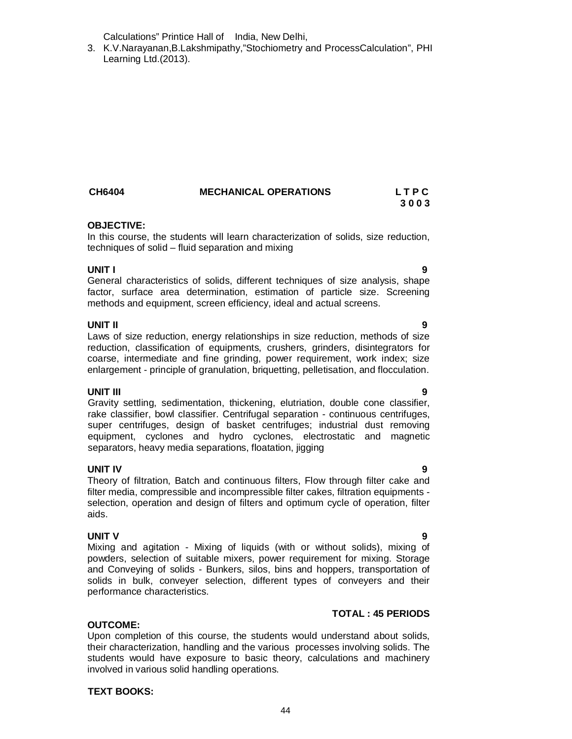Calculations" Printice Hall of India, New Delhi,

3. K.V.Narayanan,B.Lakshmipathy,"Stochiometry and ProcessCalculation", PHI Learning Ltd.(2013).

## CH6404 MECHANICAL OPERATIONS

**L T P C**
**3 0 0 3**

**OBJECTIVE:**

In this course, the students will learn characterization of solids, size reduction, techniques of solid – fluid separation and mixing

**UNIT I 9**

General characteristics of solids, different techniques of size analysis, shape factor, surface area determination, estimation of particle size. Screening methods and equipment, screen efficiency, ideal and actual screens.

**UNIT II 9**

Laws of size reduction, energy relationships in size reduction, methods of size reduction, classification of equipments, crushers, grinders, disintegrators for coarse, intermediate and fine grinding, power requirement, work index; size enlargement - principle of granulation, briquetting, pelletisation, and flocculation.

**UNIT III 9**

Gravity settling, sedimentation, thickening, elutriation, double cone classifier, rake classifier, bowl classifier. Centrifugal separation - continuous centrifuges, super centrifuges, design of basket centrifuges; industrial dust removing equipment, cyclones and hydro cyclones, electrostatic and magnetic separators, heavy media separations, floatation, jigging

**UNIT IV 9**

Theory of filtration, Batch and continuous filters, Flow through filter cake and filter media, compressible and incompressible filter cakes, filtration equipments - selection, operation and design of filters and optimum cycle of operation, filter aids.

**UNIT V 9**

Mixing and agitation - Mixing of liquids (with or without solids), mixing of powders, selection of suitable mixers, power requirement for mixing. Storage and Conveying of solids - Bunkers, silos, bins and hoppers, transportation of solids in bulk, conveyer selection, different types of conveyers and their performance characteristics.

**TOTAL : 45 PERIODS**

**OUTCOME:**

Upon completion of this course, the students would understand about solids, their characterization, handling and the various processes involving solids. The students would have exposure to basic theory, calculations and machinery involved in various solid handling operations.

**TEXT BOOKS:**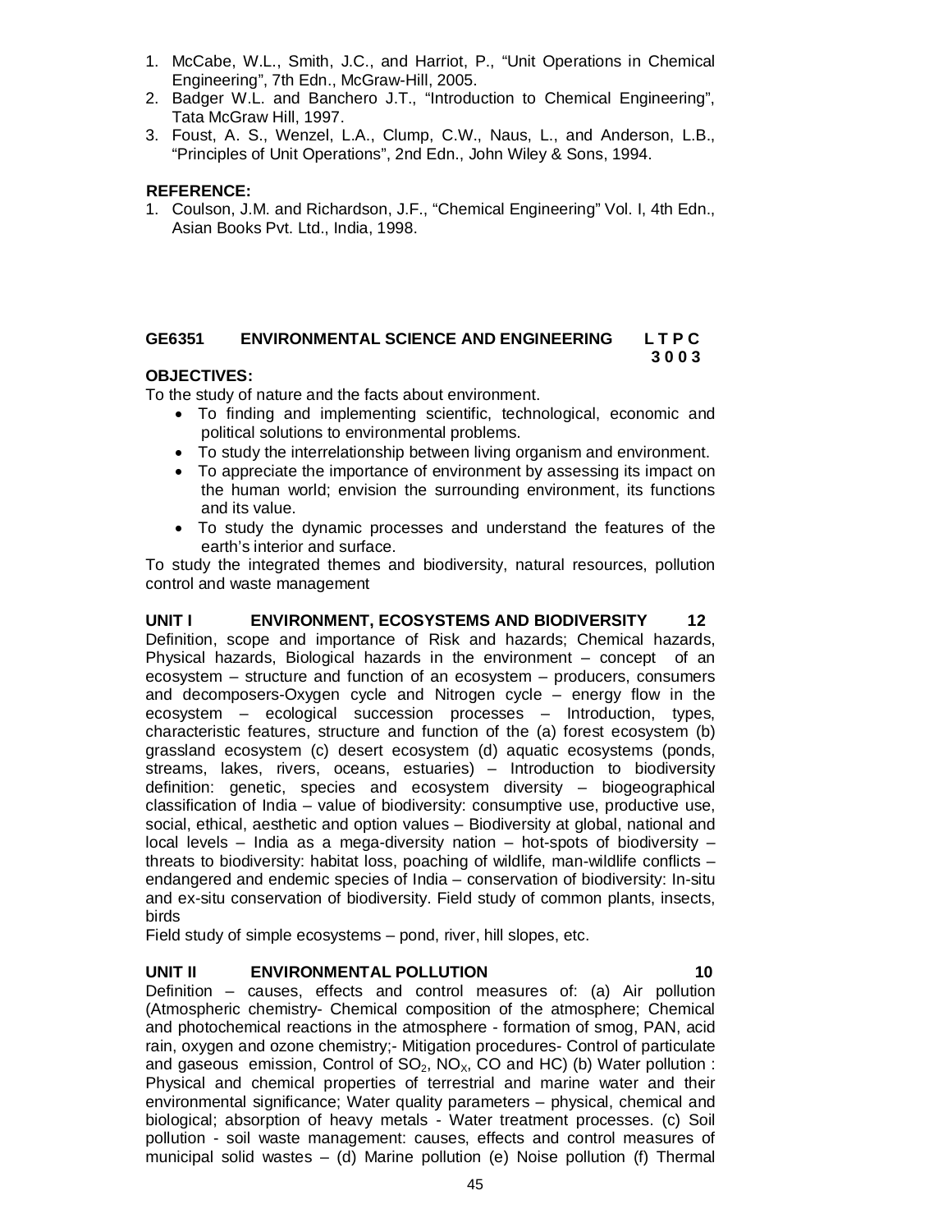1. McCabe, W.L., Smith, J.C., and Harriot, P., “Unit Operations in Chemical Engineering”, 7th Edn., McGraw-Hill, 2005.
2. Badger W.L. and Banchero J.T., “Introduction to Chemical Engineering”, Tata McGraw Hill, 1997.
3. Foust, A. S., Wenzel, L.A., Clump, C.W., Naus, L., and Anderson, L.B., “Principles of Unit Operations”, 2nd Edn., John Wiley & Sons, 1994.

**REFERENCE:**

1. Coulson, J.M. and Richardson, J.F., “Chemical Engineering” Vol. I, 4th Edn., Asian Books Pvt. Ltd., India, 1998.

## GE6351 ENVIRONMENTAL SCIENCE AND ENGINEERING L T P C 3 0 0 3

**OBJECTIVES:**

To the study of nature and the facts about environment.

- To finding and implementing scientific, technological, economic and political solutions to environmental problems.
- To study the interrelationship between living organism and environment.
- To appreciate the importance of environment by assessing its impact on the human world; envision the surrounding environment, its functions and its value.
- To study the dynamic processes and understand the features of the earth’s interior and surface.

To study the integrated themes and biodiversity, natural resources, pollution control and waste management

### UNIT I ENVIRONMENT, ECOSYSTEMS AND BIODIVERSITY 12

Definition, scope and importance of Risk and hazards; Chemical hazards, Physical hazards, Biological hazards in the environment – concept of an ecosystem – structure and function of an ecosystem – producers, consumers and decomposers-Oxygen cycle and Nitrogen cycle – energy flow in the ecosystem – ecological succession processes – Introduction, types, characteristic features, structure and function of the (a) forest ecosystem (b) grassland ecosystem (c) desert ecosystem (d) aquatic ecosystems (ponds, streams, lakes, rivers, oceans, estuaries) – Introduction to biodiversity definition: genetic, species and ecosystem diversity – biogeographical classification of India – value of biodiversity: consumptive use, productive use, social, ethical, aesthetic and option values – Biodiversity at global, national and local levels – India as a mega-diversity nation – hot-spots of biodiversity – threats to biodiversity: habitat loss, poaching of wildlife, man-wildlife conflicts – endangered and endemic species of India – conservation of biodiversity: In-situ and ex-situ conservation of biodiversity. Field study of common plants, insects, birds

Field study of simple ecosystems – pond, river, hill slopes, etc.

### UNIT II ENVIRONMENTAL POLLUTION 10

Definition – causes, effects and control measures of: (a) Air pollution (Atmospheric chemistry- Chemical composition of the atmosphere; Chemical and photochemical reactions in the atmosphere - formation of smog, PAN, acid rain, oxygen and ozone chemistry;- Mitigation procedures- Control of particulate and gaseous emission, Control of $SO_2$, $NO_X$, CO and HC) (b) Water pollution : Physical and chemical properties of terrestrial and marine water and their environmental significance; Water quality parameters – physical, chemical and biological; absorption of heavy metals - Water treatment processes. (c) Soil pollution - soil waste management: causes, effects and control measures of municipal solid wastes – (d) Marine pollution (e) Noise pollution (f) Thermal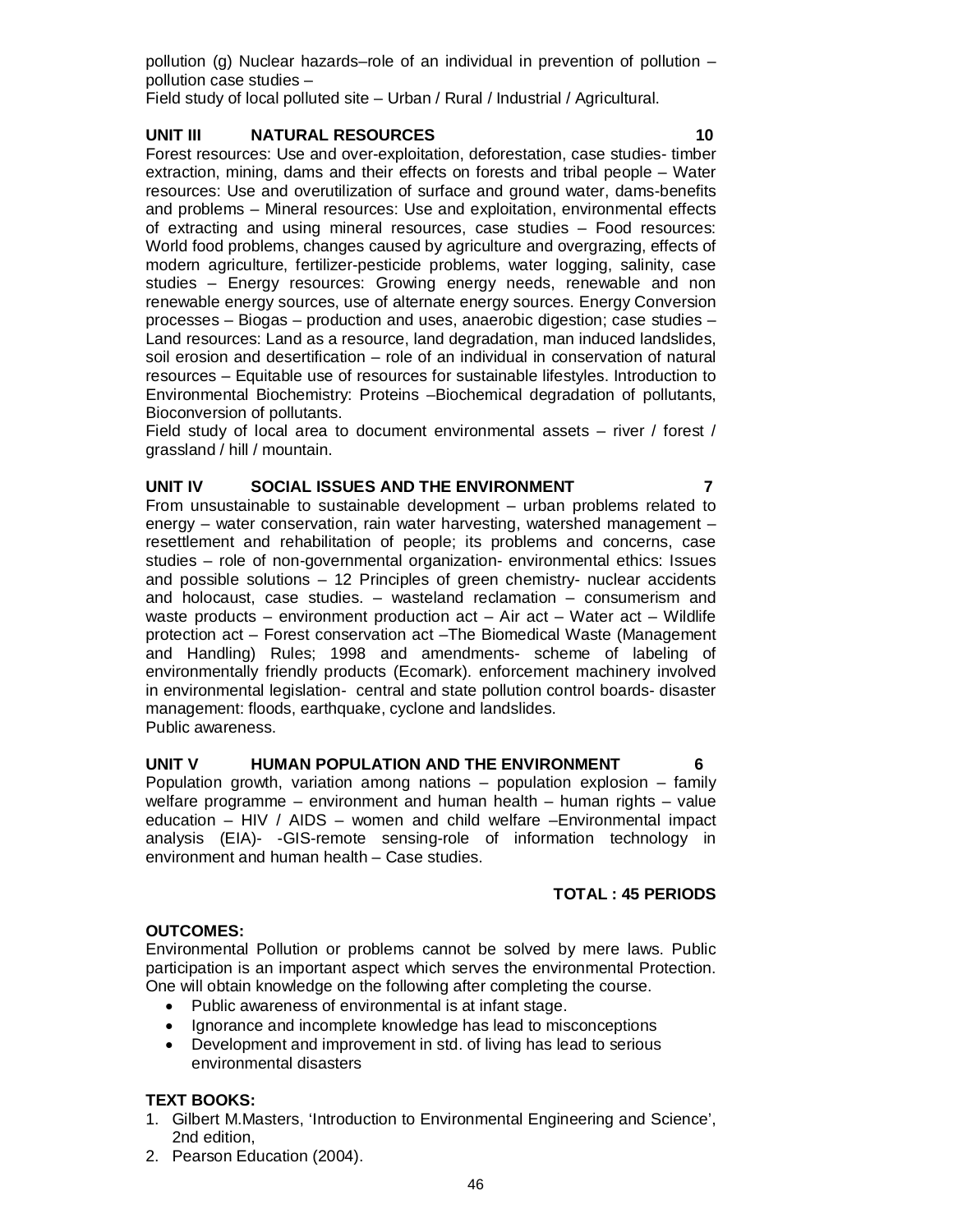pollution (g) Nuclear hazards–role of an individual in prevention of pollution – pollution case studies –
Field study of local polluted site – Urban / Rural / Industrial / Agricultural.

**UNIT III NATURAL RESOURCES 10**

Forest resources: Use and over-exploitation, deforestation, case studies- timber extraction, mining, dams and their effects on forests and tribal people – Water resources: Use and overutilization of surface and ground water, dams-benefits and problems – Mineral resources: Use and exploitation, environmental effects of extracting and using mineral resources, case studies – Food resources: World food problems, changes caused by agriculture and overgrazing, effects of modern agriculture, fertilizer-pesticide problems, water logging, salinity, case studies – Energy resources: Growing energy needs, renewable and non renewable energy sources, use of alternate energy sources. Energy Conversion processes – Biogas – production and uses, anaerobic digestion; case studies – Land resources: Land as a resource, land degradation, man induced landslides, soil erosion and desertification – role of an individual in conservation of natural resources – Equitable use of resources for sustainable lifestyles. Introduction to Environmental Biochemistry: Proteins –Biochemical degradation of pollutants, Bioconversion of pollutants.
Field study of local area to document environmental assets – river / forest / grassland / hill / mountain.

**UNIT IV SOCIAL ISSUES AND THE ENVIRONMENT 7**

From unsustainable to sustainable development – urban problems related to energy – water conservation, rain water harvesting, watershed management – resettlement and rehabilitation of people; its problems and concerns, case studies – role of non-governmental organization- environmental ethics: Issues and possible solutions – 12 Principles of green chemistry- nuclear accidents and holocaust, case studies. – wasteland reclamation – consumerism and waste products – environment production act – Air act – Water act – Wildlife protection act – Forest conservation act –The Biomedical Waste (Management and Handling) Rules; 1998 and amendments- scheme of labeling of environmentally friendly products (Ecomark). enforcement machinery involved in environmental legislation- central and state pollution control boards- disaster management: floods, earthquake, cyclone and landslides.
Public awareness.

**UNIT V HUMAN POPULATION AND THE ENVIRONMENT 6**

Population growth, variation among nations – population explosion – family welfare programme – environment and human health – human rights – value education – HIV / AIDS – women and child welfare –Environmental impact analysis (EIA)- -GIS-remote sensing-role of information technology in environment and human health – Case studies.

**TOTAL : 45 PERIODS**

**OUTCOMES:**

Environmental Pollution or problems cannot be solved by mere laws. Public participation is an important aspect which serves the environmental Protection. One will obtain knowledge on the following after completing the course.

- Public awareness of environmental is at infant stage.
- Ignorance and incomplete knowledge has lead to misconceptions
- Development and improvement in std. of living has lead to serious environmental disasters

**TEXT BOOKS:**

1. Gilbert M.Masters, 'Introduction to Environmental Engineering and Science', 2nd edition,
2. Pearson Education (2004).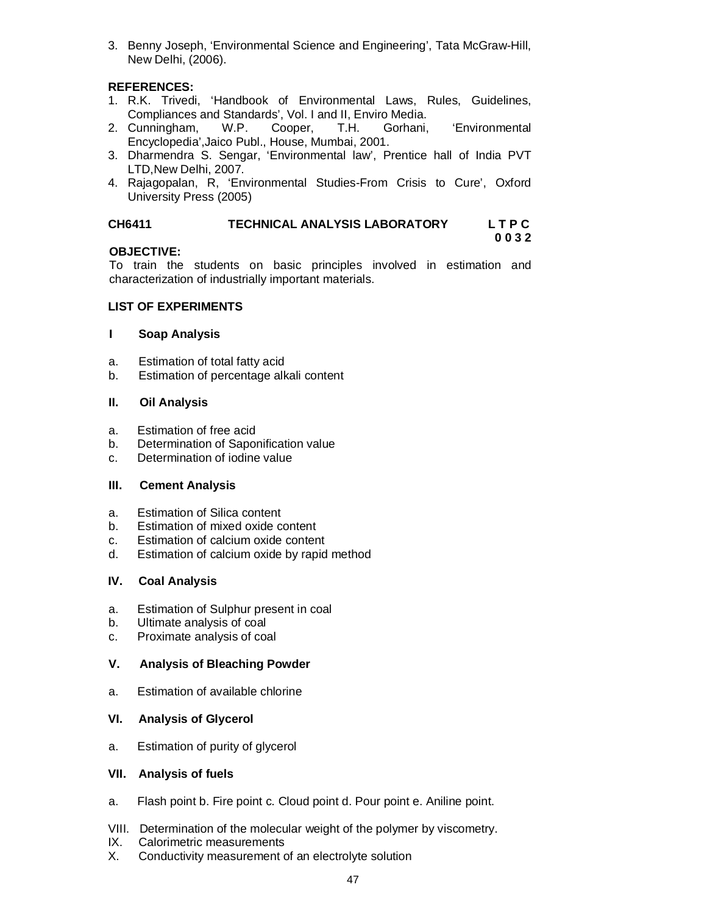3. Benny Joseph, 'Environmental Science and Engineering', Tata McGraw-Hill, New Delhi, (2006).

**REFERENCES:**

1. R.K. Trivedi, 'Handbook of Environmental Laws, Rules, Guidelines, Compliances and Standards', Vol. I and II, Enviro Media.
2. Cunningham, W.P. Cooper, T.H. Gorhani, 'Environmental Encyclopedia',Jaico Publ., House, Mumbai, 2001.
3. Dharmendra S. Sengar, 'Environmental law', Prentice hall of India PVT LTD,New Delhi, 2007.
4. Rajagopalan, R, 'Environmental Studies-From Crisis to Cure', Oxford University Press (2005)

## CH6411 TECHNICAL ANALYSIS LABORATORY L T P C 0 0 3 2

**OBJECTIVE:**

To train the students on basic principles involved in estimation and characterization of industrially important materials.

**LIST OF EXPERIMENTS**

**I Soap Analysis**

a. Estimation of total fatty acid
b. Estimation of percentage alkali content

**II. Oil Analysis**

a. Estimation of free acid
b. Determination of Saponification value
c. Determination of iodine value

**III. Cement Analysis**

a. Estimation of Silica content
b. Estimation of mixed oxide content
c. Estimation of calcium oxide content
d. Estimation of calcium oxide by rapid method

**IV. Coal Analysis**

a. Estimation of Sulphur present in coal
b. Ultimate analysis of coal
c. Proximate analysis of coal

**V. Analysis of Bleaching Powder**

a. Estimation of available chlorine

**VI. Analysis of Glycerol**

a. Estimation of purity of glycerol

**VII. Analysis of fuels**

a. Flash point b. Fire point c. Cloud point d. Pour point e. Aniline point.

VIII. Determination of the molecular weight of the polymer by viscometry.
IX. Calorimetric measurements
X. Conductivity measurement of an electrolyte solution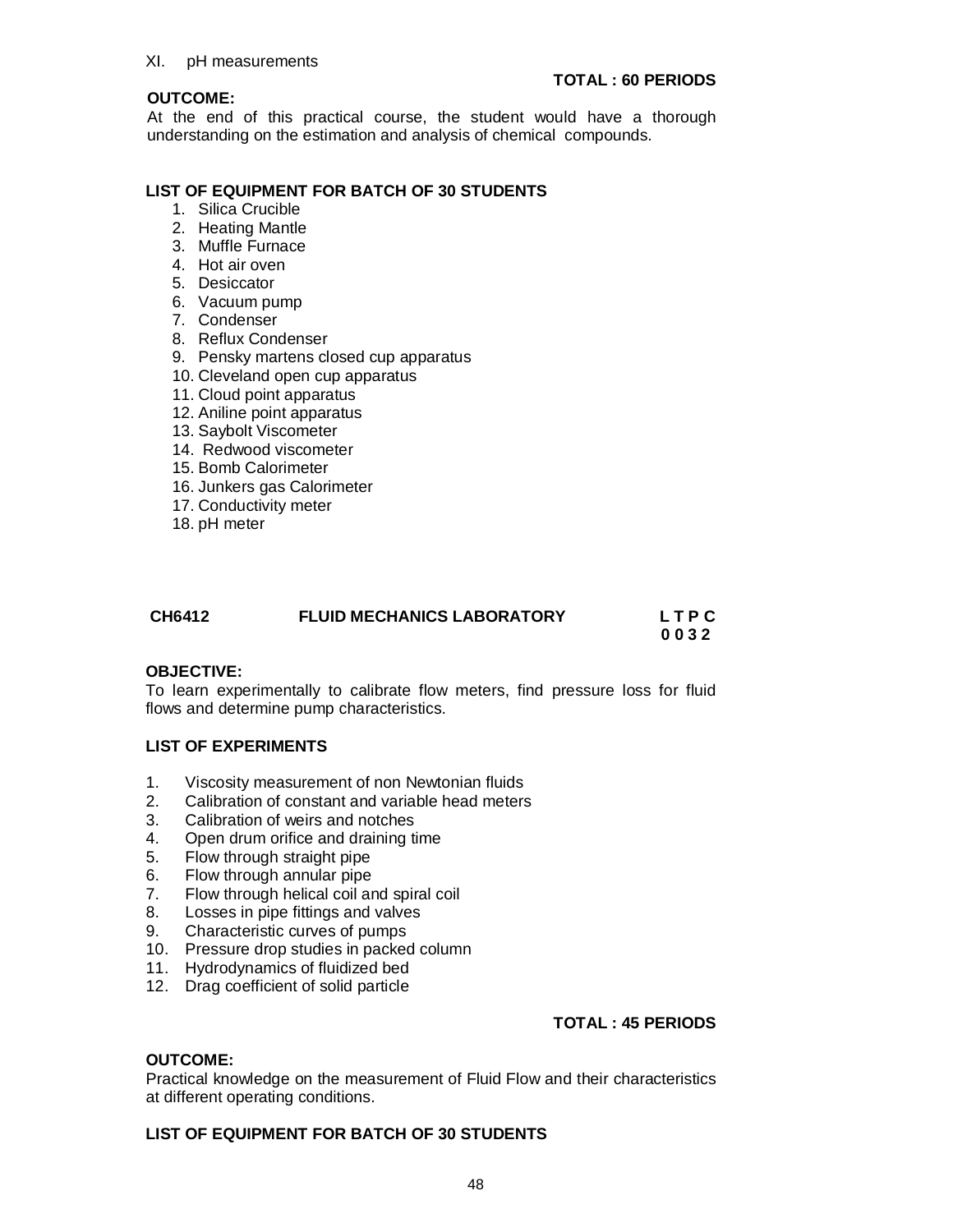XI. pH measurements

**TOTAL : 60 PERIODS**

**OUTCOME:**

At the end of this practical course, the student would have a thorough understanding on the estimation and analysis of chemical compounds.

**LIST OF EQUIPMENT FOR BATCH OF 30 STUDENTS**

1. Silica Crucible
2. Heating Mantle
3. Muffle Furnace
4. Hot air oven
5. Desiccator
6. Vacuum pump
7. Condenser
8. Reflux Condenser
9. Pensky martens closed cup apparatus
10. Cleveland open cup apparatus
11. Cloud point apparatus
12. Aniline point apparatus
13. Saybolt Viscometer
14. Redwood viscometer
15. Bomb Calorimeter
16. Junkers gas Calorimeter
17. Conductivity meter
18. pH meter

## CH6412 FLUID MECHANICS LABORATORY

**L T P C**
**0 0 3 2**

**OBJECTIVE:**

To learn experimentally to calibrate flow meters, find pressure loss for fluid flows and determine pump characteristics.

**LIST OF EXPERIMENTS**

1. Viscosity measurement of non Newtonian fluids
2. Calibration of constant and variable head meters
3. Calibration of weirs and notches
4. Open drum orifice and draining time
5. Flow through straight pipe
6. Flow through annular pipe
7. Flow through helical coil and spiral coil
8. Losses in pipe fittings and valves
9. Characteristic curves of pumps
10. Pressure drop studies in packed column
11. Hydrodynamics of fluidized bed
12. Drag coefficient of solid particle

**TOTAL : 45 PERIODS**

**OUTCOME:**

Practical knowledge on the measurement of Fluid Flow and their characteristics at different operating conditions.

**LIST OF EQUIPMENT FOR BATCH OF 30 STUDENTS**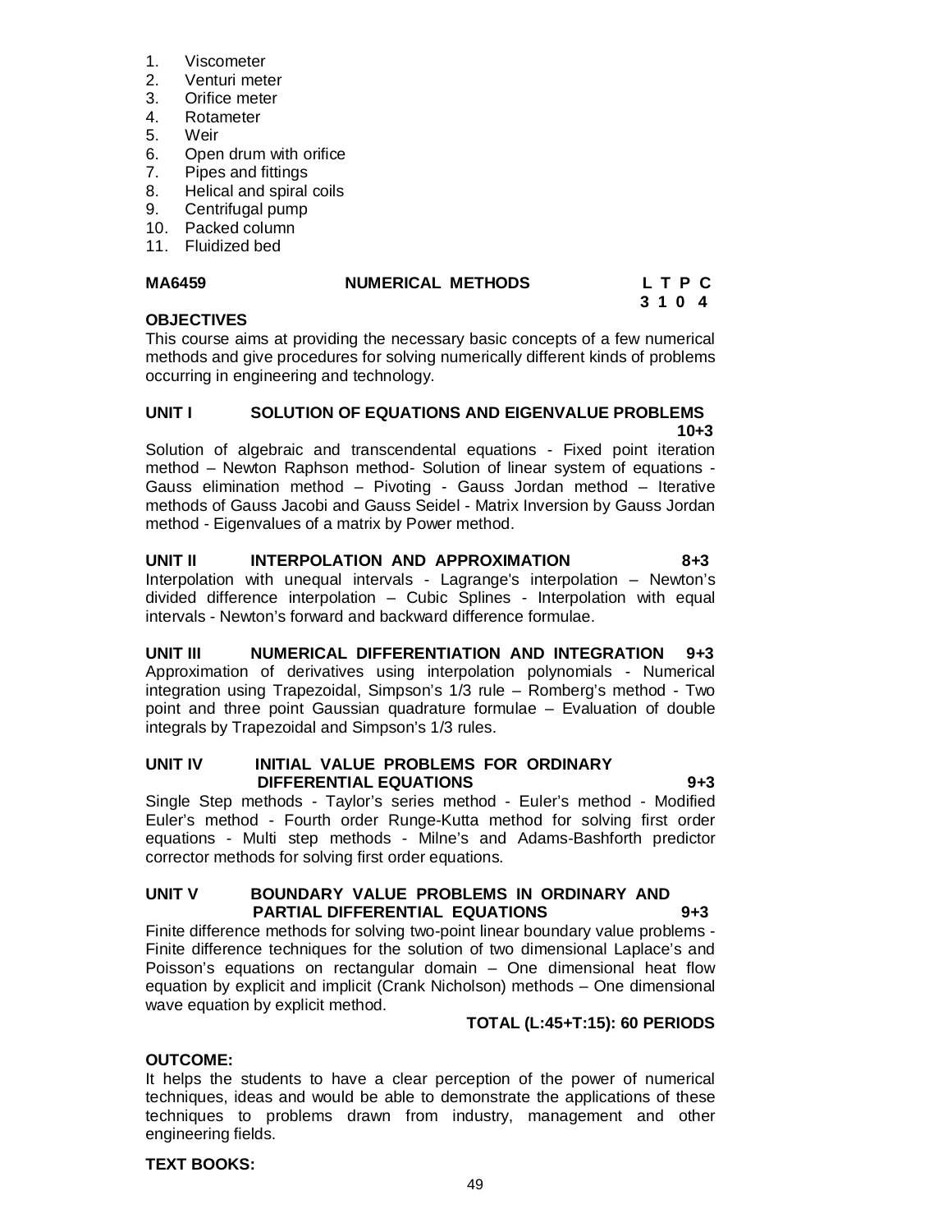1. Viscometer
2. Venturi meter
3. Orifice meter
4. Rotameter
5. Weir
6. Open drum with orifice
7. Pipes and fittings
8. Helical and spiral coils
9. Centrifugal pump
10. Packed column
11. Fluidized bed

## MA6459 NUMERICAL METHODS

**L T P C**
**3 1 0 4**

**OBJECTIVES**

This course aims at providing the necessary basic concepts of a few numerical methods and give procedures for solving numerically different kinds of problems occurring in engineering and technology.

**UNIT I SOLUTION OF EQUATIONS AND EIGENVALUE PROBLEMS 10+3**

Solution of algebraic and transcendental equations - Fixed point iteration method – Newton Raphson method- Solution of linear system of equations - Gauss elimination method – Pivoting - Gauss Jordan method – Iterative methods of Gauss Jacobi and Gauss Seidel - Matrix Inversion by Gauss Jordan method - Eigenvalues of a matrix by Power method.

**UNIT II INTERPOLATION AND APPROXIMATION 8+3**

Interpolation with unequal intervals - Lagrange's interpolation – Newton's divided difference interpolation – Cubic Splines - Interpolation with equal intervals - Newton's forward and backward difference formulae.

**UNIT III NUMERICAL DIFFERENTIATION AND INTEGRATION 9+3**

Approximation of derivatives using interpolation polynomials - Numerical integration using Trapezoidal, Simpson's 1/3 rule – Romberg's method - Two point and three point Gaussian quadrature formulae – Evaluation of double integrals by Trapezoidal and Simpson's 1/3 rules.

**UNIT IV INITIAL VALUE PROBLEMS FOR ORDINARY DIFFERENTIAL EQUATIONS 9+3**

Single Step methods - Taylor's series method - Euler's method - Modified Euler's method - Fourth order Runge-Kutta method for solving first order equations - Multi step methods - Milne's and Adams-Bashforth predictor corrector methods for solving first order equations.

**UNIT V BOUNDARY VALUE PROBLEMS IN ORDINARY AND PARTIAL DIFFERENTIAL EQUATIONS 9+3**

Finite difference methods for solving two-point linear boundary value problems - Finite difference techniques for the solution of two dimensional Laplace's and Poisson's equations on rectangular domain – One dimensional heat flow equation by explicit and implicit (Crank Nicholson) methods – One dimensional wave equation by explicit method.

**TOTAL (L:45+T:15): 60 PERIODS**

**OUTCOME:**

It helps the students to have a clear perception of the power of numerical techniques, ideas and would be able to demonstrate the applications of these techniques to problems drawn from industry, management and other engineering fields.

**TEXT BOOKS:**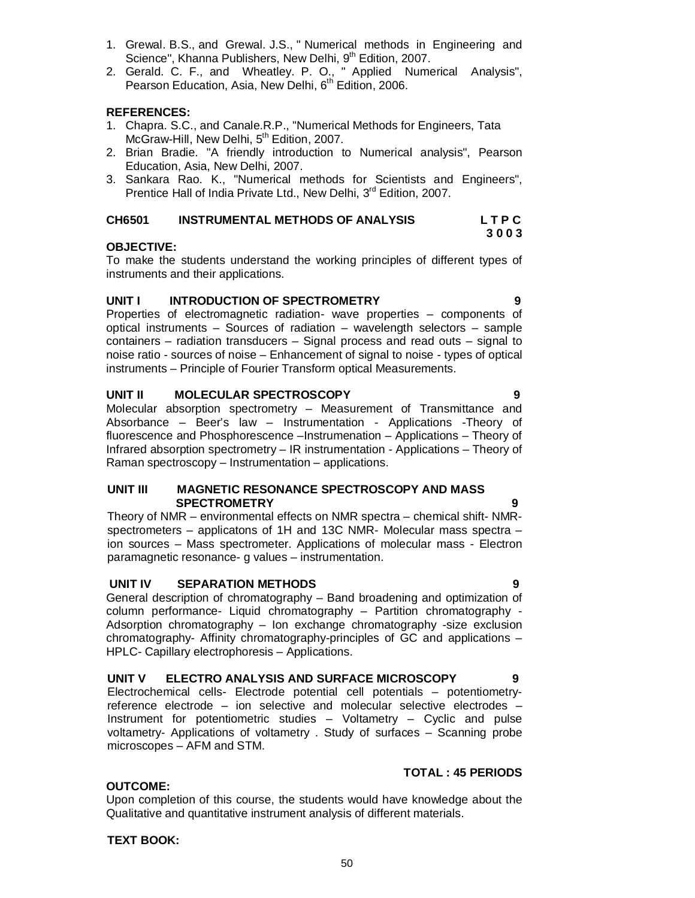1. Grewal. B.S., and Grewal. J.S., " Numerical methods in Engineering and Science", Khanna Publishers, New Delhi, 9th Edition, 2007.
2. Gerald. C. F., and Wheatley. P. O., " Applied Numerical Analysis", Pearson Education, Asia, New Delhi, 6th Edition, 2006.

**REFERENCES:**

1. Chapra. S.C., and Canale.R.P., "Numerical Methods for Engineers, Tata McGraw-Hill, New Delhi, 5th Edition, 2007.
2. Brian Bradie. "A friendly introduction to Numerical analysis", Pearson Education, Asia, New Delhi, 2007.
3. Sankara Rao. K., "Numerical methods for Scientists and Engineers", Prentice Hall of India Private Ltd., New Delhi, 3rd Edition, 2007.

## CH6501 INSTRUMENTAL METHODS OF ANALYSIS — L T P C 3 0 0 3

**OBJECTIVE:**

To make the students understand the working principles of different types of instruments and their applications.

### UNIT I INTRODUCTION OF SPECTROMETRY — 9

Properties of electromagnetic radiation- wave properties – components of optical instruments – Sources of radiation – wavelength selectors – sample containers – radiation transducers – Signal process and read outs – signal to noise ratio - sources of noise – Enhancement of signal to noise - types of optical instruments – Principle of Fourier Transform optical Measurements.

### UNIT II MOLECULAR SPECTROSCOPY — 9

Molecular absorption spectrometry – Measurement of Transmittance and Absorbance – Beer's law – Instrumentation - Applications -Theory of fluorescence and Phosphorescence –Instrumenation – Applications – Theory of Infrared absorption spectrometry – IR instrumentation - Applications – Theory of Raman spectroscopy – Instrumentation – applications.

### UNIT III MAGNETIC RESONANCE SPECTROSCOPY AND MASS SPECTROMETRY — 9

Theory of NMR – environmental effects on NMR spectra – chemical shift- NMR-spectrometers – applicatons of 1H and 13C NMR- Molecular mass spectra – ion sources – Mass spectrometer. Applications of molecular mass - Electron paramagnetic resonance- g values – instrumentation.

### UNIT IV SEPARATION METHODS — 9

General description of chromatography – Band broadening and optimization of column performance- Liquid chromatography – Partition chromatography - Adsorption chromatography – Ion exchange chromatography -size exclusion chromatography- Affinity chromatography-principles of GC and applications – HPLC- Capillary electrophoresis – Applications.

### UNIT V ELECTRO ANALYSIS AND SURFACE MICROSCOPY — 9

Electrochemical cells- Electrode potential cell potentials – potentiometry-reference electrode – ion selective and molecular selective electrodes – Instrument for potentiometric studies – Voltametry – Cyclic and pulse voltametry- Applications of voltametry . Study of surfaces – Scanning probe microscopes – AFM and STM.

**TOTAL : 45 PERIODS**

**OUTCOME:**

Upon completion of this course, the students would have knowledge about the Qualitative and quantitative instrument analysis of different materials.

**TEXT BOOK:**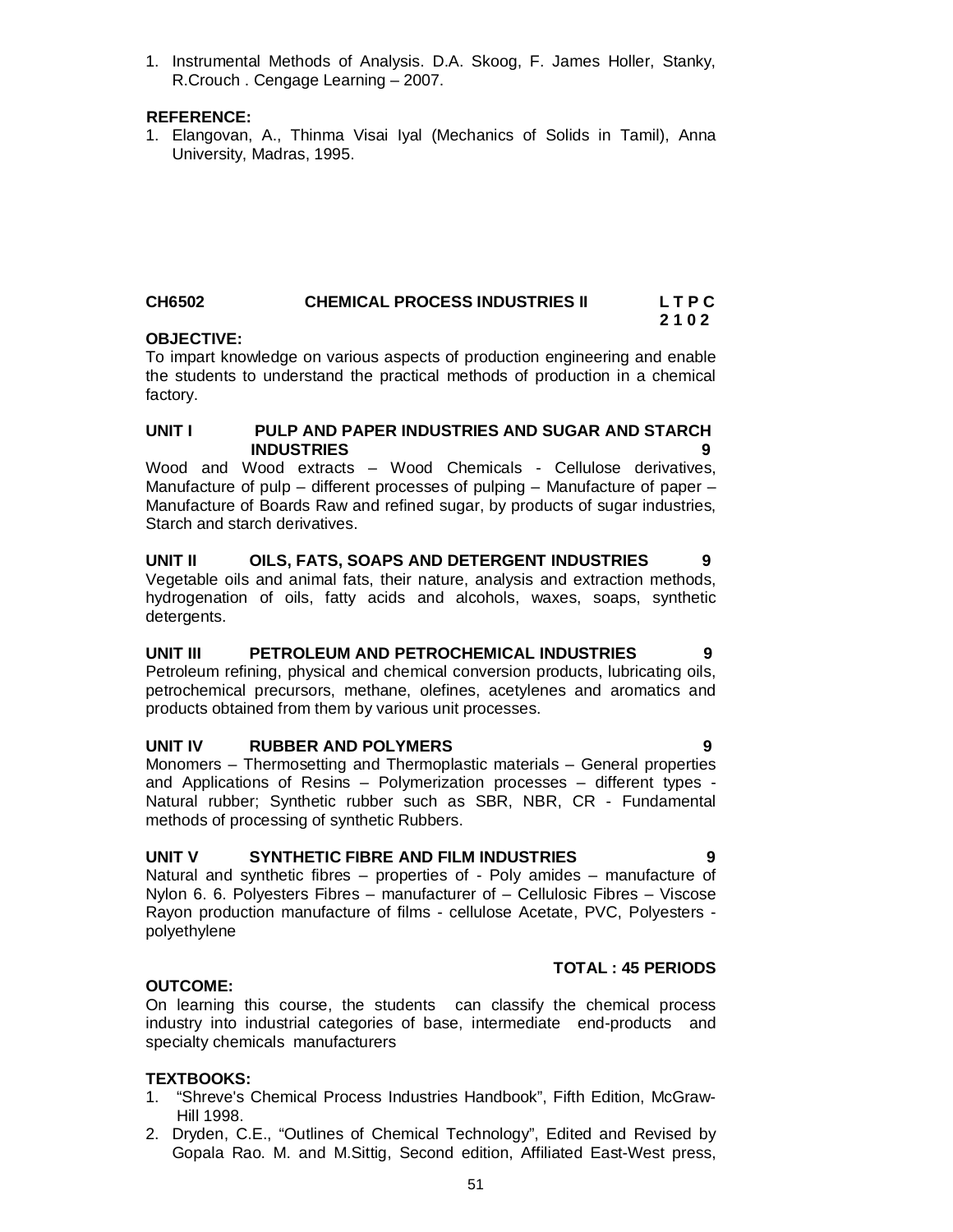1. Instrumental Methods of Analysis. D.A. Skoog, F. James Holler, Stanky, R.Crouch . Cengage Learning – 2007.

**REFERENCE:**

1. Elangovan, A., Thinma Visai Iyal (Mechanics of Solids in Tamil), Anna University, Madras, 1995.

## CH6502 CHEMICAL PROCESS INDUSTRIES II

**L T P C**
**2 1 0 2**

**OBJECTIVE:**

To impart knowledge on various aspects of production engineering and enable the students to understand the practical methods of production in a chemical factory.

**UNIT I PULP AND PAPER INDUSTRIES AND SUGAR AND STARCH INDUSTRIES 9**

Wood and Wood extracts – Wood Chemicals - Cellulose derivatives, Manufacture of pulp – different processes of pulping – Manufacture of paper – Manufacture of Boards Raw and refined sugar, by products of sugar industries, Starch and starch derivatives.

**UNIT II OILS, FATS, SOAPS AND DETERGENT INDUSTRIES 9**

Vegetable oils and animal fats, their nature, analysis and extraction methods, hydrogenation of oils, fatty acids and alcohols, waxes, soaps, synthetic detergents.

**UNIT III PETROLEUM AND PETROCHEMICAL INDUSTRIES 9**

Petroleum refining, physical and chemical conversion products, lubricating oils, petrochemical precursors, methane, olefines, acetylenes and aromatics and products obtained from them by various unit processes.

**UNIT IV RUBBER AND POLYMERS 9**

Monomers – Thermosetting and Thermoplastic materials – General properties and Applications of Resins – Polymerization processes – different types - Natural rubber; Synthetic rubber such as SBR, NBR, CR - Fundamental methods of processing of synthetic Rubbers.

**UNIT V SYNTHETIC FIBRE AND FILM INDUSTRIES 9**

Natural and synthetic fibres – properties of - Poly amides – manufacture of Nylon 6. 6. Polyesters Fibres – manufacturer of – Cellulosic Fibres – Viscose Rayon production manufacture of films - cellulose Acetate, PVC, Polyesters - polyethylene

**TOTAL : 45 PERIODS**

**OUTCOME:**

On learning this course, the students can classify the chemical process industry into industrial categories of base, intermediate end-products and specialty chemicals manufacturers

**TEXTBOOKS:**

1. "Shreve's Chemical Process Industries Handbook", Fifth Edition, McGraw-Hill 1998.
2. Dryden, C.E., "Outlines of Chemical Technology", Edited and Revised by Gopala Rao. M. and M.Sittig, Second edition, Affiliated East-West press,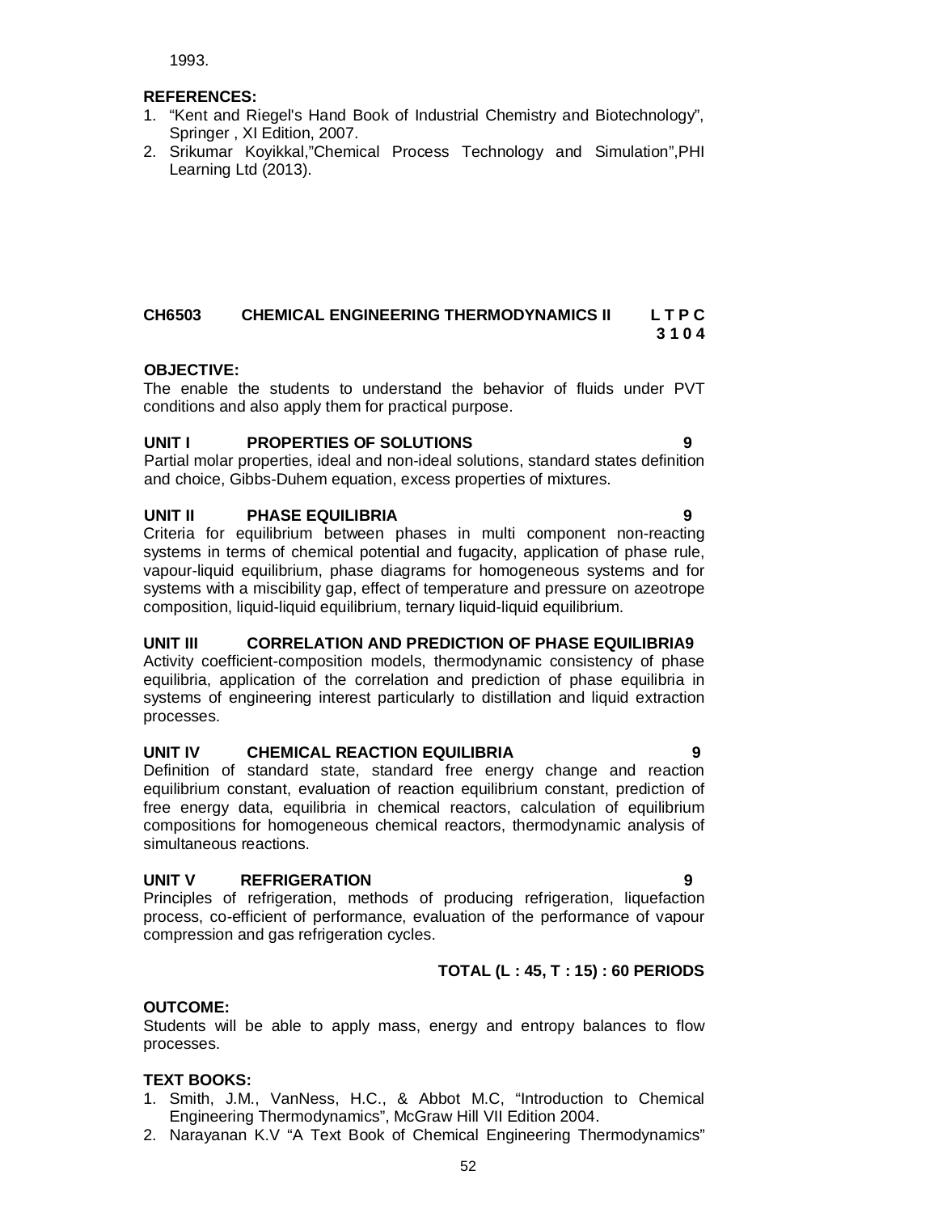1993.

**REFERENCES:**

1. "Kent and Riegel's Hand Book of Industrial Chemistry and Biotechnology", Springer , XI Edition, 2007.
2. Srikumar Koyikkal,"Chemical Process Technology and Simulation",PHI Learning Ltd (2013).

## CH6503 CHEMICAL ENGINEERING THERMODYNAMICS II

**L T P C**
**3 1 0 4**

**OBJECTIVE:**

The enable the students to understand the behavior of fluids under PVT conditions and also apply them for practical purpose.

### UNIT I PROPERTIES OF SOLUTIONS — 9

Partial molar properties, ideal and non-ideal solutions, standard states definition and choice, Gibbs-Duhem equation, excess properties of mixtures.

### UNIT II PHASE EQUILIBRIA — 9

Criteria for equilibrium between phases in multi component non-reacting systems in terms of chemical potential and fugacity, application of phase rule, vapour-liquid equilibrium, phase diagrams for homogeneous systems and for systems with a miscibility gap, effect of temperature and pressure on azeotrope composition, liquid-liquid equilibrium, ternary liquid-liquid equilibrium.

### UNIT III CORRELATION AND PREDICTION OF PHASE EQUILIBRIA — 9

Activity coefficient-composition models, thermodynamic consistency of phase equilibria, application of the correlation and prediction of phase equilibria in systems of engineering interest particularly to distillation and liquid extraction processes.

### UNIT IV CHEMICAL REACTION EQUILIBRIA — 9

Definition of standard state, standard free energy change and reaction equilibrium constant, evaluation of reaction equilibrium constant, prediction of free energy data, equilibria in chemical reactors, calculation of equilibrium compositions for homogeneous chemical reactors, thermodynamic analysis of simultaneous reactions.

### UNIT V REFRIGERATION — 9

Principles of refrigeration, methods of producing refrigeration, liquefaction process, co-efficient of performance, evaluation of the performance of vapour compression and gas refrigeration cycles.

**TOTAL (L : 45, T : 15) : 60 PERIODS**

**OUTCOME:**

Students will be able to apply mass, energy and entropy balances to flow processes.

**TEXT BOOKS:**

1. Smith, J.M., VanNess, H.C., & Abbot M.C, "Introduction to Chemical Engineering Thermodynamics", McGraw Hill VII Edition 2004.
2. Narayanan K.V "A Text Book of Chemical Engineering Thermodynamics"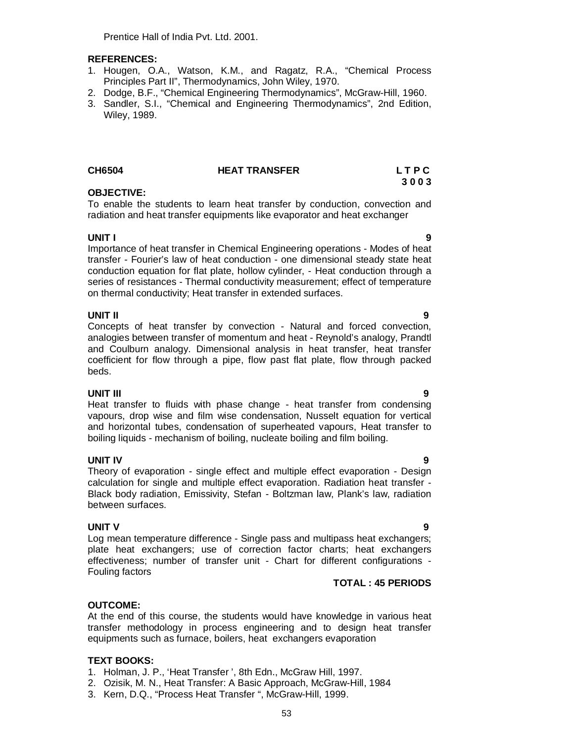Prentice Hall of India Pvt. Ltd. 2001.

**REFERENCES:**

1. Hougen, O.A., Watson, K.M., and Ragatz, R.A., "Chemical Process Principles Part II", Thermodynamics, John Wiley, 1970.
2. Dodge, B.F., "Chemical Engineering Thermodynamics", McGraw-Hill, 1960.
3. Sandler, S.I., "Chemical and Engineering Thermodynamics", 2nd Edition, Wiley, 1989.

**CH6504 HEAT TRANSFER L T P C**
**3 0 0 3**

**OBJECTIVE:**

To enable the students to learn heat transfer by conduction, convection and radiation and heat transfer equipments like evaporator and heat exchanger

**UNIT I 9**

Importance of heat transfer in Chemical Engineering operations - Modes of heat transfer - Fourier's law of heat conduction - one dimensional steady state heat conduction equation for flat plate, hollow cylinder, - Heat conduction through a series of resistances - Thermal conductivity measurement; effect of temperature on thermal conductivity; Heat transfer in extended surfaces.

**UNIT II 9**

Concepts of heat transfer by convection - Natural and forced convection, analogies between transfer of momentum and heat - Reynold's analogy, Prandtl and Coulburn analogy. Dimensional analysis in heat transfer, heat transfer coefficient for flow through a pipe, flow past flat plate, flow through packed beds.

**UNIT III 9**

Heat transfer to fluids with phase change - heat transfer from condensing vapours, drop wise and film wise condensation, Nusselt equation for vertical and horizontal tubes, condensation of superheated vapours, Heat transfer to boiling liquids - mechanism of boiling, nucleate boiling and film boiling.

**UNIT IV 9**

Theory of evaporation - single effect and multiple effect evaporation - Design calculation for single and multiple effect evaporation. Radiation heat transfer - Black body radiation, Emissivity, Stefan - Boltzman law, Plank's law, radiation between surfaces.

**UNIT V 9**

Log mean temperature difference - Single pass and multipass heat exchangers; plate heat exchangers; use of correction factor charts; heat exchangers effectiveness; number of transfer unit - Chart for different configurations - Fouling factors

**TOTAL : 45 PERIODS**

**OUTCOME:**

At the end of this course, the students would have knowledge in various heat transfer methodology in process engineering and to design heat transfer equipments such as furnace, boilers, heat exchangers evaporation

**TEXT BOOKS:**

1. Holman, J. P., 'Heat Transfer ', 8th Edn., McGraw Hill, 1997.
2. Ozisik, M. N., Heat Transfer: A Basic Approach, McGraw-Hill, 1984
3. Kern, D.Q., "Process Heat Transfer ", McGraw-Hill, 1999.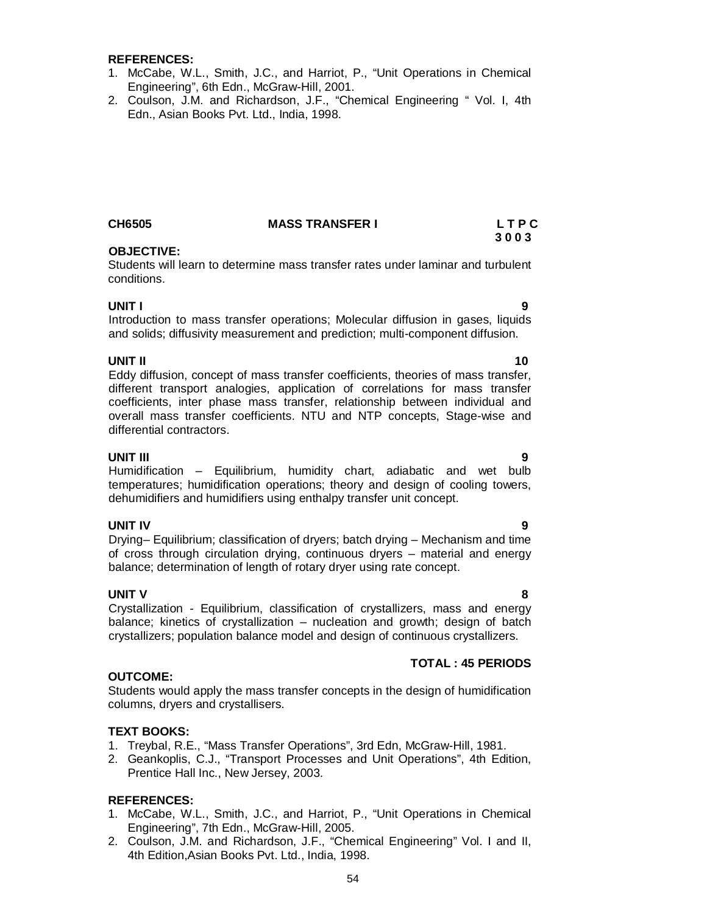**REFERENCES:**

1. McCabe, W.L., Smith, J.C., and Harriot, P., "Unit Operations in Chemical Engineering", 6th Edn., McGraw-Hill, 2001.
2. Coulson, J.M. and Richardson, J.F., "Chemical Engineering " Vol. I, 4th Edn., Asian Books Pvt. Ltd., India, 1998.

## CH6505 MASS TRANSFER I

**L T P C**
**3 0 0 3**

**OBJECTIVE:**

Students will learn to determine mass transfer rates under laminar and turbulent conditions.

**UNIT I** **9**

Introduction to mass transfer operations; Molecular diffusion in gases, liquids and solids; diffusivity measurement and prediction; multi-component diffusion.

**UNIT II** **10**

Eddy diffusion, concept of mass transfer coefficients, theories of mass transfer, different transport analogies, application of correlations for mass transfer coefficients, inter phase mass transfer, relationship between individual and overall mass transfer coefficients. NTU and NTP concepts, Stage-wise and differential contractors.

**UNIT III** **9**

Humidification – Equilibrium, humidity chart, adiabatic and wet bulb temperatures; humidification operations; theory and design of cooling towers, dehumidifiers and humidifiers using enthalpy transfer unit concept.

**UNIT IV** **9**

Drying– Equilibrium; classification of dryers; batch drying – Mechanism and time of cross through circulation drying, continuous dryers – material and energy balance; determination of length of rotary dryer using rate concept.

**UNIT V** **8**

Crystallization - Equilibrium, classification of crystallizers, mass and energy balance; kinetics of crystallization – nucleation and growth; design of batch crystallizers; population balance model and design of continuous crystallizers.

**TOTAL : 45 PERIODS**

**OUTCOME:**

Students would apply the mass transfer concepts in the design of humidification columns, dryers and crystallisers.

**TEXT BOOKS:**

1. Treybal, R.E., "Mass Transfer Operations", 3rd Edn, McGraw-Hill, 1981.
2. Geankoplis, C.J., "Transport Processes and Unit Operations", 4th Edition, Prentice Hall Inc., New Jersey, 2003.

**REFERENCES:**

1. McCabe, W.L., Smith, J.C., and Harriot, P., "Unit Operations in Chemical Engineering", 7th Edn., McGraw-Hill, 2005.
2. Coulson, J.M. and Richardson, J.F., "Chemical Engineering" Vol. I and II, 4th Edition,Asian Books Pvt. Ltd., India, 1998.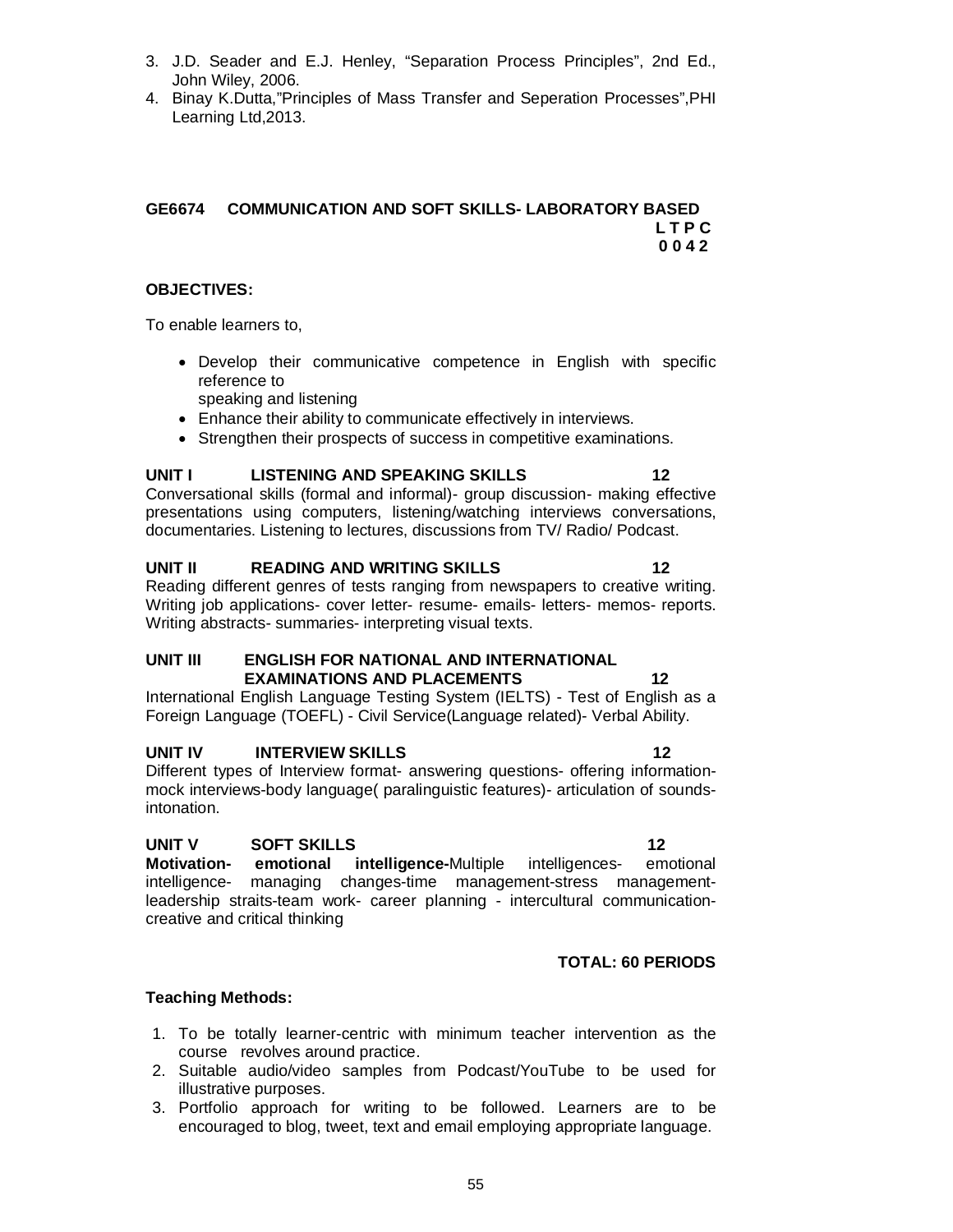3. J.D. Seader and E.J. Henley, "Separation Process Principles", 2nd Ed., John Wiley, 2006.
4. Binay K.Dutta,"Principles of Mass Transfer and Seperation Processes",PHI Learning Ltd,2013.

## GE6674 COMMUNICATION AND SOFT SKILLS- LABORATORY BASED

**L T P C**
**0 0 4 2**

### OBJECTIVES:

To enable learners to,

- Develop their communicative competence in English with specific reference to speaking and listening
- Enhance their ability to communicate effectively in interviews.
- Strengthen their prospects of success in competitive examinations.

### UNIT I LISTENING AND SPEAKING SKILLS 12

Conversational skills (formal and informal)- group discussion- making effective presentations using computers, listening/watching interviews conversations, documentaries. Listening to lectures, discussions from TV/ Radio/ Podcast.

### UNIT II READING AND WRITING SKILLS 12

Reading different genres of tests ranging from newspapers to creative writing. Writing job applications- cover letter- resume- emails- letters- memos- reports. Writing abstracts- summaries- interpreting visual texts.

### UNIT III ENGLISH FOR NATIONAL AND INTERNATIONAL EXAMINATIONS AND PLACEMENTS 12

International English Language Testing System (IELTS) - Test of English as a Foreign Language (TOEFL) - Civil Service(Language related)- Verbal Ability.

### UNIT IV INTERVIEW SKILLS 12

Different types of Interview format- answering questions- offering information- mock interviews-body language( paralinguistic features)- articulation of sounds- intonation.

### UNIT V SOFT SKILLS 12

**Motivation- emotional intelligence-**Multiple intelligences- emotional intelligence- managing changes-time management-stress management- leadership straits-team work- career planning - intercultural communication- creative and critical thinking

**TOTAL: 60 PERIODS**

### Teaching Methods:

1. To be totally learner-centric with minimum teacher intervention as the course revolves around practice.
2. Suitable audio/video samples from Podcast/YouTube to be used for illustrative purposes.
3. Portfolio approach for writing to be followed. Learners are to be encouraged to blog, tweet, text and email employing appropriate language.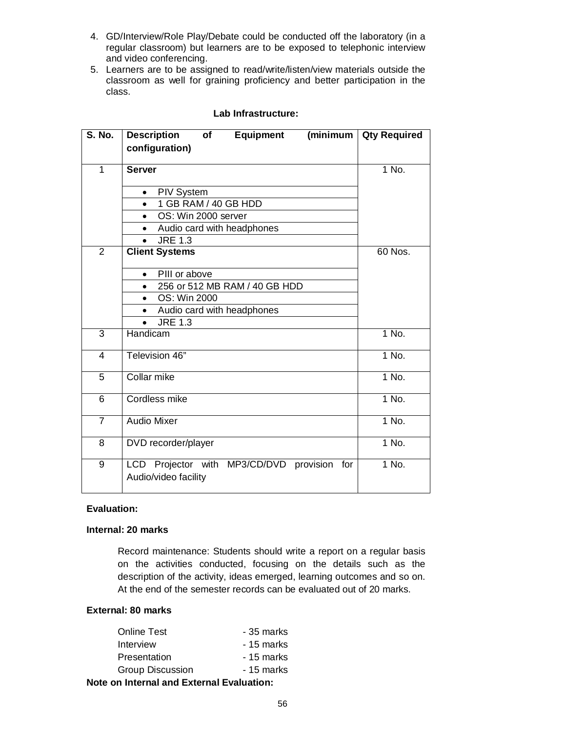4. GD/Interview/Role Play/Debate could be conducted off the laboratory (in a regular classroom) but learners are to be exposed to telephonic interview and video conferencing.
5. Learners are to be assigned to read/write/listen/view materials outside the classroom as well for graining proficiency and better participation in the class.

**Lab Infrastructure:**

| S. No. | Description of Equipment (minimum configuration) | Qty Required |
|---|---|---|
| 1 | **Server** | 1 No. |
| | • PIV System | |
| | • 1 GB RAM / 40 GB HDD | |
| | • OS: Win 2000 server | |
| | • Audio card with headphones | |
| | • JRE 1.3 | |
| 2 | **Client Systems** | 60 Nos. |
| | • PIII or above | |
| | • 256 or 512 MB RAM / 40 GB HDD | |
| | • OS: Win 2000 | |
| | • Audio card with headphones | |
| | • JRE 1.3 | |
| 3 | Handicam | 1 No. |
| 4 | Television 46" | 1 No. |
| 5 | Collar mike | 1 No. |
| 6 | Cordless mike | 1 No. |
| 7 | Audio Mixer | 1 No. |
| 8 | DVD recorder/player | 1 No. |
| 9 | LCD Projector with MP3/CD/DVD provision for Audio/video facility | 1 No. |

**Evaluation:**

**Internal: 20 marks**

Record maintenance: Students should write a report on a regular basis on the activities conducted, focusing on the details such as the description of the activity, ideas emerged, learning outcomes and so on. At the end of the semester records can be evaluated out of 20 marks.

**External: 80 marks**

| | |
|---|---|
| Online Test | - 35 marks |
| Interview | - 15 marks |
| Presentation | - 15 marks |
| Group Discussion | - 15 marks |

**Note on Internal and External Evaluation:**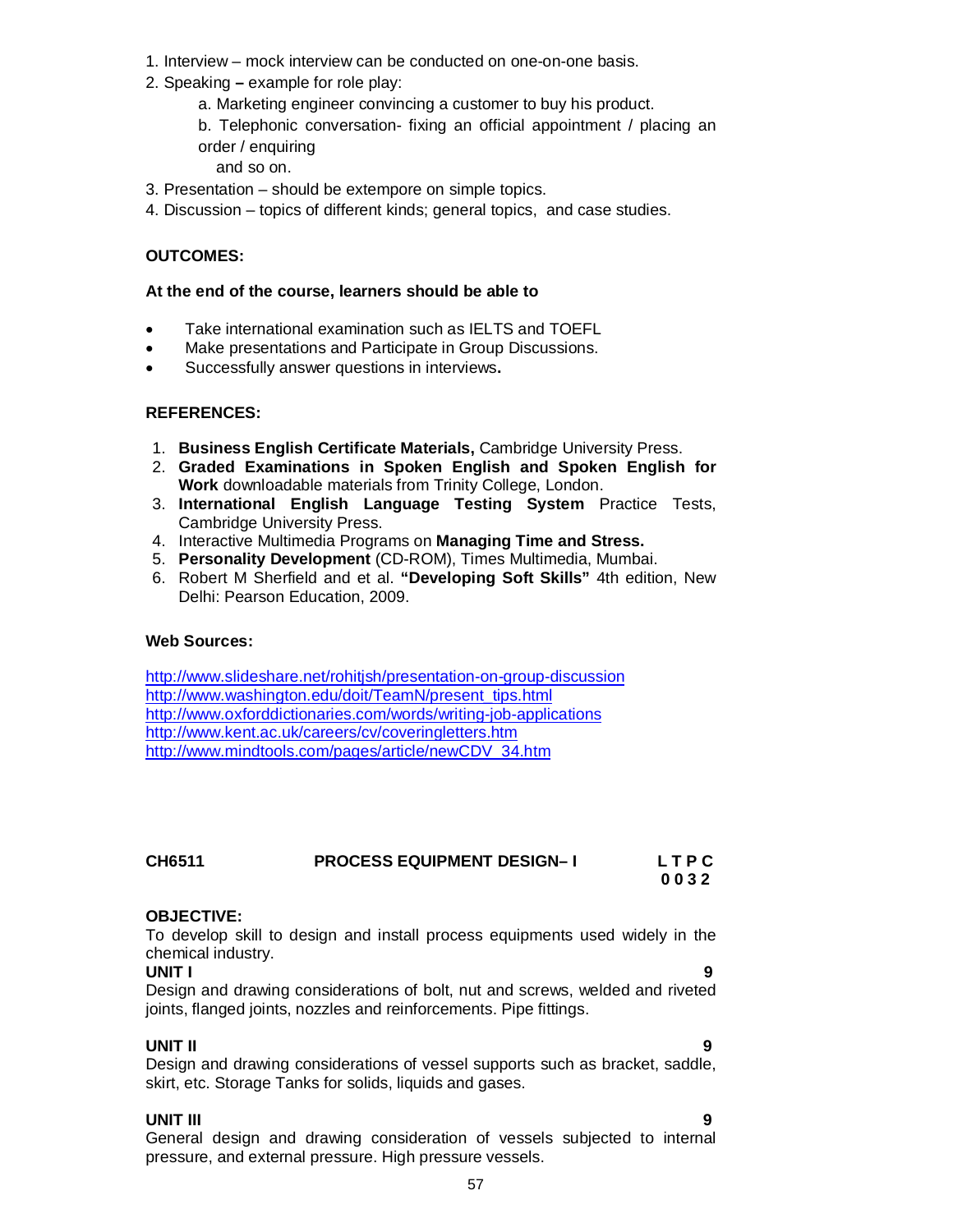1. Interview – mock interview can be conducted on one-on-one basis.
2. Speaking **–** example for role play:
   a. Marketing engineer convincing a customer to buy his product.
   b. Telephonic conversation- fixing an official appointment / placing an order / enquiring
   and so on.
3. Presentation – should be extempore on simple topics.
4. Discussion – topics of different kinds; general topics, and case studies.

**OUTCOMES:**

**At the end of the course, learners should be able to**

- Take international examination such as IELTS and TOEFL
- Make presentations and Participate in Group Discussions.
- Successfully answer questions in interviews**.**

**REFERENCES:**

1. **Business English Certificate Materials,** Cambridge University Press.
2. **Graded Examinations in Spoken English and Spoken English for Work** downloadable materials from Trinity College, London.
3. **International English Language Testing System** Practice Tests, Cambridge University Press.
4. Interactive Multimedia Programs on **Managing Time and Stress.**
5. **Personality Development** (CD-ROM), Times Multimedia, Mumbai.
6. Robert M Sherfield and et al. **"Developing Soft Skills"** 4th edition, New Delhi: Pearson Education, 2009.

**Web Sources:**

http://www.slideshare.net/rohitjsh/presentation-on-group-discussion
http://www.washington.edu/doit/TeamN/present_tips.html
http://www.oxforddictionaries.com/words/writing-job-applications
http://www.kent.ac.uk/careers/cv/coveringletters.htm
http://www.mindtools.com/pages/article/newCDV_34.htm

**CH6511 PROCESS EQUIPMENT DESIGN– I** **L T P C**
**0 0 3 2**

**OBJECTIVE:**
To develop skill to design and install process equipments used widely in the chemical industry.

**UNIT I** **9**
Design and drawing considerations of bolt, nut and screws, welded and riveted joints, flanged joints, nozzles and reinforcements. Pipe fittings.

**UNIT II** **9**
Design and drawing considerations of vessel supports such as bracket, saddle, skirt, etc. Storage Tanks for solids, liquids and gases.

**UNIT III** **9**
General design and drawing consideration of vessels subjected to internal pressure, and external pressure. High pressure vessels.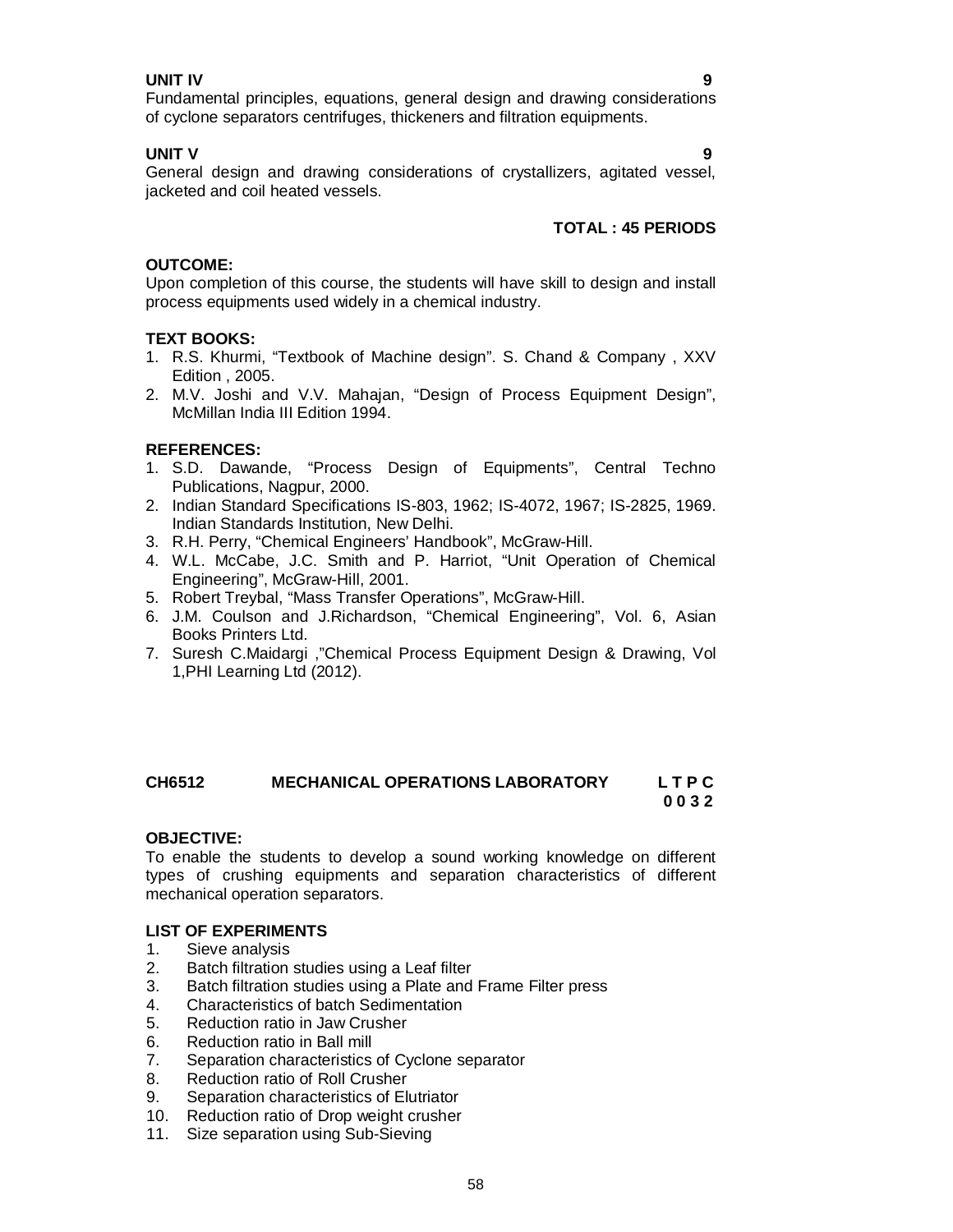**UNIT IV** **9**

Fundamental principles, equations, general design and drawing considerations of cyclone separators centrifuges, thickeners and filtration equipments.

**UNIT V** **9**

General design and drawing considerations of crystallizers, agitated vessel, jacketed and coil heated vessels.

**TOTAL : 45 PERIODS**

**OUTCOME:**

Upon completion of this course, the students will have skill to design and install process equipments used widely in a chemical industry.

**TEXT BOOKS:**

1. R.S. Khurmi, "Textbook of Machine design". S. Chand & Company , XXV Edition , 2005.
2. M.V. Joshi and V.V. Mahajan, "Design of Process Equipment Design", McMillan India III Edition 1994.

**REFERENCES:**

1. S.D. Dawande, "Process Design of Equipments", Central Techno Publications, Nagpur, 2000.
2. Indian Standard Specifications IS-803, 1962; IS-4072, 1967; IS-2825, 1969. Indian Standards Institution, New Delhi.
3. R.H. Perry, "Chemical Engineers' Handbook", McGraw-Hill.
4. W.L. McCabe, J.C. Smith and P. Harriot, "Unit Operation of Chemical Engineering", McGraw-Hill, 2001.
5. Robert Treybal, "Mass Transfer Operations", McGraw-Hill.
6. J.M. Coulson and J.Richardson, "Chemical Engineering", Vol. 6, Asian Books Printers Ltd.
7. Suresh C.Maidargi ,"Chemical Process Equipment Design & Drawing, Vol 1,PHI Learning Ltd (2012).

## CH6512 MECHANICAL OPERATIONS LABORATORY

**L T P C**
**0 0 3 2**

**OBJECTIVE:**

To enable the students to develop a sound working knowledge on different types of crushing equipments and separation characteristics of different mechanical operation separators.

**LIST OF EXPERIMENTS**

1. Sieve analysis
2. Batch filtration studies using a Leaf filter
3. Batch filtration studies using a Plate and Frame Filter press
4. Characteristics of batch Sedimentation
5. Reduction ratio in Jaw Crusher
6. Reduction ratio in Ball mill
7. Separation characteristics of Cyclone separator
8. Reduction ratio of Roll Crusher
9. Separation characteristics of Elutriator
10. Reduction ratio of Drop weight crusher
11. Size separation using Sub-Sieving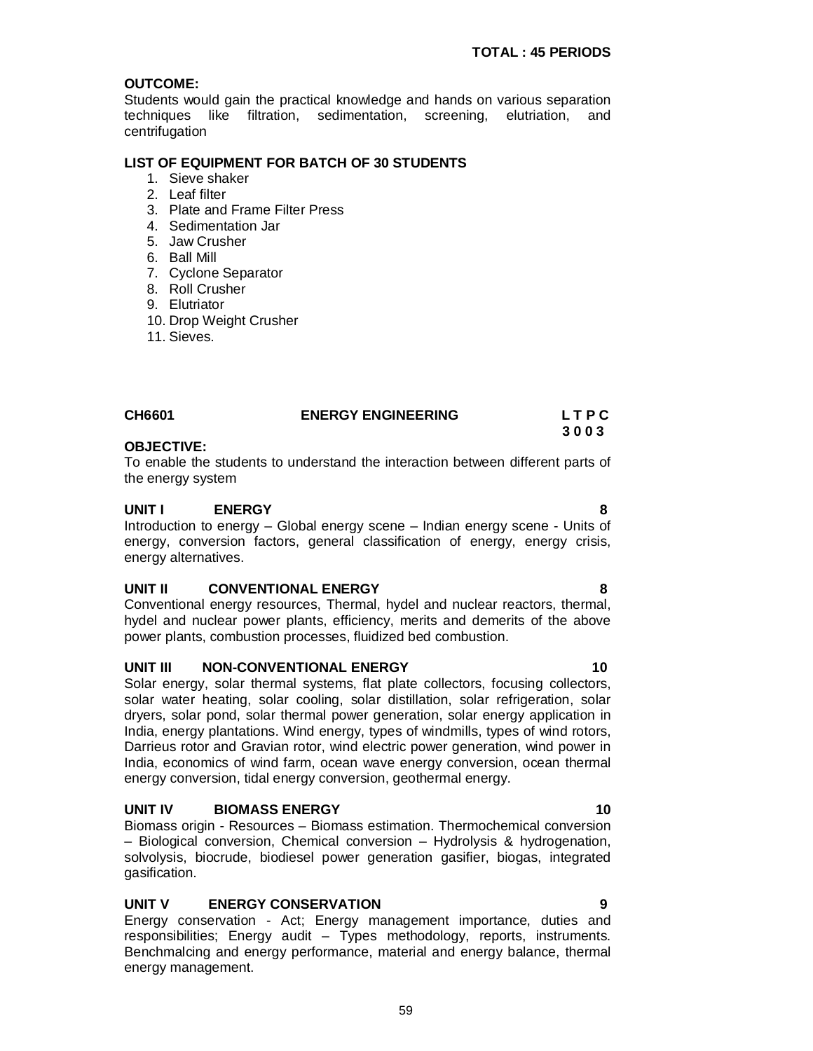**TOTAL : 45 PERIODS**

**OUTCOME:**
Students would gain the practical knowledge and hands on various separation techniques like filtration, sedimentation, screening, elutriation, and centrifugation

**LIST OF EQUIPMENT FOR BATCH OF 30 STUDENTS**

1. Sieve shaker
2. Leaf filter
3. Plate and Frame Filter Press
4. Sedimentation Jar
5. Jaw Crusher
6. Ball Mill
7. Cyclone Separator
8. Roll Crusher
9. Elutriator
10. Drop Weight Crusher
11. Sieves.

## CH6601 ENERGY ENGINEERING

| L | T | P | C |
|---|---|---|---|
| 3 | 0 | 0 | 3 |

**OBJECTIVE:**
To enable the students to understand the interaction between different parts of the energy system

**UNIT I ENERGY** **8**

Introduction to energy – Global energy scene – Indian energy scene - Units of energy, conversion factors, general classification of energy, energy crisis, energy alternatives.

**UNIT II CONVENTIONAL ENERGY** **8**

Conventional energy resources, Thermal, hydel and nuclear reactors, thermal, hydel and nuclear power plants, efficiency, merits and demerits of the above power plants, combustion processes, fluidized bed combustion.

**UNIT III NON-CONVENTIONAL ENERGY** **10**

Solar energy, solar thermal systems, flat plate collectors, focusing collectors, solar water heating, solar cooling, solar distillation, solar refrigeration, solar dryers, solar pond, solar thermal power generation, solar energy application in India, energy plantations. Wind energy, types of windmills, types of wind rotors, Darrieus rotor and Gravian rotor, wind electric power generation, wind power in India, economics of wind farm, ocean wave energy conversion, ocean thermal energy conversion, tidal energy conversion, geothermal energy.

**UNIT IV BIOMASS ENERGY** **10**

Biomass origin - Resources – Biomass estimation. Thermochemical conversion – Biological conversion, Chemical conversion – Hydrolysis & hydrogenation, solvolysis, biocrude, biodiesel power generation gasifier, biogas, integrated gasification.

**UNIT V ENERGY CONSERVATION** **9**

Energy conservation - Act; Energy management importance, duties and responsibilities; Energy audit – Types methodology, reports, instruments. Benchmalcing and energy performance, material and energy balance, thermal energy management.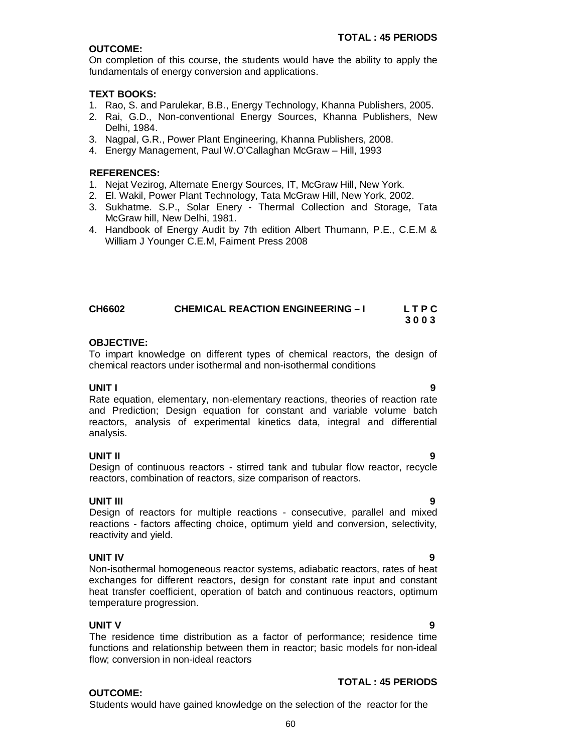**TOTAL : 45 PERIODS**

**OUTCOME:**

On completion of this course, the students would have the ability to apply the fundamentals of energy conversion and applications.

**TEXT BOOKS:**

1. Rao, S. and Parulekar, B.B., Energy Technology, Khanna Publishers, 2005.
2. Rai, G.D., Non-conventional Energy Sources, Khanna Publishers, New Delhi, 1984.
3. Nagpal, G.R., Power Plant Engineering, Khanna Publishers, 2008.
4. Energy Management, Paul W.O'Callaghan McGraw – Hill, 1993

**REFERENCES:**

1. Nejat Vezirog, Alternate Energy Sources, IT, McGraw Hill, New York.
2. El. Wakil, Power Plant Technology, Tata McGraw Hill, New York, 2002.
3. Sukhatme. S.P., Solar Enery - Thermal Collection and Storage, Tata McGraw hill, New Delhi, 1981.
4. Handbook of Energy Audit by 7th edition Albert Thumann, P.E., C.E.M & William J Younger C.E.M, Faiment Press 2008

## CH6602 CHEMICAL REACTION ENGINEERING – I

**L T P C**
**3 0 0 3**

**OBJECTIVE:**

To impart knowledge on different types of chemical reactors, the design of chemical reactors under isothermal and non-isothermal conditions

**UNIT I** **9**

Rate equation, elementary, non-elementary reactions, theories of reaction rate and Prediction; Design equation for constant and variable volume batch reactors, analysis of experimental kinetics data, integral and differential analysis.

**UNIT II** **9**

Design of continuous reactors - stirred tank and tubular flow reactor, recycle reactors, combination of reactors, size comparison of reactors.

**UNIT III** **9**

Design of reactors for multiple reactions - consecutive, parallel and mixed reactions - factors affecting choice, optimum yield and conversion, selectivity, reactivity and yield.

**UNIT IV** **9**

Non-isothermal homogeneous reactor systems, adiabatic reactors, rates of heat exchanges for different reactors, design for constant rate input and constant heat transfer coefficient, operation of batch and continuous reactors, optimum temperature progression.

**UNIT V** **9**

The residence time distribution as a factor of performance; residence time functions and relationship between them in reactor; basic models for non-ideal flow; conversion in non-ideal reactors

**TOTAL : 45 PERIODS**

**OUTCOME:**

Students would have gained knowledge on the selection of the reactor for the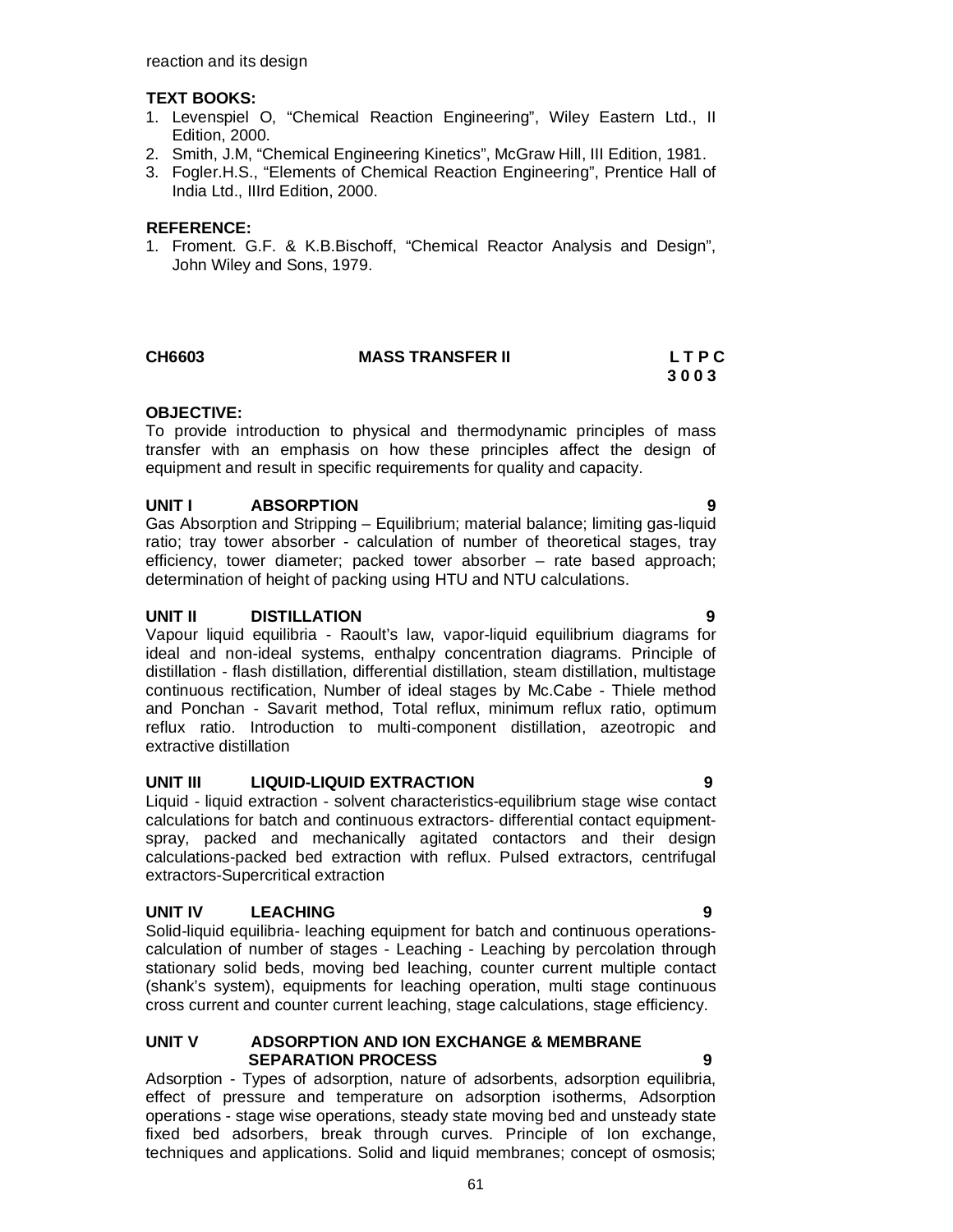reaction and its design

**TEXT BOOKS:**

1. Levenspiel O, “Chemical Reaction Engineering”, Wiley Eastern Ltd., II Edition, 2000.
2. Smith, J.M, “Chemical Engineering Kinetics”, McGraw Hill, III Edition, 1981.
3. Fogler.H.S., “Elements of Chemical Reaction Engineering”, Prentice Hall of India Ltd., IIIrd Edition, 2000.

**REFERENCE:**

1. Froment. G.F. & K.B.Bischoff, “Chemical Reactor Analysis and Design”, John Wiley and Sons, 1979.

## CH6603 MASS TRANSFER II

**L T P C**
**3 0 0 3**

**OBJECTIVE:**

To provide introduction to physical and thermodynamic principles of mass transfer with an emphasis on how these principles affect the design of equipment and result in specific requirements for quality and capacity.

**UNIT I ABSORPTION 9**

Gas Absorption and Stripping – Equilibrium; material balance; limiting gas-liquid ratio; tray tower absorber - calculation of number of theoretical stages, tray efficiency, tower diameter; packed tower absorber – rate based approach; determination of height of packing using HTU and NTU calculations.

**UNIT II DISTILLATION 9**

Vapour liquid equilibria - Raoult’s law, vapor-liquid equilibrium diagrams for ideal and non-ideal systems, enthalpy concentration diagrams. Principle of distillation - flash distillation, differential distillation, steam distillation, multistage continuous rectification, Number of ideal stages by Mc.Cabe - Thiele method and Ponchan - Savarit method, Total reflux, minimum reflux ratio, optimum reflux ratio. Introduction to multi-component distillation, azeotropic and extractive distillation

**UNIT III LIQUID-LIQUID EXTRACTION 9**

Liquid - liquid extraction - solvent characteristics-equilibrium stage wise contact calculations for batch and continuous extractors- differential contact equipment-spray, packed and mechanically agitated contactors and their design calculations-packed bed extraction with reflux. Pulsed extractors, centrifugal extractors-Supercritical extraction

**UNIT IV LEACHING 9**

Solid-liquid equilibria- leaching equipment for batch and continuous operations-calculation of number of stages - Leaching - Leaching by percolation through stationary solid beds, moving bed leaching, counter current multiple contact (shank’s system), equipments for leaching operation, multi stage continuous cross current and counter current leaching, stage calculations, stage efficiency.

**UNIT V ADSORPTION AND ION EXCHANGE & MEMBRANE SEPARATION PROCESS 9**

Adsorption - Types of adsorption, nature of adsorbents, adsorption equilibria, effect of pressure and temperature on adsorption isotherms, Adsorption operations - stage wise operations, steady state moving bed and unsteady state fixed bed adsorbers, break through curves. Principle of Ion exchange, techniques and applications. Solid and liquid membranes; concept of osmosis;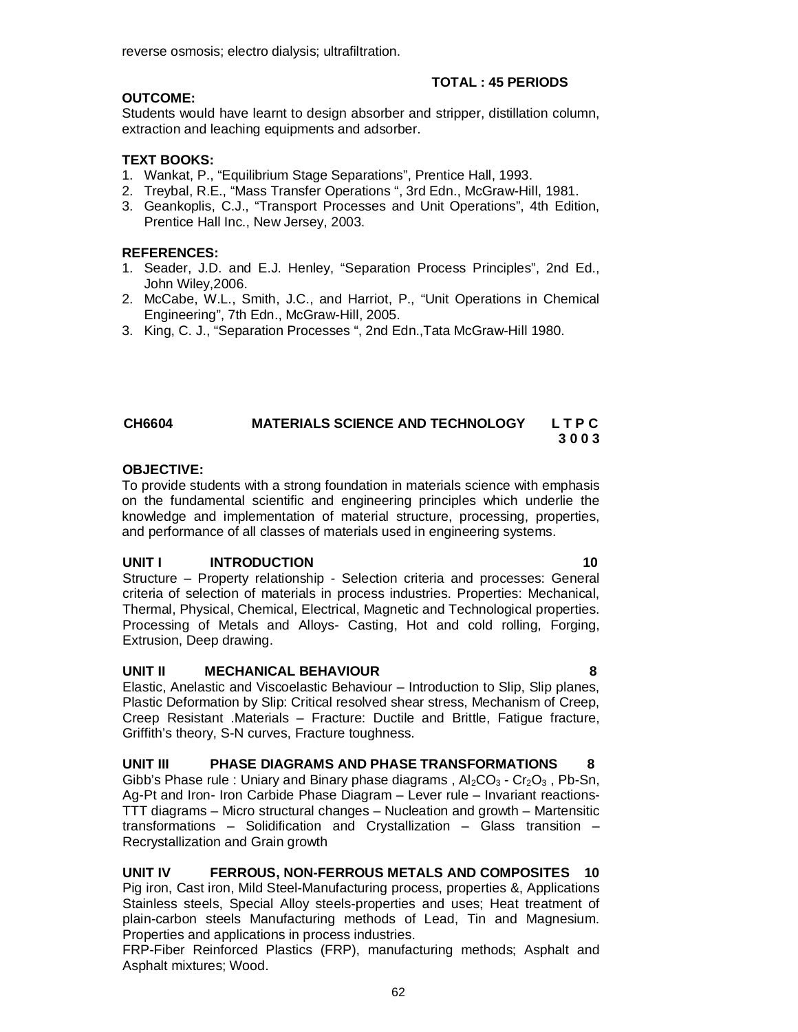reverse osmosis; electro dialysis; ultrafiltration.

**TOTAL : 45 PERIODS**

**OUTCOME:**

Students would have learnt to design absorber and stripper, distillation column, extraction and leaching equipments and adsorber.

**TEXT BOOKS:**

1. Wankat, P., "Equilibrium Stage Separations", Prentice Hall, 1993.
2. Treybal, R.E., "Mass Transfer Operations ", 3rd Edn., McGraw-Hill, 1981.
3. Geankoplis, C.J., "Transport Processes and Unit Operations", 4th Edition, Prentice Hall Inc., New Jersey, 2003.

**REFERENCES:**

1. Seader, J.D. and E.J. Henley, "Separation Process Principles", 2nd Ed., John Wiley,2006.
2. McCabe, W.L., Smith, J.C., and Harriot, P., "Unit Operations in Chemical Engineering", 7th Edn., McGraw-Hill, 2005.
3. King, C. J., "Separation Processes ", 2nd Edn.,Tata McGraw-Hill 1980.

## CH6604 MATERIALS SCIENCE AND TECHNOLOGY L T P C 3 0 0 3

**OBJECTIVE:**

To provide students with a strong foundation in materials science with emphasis on the fundamental scientific and engineering principles which underlie the knowledge and implementation of material structure, processing, properties, and performance of all classes of materials used in engineering systems.

**UNIT I INTRODUCTION 10**

Structure – Property relationship - Selection criteria and processes: General criteria of selection of materials in process industries. Properties: Mechanical, Thermal, Physical, Chemical, Electrical, Magnetic and Technological properties. Processing of Metals and Alloys- Casting, Hot and cold rolling, Forging, Extrusion, Deep drawing.

**UNIT II MECHANICAL BEHAVIOUR 8**

Elastic, Anelastic and Viscoelastic Behaviour – Introduction to Slip, Slip planes, Plastic Deformation by Slip: Critical resolved shear stress, Mechanism of Creep, Creep Resistant .Materials – Fracture: Ductile and Brittle, Fatigue fracture, Griffith's theory, S-N curves, Fracture toughness.

**UNIT III PHASE DIAGRAMS AND PHASE TRANSFORMATIONS 8**

Gibb's Phase rule : Uniary and Binary phase diagrams , $Al_2CO_3$ - $Cr_2O_3$ , Pb-Sn, Ag-Pt and Iron- Iron Carbide Phase Diagram – Lever rule – Invariant reactions- TTT diagrams – Micro structural changes – Nucleation and growth – Martensitic transformations – Solidification and Crystallization – Glass transition – Recrystallization and Grain growth

**UNIT IV FERROUS, NON-FERROUS METALS AND COMPOSITES 10**

Pig iron, Cast iron, Mild Steel-Manufacturing process, properties &, Applications Stainless steels, Special Alloy steels-properties and uses; Heat treatment of plain-carbon steels Manufacturing methods of Lead, Tin and Magnesium. Properties and applications in process industries.

FRP-Fiber Reinforced Plastics (FRP), manufacturing methods; Asphalt and Asphalt mixtures; Wood.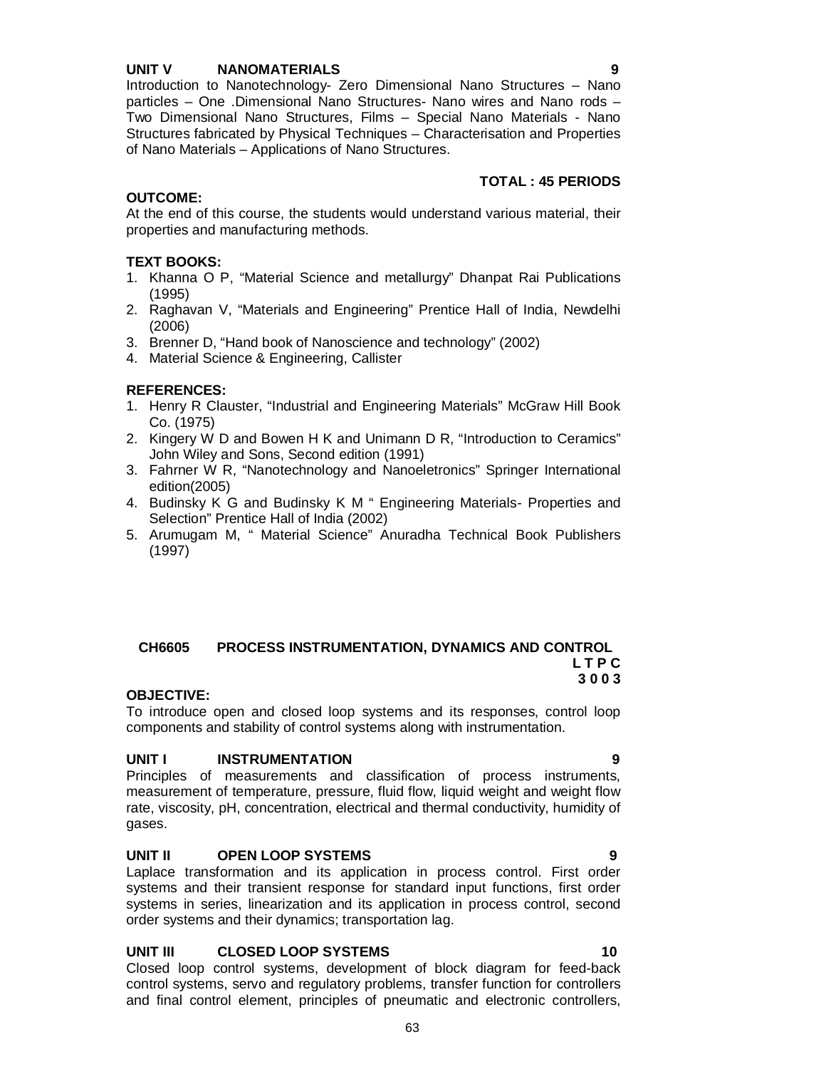**UNIT V NANOMATERIALS 9**

Introduction to Nanotechnology- Zero Dimensional Nano Structures – Nano particles – One .Dimensional Nano Structures- Nano wires and Nano rods – Two Dimensional Nano Structures, Films – Special Nano Materials - Nano Structures fabricated by Physical Techniques – Characterisation and Properties of Nano Materials – Applications of Nano Structures.

**TOTAL : 45 PERIODS**

**OUTCOME:**

At the end of this course, the students would understand various material, their properties and manufacturing methods.

**TEXT BOOKS:**

1. Khanna O P, "Material Science and metallurgy" Dhanpat Rai Publications (1995)
2. Raghavan V, "Materials and Engineering" Prentice Hall of India, Newdelhi (2006)
3. Brenner D, "Hand book of Nanoscience and technology" (2002)
4. Material Science & Engineering, Callister

**REFERENCES:**

1. Henry R Clauster, "Industrial and Engineering Materials" McGraw Hill Book Co. (1975)
2. Kingery W D and Bowen H K and Unimann D R, "Introduction to Ceramics" John Wiley and Sons, Second edition (1991)
3. Fahrner W R, "Nanotechnology and Nanoeletronics" Springer International edition(2005)
4. Budinsky K G and Budinsky K M " Engineering Materials- Properties and Selection" Prentice Hall of India (2002)
5. Arumugam M, " Material Science" Anuradha Technical Book Publishers (1997)

## CH6605 PROCESS INSTRUMENTATION, DYNAMICS AND CONTROL

**L T P C**
**3 0 0 3**

**OBJECTIVE:**

To introduce open and closed loop systems and its responses, control loop components and stability of control systems along with instrumentation.

**UNIT I INSTRUMENTATION 9**

Principles of measurements and classification of process instruments, measurement of temperature, pressure, fluid flow, liquid weight and weight flow rate, viscosity, pH, concentration, electrical and thermal conductivity, humidity of gases.

**UNIT II OPEN LOOP SYSTEMS 9**

Laplace transformation and its application in process control. First order systems and their transient response for standard input functions, first order systems in series, linearization and its application in process control, second order systems and their dynamics; transportation lag.

**UNIT III CLOSED LOOP SYSTEMS 10**

Closed loop control systems, development of block diagram for feed-back control systems, servo and regulatory problems, transfer function for controllers and final control element, principles of pneumatic and electronic controllers,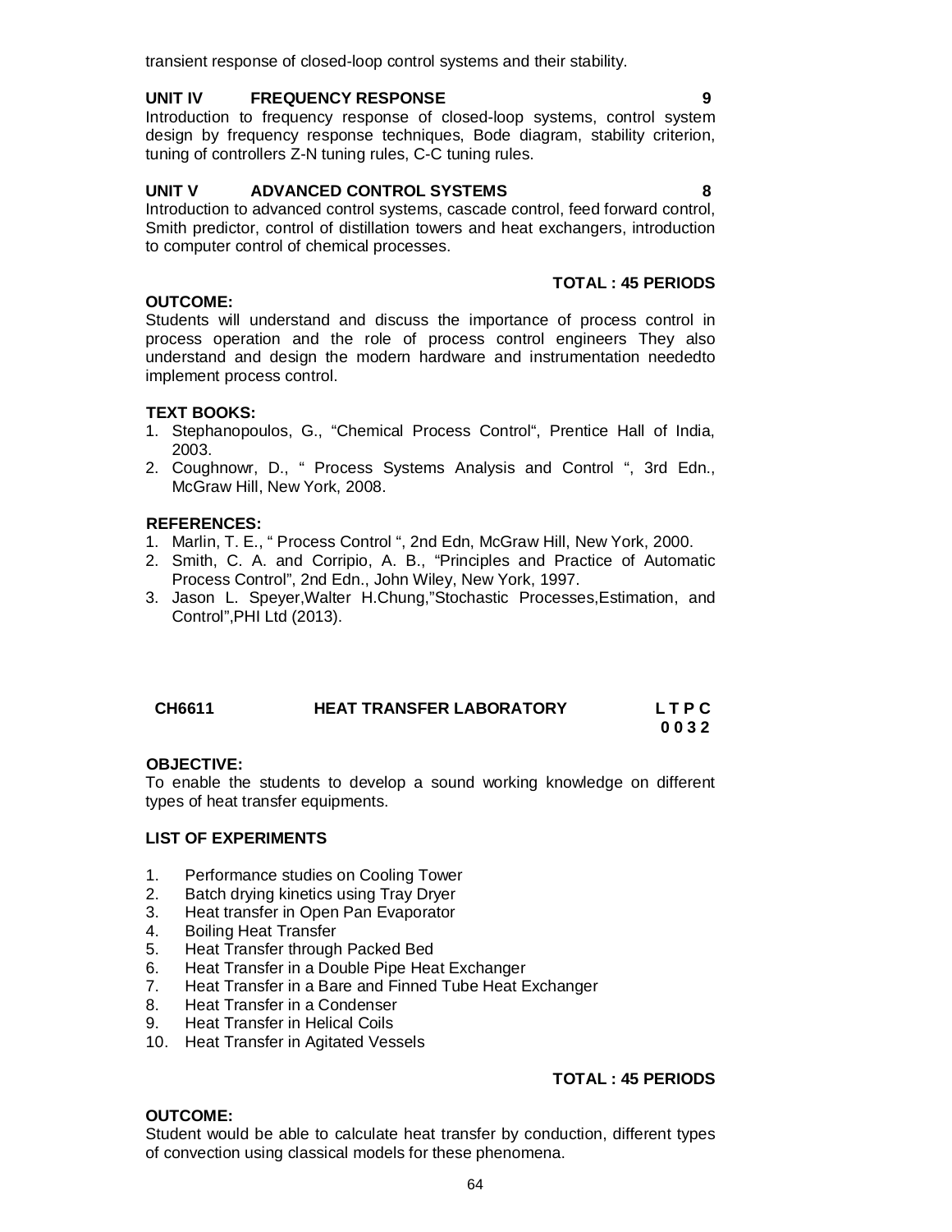transient response of closed-loop control systems and their stability.

**UNIT IV FREQUENCY RESPONSE 9**

Introduction to frequency response of closed-loop systems, control system design by frequency response techniques, Bode diagram, stability criterion, tuning of controllers Z-N tuning rules, C-C tuning rules.

**UNIT V ADVANCED CONTROL SYSTEMS 8**

Introduction to advanced control systems, cascade control, feed forward control, Smith predictor, control of distillation towers and heat exchangers, introduction to computer control of chemical processes.

**TOTAL : 45 PERIODS**

**OUTCOME:**

Students will understand and discuss the importance of process control in process operation and the role of process control engineers They also understand and design the modern hardware and instrumentation neededto implement process control.

**TEXT BOOKS:**

1. Stephanopoulos, G., "Chemical Process Control", Prentice Hall of India, 2003.
2. Coughnowr, D., " Process Systems Analysis and Control ", 3rd Edn., McGraw Hill, New York, 2008.

**REFERENCES:**

1. Marlin, T. E., " Process Control ", 2nd Edn, McGraw Hill, New York, 2000.
2. Smith, C. A. and Corripio, A. B., "Principles and Practice of Automatic Process Control", 2nd Edn., John Wiley, New York, 1997.
3. Jason L. Speyer,Walter H.Chung,"Stochastic Processes,Estimation, and Control",PHI Ltd (2013).

**CH6611 HEAT TRANSFER LABORATORY L T P C**
**0 0 3 2**

**OBJECTIVE:**

To enable the students to develop a sound working knowledge on different types of heat transfer equipments.

**LIST OF EXPERIMENTS**

1. Performance studies on Cooling Tower
2. Batch drying kinetics using Tray Dryer
3. Heat transfer in Open Pan Evaporator
4. Boiling Heat Transfer
5. Heat Transfer through Packed Bed
6. Heat Transfer in a Double Pipe Heat Exchanger
7. Heat Transfer in a Bare and Finned Tube Heat Exchanger
8. Heat Transfer in a Condenser
9. Heat Transfer in Helical Coils
10. Heat Transfer in Agitated Vessels

**TOTAL : 45 PERIODS**

**OUTCOME:**

Student would be able to calculate heat transfer by conduction, different types of convection using classical models for these phenomena.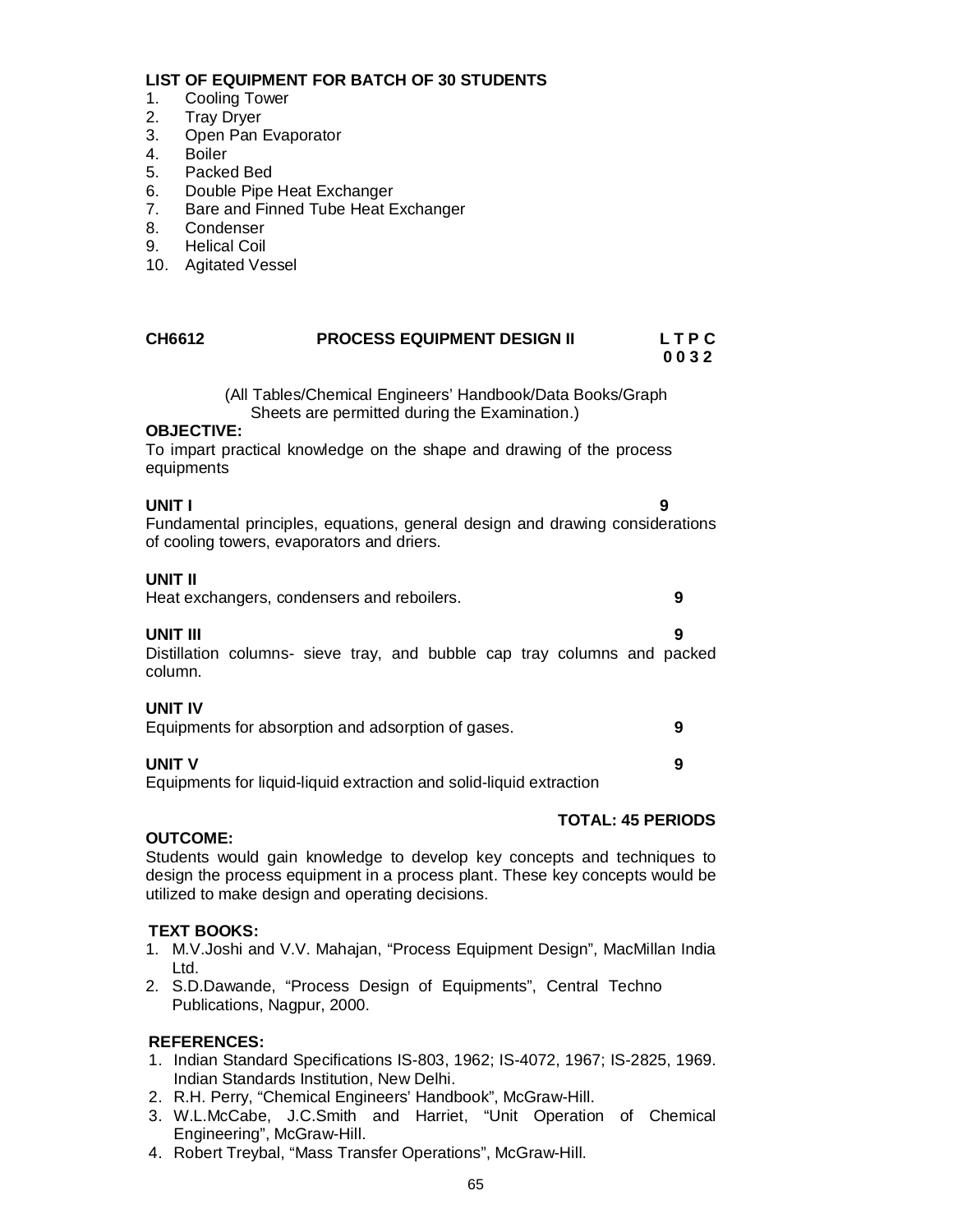**LIST OF EQUIPMENT FOR BATCH OF 30 STUDENTS**

1. Cooling Tower
2. Tray Dryer
3. Open Pan Evaporator
4. Boiler
5. Packed Bed
6. Double Pipe Heat Exchanger
7. Bare and Finned Tube Heat Exchanger
8. Condenser
9. Helical Coil
10. Agitated Vessel

## CH6612 PROCESS EQUIPMENT DESIGN II

**L T P C**
**0 0 3 2**

(All Tables/Chemical Engineers' Handbook/Data Books/Graph Sheets are permitted during the Examination.)

**OBJECTIVE:**

To impart practical knowledge on the shape and drawing of the process equipments

**UNIT I** **9**

Fundamental principles, equations, general design and drawing considerations of cooling towers, evaporators and driers.

**UNIT II**

Heat exchangers, condensers and reboilers. **9**

**UNIT III** **9**

Distillation columns- sieve tray, and bubble cap tray columns and packed column.

**UNIT IV**

Equipments for absorption and adsorption of gases. **9**

**UNIT V** **9**

Equipments for liquid-liquid extraction and solid-liquid extraction

**TOTAL: 45 PERIODS**

**OUTCOME:**

Students would gain knowledge to develop key concepts and techniques to design the process equipment in a process plant. These key concepts would be utilized to make design and operating decisions.

**TEXT BOOKS:**

1. M.V.Joshi and V.V. Mahajan, "Process Equipment Design", MacMillan India Ltd.
2. S.D.Dawande, "Process Design of Equipments", Central Techno Publications, Nagpur, 2000.

**REFERENCES:**

1. Indian Standard Specifications IS-803, 1962; IS-4072, 1967; IS-2825, 1969. Indian Standards Institution, New Delhi.
2. R.H. Perry, "Chemical Engineers' Handbook", McGraw-Hill.
3. W.L.McCabe, J.C.Smith and Harriet, "Unit Operation of Chemical Engineering", McGraw-Hill.
4. Robert Treybal, "Mass Transfer Operations", McGraw-Hill.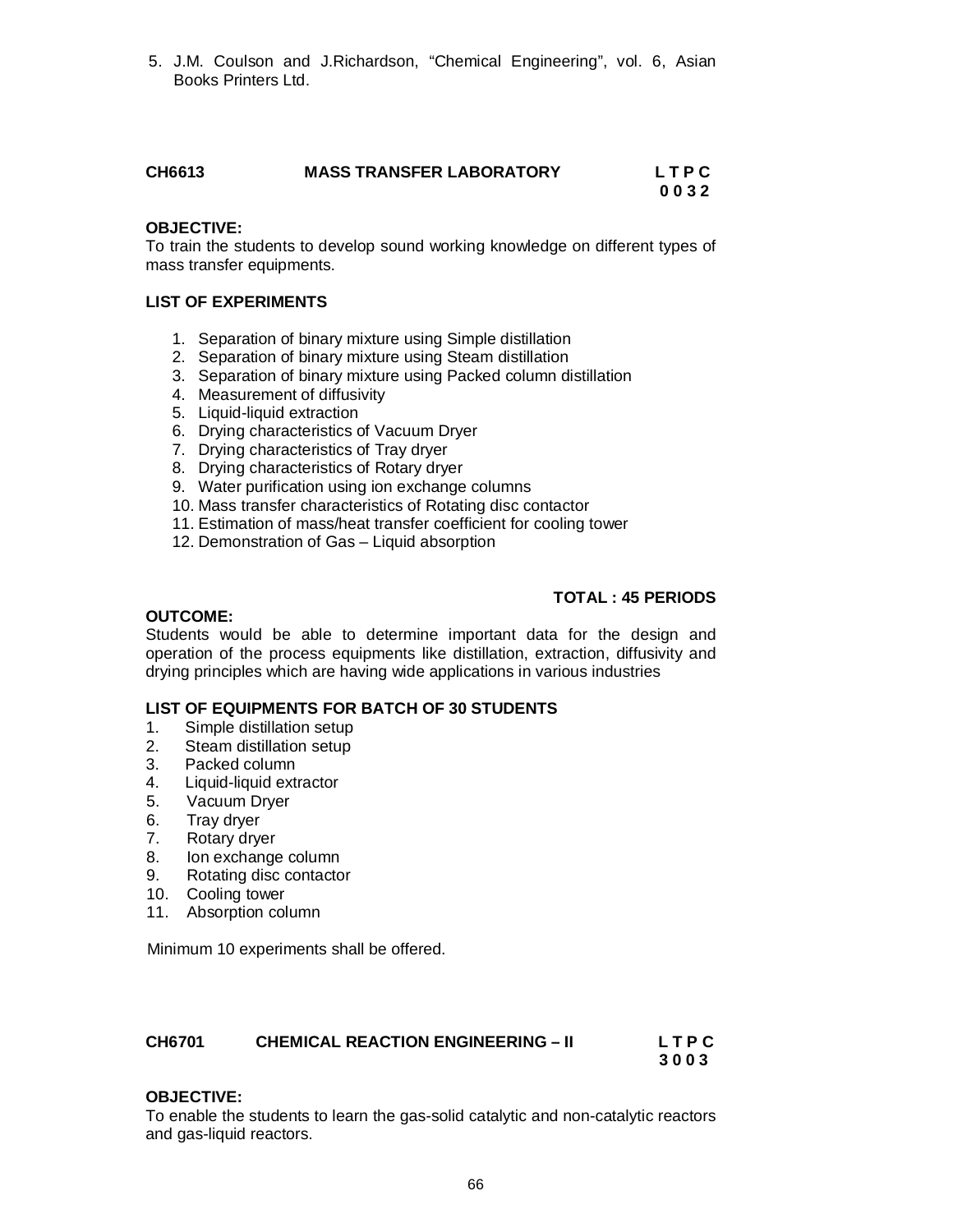5. J.M. Coulson and J.Richardson, “Chemical Engineering”, vol. 6, Asian Books Printers Ltd.

## CH6613 MASS TRANSFER LABORATORY

**L T P C**
**0 0 3 2**

**OBJECTIVE:**
To train the students to develop sound working knowledge on different types of mass transfer equipments.

**LIST OF EXPERIMENTS**

1. Separation of binary mixture using Simple distillation
2. Separation of binary mixture using Steam distillation
3. Separation of binary mixture using Packed column distillation
4. Measurement of diffusivity
5. Liquid-liquid extraction
6. Drying characteristics of Vacuum Dryer
7. Drying characteristics of Tray dryer
8. Drying characteristics of Rotary dryer
9. Water purification using ion exchange columns
10. Mass transfer characteristics of Rotating disc contactor
11. Estimation of mass/heat transfer coefficient for cooling tower
12. Demonstration of Gas – Liquid absorption

**TOTAL : 45 PERIODS**

**OUTCOME:**
Students would be able to determine important data for the design and operation of the process equipments like distillation, extraction, diffusivity and drying principles which are having wide applications in various industries

**LIST OF EQUIPMENTS FOR BATCH OF 30 STUDENTS**

1. Simple distillation setup
2. Steam distillation setup
3. Packed column
4. Liquid-liquid extractor
5. Vacuum Dryer
6. Tray dryer
7. Rotary dryer
8. Ion exchange column
9. Rotating disc contactor
10. Cooling tower
11. Absorption column

Minimum 10 experiments shall be offered.

## CH6701 CHEMICAL REACTION ENGINEERING – II

**L T P C**
**3 0 0 3**

**OBJECTIVE:**
To enable the students to learn the gas-solid catalytic and non-catalytic reactors and gas-liquid reactors.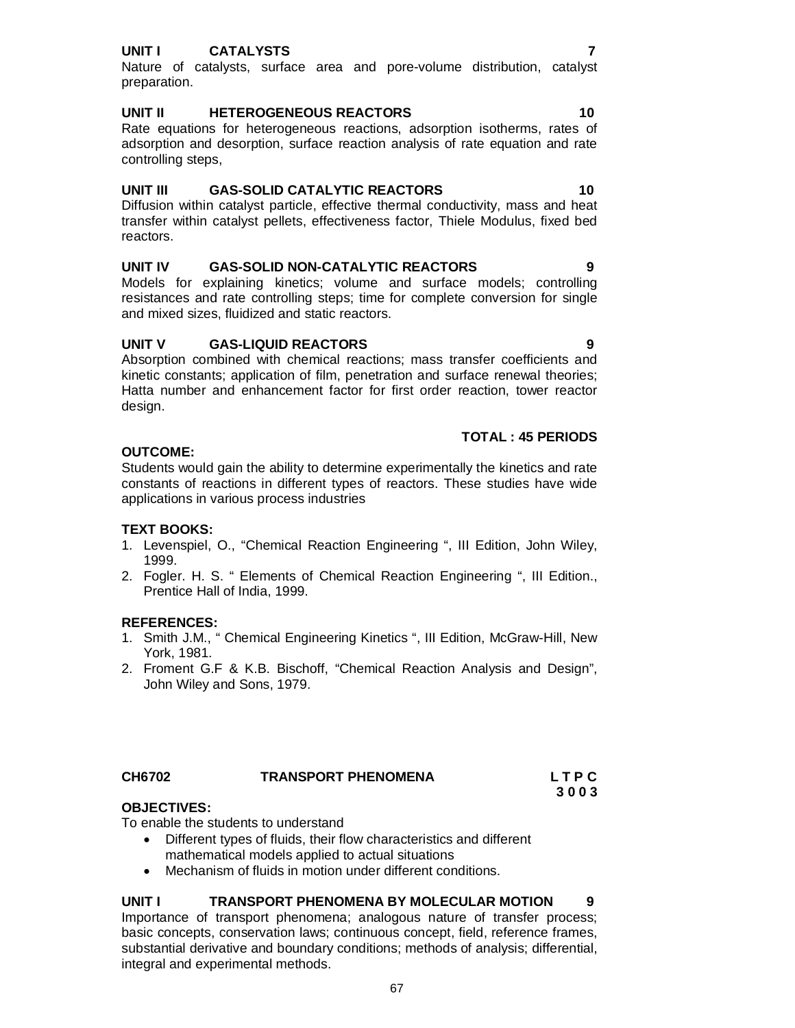**UNIT I CATALYSTS 7**

Nature of catalysts, surface area and pore-volume distribution, catalyst preparation.

**UNIT II HETEROGENEOUS REACTORS 10**

Rate equations for heterogeneous reactions, adsorption isotherms, rates of adsorption and desorption, surface reaction analysis of rate equation and rate controlling steps,

**UNIT III GAS-SOLID CATALYTIC REACTORS 10**

Diffusion within catalyst particle, effective thermal conductivity, mass and heat transfer within catalyst pellets, effectiveness factor, Thiele Modulus, fixed bed reactors.

**UNIT IV GAS-SOLID NON-CATALYTIC REACTORS 9**

Models for explaining kinetics; volume and surface models; controlling resistances and rate controlling steps; time for complete conversion for single and mixed sizes, fluidized and static reactors.

**UNIT V GAS-LIQUID REACTORS 9**

Absorption combined with chemical reactions; mass transfer coefficients and kinetic constants; application of film, penetration and surface renewal theories; Hatta number and enhancement factor for first order reaction, tower reactor design.

**TOTAL : 45 PERIODS**

**OUTCOME:**

Students would gain the ability to determine experimentally the kinetics and rate constants of reactions in different types of reactors. These studies have wide applications in various process industries

**TEXT BOOKS:**

1. Levenspiel, O., "Chemical Reaction Engineering ", III Edition, John Wiley, 1999.
2. Fogler. H. S. " Elements of Chemical Reaction Engineering ", III Edition., Prentice Hall of India, 1999.

**REFERENCES:**

1. Smith J.M., " Chemical Engineering Kinetics ", III Edition, McGraw-Hill, New York, 1981.
2. Froment G.F & K.B. Bischoff, "Chemical Reaction Analysis and Design", John Wiley and Sons, 1979.

## CH6702 TRANSPORT PHENOMENA

**L T P C**
**3 0 0 3**

**OBJECTIVES:**

To enable the students to understand

- Different types of fluids, their flow characteristics and different mathematical models applied to actual situations
- Mechanism of fluids in motion under different conditions.

**UNIT I TRANSPORT PHENOMENA BY MOLECULAR MOTION 9**

Importance of transport phenomena; analogous nature of transfer process; basic concepts, conservation laws; continuous concept, field, reference frames, substantial derivative and boundary conditions; methods of analysis; differential, integral and experimental methods.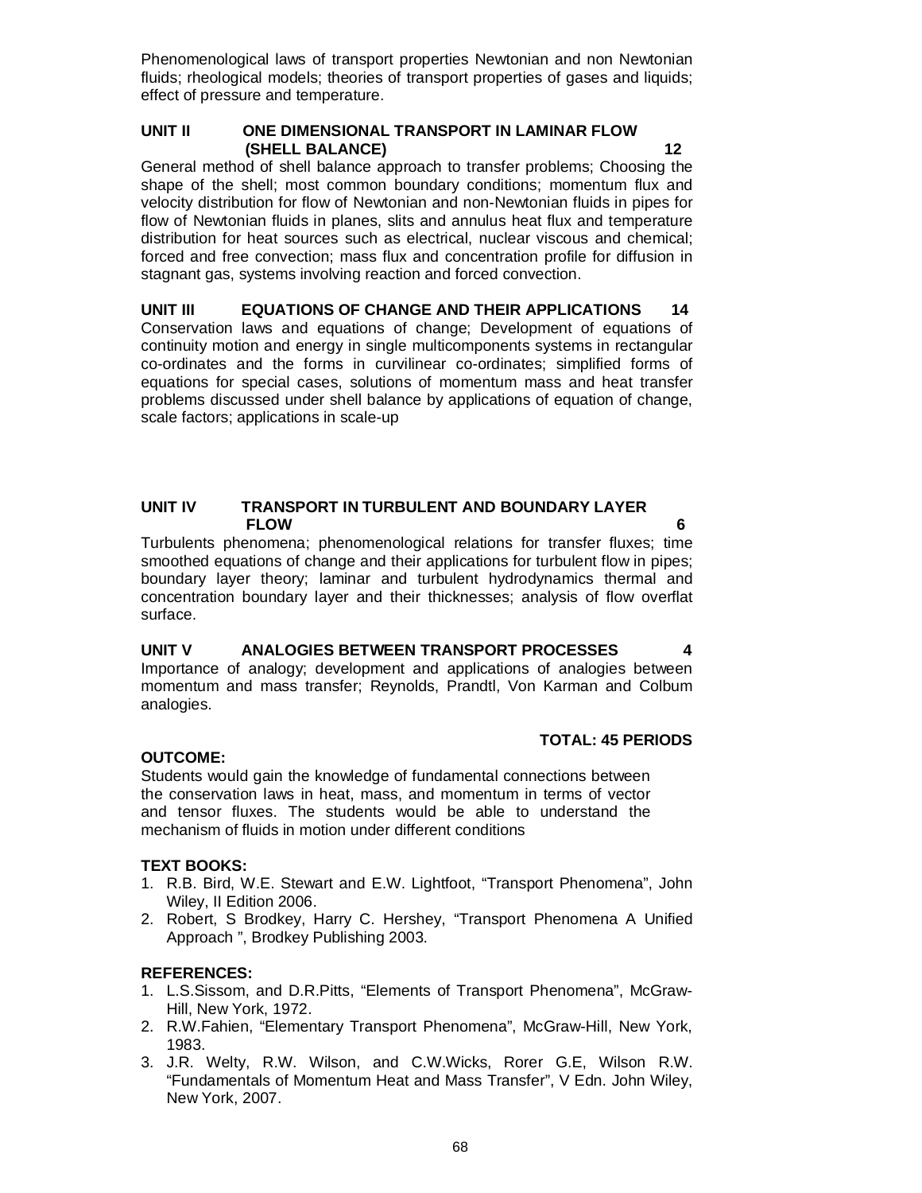Phenomenological laws of transport properties Newtonian and non Newtonian fluids; rheological models; theories of transport properties of gases and liquids; effect of pressure and temperature.

**UNIT II ONE DIMENSIONAL TRANSPORT IN LAMINAR FLOW (SHELL BALANCE) 12**

General method of shell balance approach to transfer problems; Choosing the shape of the shell; most common boundary conditions; momentum flux and velocity distribution for flow of Newtonian and non-Newtonian fluids in pipes for flow of Newtonian fluids in planes, slits and annulus heat flux and temperature distribution for heat sources such as electrical, nuclear viscous and chemical; forced and free convection; mass flux and concentration profile for diffusion in stagnant gas, systems involving reaction and forced convection.

**UNIT III EQUATIONS OF CHANGE AND THEIR APPLICATIONS 14**

Conservation laws and equations of change; Development of equations of continuity motion and energy in single multicomponents systems in rectangular co-ordinates and the forms in curvilinear co-ordinates; simplified forms of equations for special cases, solutions of momentum mass and heat transfer problems discussed under shell balance by applications of equation of change, scale factors; applications in scale-up

**UNIT IV TRANSPORT IN TURBULENT AND BOUNDARY LAYER FLOW 6**

Turbulents phenomena; phenomenological relations for transfer fluxes; time smoothed equations of change and their applications for turbulent flow in pipes; boundary layer theory; laminar and turbulent hydrodynamics thermal and concentration boundary layer and their thicknesses; analysis of flow overflat surface.

**UNIT V ANALOGIES BETWEEN TRANSPORT PROCESSES 4**

Importance of analogy; development and applications of analogies between momentum and mass transfer; Reynolds, Prandtl, Von Karman and Colbum analogies.

**TOTAL: 45 PERIODS**

**OUTCOME:**

Students would gain the knowledge of fundamental connections between the conservation laws in heat, mass, and momentum in terms of vector and tensor fluxes. The students would be able to understand the mechanism of fluids in motion under different conditions

**TEXT BOOKS:**

1. R.B. Bird, W.E. Stewart and E.W. Lightfoot, "Transport Phenomena", John Wiley, II Edition 2006.
2. Robert, S Brodkey, Harry C. Hershey, "Transport Phenomena A Unified Approach ", Brodkey Publishing 2003.

**REFERENCES:**

1. L.S.Sissom, and D.R.Pitts, "Elements of Transport Phenomena", McGraw-Hill, New York, 1972.
2. R.W.Fahien, "Elementary Transport Phenomena", McGraw-Hill, New York, 1983.
3. J.R. Welty, R.W. Wilson, and C.W.Wicks, Rorer G.E, Wilson R.W. "Fundamentals of Momentum Heat and Mass Transfer", V Edn. John Wiley, New York, 2007.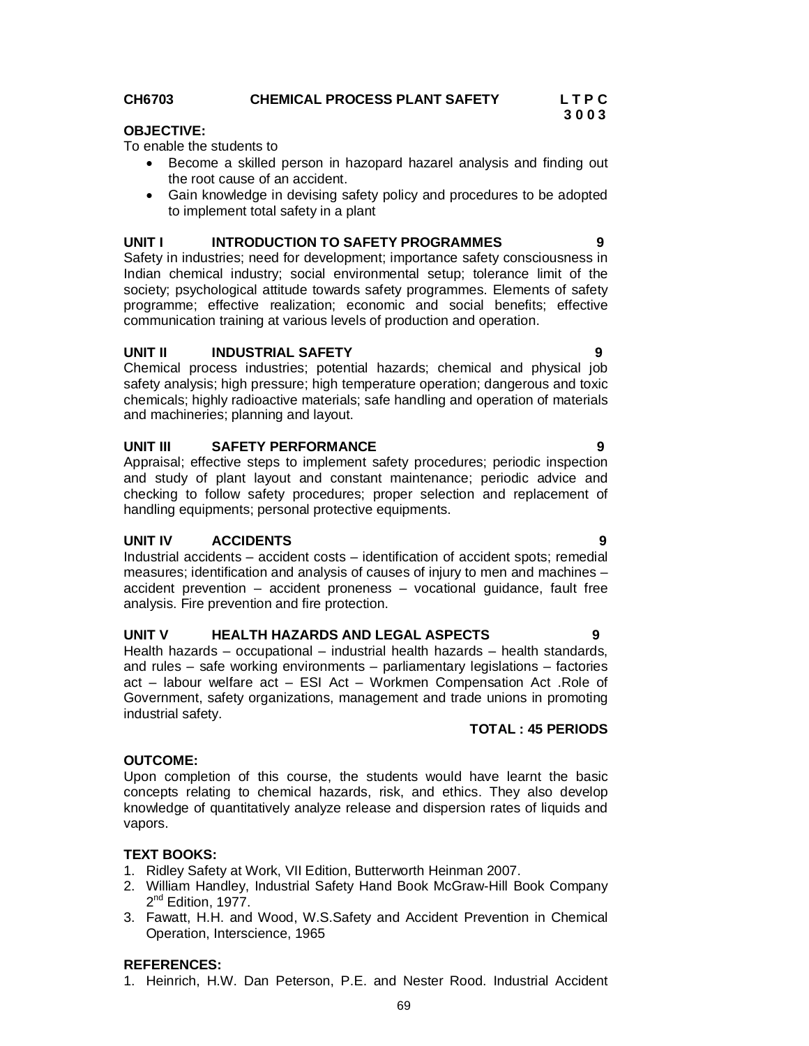**CH6703 CHEMICAL PROCESS PLANT SAFETY** **L T P C**
**3 0 0 3**

**OBJECTIVE:**

To enable the students to

- Become a skilled person in hazopard hazarel analysis and finding out the root cause of an accident.
- Gain knowledge in devising safety policy and procedures to be adopted to implement total safety in a plant

**UNIT I INTRODUCTION TO SAFETY PROGRAMMES 9**

Safety in industries; need for development; importance safety consciousness in Indian chemical industry; social environmental setup; tolerance limit of the society; psychological attitude towards safety programmes. Elements of safety programme; effective realization; economic and social benefits; effective communication training at various levels of production and operation.

**UNIT II INDUSTRIAL SAFETY 9**

Chemical process industries; potential hazards; chemical and physical job safety analysis; high pressure; high temperature operation; dangerous and toxic chemicals; highly radioactive materials; safe handling and operation of materials and machineries; planning and layout.

**UNIT III SAFETY PERFORMANCE 9**

Appraisal; effective steps to implement safety procedures; periodic inspection and study of plant layout and constant maintenance; periodic advice and checking to follow safety procedures; proper selection and replacement of handling equipments; personal protective equipments.

**UNIT IV ACCIDENTS 9**

Industrial accidents – accident costs – identification of accident spots; remedial measures; identification and analysis of causes of injury to men and machines – accident prevention – accident proneness – vocational guidance, fault free analysis. Fire prevention and fire protection.

**UNIT V HEALTH HAZARDS AND LEGAL ASPECTS 9**

Health hazards – occupational – industrial health hazards – health standards, and rules – safe working environments – parliamentary legislations – factories act – labour welfare act – ESI Act – Workmen Compensation Act .Role of Government, safety organizations, management and trade unions in promoting industrial safety.

**TOTAL : 45 PERIODS**

**OUTCOME:**

Upon completion of this course, the students would have learnt the basic concepts relating to chemical hazards, risk, and ethics. They also develop knowledge of quantitatively analyze release and dispersion rates of liquids and vapors.

**TEXT BOOKS:**

1. Ridley Safety at Work, VII Edition, Butterworth Heinman 2007.
2. William Handley, Industrial Safety Hand Book McGraw-Hill Book Company 2nd Edition, 1977.
3. Fawatt, H.H. and Wood, W.S.Safety and Accident Prevention in Chemical Operation, Interscience, 1965

**REFERENCES:**

1. Heinrich, H.W. Dan Peterson, P.E. and Nester Rood. Industrial Accident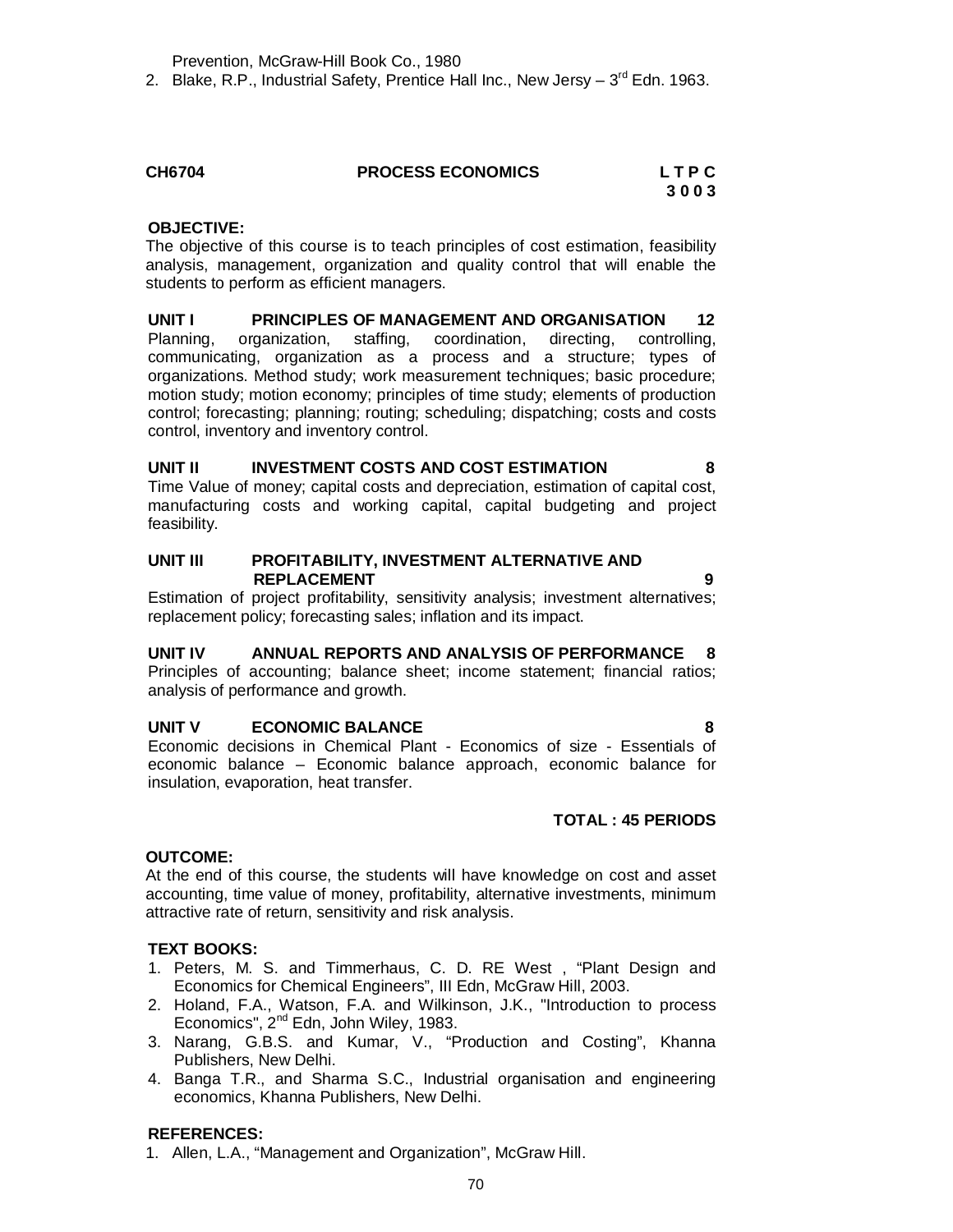Prevention, McGraw-Hill Book Co., 1980

2. Blake, R.P., Industrial Safety, Prentice Hall Inc., New Jersy – 3rd Edn. 1963.

**CH6704 PROCESS ECONOMICS L T P C**
**3 0 0 3**

**OBJECTIVE:**

The objective of this course is to teach principles of cost estimation, feasibility analysis, management, organization and quality control that will enable the students to perform as efficient managers.

**UNIT I PRINCIPLES OF MANAGEMENT AND ORGANISATION 12**

Planning, organization, staffing, coordination, directing, controlling, communicating, organization as a process and a structure; types of organizations. Method study; work measurement techniques; basic procedure; motion study; motion economy; principles of time study; elements of production control; forecasting; planning; routing; scheduling; dispatching; costs and costs control, inventory and inventory control.

**UNIT II INVESTMENT COSTS AND COST ESTIMATION 8**

Time Value of money; capital costs and depreciation, estimation of capital cost, manufacturing costs and working capital, capital budgeting and project feasibility.

**UNIT III PROFITABILITY, INVESTMENT ALTERNATIVE AND REPLACEMENT 9**

Estimation of project profitability, sensitivity analysis; investment alternatives; replacement policy; forecasting sales; inflation and its impact.

**UNIT IV ANNUAL REPORTS AND ANALYSIS OF PERFORMANCE 8**

Principles of accounting; balance sheet; income statement; financial ratios; analysis of performance and growth.

**UNIT V ECONOMIC BALANCE 8**

Economic decisions in Chemical Plant - Economics of size - Essentials of economic balance – Economic balance approach, economic balance for insulation, evaporation, heat transfer.

**TOTAL : 45 PERIODS**

**OUTCOME:**

At the end of this course, the students will have knowledge on cost and asset accounting, time value of money, profitability, alternative investments, minimum attractive rate of return, sensitivity and risk analysis.

**TEXT BOOKS:**

1. Peters, M. S. and Timmerhaus, C. D. RE West , "Plant Design and Economics for Chemical Engineers", III Edn, McGraw Hill, 2003.
2. Holand, F.A., Watson, F.A. and Wilkinson, J.K., "Introduction to process Economics", 2nd Edn, John Wiley, 1983.
3. Narang, G.B.S. and Kumar, V., "Production and Costing", Khanna Publishers, New Delhi.
4. Banga T.R., and Sharma S.C., Industrial organisation and engineering economics, Khanna Publishers, New Delhi.

**REFERENCES:**

1. Allen, L.A., "Management and Organization", McGraw Hill.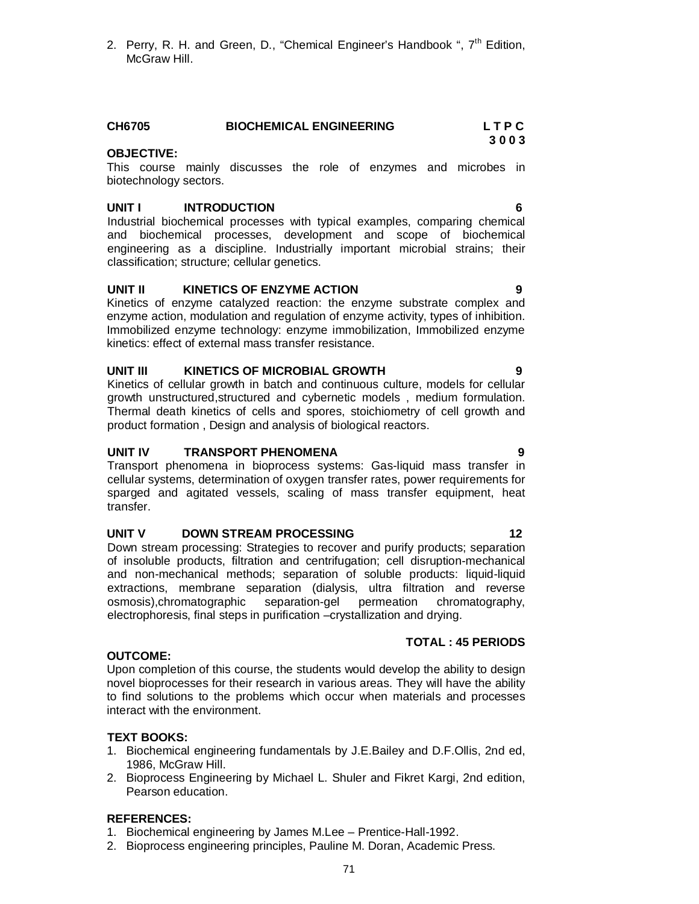2. Perry, R. H. and Green, D., "Chemical Engineer's Handbook ", 7th Edition, McGraw Hill.

## CH6705 BIOCHEMICAL ENGINEERING

| L | T | P | C |
|---|---|---|---|
| 3 | 0 | 0 | 3 |

**OBJECTIVE:**

This course mainly discusses the role of enzymes and microbes in biotechnology sectors.

### UNIT I INTRODUCTION — 6

Industrial biochemical processes with typical examples, comparing chemical and biochemical processes, development and scope of biochemical engineering as a discipline. Industrially important microbial strains; their classification; structure; cellular genetics.

### UNIT II KINETICS OF ENZYME ACTION — 9

Kinetics of enzyme catalyzed reaction: the enzyme substrate complex and enzyme action, modulation and regulation of enzyme activity, types of inhibition. Immobilized enzyme technology: enzyme immobilization, Immobilized enzyme kinetics: effect of external mass transfer resistance.

### UNIT III KINETICS OF MICROBIAL GROWTH — 9

Kinetics of cellular growth in batch and continuous culture, models for cellular growth unstructured,structured and cybernetic models , medium formulation. Thermal death kinetics of cells and spores, stoichiometry of cell growth and product formation , Design and analysis of biological reactors.

### UNIT IV TRANSPORT PHENOMENA — 9

Transport phenomena in bioprocess systems: Gas-liquid mass transfer in cellular systems, determination of oxygen transfer rates, power requirements for sparged and agitated vessels, scaling of mass transfer equipment, heat transfer.

### UNIT V DOWN STREAM PROCESSING — 12

Down stream processing: Strategies to recover and purify products; separation of insoluble products, filtration and centrifugation; cell disruption-mechanical and non-mechanical methods; separation of soluble products: liquid-liquid extractions, membrane separation (dialysis, ultra filtration and reverse osmosis),chromatographic separation-gel permeation chromatography, electrophoresis, final steps in purification –crystallization and drying.

**TOTAL : 45 PERIODS**

**OUTCOME:**

Upon completion of this course, the students would develop the ability to design novel bioprocesses for their research in various areas. They will have the ability to find solutions to the problems which occur when materials and processes interact with the environment.

**TEXT BOOKS:**

1. Biochemical engineering fundamentals by J.E.Bailey and D.F.Ollis, 2nd ed, 1986, McGraw Hill.
2. Bioprocess Engineering by Michael L. Shuler and Fikret Kargi, 2nd edition, Pearson education.

**REFERENCES:**

1. Biochemical engineering by James M.Lee – Prentice-Hall-1992.
2. Bioprocess engineering principles, Pauline M. Doran, Academic Press.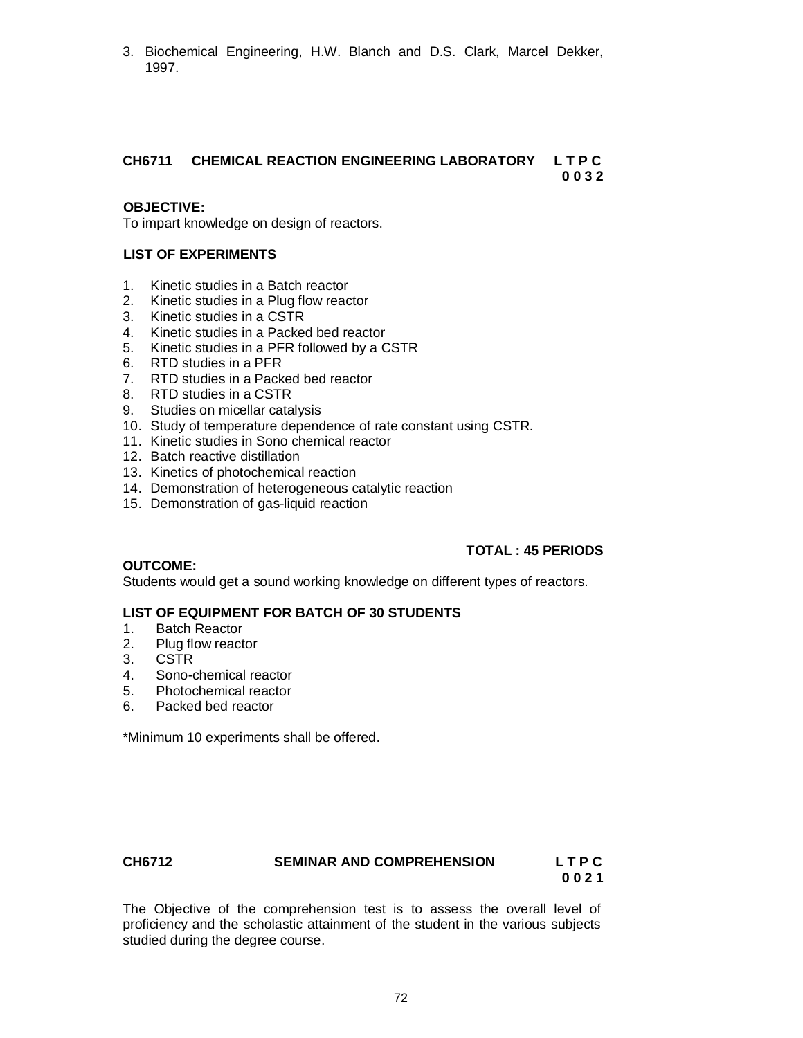3. Biochemical Engineering, H.W. Blanch and D.S. Clark, Marcel Dekker, 1997.

## CH6711 CHEMICAL REACTION ENGINEERING LABORATORY

**L T P C**
**0 0 3 2**

**OBJECTIVE:**
To impart knowledge on design of reactors.

**LIST OF EXPERIMENTS**

1. Kinetic studies in a Batch reactor
2. Kinetic studies in a Plug flow reactor
3. Kinetic studies in a CSTR
4. Kinetic studies in a Packed bed reactor
5. Kinetic studies in a PFR followed by a CSTR
6. RTD studies in a PFR
7. RTD studies in a Packed bed reactor
8. RTD studies in a CSTR
9. Studies on micellar catalysis
10. Study of temperature dependence of rate constant using CSTR.
11. Kinetic studies in Sono chemical reactor
12. Batch reactive distillation
13. Kinetics of photochemical reaction
14. Demonstration of heterogeneous catalytic reaction
15. Demonstration of gas-liquid reaction

**TOTAL : 45 PERIODS**

**OUTCOME:**
Students would get a sound working knowledge on different types of reactors.

**LIST OF EQUIPMENT FOR BATCH OF 30 STUDENTS**
1. Batch Reactor
2. Plug flow reactor
3. CSTR
4. Sono-chemical reactor
5. Photochemical reactor
6. Packed bed reactor

*Minimum 10 experiments shall be offered.

## CH6712 SEMINAR AND COMPREHENSION

**L T P C**
**0 0 2 1**

The Objective of the comprehension test is to assess the overall level of proficiency and the scholastic attainment of the student in the various subjects studied during the degree course.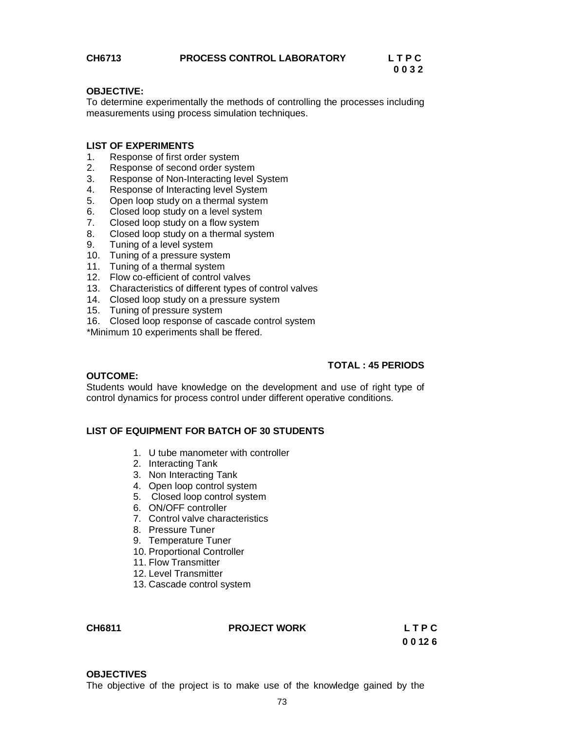**CH6713 PROCESS CONTROL LABORATORY L T P C**
**0 0 3 2**

**OBJECTIVE:**
To determine experimentally the methods of controlling the processes including measurements using process simulation techniques.

**LIST OF EXPERIMENTS**

1. Response of first order system
2. Response of second order system
3. Response of Non-Interacting level System
4. Response of Interacting level System
5. Open loop study on a thermal system
6. Closed loop study on a level system
7. Closed loop study on a flow system
8. Closed loop study on a thermal system
9. Tuning of a level system
10. Tuning of a pressure system
11. Tuning of a thermal system
12. Flow co-efficient of control valves
13. Characteristics of different types of control valves
14. Closed loop study on a pressure system
15. Tuning of pressure system
16. Closed loop response of cascade control system

*Minimum 10 experiments shall be ffered.

**TOTAL : 45 PERIODS**

**OUTCOME:**
Students would have knowledge on the development and use of right type of control dynamics for process control under different operative conditions.

**LIST OF EQUIPMENT FOR BATCH OF 30 STUDENTS**

1. U tube manometer with controller
2. Interacting Tank
3. Non Interacting Tank
4. Open loop control system
5. Closed loop control system
6. ON/OFF controller
7. Control valve characteristics
8. Pressure Tuner
9. Temperature Tuner
10. Proportional Controller
11. Flow Transmitter
12. Level Transmitter
13. Cascade control system

**CH6811 PROJECT WORK L T P C**
**0 0 12 6**

**OBJECTIVES**
The objective of the project is to make use of the knowledge gained by the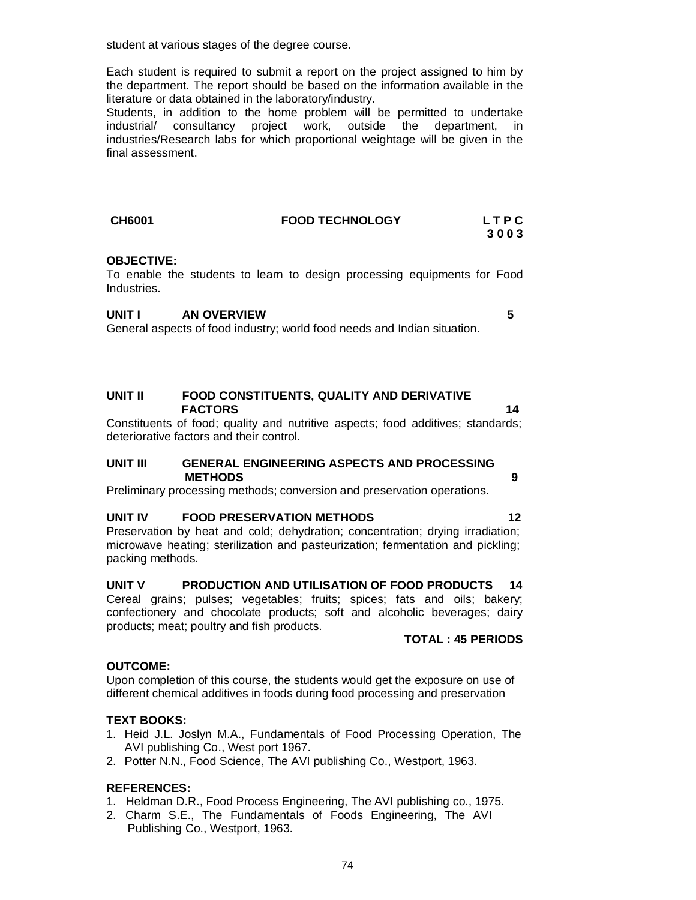student at various stages of the degree course.

Each student is required to submit a report on the project assigned to him by the department. The report should be based on the information available in the literature or data obtained in the laboratory/industry.
Students, in addition to the home problem will be permitted to undertake industrial/ consultancy project work, outside the department, in industries/Research labs for which proportional weightage will be given in the final assessment.

| CH6001 | FOOD TECHNOLOGY | L T P C |
|---|---|---|
| | | 3 0 0 3 |

**OBJECTIVE:**
To enable the students to learn to design processing equipments for Food Industries.

**UNIT I AN OVERVIEW 5**
General aspects of food industry; world food needs and Indian situation.

**UNIT II FOOD CONSTITUENTS, QUALITY AND DERIVATIVE FACTORS 14**
Constituents of food; quality and nutritive aspects; food additives; standards; deteriorative factors and their control.

**UNIT III GENERAL ENGINEERING ASPECTS AND PROCESSING METHODS 9**
Preliminary processing methods; conversion and preservation operations.

**UNIT IV FOOD PRESERVATION METHODS 12**
Preservation by heat and cold; dehydration; concentration; drying irradiation; microwave heating; sterilization and pasteurization; fermentation and pickling; packing methods.

**UNIT V PRODUCTION AND UTILISATION OF FOOD PRODUCTS 14**
Cereal grains; pulses; vegetables; fruits; spices; fats and oils; bakery; confectionery and chocolate products; soft and alcoholic beverages; dairy products; meat; poultry and fish products.

**TOTAL : 45 PERIODS**

**OUTCOME:**
Upon completion of this course, the students would get the exposure on use of different chemical additives in foods during food processing and preservation

**TEXT BOOKS:**
1. Heid J.L. Joslyn M.A., Fundamentals of Food Processing Operation, The AVI publishing Co., West port 1967.
2. Potter N.N., Food Science, The AVI publishing Co., Westport, 1963.

**REFERENCES:**
1. Heldman D.R., Food Process Engineering, The AVI publishing co., 1975.
2. Charm S.E., The Fundamentals of Foods Engineering, The AVI Publishing Co., Westport, 1963.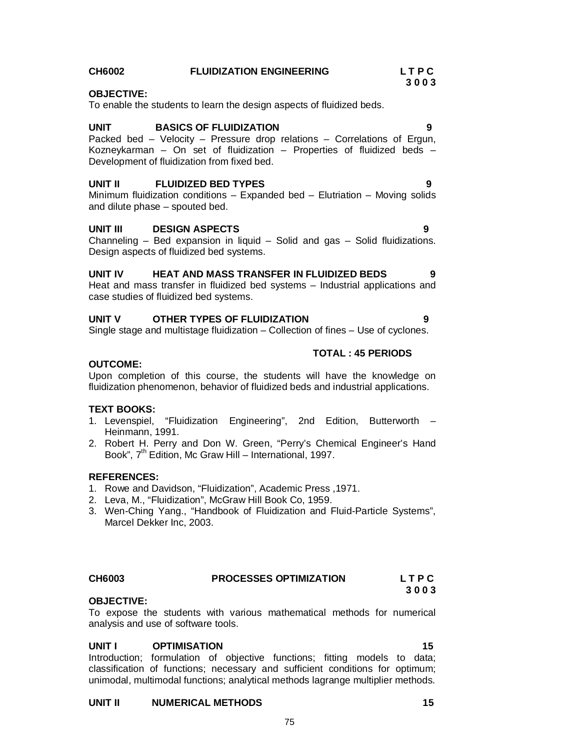## CH6002 FLUIDIZATION ENGINEERING

**L T P C**
**3 0 0 3**

**OBJECTIVE:**

To enable the students to learn the design aspects of fluidized beds.

**UNIT BASICS OF FLUIDIZATION** **9**

Packed bed – Velocity – Pressure drop relations – Correlations of Ergun, Kozneykarman – On set of fluidization – Properties of fluidized beds – Development of fluidization from fixed bed.

**UNIT II FLUIDIZED BED TYPES** **9**

Minimum fluidization conditions – Expanded bed – Elutriation – Moving solids and dilute phase – spouted bed.

**UNIT III DESIGN ASPECTS** **9**

Channeling – Bed expansion in liquid – Solid and gas – Solid fluidizations. Design aspects of fluidized bed systems.

**UNIT IV HEAT AND MASS TRANSFER IN FLUIDIZED BEDS** **9**

Heat and mass transfer in fluidized bed systems – Industrial applications and case studies of fluidized bed systems.

**UNIT V OTHER TYPES OF FLUIDIZATION** **9**

Single stage and multistage fluidization – Collection of fines – Use of cyclones.

**TOTAL : 45 PERIODS**

**OUTCOME:**

Upon completion of this course, the students will have the knowledge on fluidization phenomenon, behavior of fluidized beds and industrial applications.

**TEXT BOOKS:**

1. Levenspiel, "Fluidization Engineering", 2nd Edition, Butterworth – Heinmann, 1991.
2. Robert H. Perry and Don W. Green, "Perry's Chemical Engineer's Hand Book", 7th Edition, Mc Graw Hill – International, 1997.

**REFERENCES:**

1. Rowe and Davidson, "Fluidization", Academic Press ,1971.
2. Leva, M., "Fluidization", McGraw Hill Book Co, 1959.
3. Wen-Ching Yang., "Handbook of Fluidization and Fluid-Particle Systems", Marcel Dekker Inc, 2003.

## CH6003 PROCESSES OPTIMIZATION

**L T P C**
**3 0 0 3**

**OBJECTIVE:**

To expose the students with various mathematical methods for numerical analysis and use of software tools.

**UNIT I OPTIMISATION** **15**

Introduction; formulation of objective functions; fitting models to data; classification of functions; necessary and sufficient conditions for optimum; unimodal, multimodal functions; analytical methods lagrange multiplier methods.

**UNIT II NUMERICAL METHODS** **15**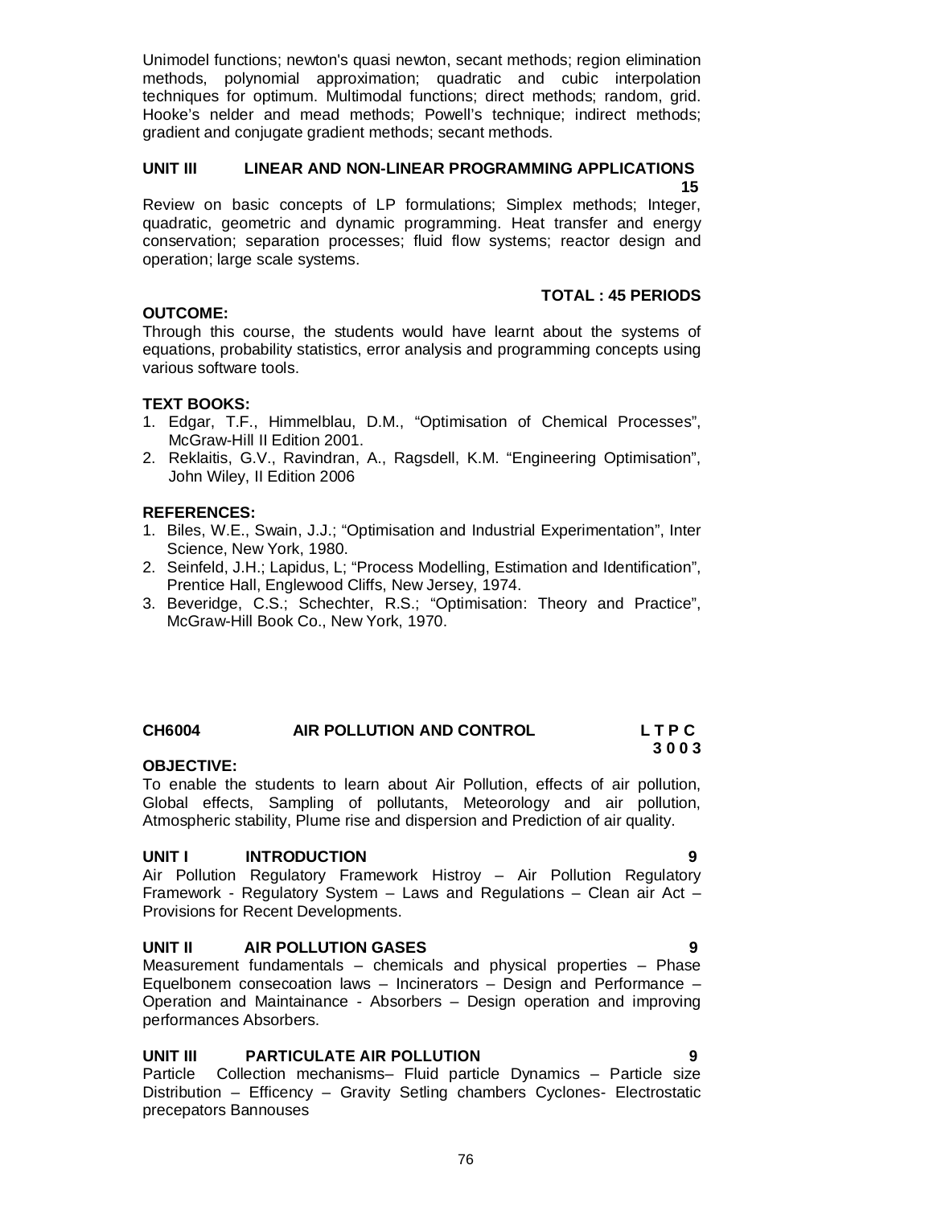Unimodel functions; newton's quasi newton, secant methods; region elimination methods, polynomial approximation; quadratic and cubic interpolation techniques for optimum. Multimodal functions; direct methods; random, grid. Hooke's nelder and mead methods; Powell's technique; indirect methods; gradient and conjugate gradient methods; secant methods.

**UNIT III LINEAR AND NON-LINEAR PROGRAMMING APPLICATIONS 15**

Review on basic concepts of LP formulations; Simplex methods; Integer, quadratic, geometric and dynamic programming. Heat transfer and energy conservation; separation processes; fluid flow systems; reactor design and operation; large scale systems.

**TOTAL : 45 PERIODS**

**OUTCOME:**

Through this course, the students would have learnt about the systems of equations, probability statistics, error analysis and programming concepts using various software tools.

**TEXT BOOKS:**

1. Edgar, T.F., Himmelblau, D.M., "Optimisation of Chemical Processes", McGraw-Hill II Edition 2001.
2. Reklaitis, G.V., Ravindran, A., Ragsdell, K.M. "Engineering Optimisation", John Wiley, II Edition 2006

**REFERENCES:**

1. Biles, W.E., Swain, J.J.; "Optimisation and Industrial Experimentation", Inter Science, New York, 1980.
2. Seinfeld, J.H.; Lapidus, L; "Process Modelling, Estimation and Identification", Prentice Hall, Englewood Cliffs, New Jersey, 1974.
3. Beveridge, C.S.; Schechter, R.S.; "Optimisation: Theory and Practice", McGraw-Hill Book Co., New York, 1970.

**CH6004 AIR POLLUTION AND CONTROL L T P C 3 0 0 3**

**OBJECTIVE:**

To enable the students to learn about Air Pollution, effects of air pollution, Global effects, Sampling of pollutants, Meteorology and air pollution, Atmospheric stability, Plume rise and dispersion and Prediction of air quality.

**UNIT I INTRODUCTION 9**

Air Pollution Regulatory Framework Histroy – Air Pollution Regulatory Framework - Regulatory System – Laws and Regulations – Clean air Act – Provisions for Recent Developments.

**UNIT II AIR POLLUTION GASES 9**

Measurement fundamentals – chemicals and physical properties – Phase Equelbonem consecoation laws – Incinerators – Design and Performance – Operation and Maintainance - Absorbers – Design operation and improving performances Absorbers.

**UNIT III PARTICULATE AIR POLLUTION 9**

Particle Collection mechanisms– Fluid particle Dynamics – Particle size Distribution – Efficency – Gravity Setling chambers Cyclones- Electrostatic precepators Bannouses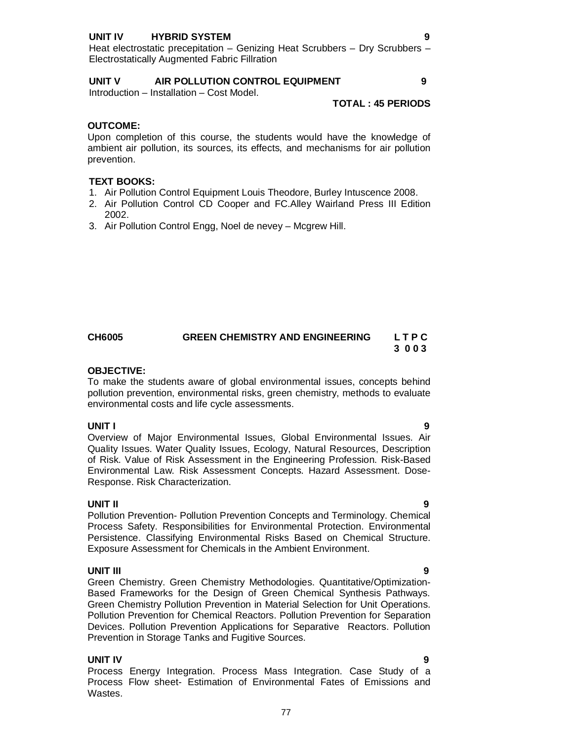**UNIT IV HYBRID SYSTEM** **9**

Heat electrostatic precepitation – Genizing Heat Scrubbers – Dry Scrubbers – Electrostatically Augmented Fabric Fillration

**UNIT V AIR POLLUTION CONTROL EQUIPMENT** **9**

Introduction – Installation – Cost Model.

**TOTAL : 45 PERIODS**

**OUTCOME:**

Upon completion of this course, the students would have the knowledge of ambient air pollution, its sources, its effects, and mechanisms for air pollution prevention.

**TEXT BOOKS:**

1. Air Pollution Control Equipment Louis Theodore, Burley Intuscence 2008.
2. Air Pollution Control CD Cooper and FC.Alley Wairland Press III Edition 2002.
3. Air Pollution Control Engg, Noel de nevey – Mcgrew Hill.

## CH6005 GREEN CHEMISTRY AND ENGINEERING

| L | T | P | C |
|---|---|---|---|
| 3 | 0 | 0 | 3 |

**OBJECTIVE:**

To make the students aware of global environmental issues, concepts behind pollution prevention, environmental risks, green chemistry, methods to evaluate environmental costs and life cycle assessments.

**UNIT I** **9**

Overview of Major Environmental Issues, Global Environmental Issues. Air Quality Issues. Water Quality Issues, Ecology, Natural Resources, Description of Risk. Value of Risk Assessment in the Engineering Profession. Risk-Based Environmental Law. Risk Assessment Concepts. Hazard Assessment. Dose-Response. Risk Characterization.

**UNIT II** **9**

Pollution Prevention- Pollution Prevention Concepts and Terminology. Chemical Process Safety. Responsibilities for Environmental Protection. Environmental Persistence. Classifying Environmental Risks Based on Chemical Structure. Exposure Assessment for Chemicals in the Ambient Environment.

**UNIT III** **9**

Green Chemistry. Green Chemistry Methodologies. Quantitative/Optimization-Based Frameworks for the Design of Green Chemical Synthesis Pathways. Green Chemistry Pollution Prevention in Material Selection for Unit Operations. Pollution Prevention for Chemical Reactors. Pollution Prevention for Separation Devices. Pollution Prevention Applications for Separative Reactors. Pollution Prevention in Storage Tanks and Fugitive Sources.

**UNIT IV** **9**

Process Energy Integration. Process Mass Integration. Case Study of a Process Flow sheet- Estimation of Environmental Fates of Emissions and Wastes.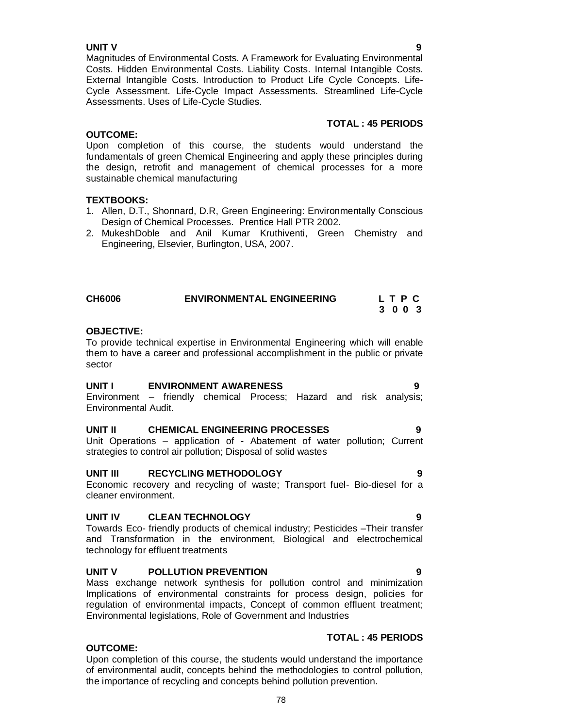**UNIT V** **9**

Magnitudes of Environmental Costs. A Framework for Evaluating Environmental Costs. Hidden Environmental Costs. Liability Costs. Internal Intangible Costs. External Intangible Costs. Introduction to Product Life Cycle Concepts. Life-Cycle Assessment. Life-Cycle Impact Assessments. Streamlined Life-Cycle Assessments. Uses of Life-Cycle Studies.

**TOTAL : 45 PERIODS**

**OUTCOME:**

Upon completion of this course, the students would understand the fundamentals of green Chemical Engineering and apply these principles during the design, retrofit and management of chemical processes for a more sustainable chemical manufacturing

**TEXTBOOKS:**

1. Allen, D.T., Shonnard, D.R, Green Engineering: Environmentally Conscious Design of Chemical Processes. Prentice Hall PTR 2002.
2. MukeshDoble and Anil Kumar Kruthiventi, Green Chemistry and Engineering, Elsevier, Burlington, USA, 2007.

## CH6006 ENVIRONMENTAL ENGINEERING

| L | T | P | C |
|---|---|---|---|
| 3 | 0 | 0 | 3 |

**OBJECTIVE:**

To provide technical expertise in Environmental Engineering which will enable them to have a career and professional accomplishment in the public or private sector

**UNIT I ENVIRONMENT AWARENESS** **9**

Environment – friendly chemical Process; Hazard and risk analysis; Environmental Audit.

**UNIT II CHEMICAL ENGINEERING PROCESSES** **9**

Unit Operations – application of - Abatement of water pollution; Current strategies to control air pollution; Disposal of solid wastes

**UNIT III RECYCLING METHODOLOGY** **9**

Economic recovery and recycling of waste; Transport fuel- Bio-diesel for a cleaner environment.

**UNIT IV CLEAN TECHNOLOGY** **9**

Towards Eco- friendly products of chemical industry; Pesticides –Their transfer and Transformation in the environment, Biological and electrochemical technology for effluent treatments

**UNIT V POLLUTION PREVENTION** **9**

Mass exchange network synthesis for pollution control and minimization Implications of environmental constraints for process design, policies for regulation of environmental impacts, Concept of common effluent treatment; Environmental legislations, Role of Government and Industries

**TOTAL : 45 PERIODS**

**OUTCOME:**

Upon completion of this course, the students would understand the importance of environmental audit, concepts behind the methodologies to control pollution, the importance of recycling and concepts behind pollution prevention.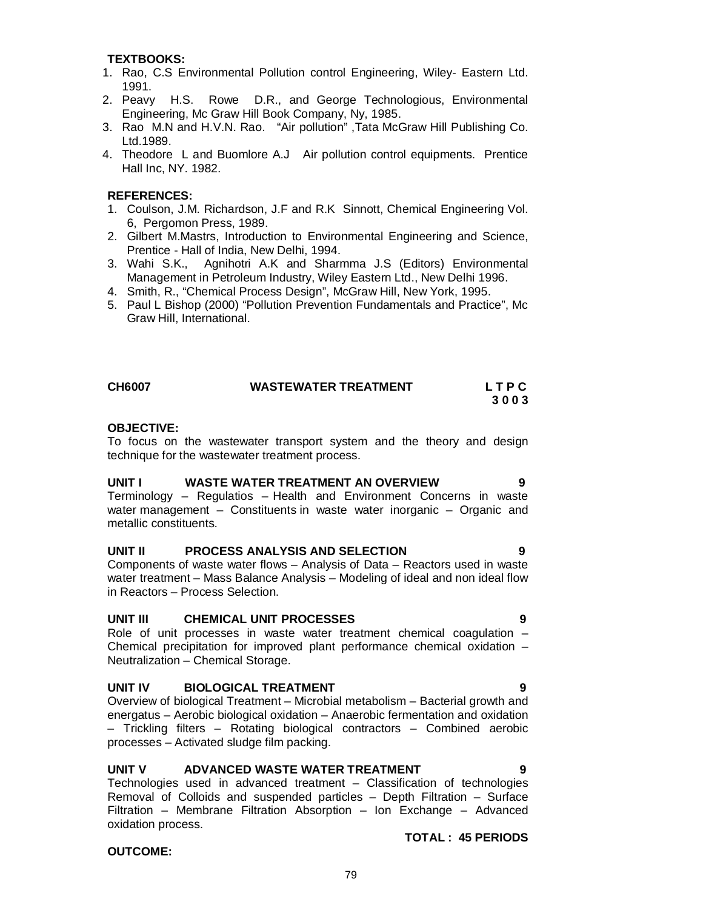**TEXTBOOKS:**

1. Rao, C.S Environmental Pollution control Engineering, Wiley- Eastern Ltd. 1991.
2. Peavy H.S. Rowe D.R., and George Technologious, Environmental Engineering, Mc Graw Hill Book Company, Ny, 1985.
3. Rao M.N and H.V.N. Rao. "Air pollution" ,Tata McGraw Hill Publishing Co. Ltd.1989.
4. Theodore L and Buomlore A.J Air pollution control equipments. Prentice Hall Inc, NY. 1982.

**REFERENCES:**

1. Coulson, J.M. Richardson, J.F and R.K Sinnott, Chemical Engineering Vol. 6, Pergomon Press, 1989.
2. Gilbert M.Mastrs, Introduction to Environmental Engineering and Science, Prentice - Hall of India, New Delhi, 1994.
3. Wahi S.K., Agnihotri A.K and Sharmma J.S (Editors) Environmental Management in Petroleum Industry, Wiley Eastern Ltd., New Delhi 1996.
4. Smith, R., "Chemical Process Design", McGraw Hill, New York, 1995.
5. Paul L Bishop (2000) "Pollution Prevention Fundamentals and Practice", Mc Graw Hill, International.

## CH6007 WASTEWATER TREATMENT

**L T P C**
**3 0 0 3**

**OBJECTIVE:**

To focus on the wastewater transport system and the theory and design technique for the wastewater treatment process.

**UNIT I WASTE WATER TREATMENT AN OVERVIEW 9**

Terminology – Regulatios – Health and Environment Concerns in waste water management – Constituents in waste water inorganic – Organic and metallic constituents.

**UNIT II PROCESS ANALYSIS AND SELECTION 9**

Components of waste water flows – Analysis of Data – Reactors used in waste water treatment – Mass Balance Analysis – Modeling of ideal and non ideal flow in Reactors – Process Selection.

**UNIT III CHEMICAL UNIT PROCESSES 9**

Role of unit processes in waste water treatment chemical coagulation – Chemical precipitation for improved plant performance chemical oxidation – Neutralization – Chemical Storage.

**UNIT IV BIOLOGICAL TREATMENT 9**

Overview of biological Treatment – Microbial metabolism – Bacterial growth and energatus – Aerobic biological oxidation – Anaerobic fermentation and oxidation – Trickling filters – Rotating biological contractors – Combined aerobic processes – Activated sludge film packing.

**UNIT V ADVANCED WASTE WATER TREATMENT 9**

Technologies used in advanced treatment – Classification of technologies Removal of Colloids and suspended particles – Depth Filtration – Surface Filtration – Membrane Filtration Absorption – Ion Exchange – Advanced oxidation process.

**TOTAL : 45 PERIODS**

**OUTCOME:**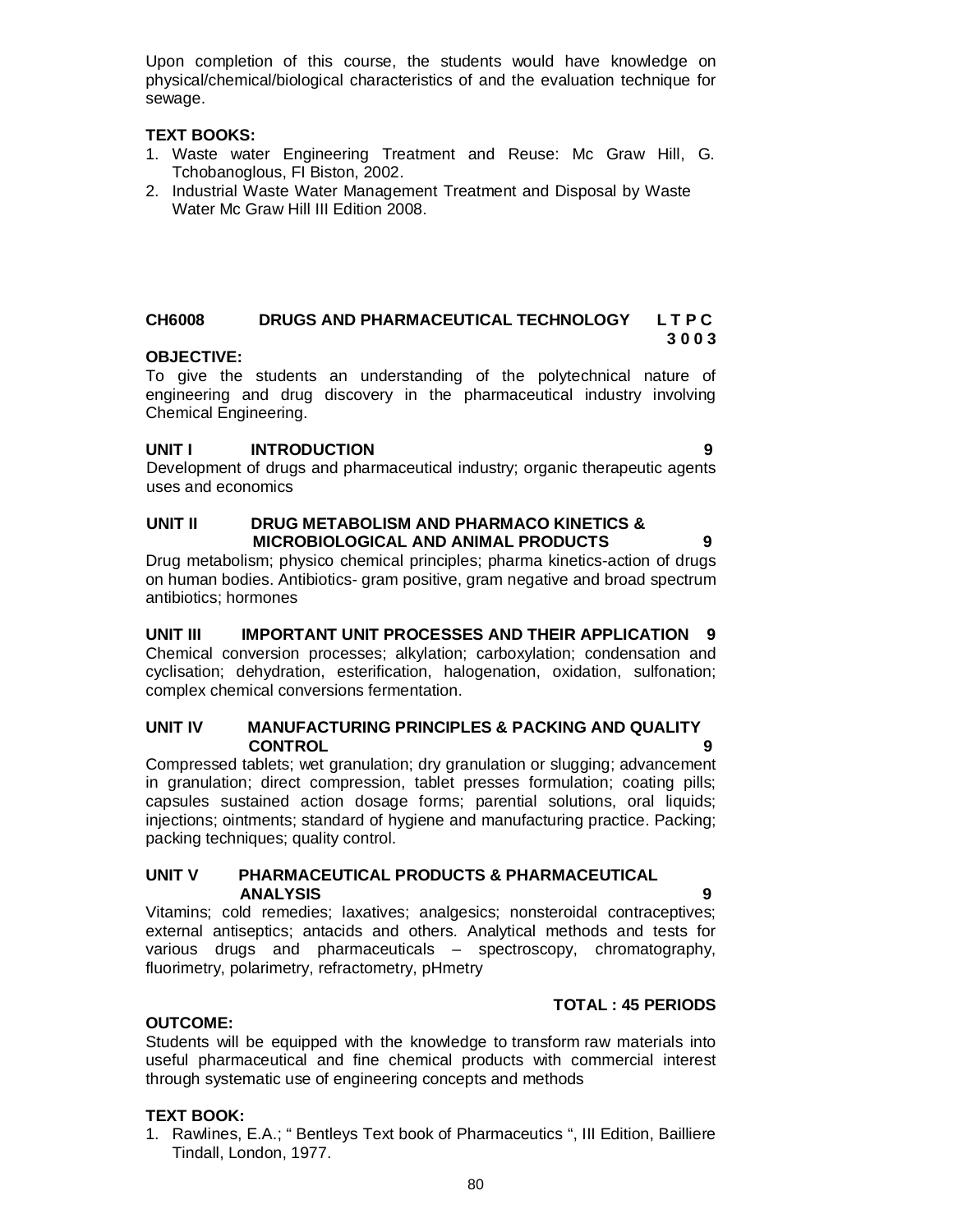Upon completion of this course, the students would have knowledge on physical/chemical/biological characteristics of and the evaluation technique for sewage.

**TEXT BOOKS:**

1. Waste water Engineering Treatment and Reuse: Mc Graw Hill, G. Tchobanoglous, FI Biston, 2002.
2. Industrial Waste Water Management Treatment and Disposal by Waste Water Mc Graw Hill III Edition 2008.

## CH6008 DRUGS AND PHARMACEUTICAL TECHNOLOGY

**L T P C**
**3 0 0 3**

**OBJECTIVE:**

To give the students an understanding of the polytechnical nature of engineering and drug discovery in the pharmaceutical industry involving Chemical Engineering.

### UNIT I INTRODUCTION 9

Development of drugs and pharmaceutical industry; organic therapeutic agents uses and economics

### UNIT II DRUG METABOLISM AND PHARMACO KINETICS & MICROBIOLOGICAL AND ANIMAL PRODUCTS 9

Drug metabolism; physico chemical principles; pharma kinetics-action of drugs on human bodies. Antibiotics- gram positive, gram negative and broad spectrum antibiotics; hormones

### UNIT III IMPORTANT UNIT PROCESSES AND THEIR APPLICATION 9

Chemical conversion processes; alkylation; carboxylation; condensation and cyclisation; dehydration, esterification, halogenation, oxidation, sulfonation; complex chemical conversions fermentation.

### UNIT IV MANUFACTURING PRINCIPLES & PACKING AND QUALITY CONTROL 9

Compressed tablets; wet granulation; dry granulation or slugging; advancement in granulation; direct compression, tablet presses formulation; coating pills; capsules sustained action dosage forms; parential solutions, oral liquids; injections; ointments; standard of hygiene and manufacturing practice. Packing; packing techniques; quality control.

### UNIT V PHARMACEUTICAL PRODUCTS & PHARMACEUTICAL ANALYSIS 9

Vitamins; cold remedies; laxatives; analgesics; nonsteroidal contraceptives; external antiseptics; antacids and others. Analytical methods and tests for various drugs and pharmaceuticals – spectroscopy, chromatography, fluorimetry, polarimetry, refractometry, pHmetry

**TOTAL : 45 PERIODS**

**OUTCOME:**

Students will be equipped with the knowledge to transform raw materials into useful pharmaceutical and fine chemical products with commercial interest through systematic use of engineering concepts and methods

**TEXT BOOK:**

1. Rawlines, E.A.; " Bentleys Text book of Pharmaceutics ", III Edition, Bailliere Tindall, London, 1977.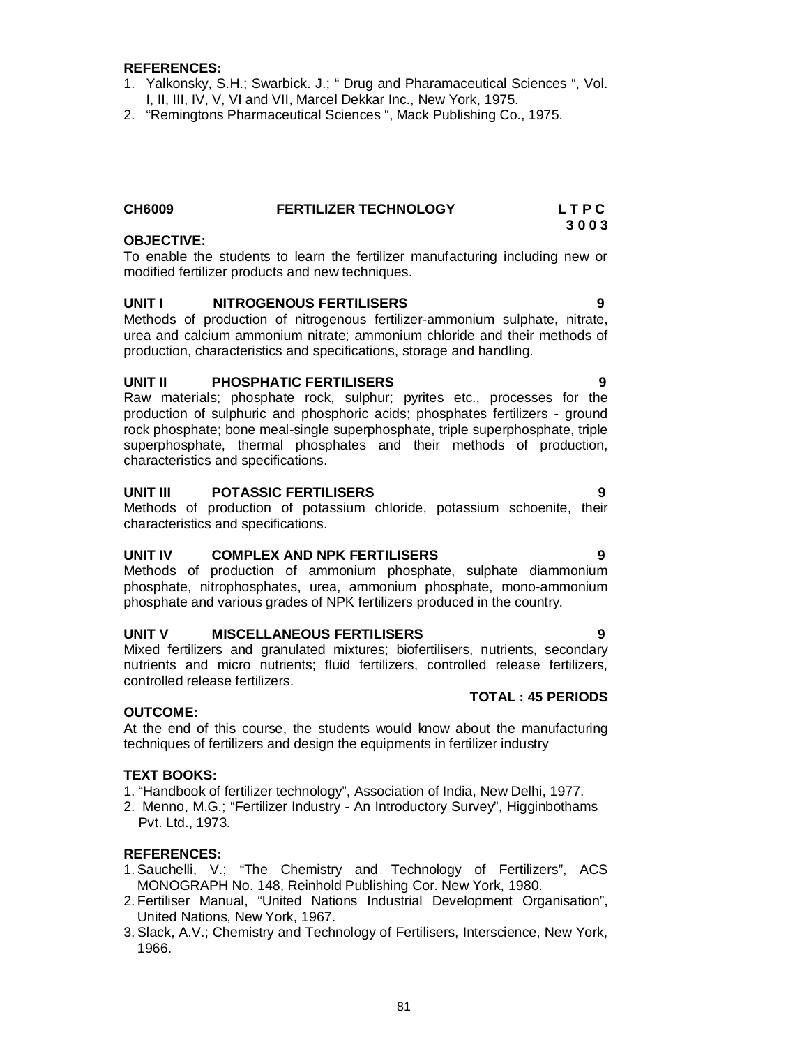**REFERENCES:**

1. Yalkonsky, S.H.; Swarbick. J.; " Drug and Pharamaceutical Sciences ", Vol. I, II, III, IV, V, VI and VII, Marcel Dekkar Inc., New York, 1975.
2. "Remingtons Pharmaceutical Sciences ", Mack Publishing Co., 1975.

## CH6009 FERTILIZER TECHNOLOGY

**L T P C**
**3 0 0 3**

**OBJECTIVE:**

To enable the students to learn the fertilizer manufacturing including new or modified fertilizer products and new techniques.

### UNIT I NITROGENOUS FERTILISERS — 9

Methods of production of nitrogenous fertilizer-ammonium sulphate, nitrate, urea and calcium ammonium nitrate; ammonium chloride and their methods of production, characteristics and specifications, storage and handling.

### UNIT II PHOSPHATIC FERTILISERS — 9

Raw materials; phosphate rock, sulphur; pyrites etc., processes for the production of sulphuric and phosphoric acids; phosphates fertilizers - ground rock phosphate; bone meal-single superphosphate, triple superphosphate, triple superphosphate, thermal phosphates and their methods of production, characteristics and specifications.

### UNIT III POTASSIC FERTILISERS — 9

Methods of production of potassium chloride, potassium schoenite, their characteristics and specifications.

### UNIT IV COMPLEX AND NPK FERTILISERS — 9

Methods of production of ammonium phosphate, sulphate diammonium phosphate, nitrophosphates, urea, ammonium phosphate, mono-ammonium phosphate and various grades of NPK fertilizers produced in the country.

### UNIT V MISCELLANEOUS FERTILISERS — 9

Mixed fertilizers and granulated mixtures; biofertilisers, nutrients, secondary nutrients and micro nutrients; fluid fertilizers, controlled release fertilizers, controlled release fertilizers.

**TOTAL : 45 PERIODS**

**OUTCOME:**

At the end of this course, the students would know about the manufacturing techniques of fertilizers and design the equipments in fertilizer industry

**TEXT BOOKS:**

1. "Handbook of fertilizer technology", Association of India, New Delhi, 1977.
2. Menno, M.G.; "Fertilizer Industry - An Introductory Survey", Higginbothams Pvt. Ltd., 1973.

**REFERENCES:**

1. Sauchelli, V.; "The Chemistry and Technology of Fertilizers", ACS MONOGRAPH No. 148, Reinhold Publishing Cor. New York, 1980.
2. Fertiliser Manual, "United Nations Industrial Development Organisation", United Nations, New York, 1967.
3. Slack, A.V.; Chemistry and Technology of Fertilisers, Interscience, New York, 1966.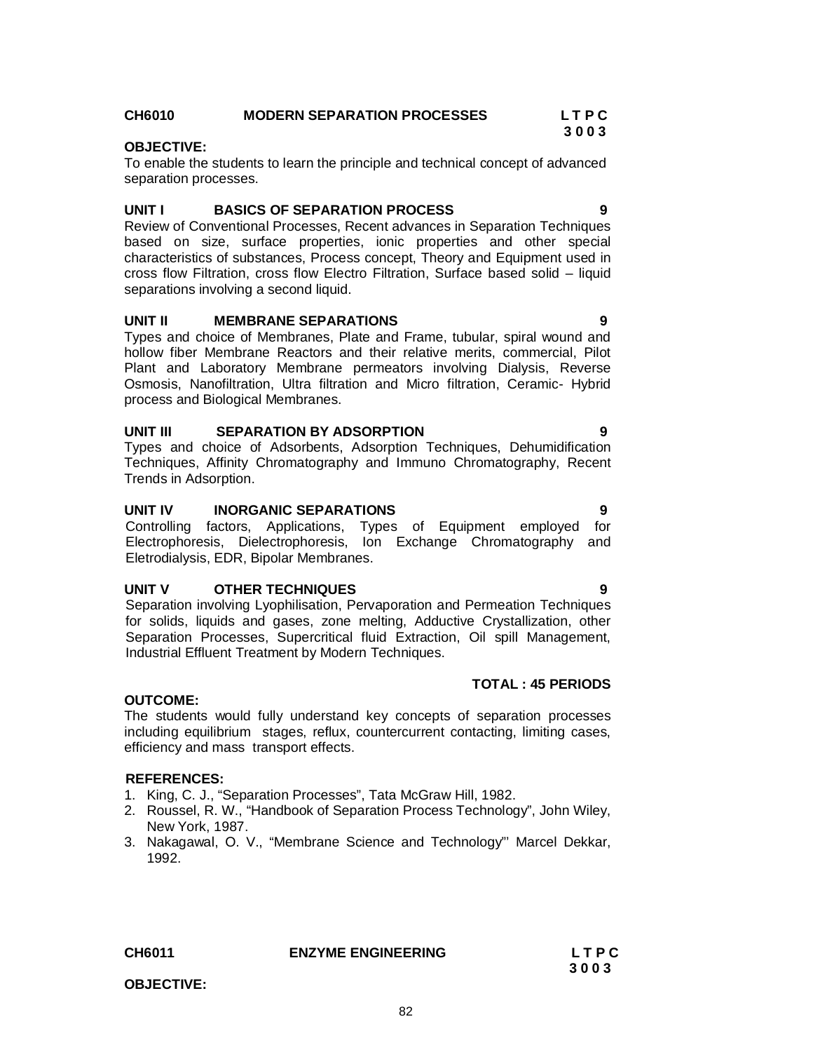**CH6010 MODERN SEPARATION PROCESSES** **L T P C**
**3 0 0 3**

**OBJECTIVE:**

To enable the students to learn the principle and technical concept of advanced separation processes.

**UNIT I BASICS OF SEPARATION PROCESS 9**

Review of Conventional Processes, Recent advances in Separation Techniques based on size, surface properties, ionic properties and other special characteristics of substances, Process concept, Theory and Equipment used in cross flow Filtration, cross flow Electro Filtration, Surface based solid – liquid separations involving a second liquid.

**UNIT II MEMBRANE SEPARATIONS 9**

Types and choice of Membranes, Plate and Frame, tubular, spiral wound and hollow fiber Membrane Reactors and their relative merits, commercial, Pilot Plant and Laboratory Membrane permeators involving Dialysis, Reverse Osmosis, Nanofiltration, Ultra filtration and Micro filtration, Ceramic- Hybrid process and Biological Membranes.

**UNIT III SEPARATION BY ADSORPTION 9**

Types and choice of Adsorbents, Adsorption Techniques, Dehumidification Techniques, Affinity Chromatography and Immuno Chromatography, Recent Trends in Adsorption.

**UNIT IV INORGANIC SEPARATIONS 9**

Controlling factors, Applications, Types of Equipment employed for Electrophoresis, Dielectrophoresis, Ion Exchange Chromatography and Eletrodialysis, EDR, Bipolar Membranes.

**UNIT V OTHER TECHNIQUES 9**

Separation involving Lyophilisation, Pervaporation and Permeation Techniques for solids, liquids and gases, zone melting, Adductive Crystallization, other Separation Processes, Supercritical fluid Extraction, Oil spill Management, Industrial Effluent Treatment by Modern Techniques.

**TOTAL : 45 PERIODS**

**OUTCOME:**

The students would fully understand key concepts of separation processes including equilibrium stages, reflux, countercurrent contacting, limiting cases, efficiency and mass transport effects.

**REFERENCES:**

1. King, C. J., "Separation Processes", Tata McGraw Hill, 1982.
2. Roussel, R. W., "Handbook of Separation Process Technology", John Wiley, New York, 1987.
3. Nakagawal, O. V., "Membrane Science and Technology"' Marcel Dekkar, 1992.

**CH6011 ENZYME ENGINEERING** **L T P C**
**3 0 0 3**

**OBJECTIVE:**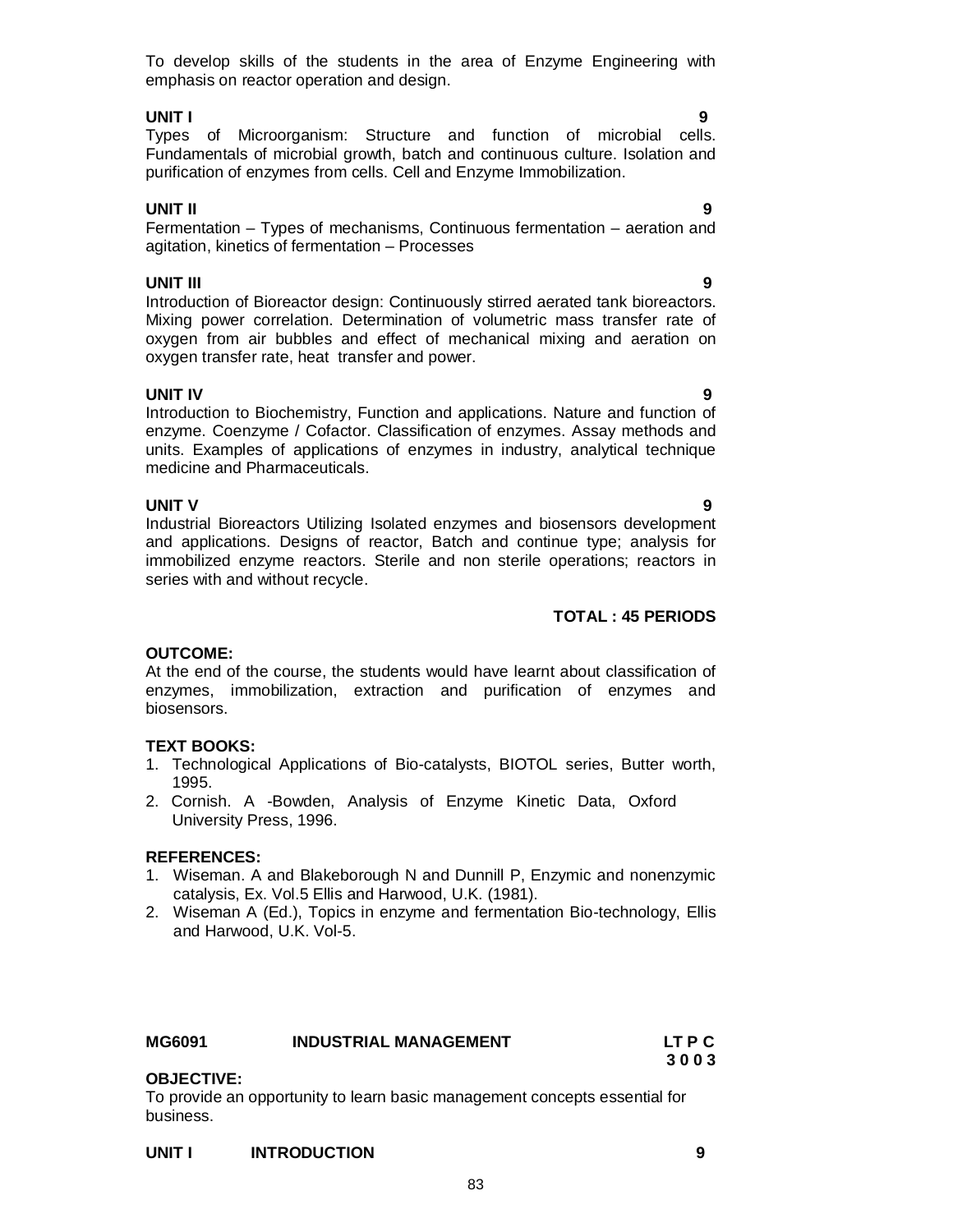To develop skills of the students in the area of Enzyme Engineering with emphasis on reactor operation and design.

**UNIT I** **9**

Types of Microorganism: Structure and function of microbial cells. Fundamentals of microbial growth, batch and continuous culture. Isolation and purification of enzymes from cells. Cell and Enzyme Immobilization.

**UNIT II** **9**

Fermentation – Types of mechanisms, Continuous fermentation – aeration and agitation, kinetics of fermentation – Processes

**UNIT III** **9**

Introduction of Bioreactor design: Continuously stirred aerated tank bioreactors. Mixing power correlation. Determination of volumetric mass transfer rate of oxygen from air bubbles and effect of mechanical mixing and aeration on oxygen transfer rate, heat transfer and power.

**UNIT IV** **9**

Introduction to Biochemistry, Function and applications. Nature and function of enzyme. Coenzyme / Cofactor. Classification of enzymes. Assay methods and units. Examples of applications of enzymes in industry, analytical technique medicine and Pharmaceuticals.

**UNIT V** **9**

Industrial Bioreactors Utilizing Isolated enzymes and biosensors development and applications. Designs of reactor, Batch and continue type; analysis for immobilized enzyme reactors. Sterile and non sterile operations; reactors in series with and without recycle.

**TOTAL : 45 PERIODS**

**OUTCOME:**

At the end of the course, the students would have learnt about classification of enzymes, immobilization, extraction and purification of enzymes and biosensors.

**TEXT BOOKS:**

1. Technological Applications of Bio-catalysts, BIOTOL series, Butter worth, 1995.
2. Cornish. A -Bowden, Analysis of Enzyme Kinetic Data, Oxford University Press, 1996.

**REFERENCES:**

1. Wiseman. A and Blakeborough N and Dunnill P, Enzymic and nonenzymic catalysis, Ex. Vol.5 Ellis and Harwood, U.K. (1981).
2. Wiseman A (Ed.), Topics in enzyme and fermentation Bio-technology, Ellis and Harwood, U.K. Vol-5.

**MG6091 INDUSTRIAL MANAGEMENT** **LT P C**
**3 0 0 3**

**OBJECTIVE:**

To provide an opportunity to learn basic management concepts essential for business.

**UNIT I INTRODUCTION** **9**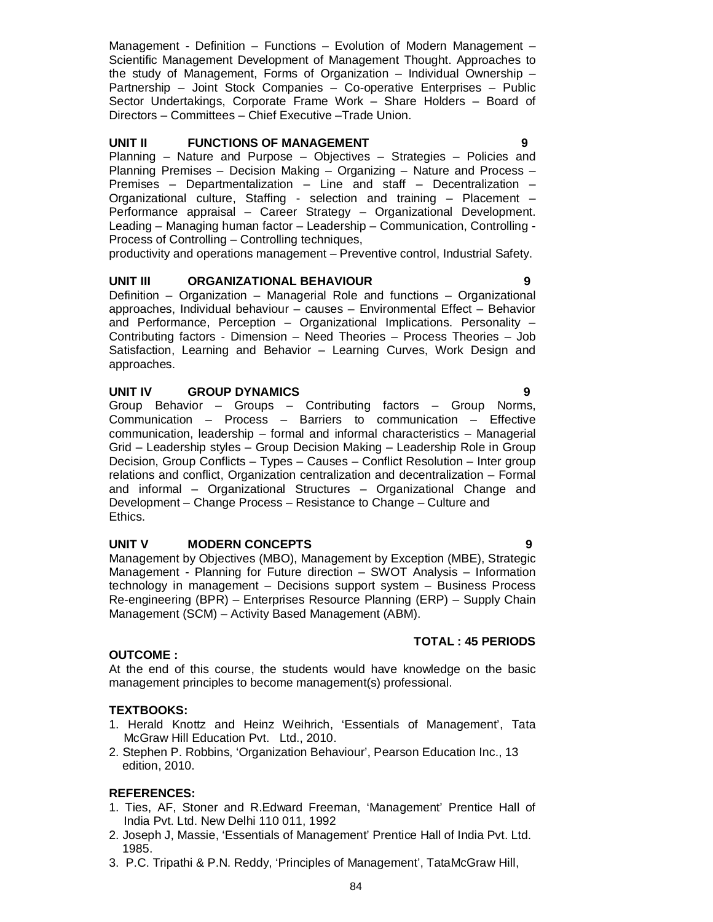Management - Definition – Functions – Evolution of Modern Management – Scientific Management Development of Management Thought. Approaches to the study of Management, Forms of Organization – Individual Ownership – Partnership – Joint Stock Companies – Co-operative Enterprises – Public Sector Undertakings, Corporate Frame Work – Share Holders – Board of Directors – Committees – Chief Executive –Trade Union.

**UNIT II FUNCTIONS OF MANAGEMENT 9**

Planning – Nature and Purpose – Objectives – Strategies – Policies and Planning Premises – Decision Making – Organizing – Nature and Process – Premises – Departmentalization – Line and staff – Decentralization – Organizational culture, Staffing - selection and training – Placement – Performance appraisal – Career Strategy – Organizational Development. Leading – Managing human factor – Leadership – Communication, Controlling - Process of Controlling – Controlling techniques,
productivity and operations management – Preventive control, Industrial Safety.

**UNIT III ORGANIZATIONAL BEHAVIOUR 9**

Definition – Organization – Managerial Role and functions – Organizational approaches, Individual behaviour – causes – Environmental Effect – Behavior and Performance, Perception – Organizational Implications. Personality – Contributing factors - Dimension – Need Theories – Process Theories – Job Satisfaction, Learning and Behavior – Learning Curves, Work Design and approaches.

**UNIT IV GROUP DYNAMICS 9**

Group Behavior – Groups – Contributing factors – Group Norms, Communication – Process – Barriers to communication – Effective communication, leadership – formal and informal characteristics – Managerial Grid – Leadership styles – Group Decision Making – Leadership Role in Group Decision, Group Conflicts – Types – Causes – Conflict Resolution – Inter group relations and conflict, Organization centralization and decentralization – Formal and informal – Organizational Structures – Organizational Change and Development – Change Process – Resistance to Change – Culture and Ethics.

**UNIT V MODERN CONCEPTS 9**

Management by Objectives (MBO), Management by Exception (MBE), Strategic Management - Planning for Future direction – SWOT Analysis – Information technology in management – Decisions support system – Business Process Re-engineering (BPR) – Enterprises Resource Planning (ERP) – Supply Chain Management (SCM) – Activity Based Management (ABM).

**TOTAL : 45 PERIODS**

**OUTCOME :**

At the end of this course, the students would have knowledge on the basic management principles to become management(s) professional.

**TEXTBOOKS:**

1. Herald Knottz and Heinz Weihrich, 'Essentials of Management', Tata McGraw Hill Education Pvt. Ltd., 2010.
2. Stephen P. Robbins, 'Organization Behaviour', Pearson Education Inc., 13 edition, 2010.

**REFERENCES:**

1. Ties, AF, Stoner and R.Edward Freeman, 'Management' Prentice Hall of India Pvt. Ltd. New Delhi 110 011, 1992
2. Joseph J, Massie, 'Essentials of Management' Prentice Hall of India Pvt. Ltd. 1985.
3. P.C. Tripathi & P.N. Reddy, 'Principles of Management', TataMcGraw Hill,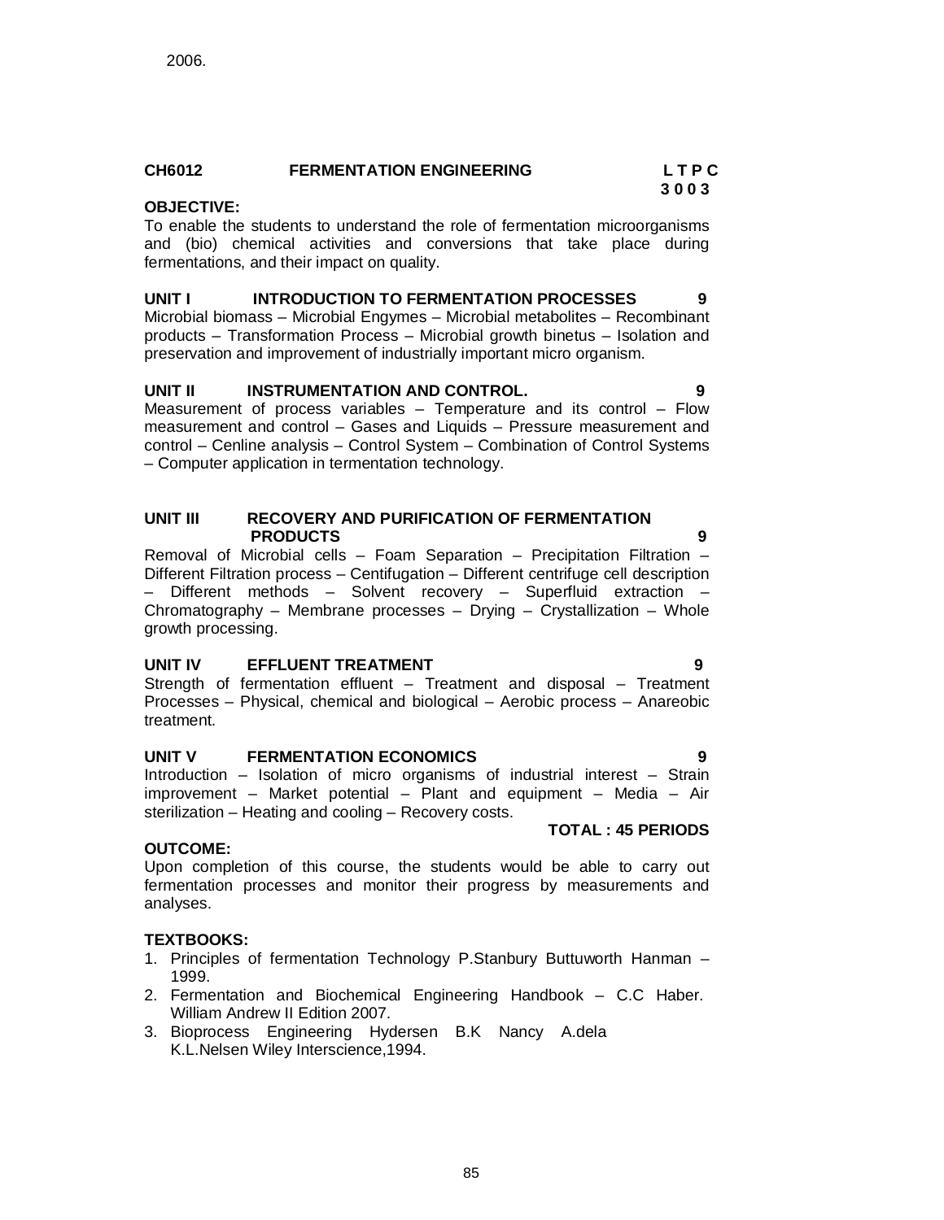2006.

**CH6012 FERMENTATION ENGINEERING L T P C**
**3 0 0 3**

**OBJECTIVE:**

To enable the students to understand the role of fermentation microorganisms and (bio) chemical activities and conversions that take place during fermentations, and their impact on quality.

**UNIT I INTRODUCTION TO FERMENTATION PROCESSES 9**

Microbial biomass – Microbial Engymes – Microbial metabolites – Recombinant products – Transformation Process – Microbial growth binetus – Isolation and preservation and improvement of industrially important micro organism.

**UNIT II INSTRUMENTATION AND CONTROL. 9**

Measurement of process variables – Temperature and its control – Flow measurement and control – Gases and Liquids – Pressure measurement and control – Cenline analysis – Control System – Combination of Control Systems – Computer application in termentation technology.

**UNIT III RECOVERY AND PURIFICATION OF FERMENTATION PRODUCTS 9**

Removal of Microbial cells – Foam Separation – Precipitation Filtration – Different Filtration process – Centifugation – Different centrifuge cell description – Different methods – Solvent recovery – Superfluid extraction – Chromatography – Membrane processes – Drying – Crystallization – Whole growth processing.

**UNIT IV EFFLUENT TREATMENT 9**

Strength of fermentation effluent – Treatment and disposal – Treatment Processes – Physical, chemical and biological – Aerobic process – Anareobic treatment.

**UNIT V FERMENTATION ECONOMICS 9**

Introduction – Isolation of micro organisms of industrial interest – Strain improvement – Market potential – Plant and equipment – Media – Air sterilization – Heating and cooling – Recovery costs.

**TOTAL : 45 PERIODS**

**OUTCOME:**

Upon completion of this course, the students would be able to carry out fermentation processes and monitor their progress by measurements and analyses.

**TEXTBOOKS:**

1. Principles of fermentation Technology P.Stanbury Buttuworth Hanman – 1999.
2. Fermentation and Biochemical Engineering Handbook – C.C Haber. William Andrew II Edition 2007.
3. Bioprocess Engineering Hydersen B.K Nancy A.dela K.L.Nelsen Wiley Interscience,1994.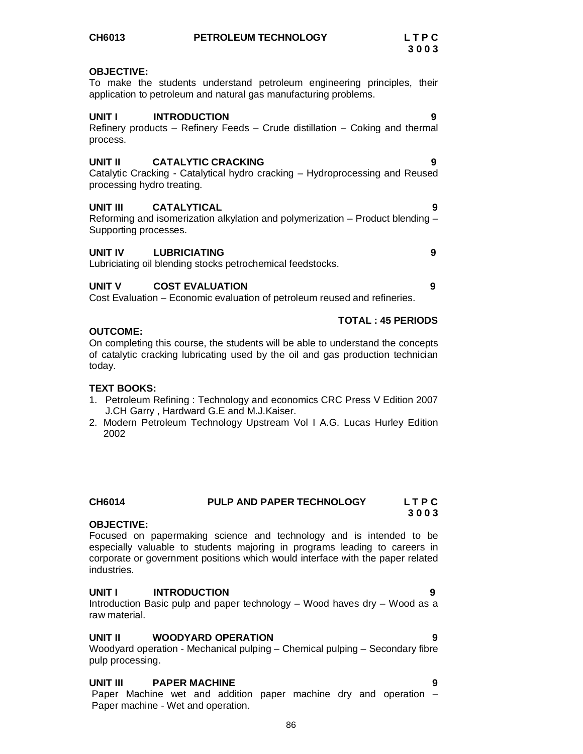## CH6013 PETROLEUM TECHNOLOGY

**L T P C**
**3 0 0 3**

**OBJECTIVE:**
To make the students understand petroleum engineering principles, their application to petroleum and natural gas manufacturing problems.

**UNIT I INTRODUCTION 9**
Refinery products – Refinery Feeds – Crude distillation – Coking and thermal process.

**UNIT II CATALYTIC CRACKING 9**
Catalytic Cracking - Catalytical hydro cracking – Hydroprocessing and Reused processing hydro treating.

**UNIT III CATALYTICAL 9**
Reforming and isomerization alkylation and polymerization – Product blending – Supporting processes.

**UNIT IV LUBRICIATING 9**
Lubriciating oil blending stocks petrochemical feedstocks.

**UNIT V COST EVALUATION 9**
Cost Evaluation – Economic evaluation of petroleum reused and refineries.

**TOTAL : 45 PERIODS**

**OUTCOME:**
On completing this course, the students will be able to understand the concepts of catalytic cracking lubricating used by the oil and gas production technician today.

**TEXT BOOKS:**
1. Petroleum Refining : Technology and economics CRC Press V Edition 2007 J.CH Garry , Hardward G.E and M.J.Kaiser.
2. Modern Petroleum Technology Upstream Vol I A.G. Lucas Hurley Edition 2002

## CH6014 PULP AND PAPER TECHNOLOGY

**L T P C**
**3 0 0 3**

**OBJECTIVE:**
Focused on papermaking science and technology and is intended to be especially valuable to students majoring in programs leading to careers in corporate or government positions which would interface with the paper related industries.

**UNIT I INTRODUCTION 9**
Introduction Basic pulp and paper technology – Wood haves dry – Wood as a raw material.

**UNIT II WOODYARD OPERATION 9**
Woodyard operation - Mechanical pulping – Chemical pulping – Secondary fibre pulp processing.

**UNIT III PAPER MACHINE 9**
Paper Machine wet and addition paper machine dry and operation – Paper machine - Wet and operation.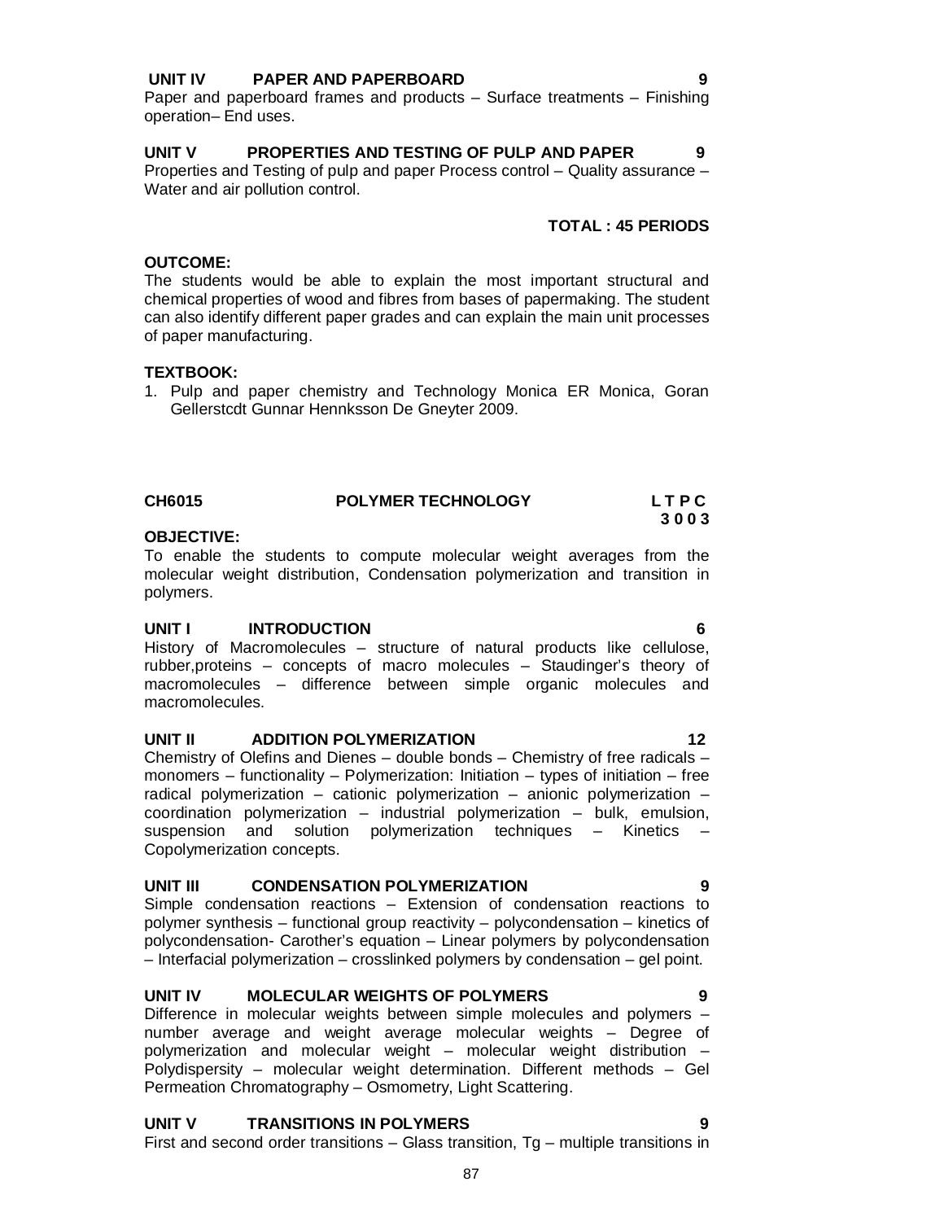**UNIT IV PAPER AND PAPERBOARD 9**

Paper and paperboard frames and products – Surface treatments – Finishing operation– End uses.

**UNIT V PROPERTIES AND TESTING OF PULP AND PAPER 9**

Properties and Testing of pulp and paper Process control – Quality assurance – Water and air pollution control.

**TOTAL : 45 PERIODS**

**OUTCOME:**

The students would be able to explain the most important structural and chemical properties of wood and fibres from bases of papermaking. The student can also identify different paper grades and can explain the main unit processes of paper manufacturing.

**TEXTBOOK:**

1. Pulp and paper chemistry and Technology Monica ER Monica, Goran Gellerstcdt Gunnar Hennksson De Gneyter 2009.

## CH6015 POLYMER TECHNOLOGY

**L T P C**
**3 0 0 3**

**OBJECTIVE:**

To enable the students to compute molecular weight averages from the molecular weight distribution, Condensation polymerization and transition in polymers.

**UNIT I INTRODUCTION 6**

History of Macromolecules – structure of natural products like cellulose, rubber,proteins – concepts of macro molecules – Staudinger's theory of macromolecules – difference between simple organic molecules and macromolecules.

**UNIT II ADDITION POLYMERIZATION 12**

Chemistry of Olefins and Dienes – double bonds – Chemistry of free radicals – monomers – functionality – Polymerization: Initiation – types of initiation – free radical polymerization – cationic polymerization – anionic polymerization – coordination polymerization – industrial polymerization – bulk, emulsion, suspension and solution polymerization techniques – Kinetics – Copolymerization concepts.

**UNIT III CONDENSATION POLYMERIZATION 9**

Simple condensation reactions – Extension of condensation reactions to polymer synthesis – functional group reactivity – polycondensation – kinetics of polycondensation- Carother's equation – Linear polymers by polycondensation – Interfacial polymerization – crosslinked polymers by condensation – gel point.

**UNIT IV MOLECULAR WEIGHTS OF POLYMERS 9**

Difference in molecular weights between simple molecules and polymers – number average and weight average molecular weights – Degree of polymerization and molecular weight – molecular weight distribution – Polydispersity – molecular weight determination. Different methods – Gel Permeation Chromatography – Osmometry, Light Scattering.

**UNIT V TRANSITIONS IN POLYMERS 9**

First and second order transitions – Glass transition, Tg – multiple transitions in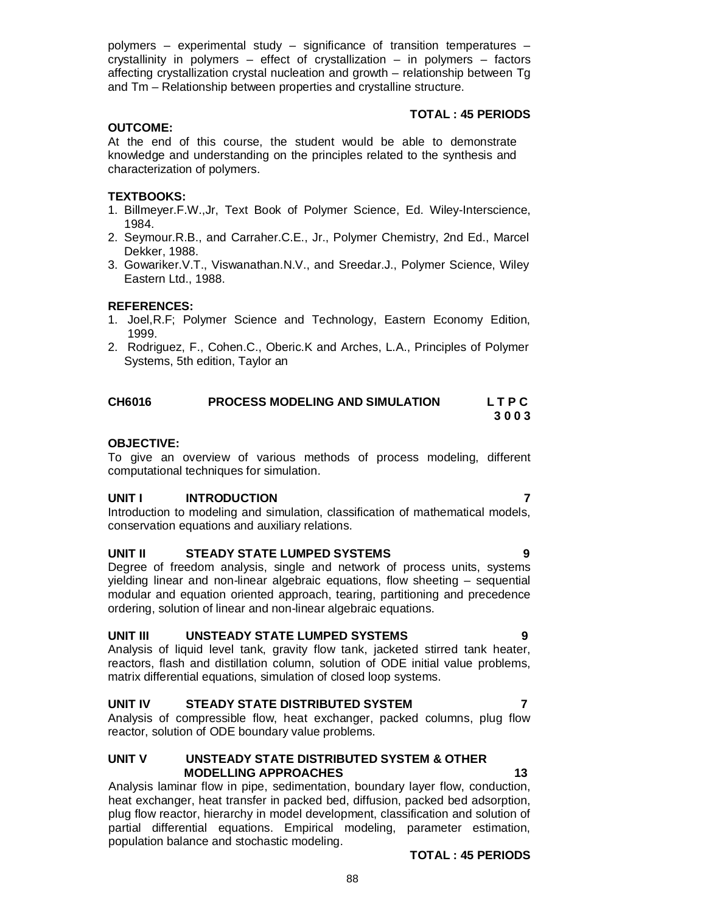polymers – experimental study – significance of transition temperatures – crystallinity in polymers – effect of crystallization – in polymers – factors affecting crystallization crystal nucleation and growth – relationship between Tg and Tm – Relationship between properties and crystalline structure.

**TOTAL : 45 PERIODS**

**OUTCOME:**

At the end of this course, the student would be able to demonstrate knowledge and understanding on the principles related to the synthesis and characterization of polymers.

**TEXTBOOKS:**

1. Billmeyer.F.W.,Jr, Text Book of Polymer Science, Ed. Wiley-Interscience, 1984.
2. Seymour.R.B., and Carraher.C.E., Jr., Polymer Chemistry, 2nd Ed., Marcel Dekker, 1988.
3. Gowariker.V.T., Viswanathan.N.V., and Sreedar.J., Polymer Science, Wiley Eastern Ltd., 1988.

**REFERENCES:**

1. Joel,R.F; Polymer Science and Technology, Eastern Economy Edition, 1999.
2. Rodriguez, F., Cohen.C., Oberic.K and Arches, L.A., Principles of Polymer Systems, 5th edition, Taylor an

## CH6016 PROCESS MODELING AND SIMULATION

**L T P C**
**3 0 0 3**

**OBJECTIVE:**

To give an overview of various methods of process modeling, different computational techniques for simulation.

**UNIT I INTRODUCTION 7**

Introduction to modeling and simulation, classification of mathematical models, conservation equations and auxiliary relations.

**UNIT II STEADY STATE LUMPED SYSTEMS 9**

Degree of freedom analysis, single and network of process units, systems yielding linear and non-linear algebraic equations, flow sheeting – sequential modular and equation oriented approach, tearing, partitioning and precedence ordering, solution of linear and non-linear algebraic equations.

**UNIT III UNSTEADY STATE LUMPED SYSTEMS 9**

Analysis of liquid level tank, gravity flow tank, jacketed stirred tank heater, reactors, flash and distillation column, solution of ODE initial value problems, matrix differential equations, simulation of closed loop systems.

**UNIT IV STEADY STATE DISTRIBUTED SYSTEM 7**

Analysis of compressible flow, heat exchanger, packed columns, plug flow reactor, solution of ODE boundary value problems.

**UNIT V UNSTEADY STATE DISTRIBUTED SYSTEM & OTHER MODELLING APPROACHES 13**

Analysis laminar flow in pipe, sedimentation, boundary layer flow, conduction, heat exchanger, heat transfer in packed bed, diffusion, packed bed adsorption, plug flow reactor, hierarchy in model development, classification and solution of partial differential equations. Empirical modeling, parameter estimation, population balance and stochastic modeling.

**TOTAL : 45 PERIODS**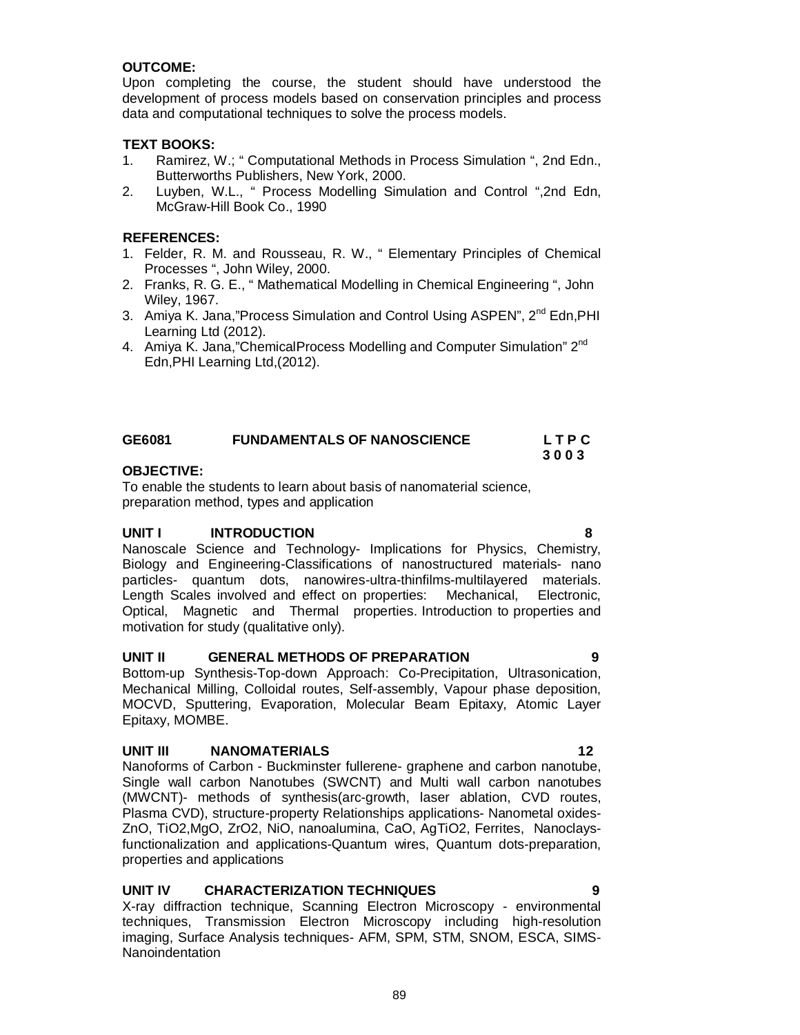**OUTCOME:**

Upon completing the course, the student should have understood the development of process models based on conservation principles and process data and computational techniques to solve the process models.

**TEXT BOOKS:**

1. Ramirez, W.; " Computational Methods in Process Simulation ", 2nd Edn., Butterworths Publishers, New York, 2000.
2. Luyben, W.L., " Process Modelling Simulation and Control ",2nd Edn, McGraw-Hill Book Co., 1990

**REFERENCES:**

1. Felder, R. M. and Rousseau, R. W., " Elementary Principles of Chemical Processes ", John Wiley, 2000.
2. Franks, R. G. E., " Mathematical Modelling in Chemical Engineering ", John Wiley, 1967.
3. Amiya K. Jana,"Process Simulation and Control Using ASPEN", 2nd Edn,PHI Learning Ltd (2012).
4. Amiya K. Jana,"ChemicalProcess Modelling and Computer Simulation" 2nd Edn,PHI Learning Ltd,(2012).

## GE6081 FUNDAMENTALS OF NANOSCIENCE

**L T P C**
**3 0 0 3**

**OBJECTIVE:**

To enable the students to learn about basis of nanomaterial science, preparation method, types and application

**UNIT I INTRODUCTION 8**

Nanoscale Science and Technology- Implications for Physics, Chemistry, Biology and Engineering-Classifications of nanostructured materials- nano particles- quantum dots, nanowires-ultra-thinfilms-multilayered materials. Length Scales involved and effect on properties: Mechanical, Electronic, Optical, Magnetic and Thermal properties. Introduction to properties and motivation for study (qualitative only).

**UNIT II GENERAL METHODS OF PREPARATION 9**

Bottom-up Synthesis-Top-down Approach: Co-Precipitation, Ultrasonication, Mechanical Milling, Colloidal routes, Self-assembly, Vapour phase deposition, MOCVD, Sputtering, Evaporation, Molecular Beam Epitaxy, Atomic Layer Epitaxy, MOMBE.

**UNIT III NANOMATERIALS 12**

Nanoforms of Carbon - Buckminster fullerene- graphene and carbon nanotube, Single wall carbon Nanotubes (SWCNT) and Multi wall carbon nanotubes (MWCNT)- methods of synthesis(arc-growth, laser ablation, CVD routes, Plasma CVD), structure-property Relationships applications- Nanometal oxides-ZnO, $TiO_2$,MgO, $ZrO_2$, NiO, nanoalumina, CaO, $AgTiO_2$, Ferrites, Nanoclays-functionalization and applications-Quantum wires, Quantum dots-preparation, properties and applications

**UNIT IV CHARACTERIZATION TECHNIQUES 9**

X-ray diffraction technique, Scanning Electron Microscopy - environmental techniques, Transmission Electron Microscopy including high-resolution imaging, Surface Analysis techniques- AFM, SPM, STM, SNOM, ESCA, SIMS-Nanoindentation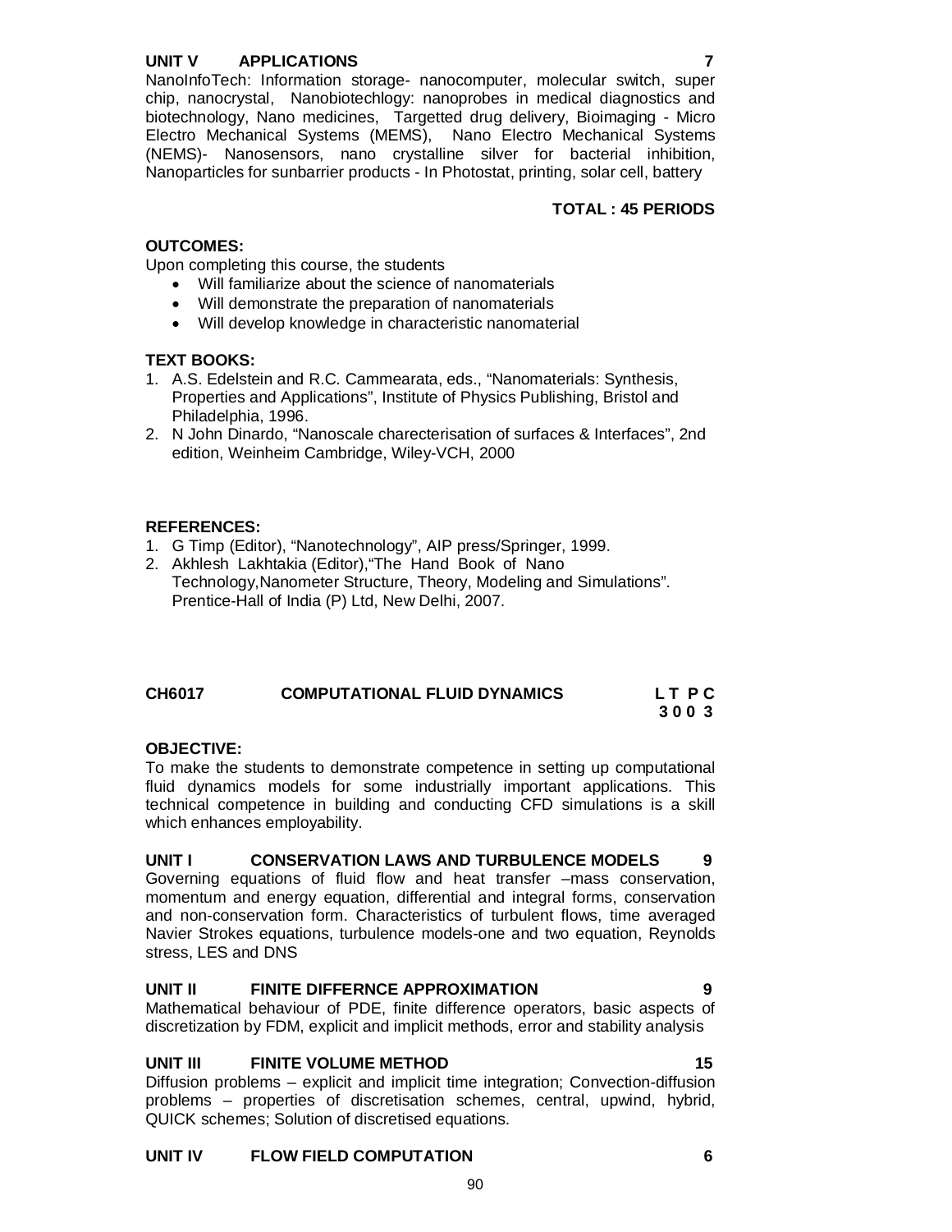**UNIT V APPLICATIONS 7**

NanoInfoTech: Information storage- nanocomputer, molecular switch, super chip, nanocrystal, Nanobiotechlogy: nanoprobes in medical diagnostics and biotechnology, Nano medicines, Targetted drug delivery, Bioimaging - Micro Electro Mechanical Systems (MEMS), Nano Electro Mechanical Systems (NEMS)- Nanosensors, nano crystalline silver for bacterial inhibition, Nanoparticles for sunbarrier products - In Photostat, printing, solar cell, battery

**TOTAL : 45 PERIODS**

**OUTCOMES:**

Upon completing this course, the students

- Will familiarize about the science of nanomaterials
- Will demonstrate the preparation of nanomaterials
- Will develop knowledge in characteristic nanomaterial

**TEXT BOOKS:**

1. A.S. Edelstein and R.C. Cammearata, eds., "Nanomaterials: Synthesis, Properties and Applications", Institute of Physics Publishing, Bristol and Philadelphia, 1996.
2. N John Dinardo, "Nanoscale charecterisation of surfaces & Interfaces", 2nd edition, Weinheim Cambridge, Wiley-VCH, 2000

**REFERENCES:**

1. G Timp (Editor), "Nanotechnology", AIP press/Springer, 1999.
2. Akhlesh Lakhtakia (Editor),"The Hand Book of Nano Technology,Nanometer Structure, Theory, Modeling and Simulations". Prentice-Hall of India (P) Ltd, New Delhi, 2007.

## CH6017 COMPUTATIONAL FLUID DYNAMICS

**L T P C**
**3 0 0 3**

**OBJECTIVE:**

To make the students to demonstrate competence in setting up computational fluid dynamics models for some industrially important applications. This technical competence in building and conducting CFD simulations is a skill which enhances employability.

**UNIT I CONSERVATION LAWS AND TURBULENCE MODELS 9**

Governing equations of fluid flow and heat transfer –mass conservation, momentum and energy equation, differential and integral forms, conservation and non-conservation form. Characteristics of turbulent flows, time averaged Navier Strokes equations, turbulence models-one and two equation, Reynolds stress, LES and DNS

**UNIT II FINITE DIFFERNCE APPROXIMATION 9**

Mathematical behaviour of PDE, finite difference operators, basic aspects of discretization by FDM, explicit and implicit methods, error and stability analysis

**UNIT III FINITE VOLUME METHOD 15**

Diffusion problems – explicit and implicit time integration; Convection-diffusion problems – properties of discretisation schemes, central, upwind, hybrid, QUICK schemes; Solution of discretised equations.

**UNIT IV FLOW FIELD COMPUTATION 6**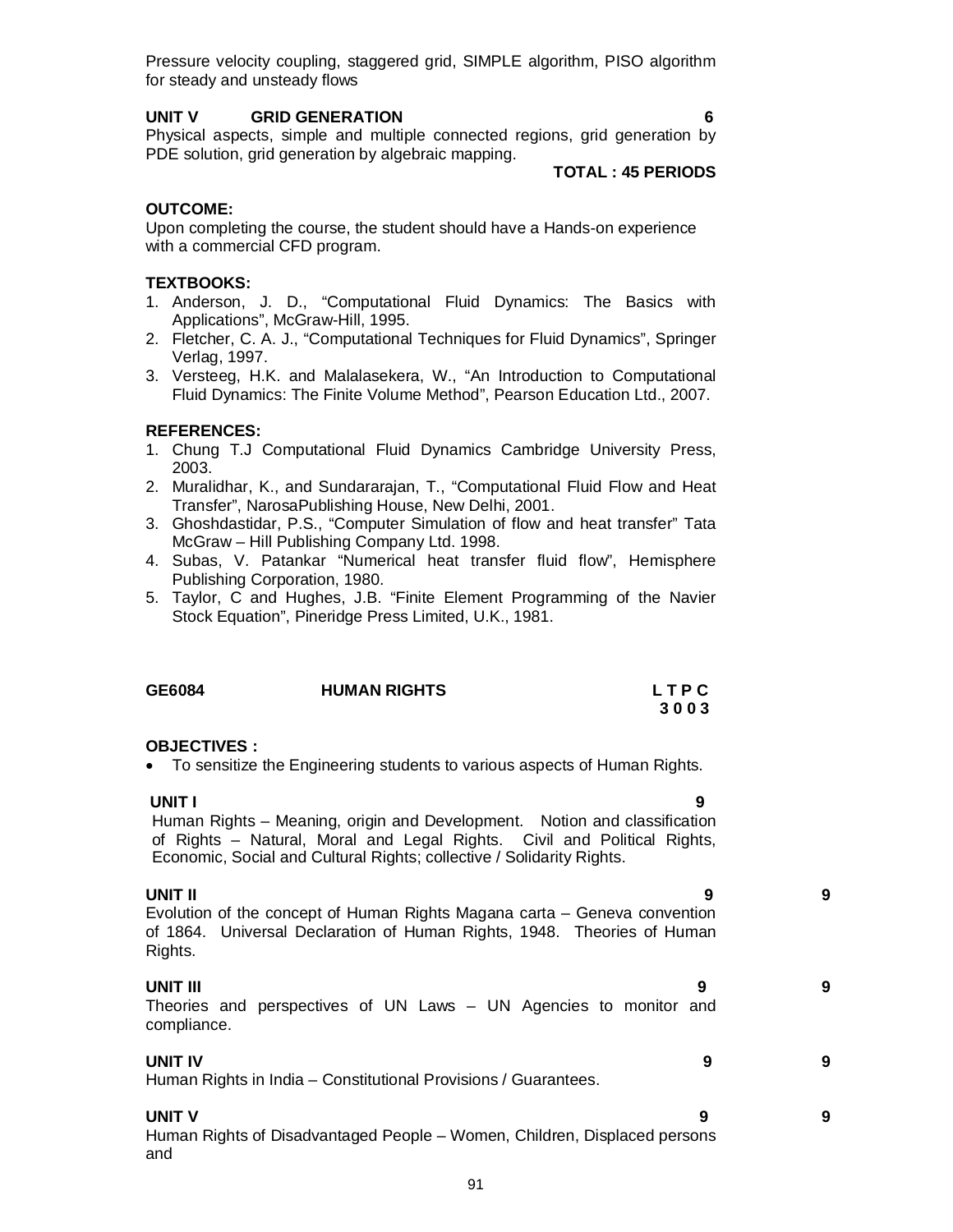Pressure velocity coupling, staggered grid, SIMPLE algorithm, PISO algorithm for steady and unsteady flows

**UNIT V GRID GENERATION 6**

Physical aspects, simple and multiple connected regions, grid generation by PDE solution, grid generation by algebraic mapping.

**TOTAL : 45 PERIODS**

**OUTCOME:**

Upon completing the course, the student should have a Hands-on experience with a commercial CFD program.

**TEXTBOOKS:**

1. Anderson, J. D., "Computational Fluid Dynamics: The Basics with Applications", McGraw-Hill, 1995.
2. Fletcher, C. A. J., "Computational Techniques for Fluid Dynamics", Springer Verlag, 1997.
3. Versteeg, H.K. and Malalasekera, W., "An Introduction to Computational Fluid Dynamics: The Finite Volume Method", Pearson Education Ltd., 2007.

**REFERENCES:**

1. Chung T.J Computational Fluid Dynamics Cambridge University Press, 2003.
2. Muralidhar, K., and Sundararajan, T., "Computational Fluid Flow and Heat Transfer", NarosaPublishing House, New Delhi, 2001.
3. Ghoshdastidar, P.S., "Computer Simulation of flow and heat transfer" Tata McGraw – Hill Publishing Company Ltd. 1998.
4. Subas, V. Patankar "Numerical heat transfer fluid flow", Hemisphere Publishing Corporation, 1980.
5. Taylor, C and Hughes, J.B. "Finite Element Programming of the Navier Stock Equation", Pineridge Press Limited, U.K., 1981.

## GE6084 HUMAN RIGHTS

**L T P C**
**3 0 0 3**

**OBJECTIVES :**

- To sensitize the Engineering students to various aspects of Human Rights.

**UNIT I 9**

Human Rights – Meaning, origin and Development. Notion and classification of Rights – Natural, Moral and Legal Rights. Civil and Political Rights, Economic, Social and Cultural Rights; collective / Solidarity Rights.

**UNIT II 9 9**

Evolution of the concept of Human Rights Magana carta – Geneva convention of 1864. Universal Declaration of Human Rights, 1948. Theories of Human Rights.

**UNIT III 9 9**

Theories and perspectives of UN Laws – UN Agencies to monitor and compliance.

**UNIT IV 9 9**

Human Rights in India – Constitutional Provisions / Guarantees.

**UNIT V 9 9**

Human Rights of Disadvantaged People – Women, Children, Displaced persons and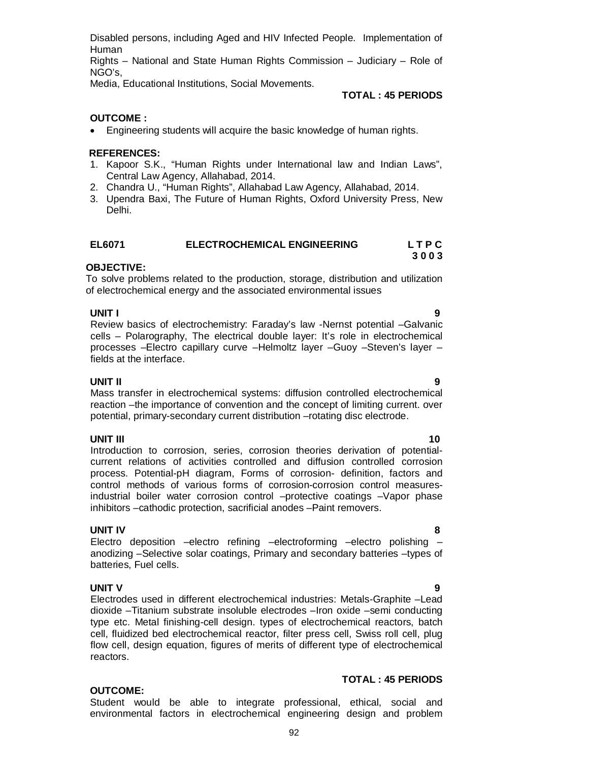Disabled persons, including Aged and HIV Infected People. Implementation of Human Rights – National and State Human Rights Commission – Judiciary – Role of NGO's, Media, Educational Institutions, Social Movements.

**TOTAL : 45 PERIODS**

**OUTCOME :**

- Engineering students will acquire the basic knowledge of human rights.

**REFERENCES:**

1. Kapoor S.K., "Human Rights under International law and Indian Laws", Central Law Agency, Allahabad, 2014.
2. Chandra U., "Human Rights", Allahabad Law Agency, Allahabad, 2014.
3. Upendra Baxi, The Future of Human Rights, Oxford University Press, New Delhi.

## EL6071 ELECTROCHEMICAL ENGINEERING

**L T P C**
**3 0 0 3**

**OBJECTIVE:**

To solve problems related to the production, storage, distribution and utilization of electrochemical energy and the associated environmental issues

**UNIT I** **9**

Review basics of electrochemistry: Faraday's law -Nernst potential –Galvanic cells – Polarography, The electrical double layer: It's role in electrochemical processes –Electro capillary curve –Helmoltz layer –Guoy –Steven's layer – fields at the interface.

**UNIT II** **9**

Mass transfer in electrochemical systems: diffusion controlled electrochemical reaction –the importance of convention and the concept of limiting current. over potential, primary-secondary current distribution –rotating disc electrode.

**UNIT III** **10**

Introduction to corrosion, series, corrosion theories derivation of potential-current relations of activities controlled and diffusion controlled corrosion process. Potential-pH diagram, Forms of corrosion- definition, factors and control methods of various forms of corrosion-corrosion control measures-industrial boiler water corrosion control –protective coatings –Vapor phase inhibitors –cathodic protection, sacrificial anodes –Paint removers.

**UNIT IV** **8**

Electro deposition –electro refining –electroforming –electro polishing –anodizing –Selective solar coatings, Primary and secondary batteries –types of batteries, Fuel cells.

**UNIT V** **9**

Electrodes used in different electrochemical industries: Metals-Graphite –Lead dioxide –Titanium substrate insoluble electrodes –Iron oxide –semi conducting type etc. Metal finishing-cell design. types of electrochemical reactors, batch cell, fluidized bed electrochemical reactor, filter press cell, Swiss roll cell, plug flow cell, design equation, figures of merits of different type of electrochemical reactors.

**TOTAL : 45 PERIODS**

**OUTCOME:**

Student would be able to integrate professional, ethical, social and environmental factors in electrochemical engineering design and problem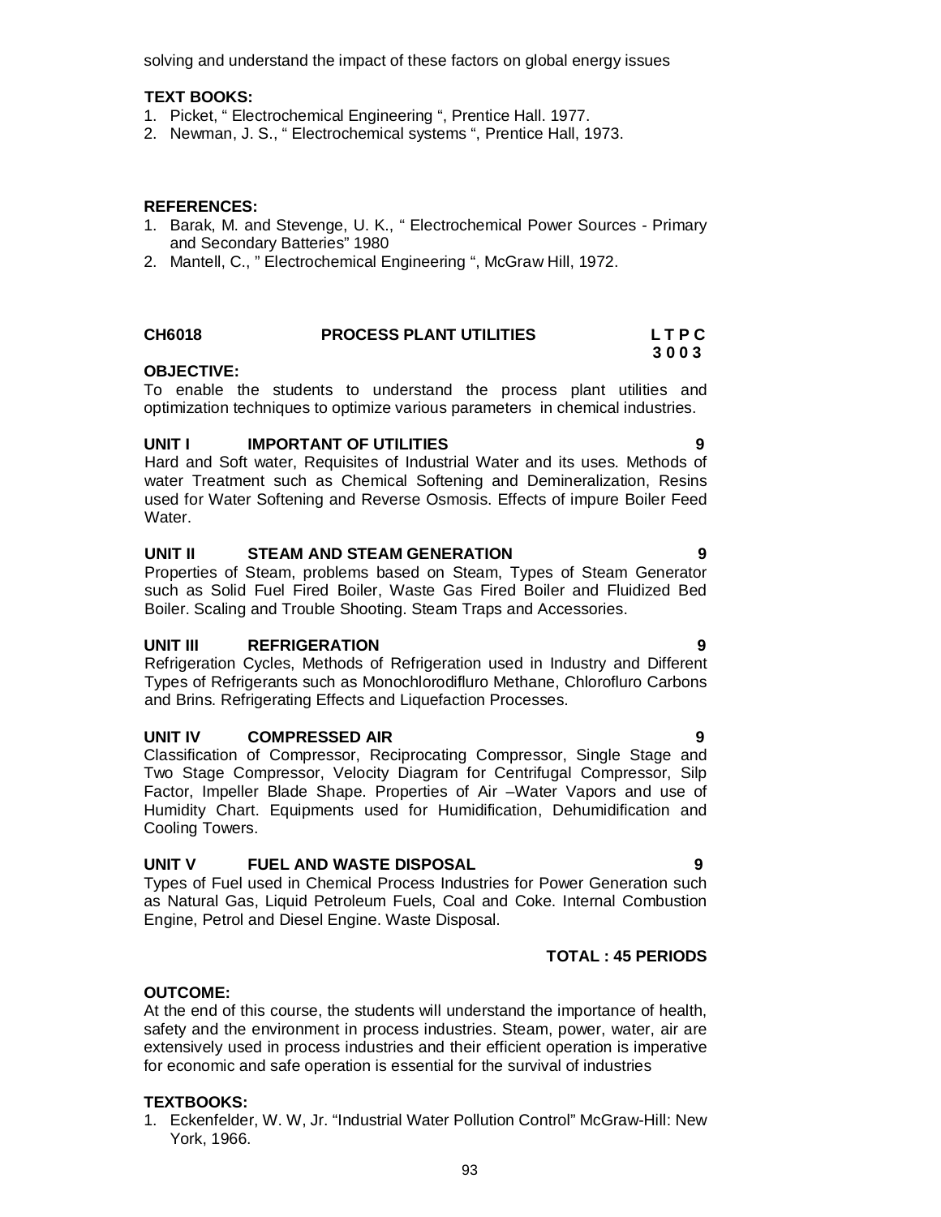solving and understand the impact of these factors on global energy issues

**TEXT BOOKS:**

1. Picket, " Electrochemical Engineering ", Prentice Hall. 1977.
2. Newman, J. S., " Electrochemical systems ", Prentice Hall, 1973.

**REFERENCES:**

1. Barak, M. and Stevenge, U. K., " Electrochemical Power Sources - Primary and Secondary Batteries" 1980
2. Mantell, C., " Electrochemical Engineering ", McGraw Hill, 1972.

## CH6018 PROCESS PLANT UTILITIES

**L T P C**
**3 0 0 3**

**OBJECTIVE:**

To enable the students to understand the process plant utilities and optimization techniques to optimize various parameters in chemical industries.

### UNIT I IMPORTANT OF UTILITIES — 9

Hard and Soft water, Requisites of Industrial Water and its uses. Methods of water Treatment such as Chemical Softening and Demineralization, Resins used for Water Softening and Reverse Osmosis. Effects of impure Boiler Feed Water.

### UNIT II STEAM AND STEAM GENERATION — 9

Properties of Steam, problems based on Steam, Types of Steam Generator such as Solid Fuel Fired Boiler, Waste Gas Fired Boiler and Fluidized Bed Boiler. Scaling and Trouble Shooting. Steam Traps and Accessories.

### UNIT III REFRIGERATION — 9

Refrigeration Cycles, Methods of Refrigeration used in Industry and Different Types of Refrigerants such as Monochlorodifluro Methane, Chlorofluro Carbons and Brins. Refrigerating Effects and Liquefaction Processes.

### UNIT IV COMPRESSED AIR — 9

Classification of Compressor, Reciprocating Compressor, Single Stage and Two Stage Compressor, Velocity Diagram for Centrifugal Compressor, Silp Factor, Impeller Blade Shape. Properties of Air –Water Vapors and use of Humidity Chart. Equipments used for Humidification, Dehumidification and Cooling Towers.

### UNIT V FUEL AND WASTE DISPOSAL — 9

Types of Fuel used in Chemical Process Industries for Power Generation such as Natural Gas, Liquid Petroleum Fuels, Coal and Coke. Internal Combustion Engine, Petrol and Diesel Engine. Waste Disposal.

**TOTAL : 45 PERIODS**

**OUTCOME:**

At the end of this course, the students will understand the importance of health, safety and the environment in process industries. Steam, power, water, air are extensively used in process industries and their efficient operation is imperative for economic and safe operation is essential for the survival of industries

**TEXTBOOKS:**

1. Eckenfelder, W. W, Jr. "Industrial Water Pollution Control" McGraw-Hill: New York, 1966.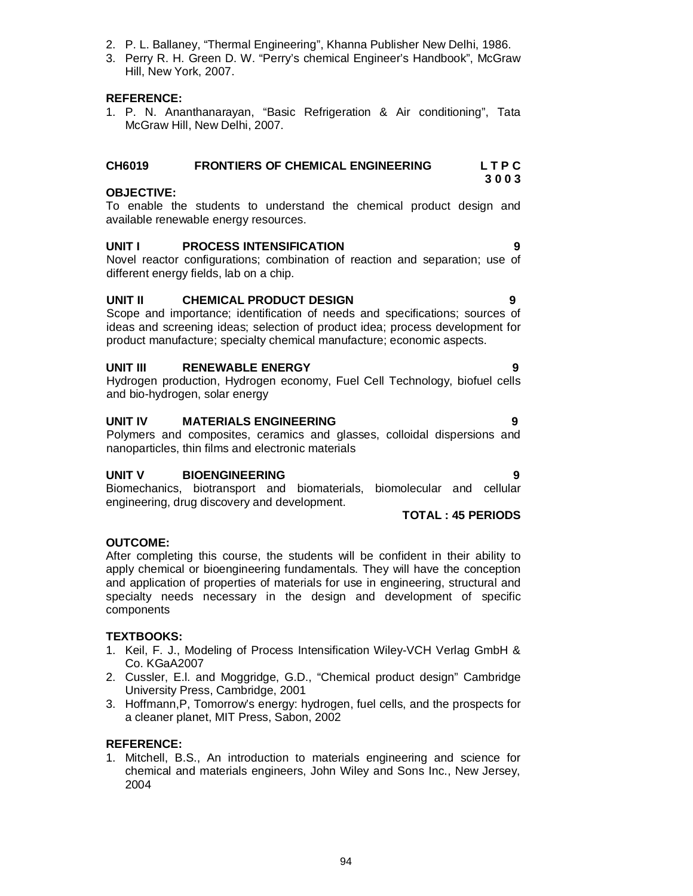2. P. L. Ballaney, "Thermal Engineering", Khanna Publisher New Delhi, 1986.
3. Perry R. H. Green D. W. "Perry's chemical Engineer's Handbook", McGraw Hill, New York, 2007.

**REFERENCE:**

1. P. N. Ananthanarayan, "Basic Refrigeration & Air conditioning", Tata McGraw Hill, New Delhi, 2007.

## CH6019 FRONTIERS OF CHEMICAL ENGINEERING — L T P C 3 0 0 3

**OBJECTIVE:**

To enable the students to understand the chemical product design and available renewable energy resources.

**UNIT I PROCESS INTENSIFICATION — 9**

Novel reactor configurations; combination of reaction and separation; use of different energy fields, lab on a chip.

**UNIT II CHEMICAL PRODUCT DESIGN — 9**

Scope and importance; identification of needs and specifications; sources of ideas and screening ideas; selection of product idea; process development for product manufacture; specialty chemical manufacture; economic aspects.

**UNIT III RENEWABLE ENERGY — 9**

Hydrogen production, Hydrogen economy, Fuel Cell Technology, biofuel cells and bio-hydrogen, solar energy

**UNIT IV MATERIALS ENGINEERING — 9**

Polymers and composites, ceramics and glasses, colloidal dispersions and nanoparticles, thin films and electronic materials

**UNIT V BIOENGINEERING — 9**

Biomechanics, biotransport and biomaterials, biomolecular and cellular engineering, drug discovery and development.

**TOTAL : 45 PERIODS**

**OUTCOME:**

After completing this course, the students will be confident in their ability to apply chemical or bioengineering fundamentals. They will have the conception and application of properties of materials for use in engineering, structural and specialty needs necessary in the design and development of specific components

**TEXTBOOKS:**

1. Keil, F. J., Modeling of Process Intensification Wiley-VCH Verlag GmbH & Co. KGaA2007
2. Cussler, E.l. and Moggridge, G.D., "Chemical product design" Cambridge University Press, Cambridge, 2001
3. Hoffmann,P, Tomorrow's energy: hydrogen, fuel cells, and the prospects for a cleaner planet, MIT Press, Sabon, 2002

**REFERENCE:**

1. Mitchell, B.S., An introduction to materials engineering and science for chemical and materials engineers, John Wiley and Sons Inc., New Jersey, 2004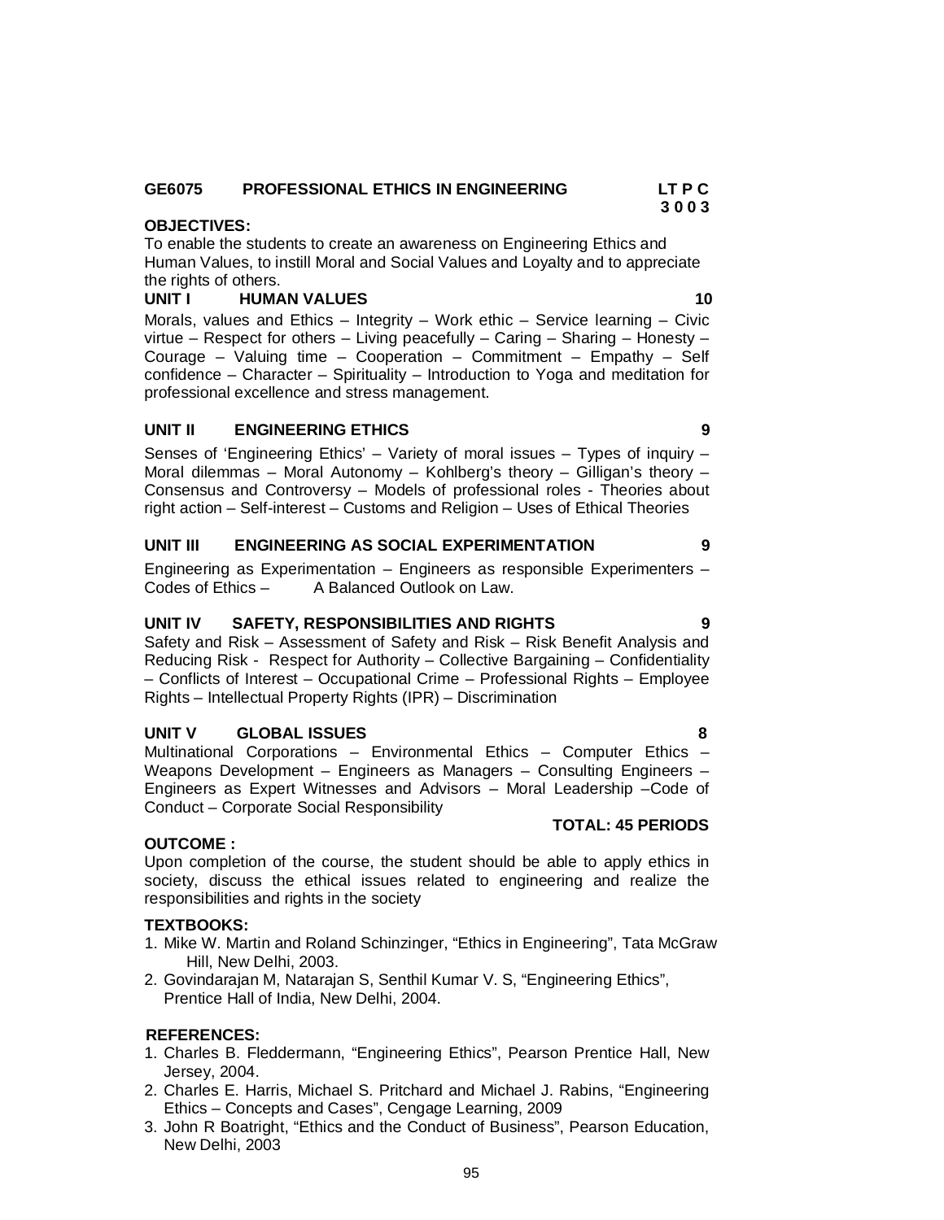**GE6075 PROFESSIONAL ETHICS IN ENGINEERING** **LT P C**
**3 0 0 3**

**OBJECTIVES:**

To enable the students to create an awareness on Engineering Ethics and Human Values, to instill Moral and Social Values and Loyalty and to appreciate the rights of others.

**UNIT I HUMAN VALUES** **10**

Morals, values and Ethics – Integrity – Work ethic – Service learning – Civic virtue – Respect for others – Living peacefully – Caring – Sharing – Honesty – Courage – Valuing time – Cooperation – Commitment – Empathy – Self confidence – Character – Spirituality – Introduction to Yoga and meditation for professional excellence and stress management.

**UNIT II ENGINEERING ETHICS** **9**

Senses of 'Engineering Ethics' – Variety of moral issues – Types of inquiry – Moral dilemmas – Moral Autonomy – Kohlberg's theory – Gilligan's theory – Consensus and Controversy – Models of professional roles - Theories about right action – Self-interest – Customs and Religion – Uses of Ethical Theories

**UNIT III ENGINEERING AS SOCIAL EXPERIMENTATION** **9**

Engineering as Experimentation – Engineers as responsible Experimenters – Codes of Ethics – A Balanced Outlook on Law.

**UNIT IV SAFETY, RESPONSIBILITIES AND RIGHTS** **9**

Safety and Risk – Assessment of Safety and Risk – Risk Benefit Analysis and Reducing Risk - Respect for Authority – Collective Bargaining – Confidentiality – Conflicts of Interest – Occupational Crime – Professional Rights – Employee Rights – Intellectual Property Rights (IPR) – Discrimination

**UNIT V GLOBAL ISSUES** **8**

Multinational Corporations – Environmental Ethics – Computer Ethics – Weapons Development – Engineers as Managers – Consulting Engineers – Engineers as Expert Witnesses and Advisors – Moral Leadership –Code of Conduct – Corporate Social Responsibility

**TOTAL: 45 PERIODS**

**OUTCOME :**

Upon completion of the course, the student should be able to apply ethics in society, discuss the ethical issues related to engineering and realize the responsibilities and rights in the society

**TEXTBOOKS:**

1. Mike W. Martin and Roland Schinzinger, "Ethics in Engineering", Tata McGraw Hill, New Delhi, 2003.
2. Govindarajan M, Natarajan S, Senthil Kumar V. S, "Engineering Ethics", Prentice Hall of India, New Delhi, 2004.

**REFERENCES:**

1. Charles B. Fleddermann, "Engineering Ethics", Pearson Prentice Hall, New Jersey, 2004.
2. Charles E. Harris, Michael S. Pritchard and Michael J. Rabins, "Engineering Ethics – Concepts and Cases", Cengage Learning, 2009
3. John R Boatright, "Ethics and the Conduct of Business", Pearson Education, New Delhi, 2003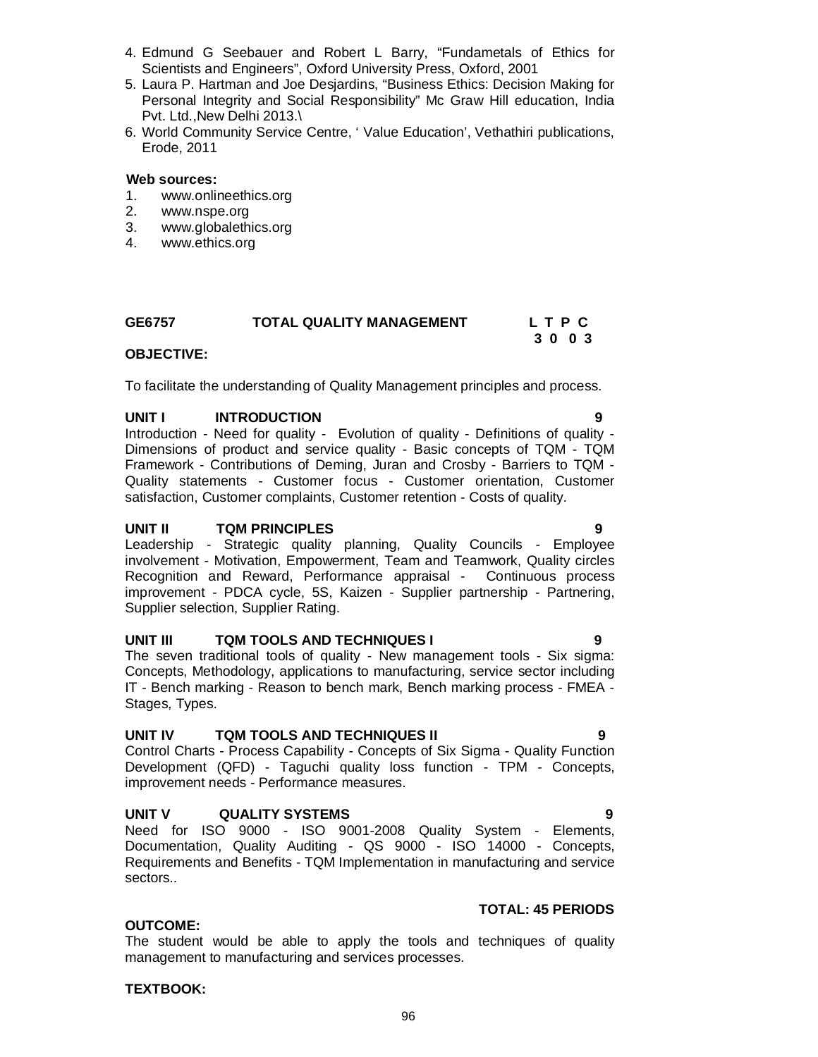4. Edmund G Seebauer and Robert L Barry, “Fundametals of Ethics for Scientists and Engineers”, Oxford University Press, Oxford, 2001
5. Laura P. Hartman and Joe Desjardins, “Business Ethics: Decision Making for Personal Integrity and Social Responsibility” Mc Graw Hill education, India Pvt. Ltd.,New Delhi 2013.\
6. World Community Service Centre, ‘ Value Education’, Vethathiri publications, Erode, 2011

**Web sources:**

1. www.onlineethics.org
2. www.nspe.org
3. www.globalethics.org
4. www.ethics.org

**GE6757 TOTAL QUALITY MANAGEMENT L T P C**
**3 0 0 3**

**OBJECTIVE:**

To facilitate the understanding of Quality Management principles and process.

**UNIT I INTRODUCTION 9**

Introduction - Need for quality - Evolution of quality - Definitions of quality - Dimensions of product and service quality - Basic concepts of TQM - TQM Framework - Contributions of Deming, Juran and Crosby - Barriers to TQM - Quality statements - Customer focus - Customer orientation, Customer satisfaction, Customer complaints, Customer retention - Costs of quality.

**UNIT II TQM PRINCIPLES 9**

Leadership - Strategic quality planning, Quality Councils - Employee involvement - Motivation, Empowerment, Team and Teamwork, Quality circles Recognition and Reward, Performance appraisal - Continuous process improvement - PDCA cycle, 5S, Kaizen - Supplier partnership - Partnering, Supplier selection, Supplier Rating.

**UNIT III TQM TOOLS AND TECHNIQUES I 9**

The seven traditional tools of quality - New management tools - Six sigma: Concepts, Methodology, applications to manufacturing, service sector including IT - Bench marking - Reason to bench mark, Bench marking process - FMEA - Stages, Types.

**UNIT IV TQM TOOLS AND TECHNIQUES II 9**

Control Charts - Process Capability - Concepts of Six Sigma - Quality Function Development (QFD) - Taguchi quality loss function - TPM - Concepts, improvement needs - Performance measures.

**UNIT V QUALITY SYSTEMS 9**

Need for ISO 9000 - ISO 9001-2008 Quality System - Elements, Documentation, Quality Auditing - QS 9000 - ISO 14000 - Concepts, Requirements and Benefits - TQM Implementation in manufacturing and service sectors..

**TOTAL: 45 PERIODS**

**OUTCOME:**

The student would be able to apply the tools and techniques of quality management to manufacturing and services processes.

**TEXTBOOK:**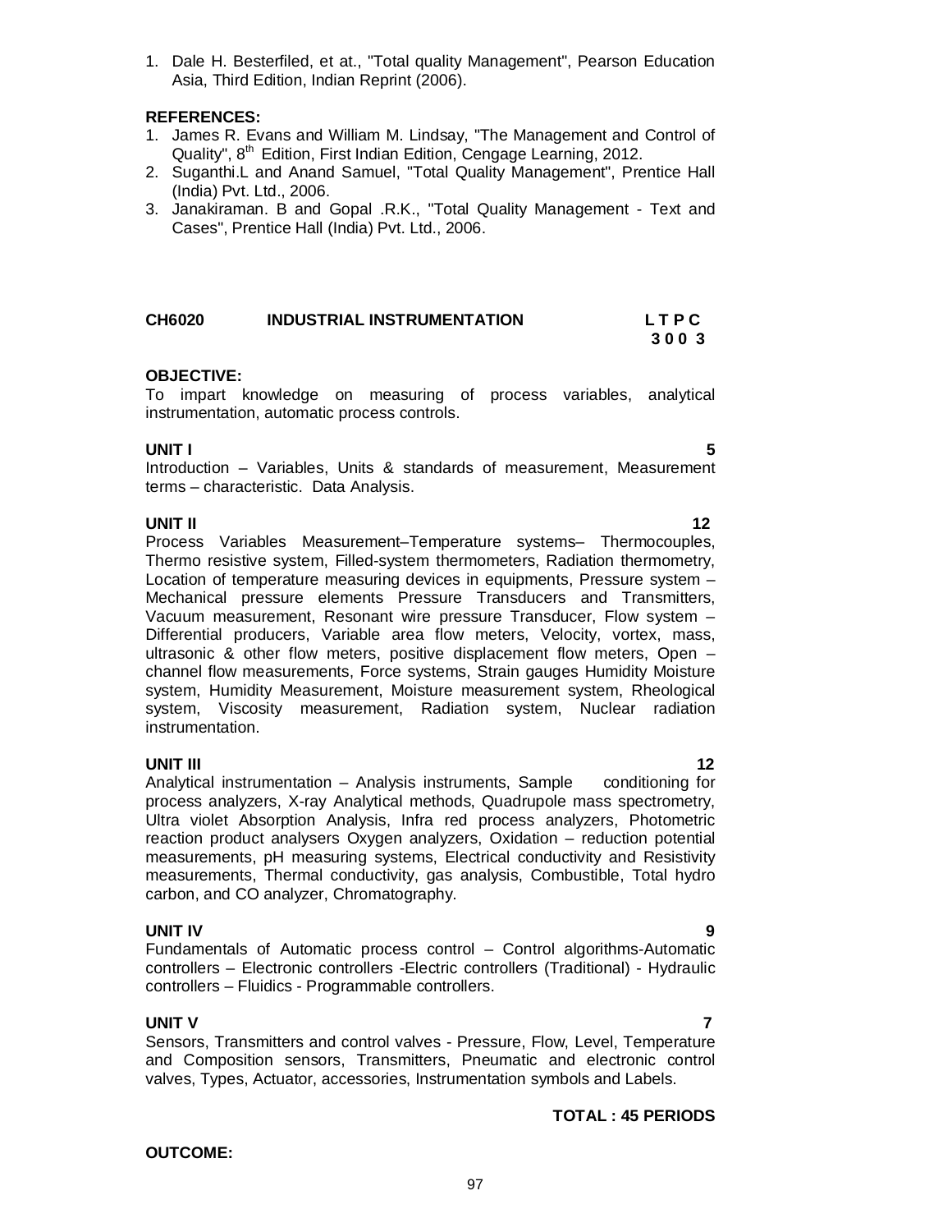1. Dale H. Besterfiled, et at., "Total quality Management", Pearson Education Asia, Third Edition, Indian Reprint (2006).

**REFERENCES:**

1. James R. Evans and William M. Lindsay, "The Management and Control of Quality", 8th Edition, First Indian Edition, Cengage Learning, 2012.
2. Suganthi.L and Anand Samuel, "Total Quality Management", Prentice Hall (India) Pvt. Ltd., 2006.
3. Janakiraman. B and Gopal .R.K., "Total Quality Management - Text and Cases", Prentice Hall (India) Pvt. Ltd., 2006.

## CH6020 INDUSTRIAL INSTRUMENTATION

**L T P C**
**3 0 0 3**

**OBJECTIVE:**

To impart knowledge on measuring of process variables, analytical instrumentation, automatic process controls.

**UNIT I** **5**

Introduction – Variables, Units & standards of measurement, Measurement terms – characteristic. Data Analysis.

**UNIT II** **12**

Process Variables Measurement–Temperature systems– Thermocouples, Thermo resistive system, Filled-system thermometers, Radiation thermometry, Location of temperature measuring devices in equipments, Pressure system – Mechanical pressure elements Pressure Transducers and Transmitters, Vacuum measurement, Resonant wire pressure Transducer, Flow system – Differential producers, Variable area flow meters, Velocity, vortex, mass, ultrasonic & other flow meters, positive displacement flow meters, Open – channel flow measurements, Force systems, Strain gauges Humidity Moisture system, Humidity Measurement, Moisture measurement system, Rheological system, Viscosity measurement, Radiation system, Nuclear radiation instrumentation.

**UNIT III** **12**

Analytical instrumentation – Analysis instruments, Sample conditioning for process analyzers, X-ray Analytical methods, Quadrupole mass spectrometry, Ultra violet Absorption Analysis, Infra red process analyzers, Photometric reaction product analysers Oxygen analyzers, Oxidation – reduction potential measurements, pH measuring systems, Electrical conductivity and Resistivity measurements, Thermal conductivity, gas analysis, Combustible, Total hydro carbon, and CO analyzer, Chromatography.

**UNIT IV** **9**

Fundamentals of Automatic process control – Control algorithms-Automatic controllers – Electronic controllers -Electric controllers (Traditional) - Hydraulic controllers – Fluidics - Programmable controllers.

**UNIT V** **7**

Sensors, Transmitters and control valves - Pressure, Flow, Level, Temperature and Composition sensors, Transmitters, Pneumatic and electronic control valves, Types, Actuator, accessories, Instrumentation symbols and Labels.

**TOTAL : 45 PERIODS**

**OUTCOME:**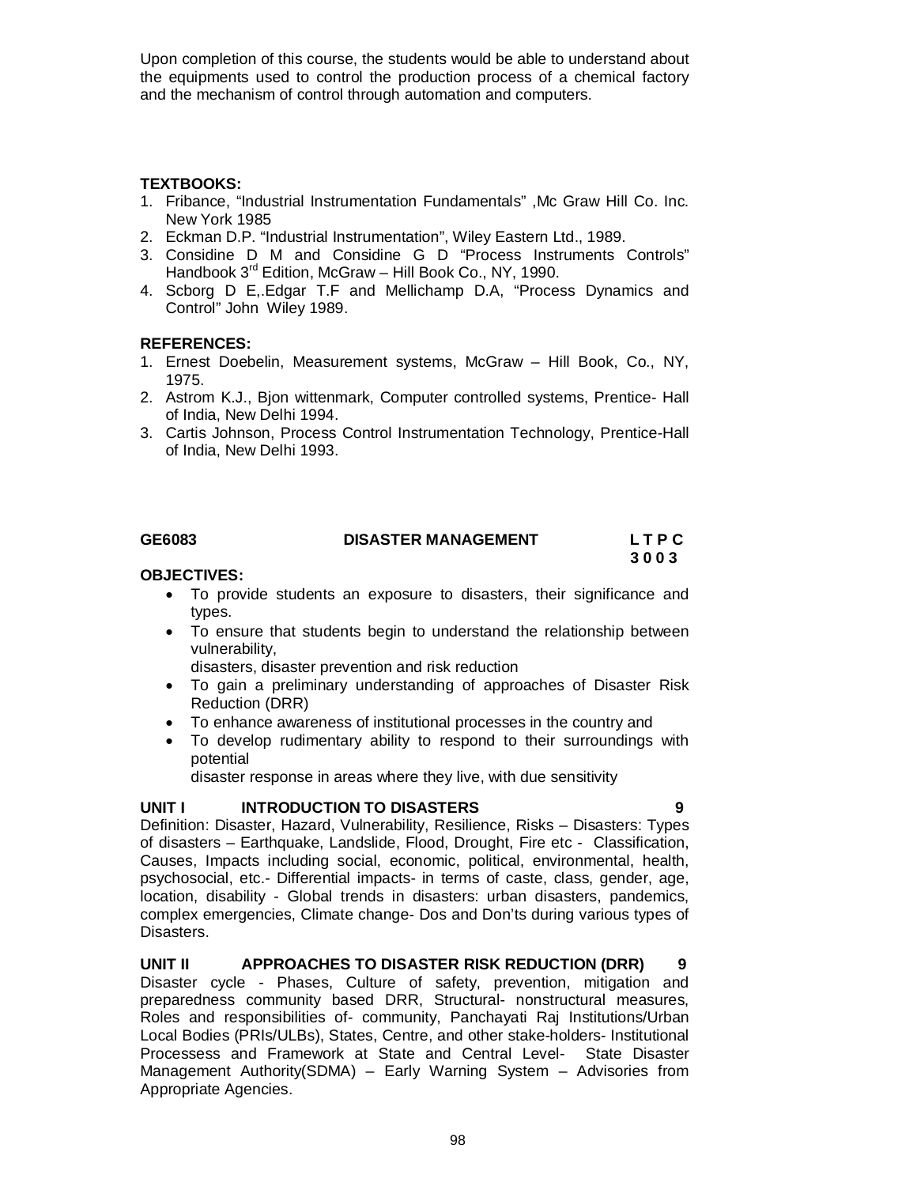Upon completion of this course, the students would be able to understand about the equipments used to control the production process of a chemical factory and the mechanism of control through automation and computers.

**TEXTBOOKS:**

1. Fribance, "Industrial Instrumentation Fundamentals" ,Mc Graw Hill Co. Inc. New York 1985
2. Eckman D.P. "Industrial Instrumentation", Wiley Eastern Ltd., 1989.
3. Considine D M and Considine G D "Process Instruments Controls" Handbook 3rd Edition, McGraw – Hill Book Co., NY, 1990.
4. Scborg D E,.Edgar T.F and Mellichamp D.A, "Process Dynamics and Control" John Wiley 1989.

**REFERENCES:**

1. Ernest Doebelin, Measurement systems, McGraw – Hill Book, Co., NY, 1975.
2. Astrom K.J., Bjon wittenmark, Computer controlled systems, Prentice- Hall of India, New Delhi 1994.
3. Cartis Johnson, Process Control Instrumentation Technology, Prentice-Hall of India, New Delhi 1993.

## GE6083 DISASTER MANAGEMENT L T P C 3 0 0 3

**OBJECTIVES:**

- To provide students an exposure to disasters, their significance and types.
- To ensure that students begin to understand the relationship between vulnerability, disasters, disaster prevention and risk reduction
- To gain a preliminary understanding of approaches of Disaster Risk Reduction (DRR)
- To enhance awareness of institutional processes in the country and
- To develop rudimentary ability to respond to their surroundings with potential disaster response in areas where they live, with due sensitivity

**UNIT I INTRODUCTION TO DISASTERS 9**

Definition: Disaster, Hazard, Vulnerability, Resilience, Risks – Disasters: Types of disasters – Earthquake, Landslide, Flood, Drought, Fire etc - Classification, Causes, Impacts including social, economic, political, environmental, health, psychosocial, etc.- Differential impacts- in terms of caste, class, gender, age, location, disability - Global trends in disasters: urban disasters, pandemics, complex emergencies, Climate change- Dos and Don'ts during various types of Disasters.

**UNIT II APPROACHES TO DISASTER RISK REDUCTION (DRR) 9**

Disaster cycle - Phases, Culture of safety, prevention, mitigation and preparedness community based DRR, Structural- nonstructural measures, Roles and responsibilities of- community, Panchayati Raj Institutions/Urban Local Bodies (PRIs/ULBs), States, Centre, and other stake-holders- Institutional Processess and Framework at State and Central Level- State Disaster Management Authority(SDMA) – Early Warning System – Advisories from Appropriate Agencies.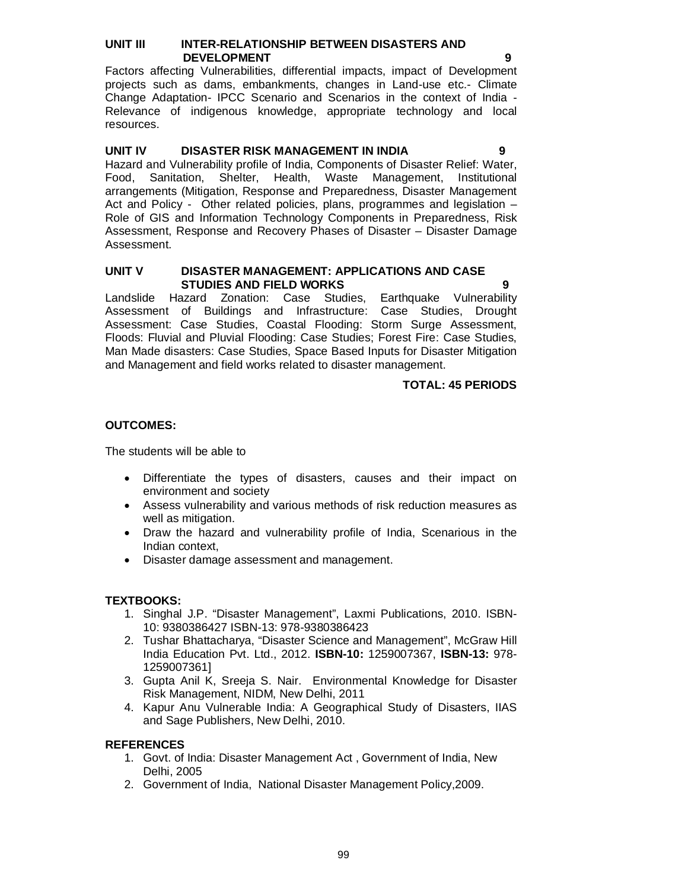**UNIT III INTER-RELATIONSHIP BETWEEN DISASTERS AND DEVELOPMENT 9**

Factors affecting Vulnerabilities, differential impacts, impact of Development projects such as dams, embankments, changes in Land-use etc.- Climate Change Adaptation- IPCC Scenario and Scenarios in the context of India - Relevance of indigenous knowledge, appropriate technology and local resources.

**UNIT IV DISASTER RISK MANAGEMENT IN INDIA 9**

Hazard and Vulnerability profile of India, Components of Disaster Relief: Water, Food, Sanitation, Shelter, Health, Waste Management, Institutional arrangements (Mitigation, Response and Preparedness, Disaster Management Act and Policy - Other related policies, plans, programmes and legislation – Role of GIS and Information Technology Components in Preparedness, Risk Assessment, Response and Recovery Phases of Disaster – Disaster Damage Assessment.

**UNIT V DISASTER MANAGEMENT: APPLICATIONS AND CASE STUDIES AND FIELD WORKS 9**

Landslide Hazard Zonation: Case Studies, Earthquake Vulnerability Assessment of Buildings and Infrastructure: Case Studies, Drought Assessment: Case Studies, Coastal Flooding: Storm Surge Assessment, Floods: Fluvial and Pluvial Flooding: Case Studies; Forest Fire: Case Studies, Man Made disasters: Case Studies, Space Based Inputs for Disaster Mitigation and Management and field works related to disaster management.

**TOTAL: 45 PERIODS**

**OUTCOMES:**

The students will be able to

- Differentiate the types of disasters, causes and their impact on environment and society
- Assess vulnerability and various methods of risk reduction measures as well as mitigation.
- Draw the hazard and vulnerability profile of India, Scenarious in the Indian context,
- Disaster damage assessment and management.

**TEXTBOOKS:**

1. Singhal J.P. "Disaster Management", Laxmi Publications, 2010. ISBN-10: 9380386427 ISBN-13: 978-9380386423
2. Tushar Bhattacharya, "Disaster Science and Management", McGraw Hill India Education Pvt. Ltd., 2012. **ISBN-10:** 1259007367, **ISBN-13:** 978-1259007361]
3. Gupta Anil K, Sreeja S. Nair. Environmental Knowledge for Disaster Risk Management, NIDM, New Delhi, 2011
4. Kapur Anu Vulnerable India: A Geographical Study of Disasters, IIAS and Sage Publishers, New Delhi, 2010.

**REFERENCES**

1. Govt. of India: Disaster Management Act , Government of India, New Delhi, 2005
2. Government of India, National Disaster Management Policy,2009.